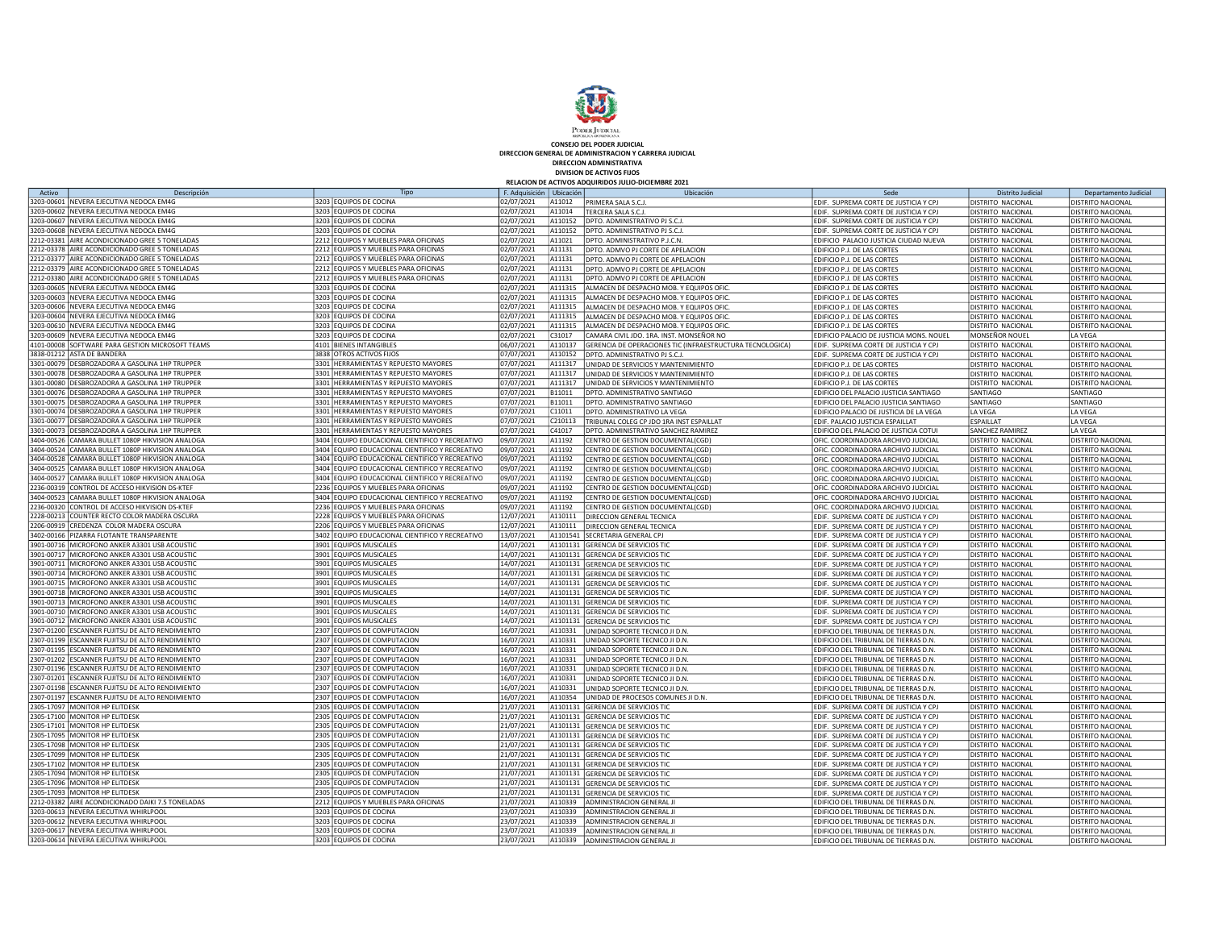**CONSEJO DEL PODER JUDICIAL**
**DIRECCION GENERAL DE ADMINISTRACION Y CARRERA JUDICIAL**
**DIRECCION ADMINISTRATIVA**
**DIVISION DE ACTIVOS FIJOS**
**RELACION DE ACTIVOS ADQUIRIDOS JULIO-DICIEMBRE 2021**

| Activo | Descripción | Tipo | F. Adquisición | Ubicación | Ubicación | Sede | Distrito Judicial | Departamento Judicial |
|---|---|---|---|---|---|---|---|---|
| 3203-00601 | NEVERA EJECUTIVA NEDOCA EM4G | 3203 EQUIPOS DE COCINA | 02/07/2021 | A11012 | PRIMERA SALA S.C.J. | EDIF. SUPREMA CORTE DE JUSTICIA Y CPJ | DISTRITO NACIONAL | DISTRITO NACIONAL |
| 3203-00602 | NEVERA EJECUTIVA NEDOCA EM4G | 3203 EQUIPOS DE COCINA | 02/07/2021 | A11014 | TERCERA SALA S.C.J. | EDIF. SUPREMA CORTE DE JUSTICIA Y CPJ | DISTRITO NACIONAL | DISTRITO NACIONAL |
| 3203-00607 | NEVERA EJECUTIVA NEDOCA EM4G | 3203 EQUIPOS DE COCINA | 02/07/2021 | A110152 | DPTO. ADMINISTRATIVO PJ S.C.J. | EDIF. SUPREMA CORTE DE JUSTICIA Y CPJ | DISTRITO NACIONAL | DISTRITO NACIONAL |
| 3203-00608 | NEVERA EJECUTIVA NEDOCA EM4G | 3203 EQUIPOS DE COCINA | 02/07/2021 | A110152 | DPTO. ADMINISTRATIVO PJ S.C.J. | EDIF. SUPREMA CORTE DE JUSTICIA Y CPJ | DISTRITO NACIONAL | DISTRITO NACIONAL |
| 2212-03381 | AIRE ACONDICIONADO GREE 5 TONELADAS | 2212 EQUIPOS Y MUEBLES PARA OFICINAS | 02/07/2021 | A11021 | DPTO. ADMINISTRATIVO P.J.C.N. | EDIFICIO PALACIO JUSTICIA CIUDAD NUEVA | DISTRITO NACIONAL | DISTRITO NACIONAL |
| 2212-03378 | AIRE ACONDICIONADO GREE 5 TONELADAS | 2212 EQUIPOS Y MUEBLES PARA OFICINAS | 02/07/2021 | A11131 | DPTO. ADMVO PJ CORTE DE APELACION | EDIFICIO P.J. DE LAS CORTES | DISTRITO NACIONAL | DISTRITO NACIONAL |
| 2212-03377 | AIRE ACONDICIONADO GREE 5 TONELADAS | 2212 EQUIPOS Y MUEBLES PARA OFICINAS | 02/07/2021 | A11131 | DPTO. ADMVO PJ CORTE DE APELACION | EDIFICIO P.J. DE LAS CORTES | DISTRITO NACIONAL | DISTRITO NACIONAL |
| 2212-03379 | AIRE ACONDICIONADO GREE 5 TONELADAS | 2212 EQUIPOS Y MUEBLES PARA OFICINAS | 02/07/2021 | A11131 | DPTO. ADMVO PJ CORTE DE APELACION | EDIFICIO P.J. DE LAS CORTES | DISTRITO NACIONAL | DISTRITO NACIONAL |
| 2212-03380 | AIRE ACONDICIONADO GREE 5 TONELADAS | 2212 EQUIPOS Y MUEBLES PARA OFICINAS | 02/07/2021 | A11131 | DPTO. ADMVO PJ CORTE DE APELACION | EDIFICIO P.J. DE LAS CORTES | DISTRITO NACIONAL | DISTRITO NACIONAL |
| 3203-00605 | NEVERA EJECUTIVA NEDOCA EM4G | 3203 EQUIPOS DE COCINA | 02/07/2021 | A111315 | ALMACEN DE DESPACHO MOB. Y EQUIPOS OFIC. | EDIFICIO P.J. DE LAS CORTES | DISTRITO NACIONAL | DISTRITO NACIONAL |
| 3203-00603 | NEVERA EJECUTIVA NEDOCA EM4G | 3203 EQUIPOS DE COCINA | 02/07/2021 | A111315 | ALMACEN DE DESPACHO MOB. Y EQUIPOS OFIC. | EDIFICIO P.J. DE LAS CORTES | DISTRITO NACIONAL | DISTRITO NACIONAL |
| 3203-00606 | NEVERA EJECUTIVA NEDOCA EM4G | 3203 EQUIPOS DE COCINA | 02/07/2021 | A111315 | ALMACEN DE DESPACHO MOB. Y EQUIPOS OFIC. | EDIFICIO P.J. DE LAS CORTES | DISTRITO NACIONAL | DISTRITO NACIONAL |
| 3203-00604 | NEVERA EJECUTIVA NEDOCA EM4G | 3203 EQUIPOS DE COCINA | 02/07/2021 | A111315 | ALMACEN DE DESPACHO MOB. Y EQUIPOS OFIC. | EDIFICIO P.J. DE LAS CORTES | DISTRITO NACIONAL | DISTRITO NACIONAL |
| 3203-00610 | NEVERA EJECUTIVA NEDOCA EM4G | 3203 EQUIPOS DE COCINA | 02/07/2021 | A111315 | ALMACEN DE DESPACHO MOB. Y EQUIPOS OFIC. | EDIFICIO P.J. DE LAS CORTES | DISTRITO NACIONAL | DISTRITO NACIONAL |
| 3203-00609 | NEVERA EJECUTIVA NEDOCA EM4G | 3203 EQUIPOS DE COCINA | 02/07/2021 | C31017 | CAMARA CIVIL JDO. 1RA. INST. MONSEÑOR NO | EDIFICIO PALACIO DE JUSTICIA MONS. NOUEL | MONSEÑOR NOUEL | LA VEGA |
| 4101-00008 | SOFTWARE PARA GESTION MICROSOFT TEAMS | 4101 BIENES INTANGIBLES | 06/07/2021 | A110137 | GERENCIA DE OPERACIONES TIC (INFRAESTRUCTURA TECNOLOGICA) | EDIF. SUPREMA CORTE DE JUSTICIA Y CPJ | DISTRITO NACIONAL | DISTRITO NACIONAL |
| 3838-01212 | ASTA DE BANDERA | 3838 OTROS ACTIVOS FIJOS | 07/07/2021 | A110152 | DPTO. ADMINISTRATIVO PJ S.C.J. | EDIF. SUPREMA CORTE DE JUSTICIA Y CPJ | DISTRITO NACIONAL | DISTRITO NACIONAL |
| 3301-00079 | DESBROZADORA A GASOLINA 1HP TRUPPER | 3301 HERRAMIENTAS Y REPUESTO MAYORES | 07/07/2021 | A111317 | UNIDAD DE SERVICIOS Y MANTENIMIENTO | EDIFICIO P.J. DE LAS CORTES | DISTRITO NACIONAL | DISTRITO NACIONAL |
| 3301-00078 | DESBROZADORA A GASOLINA 1HP TRUPPER | 3301 HERRAMIENTAS Y REPUESTO MAYORES | 07/07/2021 | A111317 | UNIDAD DE SERVICIOS Y MANTENIMIENTO | EDIFICIO P.J. DE LAS CORTES | DISTRITO NACIONAL | DISTRITO NACIONAL |
| 3301-00080 | DESBROZADORA A GASOLINA 1HP TRUPPER | 3301 HERRAMIENTAS Y REPUESTO MAYORES | 07/07/2021 | A111317 | UNIDAD DE SERVICIOS Y MANTENIMIENTO | EDIFICIO P.J. DE LAS CORTES | DISTRITO NACIONAL | DISTRITO NACIONAL |
| 3301-00076 | DESBROZADORA A GASOLINA 1HP TRUPPER | 3301 HERRAMIENTAS Y REPUESTO MAYORES | 07/07/2021 | B11011 | DPTO. ADMINISTRATIVO SANTIAGO | EDIFICIO DEL PALACIO JUSTICIA SANTIAGO | SANTIAGO | SANTIAGO |
| 3301-00075 | DESBROZADORA A GASOLINA 1HP TRUPPER | 3301 HERRAMIENTAS Y REPUESTO MAYORES | 07/07/2021 | B11011 | DPTO. ADMINISTRATIVO SANTIAGO | EDIFICIO DEL PALACIO JUSTICIA SANTIAGO | SANTIAGO | SANTIAGO |
| 3301-00074 | DESBROZADORA A GASOLINA 1HP TRUPPER | 3301 HERRAMIENTAS Y REPUESTO MAYORES | 07/07/2021 | C11011 | DPTO. ADMINISTRATIVO LA VEGA | EDIFICIO PALACIO DE JUSTICIA DE LA VEGA | LA VEGA | LA VEGA |
| 3301-00077 | DESBROZADORA A GASOLINA 1HP TRUPPER | 3301 HERRAMIENTAS Y REPUESTO MAYORES | 07/07/2021 | C210113 | TRIBUNAL COLEG CP JDO 1RA INST ESPAILLAT | EDIF. PALACIO JUSTICIA ESPAILLAT | ESPAILLAT | LA VEGA |
| 3301-00073 | DESBROZADORA A GASOLINA 1HP TRUPPER | 3301 HERRAMIENTAS Y REPUESTO MAYORES | 07/07/2021 | C41017 | DPTO. ADMINISTRATIVO SANCHEZ RAMIREZ | EDIFICIO DEL PALACIO DE JUSTICIA COTUI | SANCHEZ RAMIREZ | LA VEGA |
| 3404-00526 | CAMARA BULLET 1080P HIKVISION ANALOGA | 3404 EQUIPO EDUCACIONAL CIENTIFICO Y RECREATIVO | 09/07/2021 | A11192 | CENTRO DE GESTION DOCUMENTAL(CGD) | OFIC. COORDINADORA ARCHIVO JUDICIAL | DISTRITO NACIONAL | DISTRITO NACIONAL |
| 3404-00524 | CAMARA BULLET 1080P HIKVISION ANALOGA | 3404 EQUIPO EDUCACIONAL CIENTIFICO Y RECREATIVO | 09/07/2021 | A11192 | CENTRO DE GESTION DOCUMENTAL(CGD) | OFIC. COORDINADORA ARCHIVO JUDICIAL | DISTRITO NACIONAL | DISTRITO NACIONAL |
| 3404-00528 | CAMARA BULLET 1080P HIKVISION ANALOGA | 3404 EQUIPO EDUCACIONAL CIENTIFICO Y RECREATIVO | 09/07/2021 | A11192 | CENTRO DE GESTION DOCUMENTAL(CGD) | OFIC. COORDINADORA ARCHIVO JUDICIAL | DISTRITO NACIONAL | DISTRITO NACIONAL |
| 3404-00525 | CAMARA BULLET 1080P HIKVISION ANALOGA | 3404 EQUIPO EDUCACIONAL CIENTIFICO Y RECREATIVO | 09/07/2021 | A11192 | CENTRO DE GESTION DOCUMENTAL(CGD) | OFIC. COORDINADORA ARCHIVO JUDICIAL | DISTRITO NACIONAL | DISTRITO NACIONAL |
| 3404-00527 | CAMARA BULLET 1080P HIKVISION ANALOGA | 3404 EQUIPO EDUCACIONAL CIENTIFICO Y RECREATIVO | 09/07/2021 | A11192 | CENTRO DE GESTION DOCUMENTAL(CGD) | OFIC. COORDINADORA ARCHIVO JUDICIAL | DISTRITO NACIONAL | DISTRITO NACIONAL |
| 2236-00319 | CONTROL DE ACCESO HIKVISION DS-KTEF | 2236 EQUIPOS Y MUEBLES PARA OFICINAS | 09/07/2021 | A11192 | CENTRO DE GESTION DOCUMENTAL(CGD) | OFIC. COORDINADORA ARCHIVO JUDICIAL | DISTRITO NACIONAL | DISTRITO NACIONAL |
| 3404-00523 | CAMARA BULLET 1080P HIKVISION ANALOGA | 3404 EQUIPO EDUCACIONAL CIENTIFICO Y RECREATIVO | 09/07/2021 | A11192 | CENTRO DE GESTION DOCUMENTAL(CGD) | OFIC. COORDINADORA ARCHIVO JUDICIAL | DISTRITO NACIONAL | DISTRITO NACIONAL |
| 2236-00320 | CONTROL DE ACCESO HIKVISION DS-KTEF | 2236 EQUIPOS Y MUEBLES PARA OFICINAS | 09/07/2021 | A11192 | CENTRO DE GESTION DOCUMENTAL(CGD) | OFIC. COORDINADORA ARCHIVO JUDICIAL | DISTRITO NACIONAL | DISTRITO NACIONAL |
| 2228-00213 | COUNTER RECTO COLOR MADERA OSCURA | 2228 EQUIPOS Y MUEBLES PARA OFICINAS | 12/07/2021 | A110111 | DIRECCION GENERAL TECNICA | EDIF. SUPREMA CORTE DE JUSTICIA Y CPJ | DISTRITO NACIONAL | DISTRITO NACIONAL |
| 2206-00919 | CREDENZA COLOR MADERA OSCURA | 2206 EQUIPOS Y MUEBLES PARA OFICINAS | 12/07/2021 | A110111 | DIRECCION GENERAL TECNICA | EDIF. SUPREMA CORTE DE JUSTICIA Y CPJ | DISTRITO NACIONAL | DISTRITO NACIONAL |
| 3402-00166 | PIZARRA FLOTANTE TRANSPARENTE | 3402 EQUIPO EDUCACIONAL CIENTIFICO Y RECREATIVO | 13/07/2021 | A1101541 | SECRETARIA GENERAL CPJ | EDIF. SUPREMA CORTE DE JUSTICIA Y CPJ | DISTRITO NACIONAL | DISTRITO NACIONAL |
| 3901-00716 | MICROFONO ANKER A3301 USB ACOUSTIC | 3901 EQUIPOS MUSICALES | 14/07/2021 | A1101131 | GERENCIA DE SERVICIOS TIC | EDIF. SUPREMA CORTE DE JUSTICIA Y CPJ | DISTRITO NACIONAL | DISTRITO NACIONAL |
| 3901-00717 | MICROFONO ANKER A3301 USB ACOUSTIC | 3901 EQUIPOS MUSICALES | 14/07/2021 | A1101131 | GERENCIA DE SERVICIOS TIC | EDIF. SUPREMA CORTE DE JUSTICIA Y CPJ | DISTRITO NACIONAL | DISTRITO NACIONAL |
| 3901-00711 | MICROFONO ANKER A3301 USB ACOUSTIC | 3901 EQUIPOS MUSICALES | 14/07/2021 | A1101131 | GERENCIA DE SERVICIOS TIC | EDIF. SUPREMA CORTE DE JUSTICIA Y CPJ | DISTRITO NACIONAL | DISTRITO NACIONAL |
| 3901-00714 | MICROFONO ANKER A3301 USB ACOUSTIC | 3901 EQUIPOS MUSICALES | 14/07/2021 | A1101131 | GERENCIA DE SERVICIOS TIC | EDIF. SUPREMA CORTE DE JUSTICIA Y CPJ | DISTRITO NACIONAL | DISTRITO NACIONAL |
| 3901-00715 | MICROFONO ANKER A3301 USB ACOUSTIC | 3901 EQUIPOS MUSICALES | 14/07/2021 | A1101131 | GERENCIA DE SERVICIOS TIC | EDIF. SUPREMA CORTE DE JUSTICIA Y CPJ | DISTRITO NACIONAL | DISTRITO NACIONAL |
| 3901-00718 | MICROFONO ANKER A3301 USB ACOUSTIC | 3901 EQUIPOS MUSICALES | 14/07/2021 | A1101131 | GERENCIA DE SERVICIOS TIC | EDIF. SUPREMA CORTE DE JUSTICIA Y CPJ | DISTRITO NACIONAL | DISTRITO NACIONAL |
| 3901-00713 | MICROFONO ANKER A3301 USB ACOUSTIC | 3901 EQUIPOS MUSICALES | 14/07/2021 | A1101131 | GERENCIA DE SERVICIOS TIC | EDIF. SUPREMA CORTE DE JUSTICIA Y CPJ | DISTRITO NACIONAL | DISTRITO NACIONAL |
| 3901-00710 | MICROFONO ANKER A3301 USB ACOUSTIC | 3901 EQUIPOS MUSICALES | 14/07/2021 | A1101131 | GERENCIA DE SERVICIOS TIC | EDIF. SUPREMA CORTE DE JUSTICIA Y CPJ | DISTRITO NACIONAL | DISTRITO NACIONAL |
| 3901-00712 | MICROFONO ANKER A3301 USB ACOUSTIC | 3901 EQUIPOS MUSICALES | 14/07/2021 | A1101131 | GERENCIA DE SERVICIOS TIC | EDIF. SUPREMA CORTE DE JUSTICIA Y CPJ | DISTRITO NACIONAL | DISTRITO NACIONAL |
| 2307-01200 | ESCANNER FUJITSU DE ALTO RENDIMIENTO | 2307 EQUIPOS DE COMPUTACION | 16/07/2021 | A110331 | UNIDAD SOPORTE TECNICO JI D.N. | EDIFICIO DEL TRIBUNAL DE TIERRAS D.N. | DISTRITO NACIONAL | DISTRITO NACIONAL |
| 2307-01199 | ESCANNER FUJITSU DE ALTO RENDIMIENTO | 2307 EQUIPOS DE COMPUTACION | 16/07/2021 | A110331 | UNIDAD SOPORTE TECNICO JI D.N. | EDIFICIO DEL TRIBUNAL DE TIERRAS D.N. | DISTRITO NACIONAL | DISTRITO NACIONAL |
| 2307-01195 | ESCANNER FUJITSU DE ALTO RENDIMIENTO | 2307 EQUIPOS DE COMPUTACION | 16/07/2021 | A110331 | UNIDAD SOPORTE TECNICO JI D.N. | EDIFICIO DEL TRIBUNAL DE TIERRAS D.N. | DISTRITO NACIONAL | DISTRITO NACIONAL |
| 2307-01202 | ESCANNER FUJITSU DE ALTO RENDIMIENTO | 2307 EQUIPOS DE COMPUTACION | 16/07/2021 | A110331 | UNIDAD SOPORTE TECNICO JI D.N. | EDIFICIO DEL TRIBUNAL DE TIERRAS D.N. | DISTRITO NACIONAL | DISTRITO NACIONAL |
| 2307-01196 | ESCANNER FUJITSU DE ALTO RENDIMIENTO | 2307 EQUIPOS DE COMPUTACION | 16/07/2021 | A110331 | UNIDAD SOPORTE TECNICO JI D.N. | EDIFICIO DEL TRIBUNAL DE TIERRAS D.N. | DISTRITO NACIONAL | DISTRITO NACIONAL |
| 2307-01201 | ESCANNER FUJITSU DE ALTO RENDIMIENTO | 2307 EQUIPOS DE COMPUTACION | 16/07/2021 | A110331 | UNIDAD SOPORTE TECNICO JI D.N. | EDIFICIO DEL TRIBUNAL DE TIERRAS D.N. | DISTRITO NACIONAL | DISTRITO NACIONAL |
| 2307-01198 | ESCANNER FUJITSU DE ALTO RENDIMIENTO | 2307 EQUIPOS DE COMPUTACION | 16/07/2021 | A110331 | UNIDAD SOPORTE TECNICO JI D.N. | EDIFICIO DEL TRIBUNAL DE TIERRAS D.N. | DISTRITO NACIONAL | DISTRITO NACIONAL |
| 2307-01197 | ESCANNER FUJITSU DE ALTO RENDIMIENTO | 2307 EQUIPOS DE COMPUTACION | 16/07/2021 | A110354 | UNIDAD DE PROCESOS COMUNES JI D.N. | EDIFICIO DEL TRIBUNAL DE TIERRAS D.N. | DISTRITO NACIONAL | DISTRITO NACIONAL |
| 2305-17097 | MONITOR HP ELITDESK | 2305 EQUIPOS DE COMPUTACION | 21/07/2021 | A1101131 | GERENCIA DE SERVICIOS TIC | EDIF. SUPREMA CORTE DE JUSTICIA Y CPJ | DISTRITO NACIONAL | DISTRITO NACIONAL |
| 2305-17100 | MONITOR HP ELITDESK | 2305 EQUIPOS DE COMPUTACION | 21/07/2021 | A1101131 | GERENCIA DE SERVICIOS TIC | EDIF. SUPREMA CORTE DE JUSTICIA Y CPJ | DISTRITO NACIONAL | DISTRITO NACIONAL |
| 2305-17101 | MONITOR HP ELITDESK | 2305 EQUIPOS DE COMPUTACION | 21/07/2021 | A1101131 | GERENCIA DE SERVICIOS TIC | EDIF. SUPREMA CORTE DE JUSTICIA Y CPJ | DISTRITO NACIONAL | DISTRITO NACIONAL |
| 2305-17095 | MONITOR HP ELITDESK | 2305 EQUIPOS DE COMPUTACION | 21/07/2021 | A1101131 | GERENCIA DE SERVICIOS TIC | EDIF. SUPREMA CORTE DE JUSTICIA Y CPJ | DISTRITO NACIONAL | DISTRITO NACIONAL |
| 2305-17098 | MONITOR HP ELITDESK | 2305 EQUIPOS DE COMPUTACION | 21/07/2021 | A1101131 | GERENCIA DE SERVICIOS TIC | EDIF. SUPREMA CORTE DE JUSTICIA Y CPJ | DISTRITO NACIONAL | DISTRITO NACIONAL |
| 2305-17099 | MONITOR HP ELITDESK | 2305 EQUIPOS DE COMPUTACION | 21/07/2021 | A1101131 | GERENCIA DE SERVICIOS TIC | EDIF. SUPREMA CORTE DE JUSTICIA Y CPJ | DISTRITO NACIONAL | DISTRITO NACIONAL |
| 2305-17102 | MONITOR HP ELITDESK | 2305 EQUIPOS DE COMPUTACION | 21/07/2021 | A1101131 | GERENCIA DE SERVICIOS TIC | EDIF. SUPREMA CORTE DE JUSTICIA Y CPJ | DISTRITO NACIONAL | DISTRITO NACIONAL |
| 2305-17094 | MONITOR HP ELITDESK | 2305 EQUIPOS DE COMPUTACION | 21/07/2021 | A1101131 | GERENCIA DE SERVICIOS TIC | EDIF. SUPREMA CORTE DE JUSTICIA Y CPJ | DISTRITO NACIONAL | DISTRITO NACIONAL |
| 2305-17096 | MONITOR HP ELITDESK | 2305 EQUIPOS DE COMPUTACION | 21/07/2021 | A1101131 | GERENCIA DE SERVICIOS TIC | EDIF. SUPREMA CORTE DE JUSTICIA Y CPJ | DISTRITO NACIONAL | DISTRITO NACIONAL |
| 2305-17093 | MONITOR HP ELITDESK | 2305 EQUIPOS DE COMPUTACION | 21/07/2021 | A1101131 | GERENCIA DE SERVICIOS TIC | EDIF. SUPREMA CORTE DE JUSTICIA Y CPJ | DISTRITO NACIONAL | DISTRITO NACIONAL |
| 2212-03382 | AIRE ACONDICIONADO DAIKI 7.5 TONELADAS | 2212 EQUIPOS Y MUEBLES PARA OFICINAS | 21/07/2021 | A110339 | ADMINISTRACION GENERAL JI | EDIFICIO DEL TRIBUNAL DE TIERRAS D.N. | DISTRITO NACIONAL | DISTRITO NACIONAL |
| 3203-00613 | NEVERA EJECUTIVA WHIRLPOOL | 3203 EQUIPOS DE COCINA | 23/07/2021 | A110339 | ADMINISTRACION GENERAL JI | EDIFICIO DEL TRIBUNAL DE TIERRAS D.N. | DISTRITO NACIONAL | DISTRITO NACIONAL |
| 3203-00612 | NEVERA EJECUTIVA WHIRLPOOL | 3203 EQUIPOS DE COCINA | 23/07/2021 | A110339 | ADMINISTRACION GENERAL JI | EDIFICIO DEL TRIBUNAL DE TIERRAS D.N. | DISTRITO NACIONAL | DISTRITO NACIONAL |
| 3203-00617 | NEVERA EJECUTIVA WHIRLPOOL | 3203 EQUIPOS DE COCINA | 23/07/2021 | A110339 | ADMINISTRACION GENERAL JI | EDIFICIO DEL TRIBUNAL DE TIERRAS D.N. | DISTRITO NACIONAL | DISTRITO NACIONAL |
| 3203-00614 | NEVERA EJECUTIVA WHIRLPOOL | 3203 EQUIPOS DE COCINA | 23/07/2021 | A110339 | ADMINISTRACION GENERAL JI | EDIFICIO DEL TRIBUNAL DE TIERRAS D.N. | DISTRITO NACIONAL | DISTRITO NACIONAL |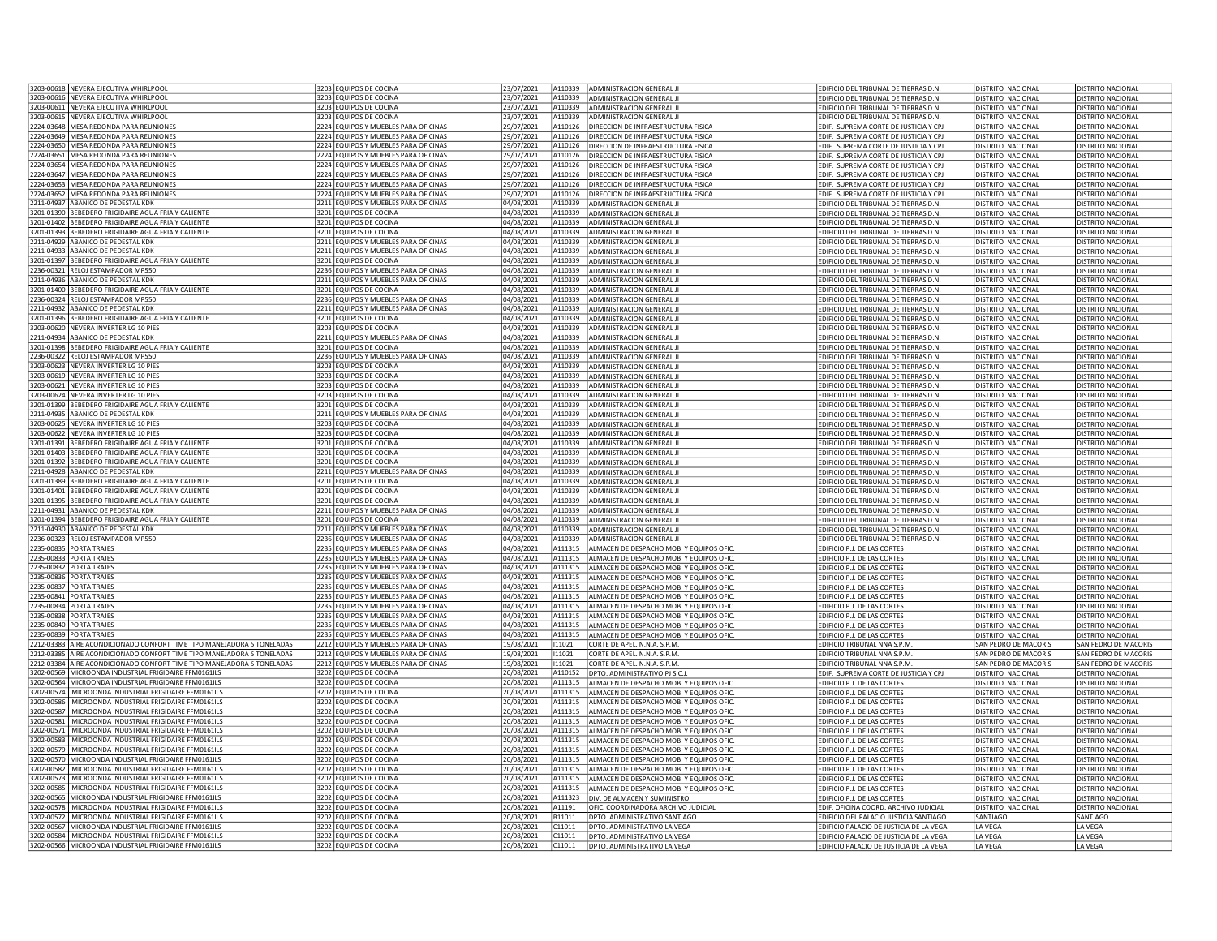| | | | | | | | | | |
|---|---|---|---|---|---|---|---|---|---|
| 3203-00618 | NEVERA EJECUTIVA WHIRLPOOL | 3203 | EQUIPOS DE COCINA | 23/07/2021 | A110339 | ADMINISTRACION GENERAL JI | EDIFICIO DEL TRIBUNAL DE TIERRAS D.N. | DISTRITO NACIONAL | DISTRITO NACIONAL |
| 3203-00616 | NEVERA EJECUTIVA WHIRLPOOL | 3203 | EQUIPOS DE COCINA | 23/07/2021 | A110339 | ADMINISTRACION GENERAL JI | EDIFICIO DEL TRIBUNAL DE TIERRAS D.N. | DISTRITO NACIONAL | DISTRITO NACIONAL |
| 3203-00611 | NEVERA EJECUTIVA WHIRLPOOL | 3203 | EQUIPOS DE COCINA | 23/07/2021 | A110339 | ADMINISTRACION GENERAL JI | EDIFICIO DEL TRIBUNAL DE TIERRAS D.N. | DISTRITO NACIONAL | DISTRITO NACIONAL |
| 3203-00615 | NEVERA EJECUTIVA WHIRLPOOL | 3203 | EQUIPOS DE COCINA | 23/07/2021 | A110339 | ADMINISTRACION GENERAL JI | EDIFICIO DEL TRIBUNAL DE TIERRAS D.N. | DISTRITO NACIONAL | DISTRITO NACIONAL |
| 2224-03648 | MESA REDONDA PARA REUNIONES | 2224 | EQUIPOS Y MUEBLES PARA OFICINAS | 29/07/2021 | A110126 | DIRECCION DE INFRAESTRUCTURA FISICA | EDIF. SUPREMA CORTE DE JUSTICIA Y CPJ | DISTRITO NACIONAL | DISTRITO NACIONAL |
| 2224-03649 | MESA REDONDA PARA REUNIONES | 2224 | EQUIPOS Y MUEBLES PARA OFICINAS | 29/07/2021 | A110126 | DIRECCION DE INFRAESTRUCTURA FISICA | EDIF. SUPREMA CORTE DE JUSTICIA Y CPJ | DISTRITO NACIONAL | DISTRITO NACIONAL |
| 2224-03650 | MESA REDONDA PARA REUNIONES | 2224 | EQUIPOS Y MUEBLES PARA OFICINAS | 29/07/2021 | A110126 | DIRECCION DE INFRAESTRUCTURA FISICA | EDIF. SUPREMA CORTE DE JUSTICIA Y CPJ | DISTRITO NACIONAL | DISTRITO NACIONAL |
| 2224-03651 | MESA REDONDA PARA REUNIONES | 2224 | EQUIPOS Y MUEBLES PARA OFICINAS | 29/07/2021 | A110126 | DIRECCION DE INFRAESTRUCTURA FISICA | EDIF. SUPREMA CORTE DE JUSTICIA Y CPJ | DISTRITO NACIONAL | DISTRITO NACIONAL |
| 2224-03654 | MESA REDONDA PARA REUNIONES | 2224 | EQUIPOS Y MUEBLES PARA OFICINAS | 29/07/2021 | A110126 | DIRECCION DE INFRAESTRUCTURA FISICA | EDIF. SUPREMA CORTE DE JUSTICIA Y CPJ | DISTRITO NACIONAL | DISTRITO NACIONAL |
| 2224-03647 | MESA REDONDA PARA REUNIONES | 2224 | EQUIPOS Y MUEBLES PARA OFICINAS | 29/07/2021 | A110126 | DIRECCION DE INFRAESTRUCTURA FISICA | EDIF. SUPREMA CORTE DE JUSTICIA Y CPJ | DISTRITO NACIONAL | DISTRITO NACIONAL |
| 2224-03653 | MESA REDONDA PARA REUNIONES | 2224 | EQUIPOS Y MUEBLES PARA OFICINAS | 29/07/2021 | A110126 | DIRECCION DE INFRAESTRUCTURA FISICA | EDIF. SUPREMA CORTE DE JUSTICIA Y CPJ | DISTRITO NACIONAL | DISTRITO NACIONAL |
| 2224-03652 | MESA REDONDA PARA REUNIONES | 2224 | EQUIPOS Y MUEBLES PARA OFICINAS | 29/07/2021 | A110126 | DIRECCION DE INFRAESTRUCTURA FISICA | EDIF. SUPREMA CORTE DE JUSTICIA Y CPJ | DISTRITO NACIONAL | DISTRITO NACIONAL |
| 2211-04937 | ABANICO DE PEDESTAL KDK | 2211 | EQUIPOS Y MUEBLES PARA OFICINAS | 04/08/2021 | A110339 | ADMINISTRACION GENERAL JI | EDIFICIO DEL TRIBUNAL DE TIERRAS D.N. | DISTRITO NACIONAL | DISTRITO NACIONAL |
| 3201-01390 | BEBEDERO FRIGIDAIRE AGUA FRIA Y CALIENTE | 3201 | EQUIPOS DE COCINA | 04/08/2021 | A110339 | ADMINISTRACION GENERAL JI | EDIFICIO DEL TRIBUNAL DE TIERRAS D.N. | DISTRITO NACIONAL | DISTRITO NACIONAL |
| 3201-01402 | BEBEDERO FRIGIDAIRE AGUA FRIA Y CALIENTE | 3201 | EQUIPOS DE COCINA | 04/08/2021 | A110339 | ADMINISTRACION GENERAL JI | EDIFICIO DEL TRIBUNAL DE TIERRAS D.N. | DISTRITO NACIONAL | DISTRITO NACIONAL |
| 3201-01393 | BEBEDERO FRIGIDAIRE AGUA FRIA Y CALIENTE | 3201 | EQUIPOS DE COCINA | 04/08/2021 | A110339 | ADMINISTRACION GENERAL JI | EDIFICIO DEL TRIBUNAL DE TIERRAS D.N. | DISTRITO NACIONAL | DISTRITO NACIONAL |
| 2211-04929 | ABANICO DE PEDESTAL KDK | 2211 | EQUIPOS Y MUEBLES PARA OFICINAS | 04/08/2021 | A110339 | ADMINISTRACION GENERAL JI | EDIFICIO DEL TRIBUNAL DE TIERRAS D.N. | DISTRITO NACIONAL | DISTRITO NACIONAL |
| 2211-04933 | ABANICO DE PEDESTAL KDK | 2211 | EQUIPOS Y MUEBLES PARA OFICINAS | 04/08/2021 | A110339 | ADMINISTRACION GENERAL JI | EDIFICIO DEL TRIBUNAL DE TIERRAS D.N. | DISTRITO NACIONAL | DISTRITO NACIONAL |
| 3201-01397 | BEBEDERO FRIGIDAIRE AGUA FRIA Y CALIENTE | 3201 | EQUIPOS DE COCINA | 04/08/2021 | A110339 | ADMINISTRACION GENERAL JI | EDIFICIO DEL TRIBUNAL DE TIERRAS D.N. | DISTRITO NACIONAL | DISTRITO NACIONAL |
| 2236-00321 | RELOJ ESTAMPADOR MP550 | 2236 | EQUIPOS Y MUEBLES PARA OFICINAS | 04/08/2021 | A110339 | ADMINISTRACION GENERAL JI | EDIFICIO DEL TRIBUNAL DE TIERRAS D.N. | DISTRITO NACIONAL | DISTRITO NACIONAL |
| 2211-04936 | ABANICO DE PEDESTAL KDK | 2211 | EQUIPOS Y MUEBLES PARA OFICINAS | 04/08/2021 | A110339 | ADMINISTRACION GENERAL JI | EDIFICIO DEL TRIBUNAL DE TIERRAS D.N. | DISTRITO NACIONAL | DISTRITO NACIONAL |
| 3201-01400 | BEBEDERO FRIGIDAIRE AGUA FRIA Y CALIENTE | 3201 | EQUIPOS DE COCINA | 04/08/2021 | A110339 | ADMINISTRACION GENERAL JI | EDIFICIO DEL TRIBUNAL DE TIERRAS D.N. | DISTRITO NACIONAL | DISTRITO NACIONAL |
| 2236-00324 | RELOJ ESTAMPADOR MP550 | 2236 | EQUIPOS Y MUEBLES PARA OFICINAS | 04/08/2021 | A110339 | ADMINISTRACION GENERAL JI | EDIFICIO DEL TRIBUNAL DE TIERRAS D.N. | DISTRITO NACIONAL | DISTRITO NACIONAL |
| 2211-04932 | ABANICO DE PEDESTAL KDK | 2211 | EQUIPOS Y MUEBLES PARA OFICINAS | 04/08/2021 | A110339 | ADMINISTRACION GENERAL JI | EDIFICIO DEL TRIBUNAL DE TIERRAS D.N. | DISTRITO NACIONAL | DISTRITO NACIONAL |
| 3201-01396 | BEBEDERO FRIGIDAIRE AGUA FRIA Y CALIENTE | 3201 | EQUIPOS DE COCINA | 04/08/2021 | A110339 | ADMINISTRACION GENERAL JI | EDIFICIO DEL TRIBUNAL DE TIERRAS D.N. | DISTRITO NACIONAL | DISTRITO NACIONAL |
| 3203-00620 | NEVERA INVERTER LG 10 PIES | 3203 | EQUIPOS DE COCINA | 04/08/2021 | A110339 | ADMINISTRACION GENERAL JI | EDIFICIO DEL TRIBUNAL DE TIERRAS D.N. | DISTRITO NACIONAL | DISTRITO NACIONAL |
| 2211-04934 | ABANICO DE PEDESTAL KDK | 2211 | EQUIPOS Y MUEBLES PARA OFICINAS | 04/08/2021 | A110339 | ADMINISTRACION GENERAL JI | EDIFICIO DEL TRIBUNAL DE TIERRAS D.N. | DISTRITO NACIONAL | DISTRITO NACIONAL |
| 3201-01398 | BEBEDERO FRIGIDAIRE AGUA FRIA Y CALIENTE | 3201 | EQUIPOS DE COCINA | 04/08/2021 | A110339 | ADMINISTRACION GENERAL JI | EDIFICIO DEL TRIBUNAL DE TIERRAS D.N. | DISTRITO NACIONAL | DISTRITO NACIONAL |
| 2236-00322 | RELOJ ESTAMPADOR MP550 | 2236 | EQUIPOS Y MUEBLES PARA OFICINAS | 04/08/2021 | A110339 | ADMINISTRACION GENERAL JI | EDIFICIO DEL TRIBUNAL DE TIERRAS D.N. | DISTRITO NACIONAL | DISTRITO NACIONAL |
| 3203-00623 | NEVERA INVERTER LG 10 PIES | 3203 | EQUIPOS DE COCINA | 04/08/2021 | A110339 | ADMINISTRACION GENERAL JI | EDIFICIO DEL TRIBUNAL DE TIERRAS D.N. | DISTRITO NACIONAL | DISTRITO NACIONAL |
| 3203-00619 | NEVERA INVERTER LG 10 PIES | 3203 | EQUIPOS DE COCINA | 04/08/2021 | A110339 | ADMINISTRACION GENERAL JI | EDIFICIO DEL TRIBUNAL DE TIERRAS D.N. | DISTRITO NACIONAL | DISTRITO NACIONAL |
| 3203-00621 | NEVERA INVERTER LG 10 PIES | 3203 | EQUIPOS DE COCINA | 04/08/2021 | A110339 | ADMINISTRACION GENERAL JI | EDIFICIO DEL TRIBUNAL DE TIERRAS D.N. | DISTRITO NACIONAL | DISTRITO NACIONAL |
| 3203-00624 | NEVERA INVERTER LG 10 PIES | 3203 | EQUIPOS DE COCINA | 04/08/2021 | A110339 | ADMINISTRACION GENERAL JI | EDIFICIO DEL TRIBUNAL DE TIERRAS D.N. | DISTRITO NACIONAL | DISTRITO NACIONAL |
| 3201-01399 | BEBEDERO FRIGIDAIRE AGUA FRIA Y CALIENTE | 3201 | EQUIPOS DE COCINA | 04/08/2021 | A110339 | ADMINISTRACION GENERAL JI | EDIFICIO DEL TRIBUNAL DE TIERRAS D.N. | DISTRITO NACIONAL | DISTRITO NACIONAL |
| 2211-04935 | ABANICO DE PEDESTAL KDK | 2211 | EQUIPOS Y MUEBLES PARA OFICINAS | 04/08/2021 | A110339 | ADMINISTRACION GENERAL JI | EDIFICIO DEL TRIBUNAL DE TIERRAS D.N. | DISTRITO NACIONAL | DISTRITO NACIONAL |
| 3203-00625 | NEVERA INVERTER LG 10 PIES | 3203 | EQUIPOS DE COCINA | 04/08/2021 | A110339 | ADMINISTRACION GENERAL JI | EDIFICIO DEL TRIBUNAL DE TIERRAS D.N. | DISTRITO NACIONAL | DISTRITO NACIONAL |
| 3203-00622 | NEVERA INVERTER LG 10 PIES | 3203 | EQUIPOS DE COCINA | 04/08/2021 | A110339 | ADMINISTRACION GENERAL JI | EDIFICIO DEL TRIBUNAL DE TIERRAS D.N. | DISTRITO NACIONAL | DISTRITO NACIONAL |
| 3201-01391 | BEBEDERO FRIGIDAIRE AGUA FRIA Y CALIENTE | 3201 | EQUIPOS DE COCINA | 04/08/2021 | A110339 | ADMINISTRACION GENERAL JI | EDIFICIO DEL TRIBUNAL DE TIERRAS D.N. | DISTRITO NACIONAL | DISTRITO NACIONAL |
| 3201-01403 | BEBEDERO FRIGIDAIRE AGUA FRIA Y CALIENTE | 3201 | EQUIPOS DE COCINA | 04/08/2021 | A110339 | ADMINISTRACION GENERAL JI | EDIFICIO DEL TRIBUNAL DE TIERRAS D.N. | DISTRITO NACIONAL | DISTRITO NACIONAL |
| 3201-01392 | BEBEDERO FRIGIDAIRE AGUA FRIA Y CALIENTE | 3201 | EQUIPOS DE COCINA | 04/08/2021 | A110339 | ADMINISTRACION GENERAL JI | EDIFICIO DEL TRIBUNAL DE TIERRAS D.N. | DISTRITO NACIONAL | DISTRITO NACIONAL |
| 2211-04928 | ABANICO DE PEDESTAL KDK | 2211 | EQUIPOS Y MUEBLES PARA OFICINAS | 04/08/2021 | A110339 | ADMINISTRACION GENERAL JI | EDIFICIO DEL TRIBUNAL DE TIERRAS D.N. | DISTRITO NACIONAL | DISTRITO NACIONAL |
| 3201-01389 | BEBEDERO FRIGIDAIRE AGUA FRIA Y CALIENTE | 3201 | EQUIPOS DE COCINA | 04/08/2021 | A110339 | ADMINISTRACION GENERAL JI | EDIFICIO DEL TRIBUNAL DE TIERRAS D.N. | DISTRITO NACIONAL | DISTRITO NACIONAL |
| 3201-01401 | BEBEDERO FRIGIDAIRE AGUA FRIA Y CALIENTE | 3201 | EQUIPOS DE COCINA | 04/08/2021 | A110339 | ADMINISTRACION GENERAL JI | EDIFICIO DEL TRIBUNAL DE TIERRAS D.N. | DISTRITO NACIONAL | DISTRITO NACIONAL |
| 3201-01395 | BEBEDERO FRIGIDAIRE AGUA FRIA Y CALIENTE | 3201 | EQUIPOS DE COCINA | 04/08/2021 | A110339 | ADMINISTRACION GENERAL JI | EDIFICIO DEL TRIBUNAL DE TIERRAS D.N. | DISTRITO NACIONAL | DISTRITO NACIONAL |
| 2211-04931 | ABANICO DE PEDESTAL KDK | 2211 | EQUIPOS Y MUEBLES PARA OFICINAS | 04/08/2021 | A110339 | ADMINISTRACION GENERAL JI | EDIFICIO DEL TRIBUNAL DE TIERRAS D.N. | DISTRITO NACIONAL | DISTRITO NACIONAL |
| 3201-01394 | BEBEDERO FRIGIDAIRE AGUA FRIA Y CALIENTE | 3201 | EQUIPOS DE COCINA | 04/08/2021 | A110339 | ADMINISTRACION GENERAL JI | EDIFICIO DEL TRIBUNAL DE TIERRAS D.N. | DISTRITO NACIONAL | DISTRITO NACIONAL |
| 2211-04930 | ABANICO DE PEDESTAL KDK | 2211 | EQUIPOS Y MUEBLES PARA OFICINAS | 04/08/2021 | A110339 | ADMINISTRACION GENERAL JI | EDIFICIO DEL TRIBUNAL DE TIERRAS D.N. | DISTRITO NACIONAL | DISTRITO NACIONAL |
| 2236-00323 | RELOJ ESTAMPADOR MP550 | 2236 | EQUIPOS Y MUEBLES PARA OFICINAS | 04/08/2021 | A110339 | ADMINISTRACION GENERAL JI | EDIFICIO DEL TRIBUNAL DE TIERRAS D.N. | DISTRITO NACIONAL | DISTRITO NACIONAL |
| 2235-00835 | PORTA TRAJES | 2235 | EQUIPOS Y MUEBLES PARA OFICINAS | 04/08/2021 | A111315 | ALMACEN DE DESPACHO MOB. Y EQUIPOS OFIC. | EDIFICIO P.J. DE LAS CORTES | DISTRITO NACIONAL | DISTRITO NACIONAL |
| 2235-00833 | PORTA TRAJES | 2235 | EQUIPOS Y MUEBLES PARA OFICINAS | 04/08/2021 | A111315 | ALMACEN DE DESPACHO MOB. Y EQUIPOS OFIC. | EDIFICIO P.J. DE LAS CORTES | DISTRITO NACIONAL | DISTRITO NACIONAL |
| 2235-00832 | PORTA TRAJES | 2235 | EQUIPOS Y MUEBLES PARA OFICINAS | 04/08/2021 | A111315 | ALMACEN DE DESPACHO MOB. Y EQUIPOS OFIC. | EDIFICIO P.J. DE LAS CORTES | DISTRITO NACIONAL | DISTRITO NACIONAL |
| 2235-00836 | PORTA TRAJES | 2235 | EQUIPOS Y MUEBLES PARA OFICINAS | 04/08/2021 | A111315 | ALMACEN DE DESPACHO MOB. Y EQUIPOS OFIC. | EDIFICIO P.J. DE LAS CORTES | DISTRITO NACIONAL | DISTRITO NACIONAL |
| 2235-00837 | PORTA TRAJES | 2235 | EQUIPOS Y MUEBLES PARA OFICINAS | 04/08/2021 | A111315 | ALMACEN DE DESPACHO MOB. Y EQUIPOS OFIC. | EDIFICIO P.J. DE LAS CORTES | DISTRITO NACIONAL | DISTRITO NACIONAL |
| 2235-00841 | PORTA TRAJES | 2235 | EQUIPOS Y MUEBLES PARA OFICINAS | 04/08/2021 | A111315 | ALMACEN DE DESPACHO MOB. Y EQUIPOS OFIC. | EDIFICIO P.J. DE LAS CORTES | DISTRITO NACIONAL | DISTRITO NACIONAL |
| 2235-00834 | PORTA TRAJES | 2235 | EQUIPOS Y MUEBLES PARA OFICINAS | 04/08/2021 | A111315 | ALMACEN DE DESPACHO MOB. Y EQUIPOS OFIC. | EDIFICIO P.J. DE LAS CORTES | DISTRITO NACIONAL | DISTRITO NACIONAL |
| 2235-00838 | PORTA TRAJES | 2235 | EQUIPOS Y MUEBLES PARA OFICINAS | 04/08/2021 | A111315 | ALMACEN DE DESPACHO MOB. Y EQUIPOS OFIC. | EDIFICIO P.J. DE LAS CORTES | DISTRITO NACIONAL | DISTRITO NACIONAL |
| 2235-00840 | PORTA TRAJES | 2235 | EQUIPOS Y MUEBLES PARA OFICINAS | 04/08/2021 | A111315 | ALMACEN DE DESPACHO MOB. Y EQUIPOS OFIC. | EDIFICIO P.J. DE LAS CORTES | DISTRITO NACIONAL | DISTRITO NACIONAL |
| 2235-00839 | PORTA TRAJES | 2235 | EQUIPOS Y MUEBLES PARA OFICINAS | 04/08/2021 | A111315 | ALMACEN DE DESPACHO MOB. Y EQUIPOS OFIC. | EDIFICIO P.J. DE LAS CORTES | DISTRITO NACIONAL | DISTRITO NACIONAL |
| 2212-03383 | AIRE ACONDICIONADO CONFORT TIPO MANEJADORA 5 TONELADAS | 2212 | EQUIPOS Y MUEBLES PARA OFICINAS | 19/08/2021 | I11021 | CORTE DE APEL. N.N.A. S.P.M. | EDIFICIO TRIBUNAL NNA S.P.M. | SAN PEDRO DE MACORIS | SAN PEDRO DE MACORIS |
| 2212-03385 | AIRE ACONDICIONADO CONFORT TIPO MANEJADORA 5 TONELADAS | 2212 | EQUIPOS Y MUEBLES PARA OFICINAS | 19/08/2021 | I11021 | CORTE DE APEL. N.N.A. S.P.M. | EDIFICIO TRIBUNAL NNA S.P.M. | SAN PEDRO DE MACORIS | SAN PEDRO DE MACORIS |
| 2212-03384 | AIRE ACONDICIONADO CONFORT TIPO MANEJADORA 5 TONELADAS | 2212 | EQUIPOS Y MUEBLES PARA OFICINAS | 19/08/2021 | I11021 | CORTE DE APEL. N.N.A. S.P.M. | EDIFICIO TRIBUNAL NNA S.P.M. | SAN PEDRO DE MACORIS | SAN PEDRO DE MACORIS |
| 3202-00569 | MICROONDA INDUSTRIAL FRIGIDAIRE FFM0161ILS | 3202 | EQUIPOS DE COCINA | 20/08/2021 | A110152 | DPTO. ADMINISTRATIVO PJ S.C.J. | EDIF. SUPREMA CORTE DE JUSTICIA Y CPJ | DISTRITO NACIONAL | DISTRITO NACIONAL |
| 3202-00564 | MICROONDA INDUSTRIAL FRIGIDAIRE FFM0161ILS | 3202 | EQUIPOS DE COCINA | 20/08/2021 | A111315 | ALMACEN DE DESPACHO MOB. Y EQUIPOS OFIC. | EDIFICIO P.J. DE LAS CORTES | DISTRITO NACIONAL | DISTRITO NACIONAL |
| 3202-00574 | MICROONDA INDUSTRIAL FRIGIDAIRE FFM0161ILS | 3202 | EQUIPOS DE COCINA | 20/08/2021 | A111315 | ALMACEN DE DESPACHO MOB. Y EQUIPOS OFIC. | EDIFICIO P.J. DE LAS CORTES | DISTRITO NACIONAL | DISTRITO NACIONAL |
| 3202-00586 | MICROONDA INDUSTRIAL FRIGIDAIRE FFM0161ILS | 3202 | EQUIPOS DE COCINA | 20/08/2021 | A111315 | ALMACEN DE DESPACHO MOB. Y EQUIPOS OFIC. | EDIFICIO P.J. DE LAS CORTES | DISTRITO NACIONAL | DISTRITO NACIONAL |
| 3202-00587 | MICROONDA INDUSTRIAL FRIGIDAIRE FFM0161ILS | 3202 | EQUIPOS DE COCINA | 20/08/2021 | A111315 | ALMACEN DE DESPACHO MOB. Y EQUIPOS OFIC. | EDIFICIO P.J. DE LAS CORTES | DISTRITO NACIONAL | DISTRITO NACIONAL |
| 3202-00581 | MICROONDA INDUSTRIAL FRIGIDAIRE FFM0161ILS | 3202 | EQUIPOS DE COCINA | 20/08/2021 | A111315 | ALMACEN DE DESPACHO MOB. Y EQUIPOS OFIC. | EDIFICIO P.J. DE LAS CORTES | DISTRITO NACIONAL | DISTRITO NACIONAL |
| 3202-00571 | MICROONDA INDUSTRIAL FRIGIDAIRE FFM0161ILS | 3202 | EQUIPOS DE COCINA | 20/08/2021 | A111315 | ALMACEN DE DESPACHO MOB. Y EQUIPOS OFIC. | EDIFICIO P.J. DE LAS CORTES | DISTRITO NACIONAL | DISTRITO NACIONAL |
| 3202-00583 | MICROONDA INDUSTRIAL FRIGIDAIRE FFM0161ILS | 3202 | EQUIPOS DE COCINA | 20/08/2021 | A111315 | ALMACEN DE DESPACHO MOB. Y EQUIPOS OFIC. | EDIFICIO P.J. DE LAS CORTES | DISTRITO NACIONAL | DISTRITO NACIONAL |
| 3202-00579 | MICROONDA INDUSTRIAL FRIGIDAIRE FFM0161ILS | 3202 | EQUIPOS DE COCINA | 20/08/2021 | A111315 | ALMACEN DE DESPACHO MOB. Y EQUIPOS OFIC. | EDIFICIO P.J. DE LAS CORTES | DISTRITO NACIONAL | DISTRITO NACIONAL |
| 3202-00570 | MICROONDA INDUSTRIAL FRIGIDAIRE FFM0161ILS | 3202 | EQUIPOS DE COCINA | 20/08/2021 | A111315 | ALMACEN DE DESPACHO MOB. Y EQUIPOS OFIC. | EDIFICIO P.J. DE LAS CORTES | DISTRITO NACIONAL | DISTRITO NACIONAL |
| 3202-00582 | MICROONDA INDUSTRIAL FRIGIDAIRE FFM0161ILS | 3202 | EQUIPOS DE COCINA | 20/08/2021 | A111315 | ALMACEN DE DESPACHO MOB. Y EQUIPOS OFIC. | EDIFICIO P.J. DE LAS CORTES | DISTRITO NACIONAL | DISTRITO NACIONAL |
| 3202-00573 | MICROONDA INDUSTRIAL FRIGIDAIRE FFM0161ILS | 3202 | EQUIPOS DE COCINA | 20/08/2021 | A111315 | ALMACEN DE DESPACHO MOB. Y EQUIPOS OFIC. | EDIFICIO P.J. DE LAS CORTES | DISTRITO NACIONAL | DISTRITO NACIONAL |
| 3202-00585 | MICROONDA INDUSTRIAL FRIGIDAIRE FFM0161ILS | 3202 | EQUIPOS DE COCINA | 20/08/2021 | A111315 | ALMACEN DE DESPACHO MOB. Y EQUIPOS OFIC. | EDIFICIO P.J. DE LAS CORTES | DISTRITO NACIONAL | DISTRITO NACIONAL |
| 3202-00565 | MICROONDA INDUSTRIAL FRIGIDAIRE FFM0161ILS | 3202 | EQUIPOS DE COCINA | 20/08/2021 | A111323 | DIV. DE ALMACEN Y SUMINISTRO | EDIFICIO P.J. DE LAS CORTES | DISTRITO NACIONAL | DISTRITO NACIONAL |
| 3202-00578 | MICROONDA INDUSTRIAL FRIGIDAIRE FFM0161ILS | 3202 | EQUIPOS DE COCINA | 20/08/2021 | A11191 | OFIC. COORDINADORA ARCHIVO JUDICIAL | EDIF. OFICINA COORD. ARCHIVO JUDICIAL | DISTRITO NACIONAL | DISTRITO NACIONAL |
| 3202-00572 | MICROONDA INDUSTRIAL FRIGIDAIRE FFM0161ILS | 3202 | EQUIPOS DE COCINA | 20/08/2021 | B11011 | DPTO. ADMINISTRATIVO SANTIAGO | EDIFICIO DEL PALACIO JUSTICIA SANTIAGO | SANTIAGO | SANTIAGO |
| 3202-00567 | MICROONDA INDUSTRIAL FRIGIDAIRE FFM0161ILS | 3202 | EQUIPOS DE COCINA | 20/08/2021 | C11011 | DPTO. ADMINISTRATIVO LA VEGA | EDIFICIO PALACIO DE JUSTICIA DE LA VEGA | LA VEGA | LA VEGA |
| 3202-00584 | MICROONDA INDUSTRIAL FRIGIDAIRE FFM0161ILS | 3202 | EQUIPOS DE COCINA | 20/08/2021 | C11011 | DPTO. ADMINISTRATIVO LA VEGA | EDIFICIO PALACIO DE JUSTICIA DE LA VEGA | LA VEGA | LA VEGA |
| 3202-00566 | MICROONDA INDUSTRIAL FRIGIDAIRE FFM0161ILS | 3202 | EQUIPOS DE COCINA | 20/08/2021 | C11011 | DPTO. ADMINISTRATIVO LA VEGA | EDIFICIO PALACIO DE JUSTICIA DE LA VEGA | LA VEGA | LA VEGA |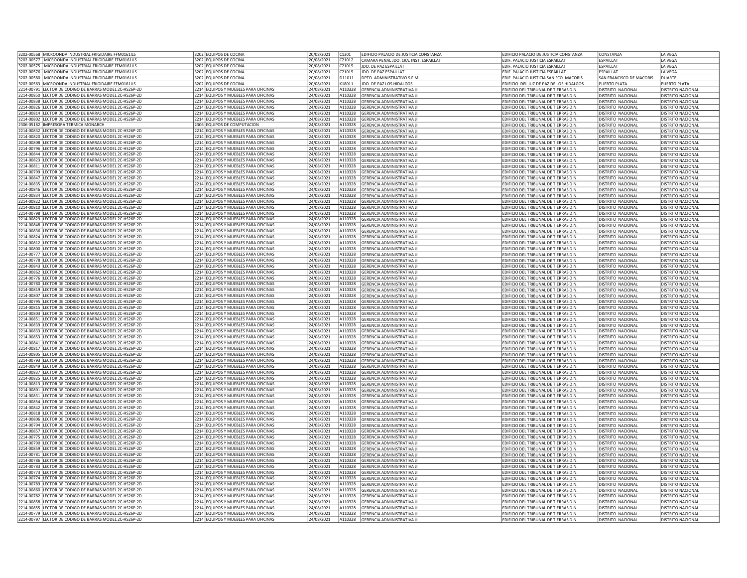| | | | | | | | | | |
|---|---|---|---|---|---|---|---|---|---|
| 3202-00568 | MICROONDA INDUSTRIAL FRIGIDAIRE FFM0161ILS | 3202 | EQUIPOS DE COCINA | 20/08/2021 | C1301 | EDIFICIO PALACIO DE JUSTICIA CONSTANZA | EDIFICIO PALACIO DE JUSTICIA CONSTANZA | CONSTANZA | LA VEGA |
| 3202-00577 | MICROONDA INDUSTRIAL FRIGIDAIRE FFM0161ILS | 3202 | EQUIPOS DE COCINA | 20/08/2021 | C21012 | CAMARA PENAL JDO. 1RA. INST. ESPAILLAT | EDIF. PALACIO JUSTICIA ESPAILLAT | ESPAILLAT | LA VEGA |
| 3202-00575 | MICROONDA INDUSTRIAL FRIGIDAIRE FFM0161ILS | 3202 | EQUIPOS DE COCINA | 20/08/2021 | C21015 | JDO. DE PAZ ESPAILLAT | EDIF. PALACIO JUSTICIA ESPAILLAT | ESPAILLAT | LA VEGA |
| 3202-00576 | MICROONDA INDUSTRIAL FRIGIDAIRE FFM0161ILS | 3202 | EQUIPOS DE COCINA | 20/08/2021 | C21015 | JDO. DE PAZ ESPAILLAT | EDIF. PALACIO JUSTICIA ESPAILLAT | ESPAILLAT | LA VEGA |
| 3202-00580 | MICROONDA INDUSTRIAL FRIGIDAIRE FFM0161ILS | 3202 | EQUIPOS DE COCINA | 20/08/2021 | D11011 | DPTO. ADMINISTRATIVO S.F.M. | EDIF. PALACIO JUSTICIA SAN FCO. MACORIS | SAN FRANCISCO DE MACORIS | DUARTE |
| 3202-00563 | MICROONDA INDUSTRIAL FRIGIDAIRE FFM0161ILS | 3202 | EQUIPOS DE COCINA | 20/08/2021 | K18011 | JDO. DE PAZ LOS HIDALGOS | EDIFICIO DEL JUZ.DE PAZ DE LOS HIDALGOS | PUERTO PLATA | PUERTO PLATA |
| 2214-00791 | LECTOR DE CODIGO DE BARRAS MODEL 2C-HS26P-2D | 2214 | EQUIPOS Y MUEBLES PARA OFICINAS | 24/08/2021 | A110328 | GERENCIA ADMINISTRATIVA JI | EDIFICIO DEL TRIBUNAL DE TIERRAS D.N. | DISTRITO NACIONAL | DISTRITO NACIONAL |
| 2214-00850 | LECTOR DE CODIGO DE BARRAS MODEL 2C-HS26P-2D | 2214 | EQUIPOS Y MUEBLES PARA OFICINAS | 24/08/2021 | A110328 | GERENCIA ADMINISTRATIVA JI | EDIFICIO DEL TRIBUNAL DE TIERRAS D.N. | DISTRITO NACIONAL | DISTRITO NACIONAL |
| 2214-00838 | LECTOR DE CODIGO DE BARRAS MODEL 2C-HS26P-2D | 2214 | EQUIPOS Y MUEBLES PARA OFICINAS | 24/08/2021 | A110328 | GERENCIA ADMINISTRATIVA JI | EDIFICIO DEL TRIBUNAL DE TIERRAS D.N. | DISTRITO NACIONAL | DISTRITO NACIONAL |
| 2214-00826 | LECTOR DE CODIGO DE BARRAS MODEL 2C-HS26P-2D | 2214 | EQUIPOS Y MUEBLES PARA OFICINAS | 24/08/2021 | A110328 | GERENCIA ADMINISTRATIVA JI | EDIFICIO DEL TRIBUNAL DE TIERRAS D.N. | DISTRITO NACIONAL | DISTRITO NACIONAL |
| 2214-00814 | LECTOR DE CODIGO DE BARRAS MODEL 2C-HS26P-2D | 2214 | EQUIPOS Y MUEBLES PARA OFICINAS | 24/08/2021 | A110328 | GERENCIA ADMINISTRATIVA JI | EDIFICIO DEL TRIBUNAL DE TIERRAS D.N. | DISTRITO NACIONAL | DISTRITO NACIONAL |
| 2214-00802 | LECTOR DE CODIGO DE BARRAS MODEL 2C-HS26P-2D | 2214 | EQUIPOS Y MUEBLES PARA OFICINAS | 24/08/2021 | A110328 | GERENCIA ADMINISTRATIVA JI | EDIFICIO DEL TRIBUNAL DE TIERRAS D.N. | DISTRITO NACIONAL | DISTRITO NACIONAL |
| 2306-05182 | IMPRESORA TERMICA MONARCH | 2306 | EQUIPOS DE COMPUTACION | 24/08/2021 | A110328 | GERENCIA ADMINISTRATIVA JI | EDIFICIO DEL TRIBUNAL DE TIERRAS D.N. | DISTRITO NACIONAL | DISTRITO NACIONAL |
| 2214-00832 | LECTOR DE CODIGO DE BARRAS MODEL 2C-HS26P-2D | 2214 | EQUIPOS Y MUEBLES PARA OFICINAS | 24/08/2021 | A110328 | GERENCIA ADMINISTRATIVA JI | EDIFICIO DEL TRIBUNAL DE TIERRAS D.N. | DISTRITO NACIONAL | DISTRITO NACIONAL |
| 2214-00820 | LECTOR DE CODIGO DE BARRAS MODEL 2C-HS26P-2D | 2214 | EQUIPOS Y MUEBLES PARA OFICINAS | 24/08/2021 | A110328 | GERENCIA ADMINISTRATIVA JI | EDIFICIO DEL TRIBUNAL DE TIERRAS D.N. | DISTRITO NACIONAL | DISTRITO NACIONAL |
| 2214-00808 | LECTOR DE CODIGO DE BARRAS MODEL 2C-HS26P-2D | 2214 | EQUIPOS Y MUEBLES PARA OFICINAS | 24/08/2021 | A110328 | GERENCIA ADMINISTRATIVA JI | EDIFICIO DEL TRIBUNAL DE TIERRAS D.N. | DISTRITO NACIONAL | DISTRITO NACIONAL |
| 2214-00796 | LECTOR DE CODIGO DE BARRAS MODEL 2C-HS26P-2D | 2214 | EQUIPOS Y MUEBLES PARA OFICINAS | 24/08/2021 | A110328 | GERENCIA ADMINISTRATIVA JI | EDIFICIO DEL TRIBUNAL DE TIERRAS D.N. | DISTRITO NACIONAL | DISTRITO NACIONAL |
| 2214-00844 | LECTOR DE CODIGO DE BARRAS MODEL 2C-HS26P-2D | 2214 | EQUIPOS Y MUEBLES PARA OFICINAS | 24/08/2021 | A110328 | GERENCIA ADMINISTRATIVA JI | EDIFICIO DEL TRIBUNAL DE TIERRAS D.N. | DISTRITO NACIONAL | DISTRITO NACIONAL |
| 2214-00823 | LECTOR DE CODIGO DE BARRAS MODEL 2C-HS26P-2D | 2214 | EQUIPOS Y MUEBLES PARA OFICINAS | 24/08/2021 | A110328 | GERENCIA ADMINISTRATIVA JI | EDIFICIO DEL TRIBUNAL DE TIERRAS D.N. | DISTRITO NACIONAL | DISTRITO NACIONAL |
| 2214-00811 | LECTOR DE CODIGO DE BARRAS MODEL 2C-HS26P-2D | 2214 | EQUIPOS Y MUEBLES PARA OFICINAS | 24/08/2021 | A110328 | GERENCIA ADMINISTRATIVA JI | EDIFICIO DEL TRIBUNAL DE TIERRAS D.N. | DISTRITO NACIONAL | DISTRITO NACIONAL |
| 2214-00799 | LECTOR DE CODIGO DE BARRAS MODEL 2C-HS26P-2D | 2214 | EQUIPOS Y MUEBLES PARA OFICINAS | 24/08/2021 | A110328 | GERENCIA ADMINISTRATIVA JI | EDIFICIO DEL TRIBUNAL DE TIERRAS D.N. | DISTRITO NACIONAL | DISTRITO NACIONAL |
| 2214-00847 | LECTOR DE CODIGO DE BARRAS MODEL 2C-HS26P-2D | 2214 | EQUIPOS Y MUEBLES PARA OFICINAS | 24/08/2021 | A110328 | GERENCIA ADMINISTRATIVA JI | EDIFICIO DEL TRIBUNAL DE TIERRAS D.N. | DISTRITO NACIONAL | DISTRITO NACIONAL |
| 2214-00835 | LECTOR DE CODIGO DE BARRAS MODEL 2C-HS26P-2D | 2214 | EQUIPOS Y MUEBLES PARA OFICINAS | 24/08/2021 | A110328 | GERENCIA ADMINISTRATIVA JI | EDIFICIO DEL TRIBUNAL DE TIERRAS D.N. | DISTRITO NACIONAL | DISTRITO NACIONAL |
| 2214-00846 | LECTOR DE CODIGO DE BARRAS MODEL 2C-HS26P-2D | 2214 | EQUIPOS Y MUEBLES PARA OFICINAS | 24/08/2021 | A110328 | GERENCIA ADMINISTRATIVA JI | EDIFICIO DEL TRIBUNAL DE TIERRAS D.N. | DISTRITO NACIONAL | DISTRITO NACIONAL |
| 2214-00834 | LECTOR DE CODIGO DE BARRAS MODEL 2C-HS26P-2D | 2214 | EQUIPOS Y MUEBLES PARA OFICINAS | 24/08/2021 | A110328 | GERENCIA ADMINISTRATIVA JI | EDIFICIO DEL TRIBUNAL DE TIERRAS D.N. | DISTRITO NACIONAL | DISTRITO NACIONAL |
| 2214-00822 | LECTOR DE CODIGO DE BARRAS MODEL 2C-HS26P-2D | 2214 | EQUIPOS Y MUEBLES PARA OFICINAS | 24/08/2021 | A110328 | GERENCIA ADMINISTRATIVA JI | EDIFICIO DEL TRIBUNAL DE TIERRAS D.N. | DISTRITO NACIONAL | DISTRITO NACIONAL |
| 2214-00810 | LECTOR DE CODIGO DE BARRAS MODEL 2C-HS26P-2D | 2214 | EQUIPOS Y MUEBLES PARA OFICINAS | 24/08/2021 | A110328 | GERENCIA ADMINISTRATIVA JI | EDIFICIO DEL TRIBUNAL DE TIERRAS D.N. | DISTRITO NACIONAL | DISTRITO NACIONAL |
| 2214-00798 | LECTOR DE CODIGO DE BARRAS MODEL 2C-HS26P-2D | 2214 | EQUIPOS Y MUEBLES PARA OFICINAS | 24/08/2021 | A110328 | GERENCIA ADMINISTRATIVA JI | EDIFICIO DEL TRIBUNAL DE TIERRAS D.N. | DISTRITO NACIONAL | DISTRITO NACIONAL |
| 2214-00829 | LECTOR DE CODIGO DE BARRAS MODEL 2C-HS26P-2D | 2214 | EQUIPOS Y MUEBLES PARA OFICINAS | 24/08/2021 | A110328 | GERENCIA ADMINISTRATIVA JI | EDIFICIO DEL TRIBUNAL DE TIERRAS D.N. | DISTRITO NACIONAL | DISTRITO NACIONAL |
| 2214-00848 | LECTOR DE CODIGO DE BARRAS MODEL 2C-HS26P-2D | 2214 | EQUIPOS Y MUEBLES PARA OFICINAS | 24/08/2021 | A110328 | GERENCIA ADMINISTRATIVA JI | EDIFICIO DEL TRIBUNAL DE TIERRAS D.N. | DISTRITO NACIONAL | DISTRITO NACIONAL |
| 2214-00836 | LECTOR DE CODIGO DE BARRAS MODEL 2C-HS26P-2D | 2214 | EQUIPOS Y MUEBLES PARA OFICINAS | 24/08/2021 | A110328 | GERENCIA ADMINISTRATIVA JI | EDIFICIO DEL TRIBUNAL DE TIERRAS D.N. | DISTRITO NACIONAL | DISTRITO NACIONAL |
| 2214-00824 | LECTOR DE CODIGO DE BARRAS MODEL 2C-HS26P-2D | 2214 | EQUIPOS Y MUEBLES PARA OFICINAS | 24/08/2021 | A110328 | GERENCIA ADMINISTRATIVA JI | EDIFICIO DEL TRIBUNAL DE TIERRAS D.N. | DISTRITO NACIONAL | DISTRITO NACIONAL |
| 2214-00812 | LECTOR DE CODIGO DE BARRAS MODEL 2C-HS26P-2D | 2214 | EQUIPOS Y MUEBLES PARA OFICINAS | 24/08/2021 | A110328 | GERENCIA ADMINISTRATIVA JI | EDIFICIO DEL TRIBUNAL DE TIERRAS D.N. | DISTRITO NACIONAL | DISTRITO NACIONAL |
| 2214-00800 | LECTOR DE CODIGO DE BARRAS MODEL 2C-HS26P-2D | 2214 | EQUIPOS Y MUEBLES PARA OFICINAS | 24/08/2021 | A110328 | GERENCIA ADMINISTRATIVA JI | EDIFICIO DEL TRIBUNAL DE TIERRAS D.N. | DISTRITO NACIONAL | DISTRITO NACIONAL |
| 2214-00777 | LECTOR DE CODIGO DE BARRAS MODEL 2C-HS26P-2D | 2214 | EQUIPOS Y MUEBLES PARA OFICINAS | 24/08/2021 | A110328 | GERENCIA ADMINISTRATIVA JI | EDIFICIO DEL TRIBUNAL DE TIERRAS D.N. | DISTRITO NACIONAL | DISTRITO NACIONAL |
| 2214-00778 | LECTOR DE CODIGO DE BARRAS MODEL 2C-HS26P-2D | 2214 | EQUIPOS Y MUEBLES PARA OFICINAS | 24/08/2021 | A110328 | GERENCIA ADMINISTRATIVA JI | EDIFICIO DEL TRIBUNAL DE TIERRAS D.N. | DISTRITO NACIONAL | DISTRITO NACIONAL |
| 2214-00843 | LECTOR DE CODIGO DE BARRAS MODEL 2C-HS26P-2D | 2214 | EQUIPOS Y MUEBLES PARA OFICINAS | 24/08/2021 | A110328 | GERENCIA ADMINISTRATIVA JI | EDIFICIO DEL TRIBUNAL DE TIERRAS D.N. | DISTRITO NACIONAL | DISTRITO NACIONAL |
| 2214-00862 | LECTOR DE CODIGO DE BARRAS MODEL 2C-HS26P-2D | 2214 | EQUIPOS Y MUEBLES PARA OFICINAS | 24/08/2021 | A110328 | GERENCIA ADMINISTRATIVA JI | EDIFICIO DEL TRIBUNAL DE TIERRAS D.N. | DISTRITO NACIONAL | DISTRITO NACIONAL |
| 2214-00776 | LECTOR DE CODIGO DE BARRAS MODEL 2C-HS26P-2D | 2214 | EQUIPOS Y MUEBLES PARA OFICINAS | 24/08/2021 | A110328 | GERENCIA ADMINISTRATIVA JI | EDIFICIO DEL TRIBUNAL DE TIERRAS D.N. | DISTRITO NACIONAL | DISTRITO NACIONAL |
| 2214-00780 | LECTOR DE CODIGO DE BARRAS MODEL 2C-HS26P-2D | 2214 | EQUIPOS Y MUEBLES PARA OFICINAS | 24/08/2021 | A110328 | GERENCIA ADMINISTRATIVA JI | EDIFICIO DEL TRIBUNAL DE TIERRAS D.N. | DISTRITO NACIONAL | DISTRITO NACIONAL |
| 2214-00819 | LECTOR DE CODIGO DE BARRAS MODEL 2C-HS26P-2D | 2214 | EQUIPOS Y MUEBLES PARA OFICINAS | 24/08/2021 | A110328 | GERENCIA ADMINISTRATIVA JI | EDIFICIO DEL TRIBUNAL DE TIERRAS D.N. | DISTRITO NACIONAL | DISTRITO NACIONAL |
| 2214-00807 | LECTOR DE CODIGO DE BARRAS MODEL 2C-HS26P-2D | 2214 | EQUIPOS Y MUEBLES PARA OFICINAS | 24/08/2021 | A110328 | GERENCIA ADMINISTRATIVA JI | EDIFICIO DEL TRIBUNAL DE TIERRAS D.N. | DISTRITO NACIONAL | DISTRITO NACIONAL |
| 2214-00795 | LECTOR DE CODIGO DE BARRAS MODEL 2C-HS26P-2D | 2214 | EQUIPOS Y MUEBLES PARA OFICINAS | 24/08/2021 | A110328 | GERENCIA ADMINISTRATIVA JI | EDIFICIO DEL TRIBUNAL DE TIERRAS D.N. | DISTRITO NACIONAL | DISTRITO NACIONAL |
| 2214-00815 | LECTOR DE CODIGO DE BARRAS MODEL 2C-HS26P-2D | 2214 | EQUIPOS Y MUEBLES PARA OFICINAS | 24/08/2021 | A110328 | GERENCIA ADMINISTRATIVA JI | EDIFICIO DEL TRIBUNAL DE TIERRAS D.N. | DISTRITO NACIONAL | DISTRITO NACIONAL |
| 2214-00803 | LECTOR DE CODIGO DE BARRAS MODEL 2C-HS26P-2D | 2214 | EQUIPOS Y MUEBLES PARA OFICINAS | 24/08/2021 | A110328 | GERENCIA ADMINISTRATIVA JI | EDIFICIO DEL TRIBUNAL DE TIERRAS D.N. | DISTRITO NACIONAL | DISTRITO NACIONAL |
| 2214-00851 | LECTOR DE CODIGO DE BARRAS MODEL 2C-HS26P-2D | 2214 | EQUIPOS Y MUEBLES PARA OFICINAS | 24/08/2021 | A110328 | GERENCIA ADMINISTRATIVA JI | EDIFICIO DEL TRIBUNAL DE TIERRAS D.N. | DISTRITO NACIONAL | DISTRITO NACIONAL |
| 2214-00839 | LECTOR DE CODIGO DE BARRAS MODEL 2C-HS26P-2D | 2214 | EQUIPOS Y MUEBLES PARA OFICINAS | 24/08/2021 | A110328 | GERENCIA ADMINISTRATIVA JI | EDIFICIO DEL TRIBUNAL DE TIERRAS D.N. | DISTRITO NACIONAL | DISTRITO NACIONAL |
| 2214-00833 | LECTOR DE CODIGO DE BARRAS MODEL 2C-HS26P-2D | 2214 | EQUIPOS Y MUEBLES PARA OFICINAS | 24/08/2021 | A110328 | GERENCIA ADMINISTRATIVA JI | EDIFICIO DEL TRIBUNAL DE TIERRAS D.N. | DISTRITO NACIONAL | DISTRITO NACIONAL |
| 2214-00853 | LECTOR DE CODIGO DE BARRAS MODEL 2C-HS26P-2D | 2214 | EQUIPOS Y MUEBLES PARA OFICINAS | 24/08/2021 | A110328 | GERENCIA ADMINISTRATIVA JI | EDIFICIO DEL TRIBUNAL DE TIERRAS D.N. | DISTRITO NACIONAL | DISTRITO NACIONAL |
| 2214-00841 | LECTOR DE CODIGO DE BARRAS MODEL 2C-HS26P-2D | 2214 | EQUIPOS Y MUEBLES PARA OFICINAS | 24/08/2021 | A110328 | GERENCIA ADMINISTRATIVA JI | EDIFICIO DEL TRIBUNAL DE TIERRAS D.N. | DISTRITO NACIONAL | DISTRITO NACIONAL |
| 2214-00817 | LECTOR DE CODIGO DE BARRAS MODEL 2C-HS26P-2D | 2214 | EQUIPOS Y MUEBLES PARA OFICINAS | 24/08/2021 | A110328 | GERENCIA ADMINISTRATIVA JI | EDIFICIO DEL TRIBUNAL DE TIERRAS D.N. | DISTRITO NACIONAL | DISTRITO NACIONAL |
| 2214-00805 | LECTOR DE CODIGO DE BARRAS MODEL 2C-HS26P-2D | 2214 | EQUIPOS Y MUEBLES PARA OFICINAS | 24/08/2021 | A110328 | GERENCIA ADMINISTRATIVA JI | EDIFICIO DEL TRIBUNAL DE TIERRAS D.N. | DISTRITO NACIONAL | DISTRITO NACIONAL |
| 2214-00793 | LECTOR DE CODIGO DE BARRAS MODEL 2C-HS26P-2D | 2214 | EQUIPOS Y MUEBLES PARA OFICINAS | 24/08/2021 | A110328 | GERENCIA ADMINISTRATIVA JI | EDIFICIO DEL TRIBUNAL DE TIERRAS D.N. | DISTRITO NACIONAL | DISTRITO NACIONAL |
| 2214-00849 | LECTOR DE CODIGO DE BARRAS MODEL 2C-HS26P-2D | 2214 | EQUIPOS Y MUEBLES PARA OFICINAS | 24/08/2021 | A110328 | GERENCIA ADMINISTRATIVA JI | EDIFICIO DEL TRIBUNAL DE TIERRAS D.N. | DISTRITO NACIONAL | DISTRITO NACIONAL |
| 2214-00837 | LECTOR DE CODIGO DE BARRAS MODEL 2C-HS26P-2D | 2214 | EQUIPOS Y MUEBLES PARA OFICINAS | 24/08/2021 | A110328 | GERENCIA ADMINISTRATIVA JI | EDIFICIO DEL TRIBUNAL DE TIERRAS D.N. | DISTRITO NACIONAL | DISTRITO NACIONAL |
| 2214-00825 | LECTOR DE CODIGO DE BARRAS MODEL 2C-HS26P-2D | 2214 | EQUIPOS Y MUEBLES PARA OFICINAS | 24/08/2021 | A110328 | GERENCIA ADMINISTRATIVA JI | EDIFICIO DEL TRIBUNAL DE TIERRAS D.N. | DISTRITO NACIONAL | DISTRITO NACIONAL |
| 2214-00813 | LECTOR DE CODIGO DE BARRAS MODEL 2C-HS26P-2D | 2214 | EQUIPOS Y MUEBLES PARA OFICINAS | 24/08/2021 | A110328 | GERENCIA ADMINISTRATIVA JI | EDIFICIO DEL TRIBUNAL DE TIERRAS D.N. | DISTRITO NACIONAL | DISTRITO NACIONAL |
| 2214-00801 | LECTOR DE CODIGO DE BARRAS MODEL 2C-HS26P-2D | 2214 | EQUIPOS Y MUEBLES PARA OFICINAS | 24/08/2021 | A110328 | GERENCIA ADMINISTRATIVA JI | EDIFICIO DEL TRIBUNAL DE TIERRAS D.N. | DISTRITO NACIONAL | DISTRITO NACIONAL |
| 2214-00831 | LECTOR DE CODIGO DE BARRAS MODEL 2C-HS26P-2D | 2214 | EQUIPOS Y MUEBLES PARA OFICINAS | 24/08/2021 | A110328 | GERENCIA ADMINISTRATIVA JI | EDIFICIO DEL TRIBUNAL DE TIERRAS D.N. | DISTRITO NACIONAL | DISTRITO NACIONAL |
| 2214-00854 | LECTOR DE CODIGO DE BARRAS MODEL 2C-HS26P-2D | 2214 | EQUIPOS Y MUEBLES PARA OFICINAS | 24/08/2021 | A110328 | GERENCIA ADMINISTRATIVA JI | EDIFICIO DEL TRIBUNAL DE TIERRAS D.N. | DISTRITO NACIONAL | DISTRITO NACIONAL |
| 2214-00842 | LECTOR DE CODIGO DE BARRAS MODEL 2C-HS26P-2D | 2214 | EQUIPOS Y MUEBLES PARA OFICINAS | 24/08/2021 | A110328 | GERENCIA ADMINISTRATIVA JI | EDIFICIO DEL TRIBUNAL DE TIERRAS D.N. | DISTRITO NACIONAL | DISTRITO NACIONAL |
| 2214-00818 | LECTOR DE CODIGO DE BARRAS MODEL 2C-HS26P-2D | 2214 | EQUIPOS Y MUEBLES PARA OFICINAS | 24/08/2021 | A110328 | GERENCIA ADMINISTRATIVA JI | EDIFICIO DEL TRIBUNAL DE TIERRAS D.N. | DISTRITO NACIONAL | DISTRITO NACIONAL |
| 2214-00806 | LECTOR DE CODIGO DE BARRAS MODEL 2C-HS26P-2D | 2214 | EQUIPOS Y MUEBLES PARA OFICINAS | 24/08/2021 | A110328 | GERENCIA ADMINISTRATIVA JI | EDIFICIO DEL TRIBUNAL DE TIERRAS D.N. | DISTRITO NACIONAL | DISTRITO NACIONAL |
| 2214-00794 | LECTOR DE CODIGO DE BARRAS MODEL 2C-HS26P-2D | 2214 | EQUIPOS Y MUEBLES PARA OFICINAS | 24/08/2021 | A110328 | GERENCIA ADMINISTRATIVA JI | EDIFICIO DEL TRIBUNAL DE TIERRAS D.N. | DISTRITO NACIONAL | DISTRITO NACIONAL |
| 2214-00857 | LECTOR DE CODIGO DE BARRAS MODEL 2C-HS26P-2D | 2214 | EQUIPOS Y MUEBLES PARA OFICINAS | 24/08/2021 | A110328 | GERENCIA ADMINISTRATIVA JI | EDIFICIO DEL TRIBUNAL DE TIERRAS D.N. | DISTRITO NACIONAL | DISTRITO NACIONAL |
| 2214-00775 | LECTOR DE CODIGO DE BARRAS MODEL 2C-HS26P-2D | 2214 | EQUIPOS Y MUEBLES PARA OFICINAS | 24/08/2021 | A110328 | GERENCIA ADMINISTRATIVA JI | EDIFICIO DEL TRIBUNAL DE TIERRAS D.N. | DISTRITO NACIONAL | DISTRITO NACIONAL |
| 2214-00790 | LECTOR DE CODIGO DE BARRAS MODEL 2C-HS26P-2D | 2214 | EQUIPOS Y MUEBLES PARA OFICINAS | 24/08/2021 | A110328 | GERENCIA ADMINISTRATIVA JI | EDIFICIO DEL TRIBUNAL DE TIERRAS D.N. | DISTRITO NACIONAL | DISTRITO NACIONAL |
| 2214-00859 | LECTOR DE CODIGO DE BARRAS MODEL 2C-HS26P-2D | 2214 | EQUIPOS Y MUEBLES PARA OFICINAS | 24/08/2021 | A110328 | GERENCIA ADMINISTRATIVA JI | EDIFICIO DEL TRIBUNAL DE TIERRAS D.N. | DISTRITO NACIONAL | DISTRITO NACIONAL |
| 2214-00781 | LECTOR DE CODIGO DE BARRAS MODEL 2C-HS26P-2D | 2214 | EQUIPOS Y MUEBLES PARA OFICINAS | 24/08/2021 | A110328 | GERENCIA ADMINISTRATIVA JI | EDIFICIO DEL TRIBUNAL DE TIERRAS D.N. | DISTRITO NACIONAL | DISTRITO NACIONAL |
| 2214-00786 | LECTOR DE CODIGO DE BARRAS MODEL 2C-HS26P-2D | 2214 | EQUIPOS Y MUEBLES PARA OFICINAS | 24/08/2021 | A110328 | GERENCIA ADMINISTRATIVA JI | EDIFICIO DEL TRIBUNAL DE TIERRAS D.N. | DISTRITO NACIONAL | DISTRITO NACIONAL |
| 2214-00783 | LECTOR DE CODIGO DE BARRAS MODEL 2C-HS26P-2D | 2214 | EQUIPOS Y MUEBLES PARA OFICINAS | 24/08/2021 | A110328 | GERENCIA ADMINISTRATIVA JI | EDIFICIO DEL TRIBUNAL DE TIERRAS D.N. | DISTRITO NACIONAL | DISTRITO NACIONAL |
| 2214-00773 | LECTOR DE CODIGO DE BARRAS MODEL 2C-HS26P-2D | 2214 | EQUIPOS Y MUEBLES PARA OFICINAS | 24/08/2021 | A110328 | GERENCIA ADMINISTRATIVA JI | EDIFICIO DEL TRIBUNAL DE TIERRAS D.N. | DISTRITO NACIONAL | DISTRITO NACIONAL |
| 2214-00774 | LECTOR DE CODIGO DE BARRAS MODEL 2C-HS26P-2D | 2214 | EQUIPOS Y MUEBLES PARA OFICINAS | 24/08/2021 | A110328 | GERENCIA ADMINISTRATIVA JI | EDIFICIO DEL TRIBUNAL DE TIERRAS D.N. | DISTRITO NACIONAL | DISTRITO NACIONAL |
| 2214-00789 | LECTOR DE CODIGO DE BARRAS MODEL 2C-HS26P-2D | 2214 | EQUIPOS Y MUEBLES PARA OFICINAS | 24/08/2021 | A110328 | GERENCIA ADMINISTRATIVA JI | EDIFICIO DEL TRIBUNAL DE TIERRAS D.N. | DISTRITO NACIONAL | DISTRITO NACIONAL |
| 2214-00860 | LECTOR DE CODIGO DE BARRAS MODEL 2C-HS26P-2D | 2214 | EQUIPOS Y MUEBLES PARA OFICINAS | 24/08/2021 | A110328 | GERENCIA ADMINISTRATIVA JI | EDIFICIO DEL TRIBUNAL DE TIERRAS D.N. | DISTRITO NACIONAL | DISTRITO NACIONAL |
| 2214-00782 | LECTOR DE CODIGO DE BARRAS MODEL 2C-HS26P-2D | 2214 | EQUIPOS Y MUEBLES PARA OFICINAS | 24/08/2021 | A110328 | GERENCIA ADMINISTRATIVA JI | EDIFICIO DEL TRIBUNAL DE TIERRAS D.N. | DISTRITO NACIONAL | DISTRITO NACIONAL |
| 2214-00858 | LECTOR DE CODIGO DE BARRAS MODEL 2C-HS26P-2D | 2214 | EQUIPOS Y MUEBLES PARA OFICINAS | 24/08/2021 | A110328 | GERENCIA ADMINISTRATIVA JI | EDIFICIO DEL TRIBUNAL DE TIERRAS D.N. | DISTRITO NACIONAL | DISTRITO NACIONAL |
| 2214-00855 | LECTOR DE CODIGO DE BARRAS MODEL 2C-HS26P-2D | 2214 | EQUIPOS Y MUEBLES PARA OFICINAS | 24/08/2021 | A110328 | GERENCIA ADMINISTRATIVA JI | EDIFICIO DEL TRIBUNAL DE TIERRAS D.N. | DISTRITO NACIONAL | DISTRITO NACIONAL |
| 2214-00779 | LECTOR DE CODIGO DE BARRAS MODEL 2C-HS26P-2D | 2214 | EQUIPOS Y MUEBLES PARA OFICINAS | 24/08/2021 | A110328 | GERENCIA ADMINISTRATIVA JI | EDIFICIO DEL TRIBUNAL DE TIERRAS D.N. | DISTRITO NACIONAL | DISTRITO NACIONAL |
| 2214-00797 | LECTOR DE CODIGO DE BARRAS MODEL 2C-HS26P-2D | 2214 | EQUIPOS Y MUEBLES PARA OFICINAS | 24/08/2021 | A110328 | GERENCIA ADMINISTRATIVA JI | EDIFICIO DEL TRIBUNAL DE TIERRAS D.N. | DISTRITO NACIONAL | DISTRITO NACIONAL |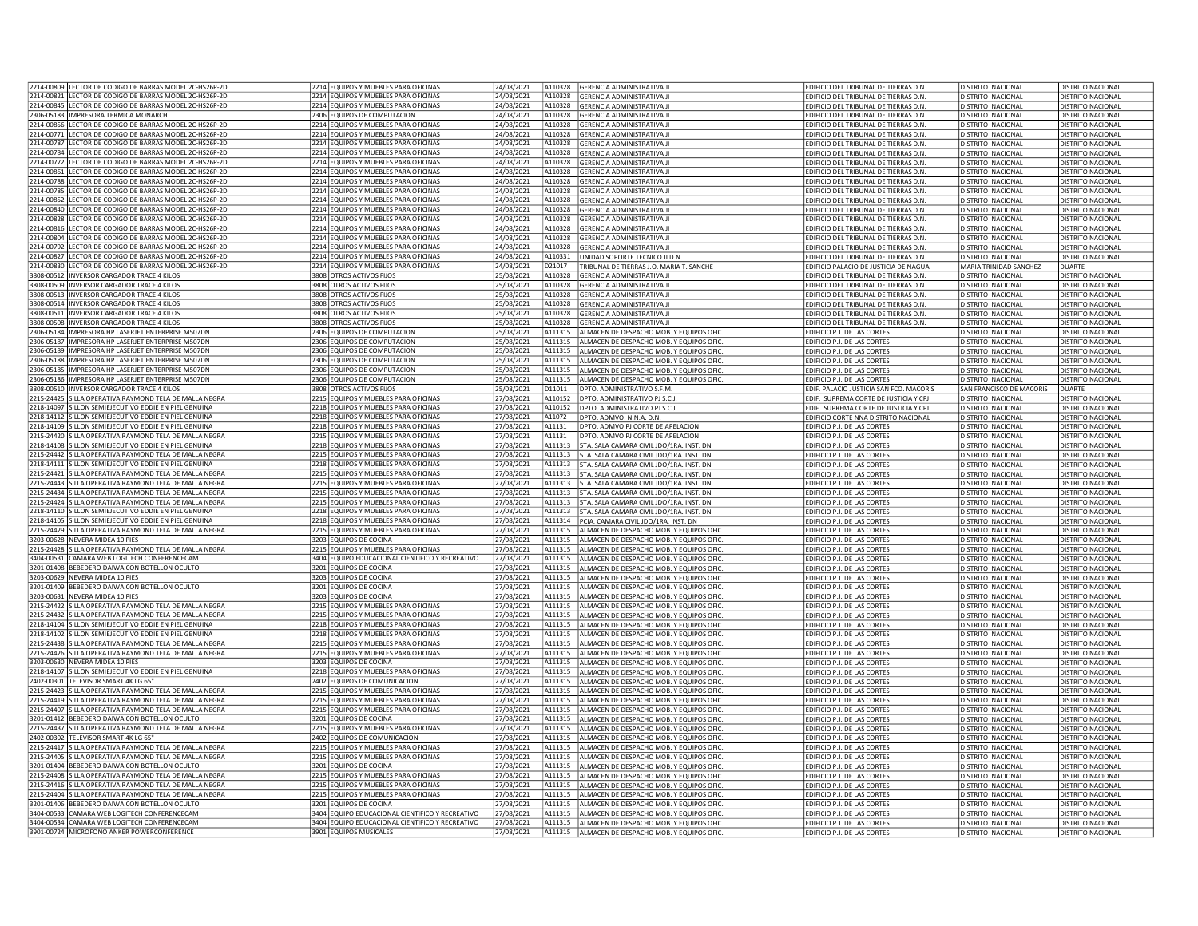| | | | | | | | | | |
|---|---|---|---|---|---|---|---|---|---|
| 2214-00809 | LECTOR DE CODIGO DE BARRAS MODEL 2C-HS26P-2D | 2214 | EQUIPOS Y MUEBLES PARA OFICINAS | 24/08/2021 | A110328 | GERENCIA ADMINISTRATIVA JI | EDIFICIO DEL TRIBUNAL DE TIERRAS D.N. | DISTRITO NACIONAL | DISTRITO NACIONAL |
| 2214-00821 | LECTOR DE CODIGO DE BARRAS MODEL 2C-HS26P-2D | 2214 | EQUIPOS Y MUEBLES PARA OFICINAS | 24/08/2021 | A110328 | GERENCIA ADMINISTRATIVA JI | EDIFICIO DEL TRIBUNAL DE TIERRAS D.N. | DISTRITO NACIONAL | DISTRITO NACIONAL |
| 2214-00845 | LECTOR DE CODIGO DE BARRAS MODEL 2C-HS26P-2D | 2214 | EQUIPOS Y MUEBLES PARA OFICINAS | 24/08/2021 | A110328 | GERENCIA ADMINISTRATIVA JI | EDIFICIO DEL TRIBUNAL DE TIERRAS D.N. | DISTRITO NACIONAL | DISTRITO NACIONAL |
| 2306-05183 | IMPRESORA TERMICA MONARCH | 2306 | EQUIPOS DE COMPUTACION | 24/08/2021 | A110328 | GERENCIA ADMINISTRATIVA JI | EDIFICIO DEL TRIBUNAL DE TIERRAS D.N. | DISTRITO NACIONAL | DISTRITO NACIONAL |
| 2214-00856 | LECTOR DE CODIGO DE BARRAS MODEL 2C-HS26P-2D | 2214 | EQUIPOS Y MUEBLES PARA OFICINAS | 24/08/2021 | A110328 | GERENCIA ADMINISTRATIVA JI | EDIFICIO DEL TRIBUNAL DE TIERRAS D.N. | DISTRITO NACIONAL | DISTRITO NACIONAL |
| 2214-00771 | LECTOR DE CODIGO DE BARRAS MODEL 2C-HS26P-2D | 2214 | EQUIPOS Y MUEBLES PARA OFICINAS | 24/08/2021 | A110328 | GERENCIA ADMINISTRATIVA JI | EDIFICIO DEL TRIBUNAL DE TIERRAS D.N. | DISTRITO NACIONAL | DISTRITO NACIONAL |
| 2214-00787 | LECTOR DE CODIGO DE BARRAS MODEL 2C-HS26P-2D | 2214 | EQUIPOS Y MUEBLES PARA OFICINAS | 24/08/2021 | A110328 | GERENCIA ADMINISTRATIVA JI | EDIFICIO DEL TRIBUNAL DE TIERRAS D.N. | DISTRITO NACIONAL | DISTRITO NACIONAL |
| 2214-00784 | LECTOR DE CODIGO DE BARRAS MODEL 2C-HS26P-2D | 2214 | EQUIPOS Y MUEBLES PARA OFICINAS | 24/08/2021 | A110328 | GERENCIA ADMINISTRATIVA JI | EDIFICIO DEL TRIBUNAL DE TIERRAS D.N. | DISTRITO NACIONAL | DISTRITO NACIONAL |
| 2214-00772 | LECTOR DE CODIGO DE BARRAS MODEL 2C-HS26P-2D | 2214 | EQUIPOS Y MUEBLES PARA OFICINAS | 24/08/2021 | A110328 | GERENCIA ADMINISTRATIVA JI | EDIFICIO DEL TRIBUNAL DE TIERRAS D.N. | DISTRITO NACIONAL | DISTRITO NACIONAL |
| 2214-00861 | LECTOR DE CODIGO DE BARRAS MODEL 2C-HS26P-2D | 2214 | EQUIPOS Y MUEBLES PARA OFICINAS | 24/08/2021 | A110328 | GERENCIA ADMINISTRATIVA JI | EDIFICIO DEL TRIBUNAL DE TIERRAS D.N. | DISTRITO NACIONAL | DISTRITO NACIONAL |
| 2214-00788 | LECTOR DE CODIGO DE BARRAS MODEL 2C-HS26P-2D | 2214 | EQUIPOS Y MUEBLES PARA OFICINAS | 24/08/2021 | A110328 | GERENCIA ADMINISTRATIVA JI | EDIFICIO DEL TRIBUNAL DE TIERRAS D.N. | DISTRITO NACIONAL | DISTRITO NACIONAL |
| 2214-00785 | LECTOR DE CODIGO DE BARRAS MODEL 2C-HS26P-2D | 2214 | EQUIPOS Y MUEBLES PARA OFICINAS | 24/08/2021 | A110328 | GERENCIA ADMINISTRATIVA JI | EDIFICIO DEL TRIBUNAL DE TIERRAS D.N. | DISTRITO NACIONAL | DISTRITO NACIONAL |
| 2214-00852 | LECTOR DE CODIGO DE BARRAS MODEL 2C-HS26P-2D | 2214 | EQUIPOS Y MUEBLES PARA OFICINAS | 24/08/2021 | A110328 | GERENCIA ADMINISTRATIVA JI | EDIFICIO DEL TRIBUNAL DE TIERRAS D.N. | DISTRITO NACIONAL | DISTRITO NACIONAL |
| 2214-00840 | LECTOR DE CODIGO DE BARRAS MODEL 2C-HS26P-2D | 2214 | EQUIPOS Y MUEBLES PARA OFICINAS | 24/08/2021 | A110328 | GERENCIA ADMINISTRATIVA JI | EDIFICIO DEL TRIBUNAL DE TIERRAS D.N. | DISTRITO NACIONAL | DISTRITO NACIONAL |
| 2214-00828 | LECTOR DE CODIGO DE BARRAS MODEL 2C-HS26P-2D | 2214 | EQUIPOS Y MUEBLES PARA OFICINAS | 24/08/2021 | A110328 | GERENCIA ADMINISTRATIVA JI | EDIFICIO DEL TRIBUNAL DE TIERRAS D.N. | DISTRITO NACIONAL | DISTRITO NACIONAL |
| 2214-00816 | LECTOR DE CODIGO DE BARRAS MODEL 2C-HS26P-2D | 2214 | EQUIPOS Y MUEBLES PARA OFICINAS | 24/08/2021 | A110328 | GERENCIA ADMINISTRATIVA JI | EDIFICIO DEL TRIBUNAL DE TIERRAS D.N. | DISTRITO NACIONAL | DISTRITO NACIONAL |
| 2214-00804 | LECTOR DE CODIGO DE BARRAS MODEL 2C-HS26P-2D | 2214 | EQUIPOS Y MUEBLES PARA OFICINAS | 24/08/2021 | A110328 | GERENCIA ADMINISTRATIVA JI | EDIFICIO DEL TRIBUNAL DE TIERRAS D.N. | DISTRITO NACIONAL | DISTRITO NACIONAL |
| 2214-00792 | LECTOR DE CODIGO DE BARRAS MODEL 2C-HS26P-2D | 2214 | EQUIPOS Y MUEBLES PARA OFICINAS | 24/08/2021 | A110328 | GERENCIA ADMINISTRATIVA JI | EDIFICIO DEL TRIBUNAL DE TIERRAS D.N. | DISTRITO NACIONAL | DISTRITO NACIONAL |
| 2214-00827 | LECTOR DE CODIGO DE BARRAS MODEL 2C-HS26P-2D | 2214 | EQUIPOS Y MUEBLES PARA OFICINAS | 24/08/2021 | A110331 | UNIDAD SOPORTE TECNICO JI D.N. | EDIFICIO DEL TRIBUNAL DE TIERRAS D.N. | DISTRITO NACIONAL | DISTRITO NACIONAL |
| 2214-00830 | LECTOR DE CODIGO DE BARRAS MODEL 2C-HS26P-2D | 2214 | EQUIPOS Y MUEBLES PARA OFICINAS | 24/08/2021 | D21017 | TRIBUNAL DE TIERRAS J.O. MARIA T. SANCHE | EDIFICIO PALACIO DE JUSTICIA DE NAGUA | MARIA TRINIDAD SANCHEZ | DUARTE |
| 3808-00512 | INVERSOR CARGADOR TRACE 4 KILOS | 3808 | OTROS ACTIVOS FIJOS | 25/08/2021 | A110328 | GERENCIA ADMINISTRATIVA JI | EDIFICIO DEL TRIBUNAL DE TIERRAS D.N. | DISTRITO NACIONAL | DISTRITO NACIONAL |
| 3808-00509 | INVERSOR CARGADOR TRACE 4 KILOS | 3808 | OTROS ACTIVOS FIJOS | 25/08/2021 | A110328 | GERENCIA ADMINISTRATIVA JI | EDIFICIO DEL TRIBUNAL DE TIERRAS D.N. | DISTRITO NACIONAL | DISTRITO NACIONAL |
| 3808-00513 | INVERSOR CARGADOR TRACE 4 KILOS | 3808 | OTROS ACTIVOS FIJOS | 25/08/2021 | A110328 | GERENCIA ADMINISTRATIVA JI | EDIFICIO DEL TRIBUNAL DE TIERRAS D.N. | DISTRITO NACIONAL | DISTRITO NACIONAL |
| 3808-00514 | INVERSOR CARGADOR TRACE 4 KILOS | 3808 | OTROS ACTIVOS FIJOS | 25/08/2021 | A110328 | GERENCIA ADMINISTRATIVA JI | EDIFICIO DEL TRIBUNAL DE TIERRAS D.N. | DISTRITO NACIONAL | DISTRITO NACIONAL |
| 3808-00511 | INVERSOR CARGADOR TRACE 4 KILOS | 3808 | OTROS ACTIVOS FIJOS | 25/08/2021 | A110328 | GERENCIA ADMINISTRATIVA JI | EDIFICIO DEL TRIBUNAL DE TIERRAS D.N. | DISTRITO NACIONAL | DISTRITO NACIONAL |
| 3808-00508 | INVERSOR CARGADOR TRACE 4 KILOS | 3808 | OTROS ACTIVOS FIJOS | 25/08/2021 | A110328 | GERENCIA ADMINISTRATIVA JI | EDIFICIO DEL TRIBUNAL DE TIERRAS D.N. | DISTRITO NACIONAL | DISTRITO NACIONAL |
| 2306-05184 | IMPRESORA HP LASERJET ENTERPRISE M507DN | 2306 | EQUIPOS DE COMPUTACION | 25/08/2021 | A111315 | ALMACEN DE DESPACHO MOB. Y EQUIPOS OFIC. | EDIFICIO P.J. DE LAS CORTES | DISTRITO NACIONAL | DISTRITO NACIONAL |
| 2306-05187 | IMPRESORA HP LASERJET ENTERPRISE M507DN | 2306 | EQUIPOS DE COMPUTACION | 25/08/2021 | A111315 | ALMACEN DE DESPACHO MOB. Y EQUIPOS OFIC. | EDIFICIO P.J. DE LAS CORTES | DISTRITO NACIONAL | DISTRITO NACIONAL |
| 2306-05189 | IMPRESORA HP LASERJET ENTERPRISE M507DN | 2306 | EQUIPOS DE COMPUTACION | 25/08/2021 | A111315 | ALMACEN DE DESPACHO MOB. Y EQUIPOS OFIC. | EDIFICIO P.J. DE LAS CORTES | DISTRITO NACIONAL | DISTRITO NACIONAL |
| 2306-05188 | IMPRESORA HP LASERJET ENTERPRISE M507DN | 2306 | EQUIPOS DE COMPUTACION | 25/08/2021 | A111315 | ALMACEN DE DESPACHO MOB. Y EQUIPOS OFIC. | EDIFICIO P.J. DE LAS CORTES | DISTRITO NACIONAL | DISTRITO NACIONAL |
| 2306-05185 | IMPRESORA HP LASERJET ENTERPRISE M507DN | 2306 | EQUIPOS DE COMPUTACION | 25/08/2021 | A111315 | ALMACEN DE DESPACHO MOB. Y EQUIPOS OFIC. | EDIFICIO P.J. DE LAS CORTES | DISTRITO NACIONAL | DISTRITO NACIONAL |
| 2306-05186 | IMPRESORA HP LASERJET ENTERPRISE M507DN | 2306 | EQUIPOS DE COMPUTACION | 25/08/2021 | A111315 | ALMACEN DE DESPACHO MOB. Y EQUIPOS OFIC. | EDIFICIO P.J. DE LAS CORTES | DISTRITO NACIONAL | DISTRITO NACIONAL |
| 3808-00510 | INVERSOR CARGADOR TRACE 4 KILOS | 3808 | OTROS ACTIVOS FIJOS | 25/08/2021 | D11011 | DPTO. ADMINISTRATIVO S.F.M. | EDIF. PALACIO JUSTICIA SAN FCO. MACORIS | SAN FRANCISCO DE MACORIS | DUARTE |
| 2215-24425 | SILLA OPERATIVA RAYMOND TELA DE MALLA NEGRA | 2215 | EQUIPOS Y MUEBLES PARA OFICINAS | 27/08/2021 | A110152 | DPTO. ADMINISTRATIVO PJ S.C.J. | EDIF. SUPREMA CORTE DE JUSTICIA Y CPJ | DISTRITO NACIONAL | DISTRITO NACIONAL |
| 2218-14097 | SILLON SEMIEJECUTIVO EDDIE EN PIEL GENUINA | 2218 | EQUIPOS Y MUEBLES PARA OFICINAS | 27/08/2021 | A110152 | DPTO. ADMINISTRATIVO PJ S.C.J. | EDIF. SUPREMA CORTE DE JUSTICIA Y CPJ | DISTRITO NACIONAL | DISTRITO NACIONAL |
| 2218-14112 | SILLON SEMIEJECUTIVO EDDIE EN PIEL GENUINA | 2218 | EQUIPOS Y MUEBLES PARA OFICINAS | 27/08/2021 | A11072 | DPTO. ADMVO. N.N.A. D.N. | EDIFICIO CORTE NNA DISTRITO NACIONAL | DISTRITO NACIONAL | DISTRITO NACIONAL |
| 2218-14109 | SILLON SEMIEJECUTIVO EDDIE EN PIEL GENUINA | 2218 | EQUIPOS Y MUEBLES PARA OFICINAS | 27/08/2021 | A11131 | DPTO. ADMVO PJ CORTE DE APELACION | EDIFICIO P.J. DE LAS CORTES | DISTRITO NACIONAL | DISTRITO NACIONAL |
| 2215-24420 | SILLA OPERATIVA RAYMOND TELA DE MALLA NEGRA | 2215 | EQUIPOS Y MUEBLES PARA OFICINAS | 27/08/2021 | A11131 | DPTO. ADMVO PJ CORTE DE APELACION | EDIFICIO P.J. DE LAS CORTES | DISTRITO NACIONAL | DISTRITO NACIONAL |
| 2218-14108 | SILLON SEMIEJECUTIVO EDDIE EN PIEL GENUINA | 2218 | EQUIPOS Y MUEBLES PARA OFICINAS | 27/08/2021 | A111313 | 5TA. SALA CAMARA CIVIL JDO/1RA. INST. DN | EDIFICIO P.J. DE LAS CORTES | DISTRITO NACIONAL | DISTRITO NACIONAL |
| 2215-24442 | SILLA OPERATIVA RAYMOND TELA DE MALLA NEGRA | 2215 | EQUIPOS Y MUEBLES PARA OFICINAS | 27/08/2021 | A111313 | 5TA. SALA CAMARA CIVIL JDO/1RA. INST. DN | EDIFICIO P.J. DE LAS CORTES | DISTRITO NACIONAL | DISTRITO NACIONAL |
| 2218-14111 | SILLON SEMIEJECUTIVO EDDIE EN PIEL GENUINA | 2218 | EQUIPOS Y MUEBLES PARA OFICINAS | 27/08/2021 | A111313 | 5TA. SALA CAMARA CIVIL JDO/1RA. INST. DN | EDIFICIO P.J. DE LAS CORTES | DISTRITO NACIONAL | DISTRITO NACIONAL |
| 2215-24421 | SILLA OPERATIVA RAYMOND TELA DE MALLA NEGRA | 2215 | EQUIPOS Y MUEBLES PARA OFICINAS | 27/08/2021 | A111313 | 5TA. SALA CAMARA CIVIL JDO/1RA. INST. DN | EDIFICIO P.J. DE LAS CORTES | DISTRITO NACIONAL | DISTRITO NACIONAL |
| 2215-24443 | SILLA OPERATIVA RAYMOND TELA DE MALLA NEGRA | 2215 | EQUIPOS Y MUEBLES PARA OFICINAS | 27/08/2021 | A111313 | 5TA. SALA CAMARA CIVIL JDO/1RA. INST. DN | EDIFICIO P.J. DE LAS CORTES | DISTRITO NACIONAL | DISTRITO NACIONAL |
| 2215-24434 | SILLA OPERATIVA RAYMOND TELA DE MALLA NEGRA | 2215 | EQUIPOS Y MUEBLES PARA OFICINAS | 27/08/2021 | A111313 | 5TA. SALA CAMARA CIVIL JDO/1RA. INST. DN | EDIFICIO P.J. DE LAS CORTES | DISTRITO NACIONAL | DISTRITO NACIONAL |
| 2215-24424 | SILLA OPERATIVA RAYMOND TELA DE MALLA NEGRA | 2215 | EQUIPOS Y MUEBLES PARA OFICINAS | 27/08/2021 | A111313 | 5TA. SALA CAMARA CIVIL JDO/1RA. INST. DN | EDIFICIO P.J. DE LAS CORTES | DISTRITO NACIONAL | DISTRITO NACIONAL |
| 2218-14110 | SILLON SEMIEJECUTIVO EDDIE EN PIEL GENUINA | 2218 | EQUIPOS Y MUEBLES PARA OFICINAS | 27/08/2021 | A111313 | 5TA. SALA CAMARA CIVIL JDO/1RA. INST. DN | EDIFICIO P.J. DE LAS CORTES | DISTRITO NACIONAL | DISTRITO NACIONAL |
| 2218-14105 | SILLON SEMIEJECUTIVO EDDIE EN PIEL GENUINA | 2218 | EQUIPOS Y MUEBLES PARA OFICINAS | 27/08/2021 | A111314 | PCIA. CAMARA CIVIL JDO/1RA. INST. DN | EDIFICIO P.J. DE LAS CORTES | DISTRITO NACIONAL | DISTRITO NACIONAL |
| 2215-24429 | SILLA OPERATIVA RAYMOND TELA DE MALLA NEGRA | 2215 | EQUIPOS Y MUEBLES PARA OFICINAS | 27/08/2021 | A111315 | ALMACEN DE DESPACHO MOB. Y EQUIPOS OFIC. | EDIFICIO P.J. DE LAS CORTES | DISTRITO NACIONAL | DISTRITO NACIONAL |
| 3203-00628 | NEVERA MIDEA 10 PIES | 3203 | EQUIPOS DE COCINA | 27/08/2021 | A111315 | ALMACEN DE DESPACHO MOB. Y EQUIPOS OFIC. | EDIFICIO P.J. DE LAS CORTES | DISTRITO NACIONAL | DISTRITO NACIONAL |
| 2215-24428 | SILLA OPERATIVA RAYMOND TELA DE MALLA NEGRA | 2215 | EQUIPOS Y MUEBLES PARA OFICINAS | 27/08/2021 | A111315 | ALMACEN DE DESPACHO MOB. Y EQUIPOS OFIC. | EDIFICIO P.J. DE LAS CORTES | DISTRITO NACIONAL | DISTRITO NACIONAL |
| 3404-00531 | CAMARA WEB LOGITECH CONFERENCECAM | 3404 | EQUIPO EDUCACIONAL CIENTIFICO Y RECREATIVO | 27/08/2021 | A111315 | ALMACEN DE DESPACHO MOB. Y EQUIPOS OFIC. | EDIFICIO P.J. DE LAS CORTES | DISTRITO NACIONAL | DISTRITO NACIONAL |
| 3201-01408 | BEBEDERO DAIWA CON BOTELLON OCULTO | 3201 | EQUIPOS DE COCINA | 27/08/2021 | A111315 | ALMACEN DE DESPACHO MOB. Y EQUIPOS OFIC. | EDIFICIO P.J. DE LAS CORTES | DISTRITO NACIONAL | DISTRITO NACIONAL |
| 3203-00629 | NEVERA MIDEA 10 PIES | 3203 | EQUIPOS DE COCINA | 27/08/2021 | A111315 | ALMACEN DE DESPACHO MOB. Y EQUIPOS OFIC. | EDIFICIO P.J. DE LAS CORTES | DISTRITO NACIONAL | DISTRITO NACIONAL |
| 3201-01409 | BEBEDERO DAIWA CON BOTELLON OCULTO | 3201 | EQUIPOS DE COCINA | 27/08/2021 | A111315 | ALMACEN DE DESPACHO MOB. Y EQUIPOS OFIC. | EDIFICIO P.J. DE LAS CORTES | DISTRITO NACIONAL | DISTRITO NACIONAL |
| 3203-00631 | NEVERA MIDEA 10 PIES | 3203 | EQUIPOS DE COCINA | 27/08/2021 | A111315 | ALMACEN DE DESPACHO MOB. Y EQUIPOS OFIC. | EDIFICIO P.J. DE LAS CORTES | DISTRITO NACIONAL | DISTRITO NACIONAL |
| 2215-24422 | SILLA OPERATIVA RAYMOND TELA DE MALLA NEGRA | 2215 | EQUIPOS Y MUEBLES PARA OFICINAS | 27/08/2021 | A111315 | ALMACEN DE DESPACHO MOB. Y EQUIPOS OFIC. | EDIFICIO P.J. DE LAS CORTES | DISTRITO NACIONAL | DISTRITO NACIONAL |
| 2215-24432 | SILLA OPERATIVA RAYMOND TELA DE MALLA NEGRA | 2215 | EQUIPOS Y MUEBLES PARA OFICINAS | 27/08/2021 | A111315 | ALMACEN DE DESPACHO MOB. Y EQUIPOS OFIC. | EDIFICIO P.J. DE LAS CORTES | DISTRITO NACIONAL | DISTRITO NACIONAL |
| 2218-14104 | SILLON SEMIEJECUTIVO EDDIE EN PIEL GENUINA | 2218 | EQUIPOS Y MUEBLES PARA OFICINAS | 27/08/2021 | A111315 | ALMACEN DE DESPACHO MOB. Y EQUIPOS OFIC. | EDIFICIO P.J. DE LAS CORTES | DISTRITO NACIONAL | DISTRITO NACIONAL |
| 2218-14102 | SILLON SEMIEJECUTIVO EDDIE EN PIEL GENUINA | 2218 | EQUIPOS Y MUEBLES PARA OFICINAS | 27/08/2021 | A111315 | ALMACEN DE DESPACHO MOB. Y EQUIPOS OFIC. | EDIFICIO P.J. DE LAS CORTES | DISTRITO NACIONAL | DISTRITO NACIONAL |
| 2215-24438 | SILLA OPERATIVA RAYMOND TELA DE MALLA NEGRA | 2215 | EQUIPOS Y MUEBLES PARA OFICINAS | 27/08/2021 | A111315 | ALMACEN DE DESPACHO MOB. Y EQUIPOS OFIC. | EDIFICIO P.J. DE LAS CORTES | DISTRITO NACIONAL | DISTRITO NACIONAL |
| 2215-24426 | SILLA OPERATIVA RAYMOND TELA DE MALLA NEGRA | 2215 | EQUIPOS Y MUEBLES PARA OFICINAS | 27/08/2021 | A111315 | ALMACEN DE DESPACHO MOB. Y EQUIPOS OFIC. | EDIFICIO P.J. DE LAS CORTES | DISTRITO NACIONAL | DISTRITO NACIONAL |
| 3203-00630 | NEVERA MIDEA 10 PIES | 3203 | EQUIPOS DE COCINA | 27/08/2021 | A111315 | ALMACEN DE DESPACHO MOB. Y EQUIPOS OFIC. | EDIFICIO P.J. DE LAS CORTES | DISTRITO NACIONAL | DISTRITO NACIONAL |
| 2218-14107 | SILLON SEMIEJECUTIVO EDDIE EN PIEL GENUINA | 2218 | EQUIPOS Y MUEBLES PARA OFICINAS | 27/08/2021 | A111315 | ALMACEN DE DESPACHO MOB. Y EQUIPOS OFIC. | EDIFICIO P.J. DE LAS CORTES | DISTRITO NACIONAL | DISTRITO NACIONAL |
| 2402-00301 | TELEVISOR SMART 4K LG 65" | 2402 | EQUIPOS DE COMUNICACION | 27/08/2021 | A111315 | ALMACEN DE DESPACHO MOB. Y EQUIPOS OFIC. | EDIFICIO P.J. DE LAS CORTES | DISTRITO NACIONAL | DISTRITO NACIONAL |
| 2215-24423 | SILLA OPERATIVA RAYMOND TELA DE MALLA NEGRA | 2215 | EQUIPOS Y MUEBLES PARA OFICINAS | 27/08/2021 | A111315 | ALMACEN DE DESPACHO MOB. Y EQUIPOS OFIC. | EDIFICIO P.J. DE LAS CORTES | DISTRITO NACIONAL | DISTRITO NACIONAL |
| 2215-24419 | SILLA OPERATIVA RAYMOND TELA DE MALLA NEGRA | 2215 | EQUIPOS Y MUEBLES PARA OFICINAS | 27/08/2021 | A111315 | ALMACEN DE DESPACHO MOB. Y EQUIPOS OFIC. | EDIFICIO P.J. DE LAS CORTES | DISTRITO NACIONAL | DISTRITO NACIONAL |
| 2215-24407 | SILLA OPERATIVA RAYMOND TELA DE MALLA NEGRA | 2215 | EQUIPOS Y MUEBLES PARA OFICINAS | 27/08/2021 | A111315 | ALMACEN DE DESPACHO MOB. Y EQUIPOS OFIC. | EDIFICIO P.J. DE LAS CORTES | DISTRITO NACIONAL | DISTRITO NACIONAL |
| 3201-01412 | BEBEDERO DAIWA CON BOTELLON OCULTO | 3201 | EQUIPOS DE COCINA | 27/08/2021 | A111315 | ALMACEN DE DESPACHO MOB. Y EQUIPOS OFIC. | EDIFICIO P.J. DE LAS CORTES | DISTRITO NACIONAL | DISTRITO NACIONAL |
| 2215-24437 | SILLA OPERATIVA RAYMOND TELA DE MALLA NEGRA | 2215 | EQUIPOS Y MUEBLES PARA OFICINAS | 27/08/2021 | A111315 | ALMACEN DE DESPACHO MOB. Y EQUIPOS OFIC. | EDIFICIO P.J. DE LAS CORTES | DISTRITO NACIONAL | DISTRITO NACIONAL |
| 2402-00302 | TELEVISOR SMART 4K LG 65" | 2402 | EQUIPOS DE COMUNICACION | 27/08/2021 | A111315 | ALMACEN DE DESPACHO MOB. Y EQUIPOS OFIC. | EDIFICIO P.J. DE LAS CORTES | DISTRITO NACIONAL | DISTRITO NACIONAL |
| 2215-24417 | SILLA OPERATIVA RAYMOND TELA DE MALLA NEGRA | 2215 | EQUIPOS Y MUEBLES PARA OFICINAS | 27/08/2021 | A111315 | ALMACEN DE DESPACHO MOB. Y EQUIPOS OFIC. | EDIFICIO P.J. DE LAS CORTES | DISTRITO NACIONAL | DISTRITO NACIONAL |
| 2215-24405 | SILLA OPERATIVA RAYMOND TELA DE MALLA NEGRA | 2215 | EQUIPOS Y MUEBLES PARA OFICINAS | 27/08/2021 | A111315 | ALMACEN DE DESPACHO MOB. Y EQUIPOS OFIC. | EDIFICIO P.J. DE LAS CORTES | DISTRITO NACIONAL | DISTRITO NACIONAL |
| 3201-01404 | BEBEDERO DAIWA CON BOTELLON OCULTO | 3201 | EQUIPOS DE COCINA | 27/08/2021 | A111315 | ALMACEN DE DESPACHO MOB. Y EQUIPOS OFIC. | EDIFICIO P.J. DE LAS CORTES | DISTRITO NACIONAL | DISTRITO NACIONAL |
| 2215-24408 | SILLA OPERATIVA RAYMOND TELA DE MALLA NEGRA | 2215 | EQUIPOS Y MUEBLES PARA OFICINAS | 27/08/2021 | A111315 | ALMACEN DE DESPACHO MOB. Y EQUIPOS OFIC. | EDIFICIO P.J. DE LAS CORTES | DISTRITO NACIONAL | DISTRITO NACIONAL |
| 2215-24416 | SILLA OPERATIVA RAYMOND TELA DE MALLA NEGRA | 2215 | EQUIPOS Y MUEBLES PARA OFICINAS | 27/08/2021 | A111315 | ALMACEN DE DESPACHO MOB. Y EQUIPOS OFIC. | EDIFICIO P.J. DE LAS CORTES | DISTRITO NACIONAL | DISTRITO NACIONAL |
| 2215-24404 | SILLA OPERATIVA RAYMOND TELA DE MALLA NEGRA | 2215 | EQUIPOS Y MUEBLES PARA OFICINAS | 27/08/2021 | A111315 | ALMACEN DE DESPACHO MOB. Y EQUIPOS OFIC. | EDIFICIO P.J. DE LAS CORTES | DISTRITO NACIONAL | DISTRITO NACIONAL |
| 3201-01406 | BEBEDERO DAIWA CON BOTELLON OCULTO | 3201 | EQUIPOS DE COCINA | 27/08/2021 | A111315 | ALMACEN DE DESPACHO MOB. Y EQUIPOS OFIC. | EDIFICIO P.J. DE LAS CORTES | DISTRITO NACIONAL | DISTRITO NACIONAL |
| 3404-00533 | CAMARA WEB LOGITECH CONFERENCECAM | 3404 | EQUIPO EDUCACIONAL CIENTIFICO Y RECREATIVO | 27/08/2021 | A111315 | ALMACEN DE DESPACHO MOB. Y EQUIPOS OFIC. | EDIFICIO P.J. DE LAS CORTES | DISTRITO NACIONAL | DISTRITO NACIONAL |
| 3404-00534 | CAMARA WEB LOGITECH CONFERENCECAM | 3404 | EQUIPO EDUCACIONAL CIENTIFICO Y RECREATIVO | 27/08/2021 | A111315 | ALMACEN DE DESPACHO MOB. Y EQUIPOS OFIC. | EDIFICIO P.J. DE LAS CORTES | DISTRITO NACIONAL | DISTRITO NACIONAL |
| 3901-00724 | MICROFONO ANKER POWERCONFERENCE | 3901 | EQUIPOS MUSICALES | 27/08/2021 | A111315 | ALMACEN DE DESPACHO MOB. Y EQUIPOS OFIC. | EDIFICIO P.J. DE LAS CORTES | DISTRITO NACIONAL | DISTRITO NACIONAL |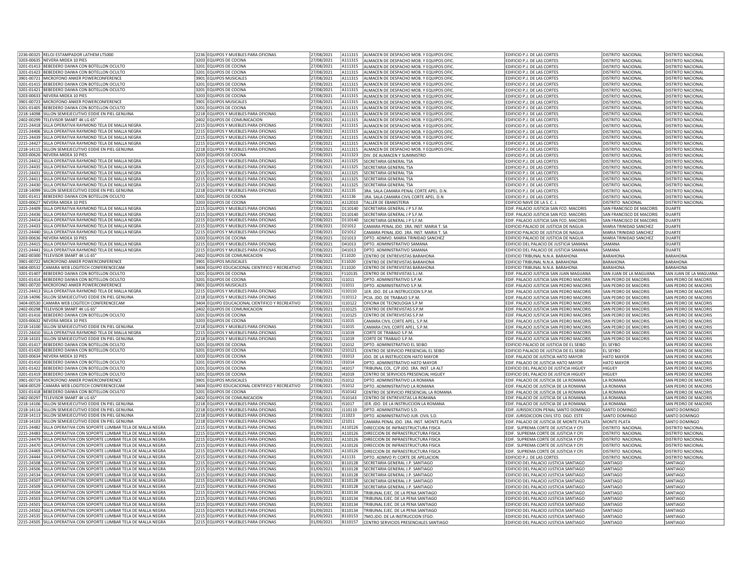| | | | | | | | | | |
|---|---|---|---|---|---|---|---|---|---|
| 2236-00325 | RELOJ ESTAMPADOR LATHEM LT5000 | 2236 | EQUIPOS Y MUEBLES PARA OFICINAS | 27/08/2021 | A111315 | ALMACEN DE DESPACHO MOB. Y EQUIPOS OFIC. | EDIFICIO P.J. DE LAS CORTES | DISTRITO NACIONAL | DISTRITO NACIONAL |
| 3203-00635 | NEVERA MIDEA 10 PIES | 3203 | EQUIPOS DE COCINA | 27/08/2021 | A111315 | ALMACEN DE DESPACHO MOB. Y EQUIPOS OFIC. | EDIFICIO P.J. DE LAS CORTES | DISTRITO NACIONAL | DISTRITO NACIONAL |
| 3201-01413 | BEBEDERO DAIWA CON BOTELLON OCULTO | 3201 | EQUIPOS DE COCINA | 27/08/2021 | A111315 | ALMACEN DE DESPACHO MOB. Y EQUIPOS OFIC. | EDIFICIO P.J. DE LAS CORTES | DISTRITO NACIONAL | DISTRITO NACIONAL |
| 3201-01423 | BEBEDERO DAIWA CON BOTELLON OCULTO | 3201 | EQUIPOS DE COCINA | 27/08/2021 | A111315 | ALMACEN DE DESPACHO MOB. Y EQUIPOS OFIC. | EDIFICIO P.J. DE LAS CORTES | DISTRITO NACIONAL | DISTRITO NACIONAL |
| 3901-00721 | MICROFONO ANKER POWERCONFERENCE | 3901 | EQUIPOS MUSICALES | 27/08/2021 | A111315 | ALMACEN DE DESPACHO MOB. Y EQUIPOS OFIC. | EDIFICIO P.J. DE LAS CORTES | DISTRITO NACIONAL | DISTRITO NACIONAL |
| 3201-01415 | BEBEDERO DAIWA CON BOTELLON OCULTO | 3201 | EQUIPOS DE COCINA | 27/08/2021 | A111315 | ALMACEN DE DESPACHO MOB. Y EQUIPOS OFIC. | EDIFICIO P.J. DE LAS CORTES | DISTRITO NACIONAL | DISTRITO NACIONAL |
| 3201-01421 | BEBEDERO DAIWA CON BOTELLON OCULTO | 3201 | EQUIPOS DE COCINA | 27/08/2021 | A111315 | ALMACEN DE DESPACHO MOB. Y EQUIPOS OFIC. | EDIFICIO P.J. DE LAS CORTES | DISTRITO NACIONAL | DISTRITO NACIONAL |
| 3203-00633 | NEVERA MIDEA 10 PIES | 3203 | EQUIPOS DE COCINA | 27/08/2021 | A111315 | ALMACEN DE DESPACHO MOB. Y EQUIPOS OFIC. | EDIFICIO P.J. DE LAS CORTES | DISTRITO NACIONAL | DISTRITO NACIONAL |
| 3901-00723 | MICROFONO ANKER POWERCONFERENCE | 3901 | EQUIPOS MUSICALES | 27/08/2021 | A111315 | ALMACEN DE DESPACHO MOB. Y EQUIPOS OFIC. | EDIFICIO P.J. DE LAS CORTES | DISTRITO NACIONAL | DISTRITO NACIONAL |
| 3201-01405 | BEBEDERO DAIWA CON BOTELLON OCULTO | 3201 | EQUIPOS DE COCINA | 27/08/2021 | A111315 | ALMACEN DE DESPACHO MOB. Y EQUIPOS OFIC. | EDIFICIO P.J. DE LAS CORTES | DISTRITO NACIONAL | DISTRITO NACIONAL |
| 2218-14098 | SILLON SEMIEJECUTIVO EDDIE EN PIEL GENUINA | 2218 | EQUIPOS Y MUEBLES PARA OFICINAS | 27/08/2021 | A111315 | ALMACEN DE DESPACHO MOB. Y EQUIPOS OFIC. | EDIFICIO P.J. DE LAS CORTES | DISTRITO NACIONAL | DISTRITO NACIONAL |
| 2402-00299 | TELEVISOR SMART 4K LG 65" | 2402 | EQUIPOS DE COMUNICACION | 27/08/2021 | A111315 | ALMACEN DE DESPACHO MOB. Y EQUIPOS OFIC. | EDIFICIO P.J. DE LAS CORTES | DISTRITO NACIONAL | DISTRITO NACIONAL |
| 2215-24418 | SILLA OPERATIVA RAYMOND TELA DE MALLA NEGRA | 2215 | EQUIPOS Y MUEBLES PARA OFICINAS | 27/08/2021 | A111315 | ALMACEN DE DESPACHO MOB. Y EQUIPOS OFIC. | EDIFICIO P.J. DE LAS CORTES | DISTRITO NACIONAL | DISTRITO NACIONAL |
| 2215-24406 | SILLA OPERATIVA RAYMOND TELA DE MALLA NEGRA | 2215 | EQUIPOS Y MUEBLES PARA OFICINAS | 27/08/2021 | A111315 | ALMACEN DE DESPACHO MOB. Y EQUIPOS OFIC. | EDIFICIO P.J. DE LAS CORTES | DISTRITO NACIONAL | DISTRITO NACIONAL |
| 2215-24439 | SILLA OPERATIVA RAYMOND TELA DE MALLA NEGRA | 2215 | EQUIPOS Y MUEBLES PARA OFICINAS | 27/08/2021 | A111315 | ALMACEN DE DESPACHO MOB. Y EQUIPOS OFIC. | EDIFICIO P.J. DE LAS CORTES | DISTRITO NACIONAL | DISTRITO NACIONAL |
| 2215-24427 | SILLA OPERATIVA RAYMOND TELA DE MALLA NEGRA | 2215 | EQUIPOS Y MUEBLES PARA OFICINAS | 27/08/2021 | A111315 | ALMACEN DE DESPACHO MOB. Y EQUIPOS OFIC. | EDIFICIO P.J. DE LAS CORTES | DISTRITO NACIONAL | DISTRITO NACIONAL |
| 2218-14115 | SILLON SEMIEJECUTIVO EDDIE EN PIEL GENUINA | 2218 | EQUIPOS Y MUEBLES PARA OFICINAS | 27/08/2021 | A111315 | ALMACEN DE DESPACHO MOB. Y EQUIPOS OFIC. | EDIFICIO P.J. DE LAS CORTES | DISTRITO NACIONAL | DISTRITO NACIONAL |
| 3203-00626 | NEVERA MIDEA 10 PIES | 3203 | EQUIPOS DE COCINA | 27/08/2021 | A111323 | DIV. DE ALMACEN Y SUMINISTRO | EDIFICIO P.J. DE LAS CORTES | DISTRITO NACIONAL | DISTRITO NACIONAL |
| 2215-24412 | SILLA OPERATIVA RAYMOND TELA DE MALLA NEGRA | 2215 | EQUIPOS Y MUEBLES PARA OFICINAS | 27/08/2021 | A111325 | SECRETARIA GENERAL TSA | EDIFICIO P.J. DE LAS CORTES | DISTRITO NACIONAL | DISTRITO NACIONAL |
| 2215-24435 | SILLA OPERATIVA RAYMOND TELA DE MALLA NEGRA | 2215 | EQUIPOS Y MUEBLES PARA OFICINAS | 27/08/2021 | A111325 | SECRETARIA GENERAL TSA | EDIFICIO P.J. DE LAS CORTES | DISTRITO NACIONAL | DISTRITO NACIONAL |
| 2215-24431 | SILLA OPERATIVA RAYMOND TELA DE MALLA NEGRA | 2215 | EQUIPOS Y MUEBLES PARA OFICINAS | 27/08/2021 | A111325 | SECRETARIA GENERAL TSA | EDIFICIO P.J. DE LAS CORTES | DISTRITO NACIONAL | DISTRITO NACIONAL |
| 2215-24411 | SILLA OPERATIVA RAYMOND TELA DE MALLA NEGRA | 2215 | EQUIPOS Y MUEBLES PARA OFICINAS | 27/08/2021 | A111325 | SECRETARIA GENERAL TSA | EDIFICIO P.J. DE LAS CORTES | DISTRITO NACIONAL | DISTRITO NACIONAL |
| 2215-24430 | SILLA OPERATIVA RAYMOND TELA DE MALLA NEGRA | 2215 | EQUIPOS Y MUEBLES PARA OFICINAS | 27/08/2021 | A111325 | SECRETARIA GENERAL TSA | EDIFICIO P.J. DE LAS CORTES | DISTRITO NACIONAL | DISTRITO NACIONAL |
| 2218-14099 | SILLON SEMIEJECUTIVO EDDIE EN PIEL GENUINA | 2218 | EQUIPOS Y MUEBLES PARA OFICINAS | 27/08/2021 | A11135 | 3RA. SALA CAMARA PENAL CORTE APEL. D.N. | EDIFICIO P.J. DE LAS CORTES | DISTRITO NACIONAL | DISTRITO NACIONAL |
| 3201-01411 | BEBEDERO DAIWA CON BOTELLON OCULTO | 3201 | EQUIPOS DE COCINA | 27/08/2021 | A11136 | 1RA. SALA CAMARA CIVIL CORTE APEL. D.N | EDIFICIO P.J. DE LAS CORTES | DISTRITO NACIONAL | DISTRITO NACIONAL |
| 3203-00627 | NEVERA MIDEA 10 PIES | 3203 | EQUIPOS DE COCINA | 27/08/2021 | A112010 | TALLER DE EBANISTERIA | EDIFICIO NAVE DE LA S. C. J. | DISTRITO NACIONAL | DISTRITO NACIONAL |
| 2215-24409 | SILLA OPERATIVA RAYMOND TELA DE MALLA NEGRA | 2215 | EQUIPOS Y MUEBLES PARA OFICINAS | 27/08/2021 | D110140 | SECRETARIA GENERAL J P S.F.M. | EDIF. PALACIO JUSTICIA SAN FCO. MACORIS | SAN FRANCISCO DE MACORIS | DUARTE |
| 2215-24436 | SILLA OPERATIVA RAYMOND TELA DE MALLA NEGRA | 2215 | EQUIPOS Y MUEBLES PARA OFICINAS | 27/08/2021 | D110140 | SECRETARIA GENERAL J P S.F.M. | EDIF. PALACIO JUSTICIA SAN FCO. MACORIS | SAN FRANCISCO DE MACORIS | DUARTE |
| 2215-24414 | SILLA OPERATIVA RAYMOND TELA DE MALLA NEGRA | 2215 | EQUIPOS Y MUEBLES PARA OFICINAS | 27/08/2021 | D110140 | SECRETARIA GENERAL J P S.F.M. | EDIF. PALACIO JUSTICIA SAN FCO. MACORIS | SAN FRANCISCO DE MACORIS | DUARTE |
| 2215-24433 | SILLA OPERATIVA RAYMOND TELA DE MALLA NEGRA | 2215 | EQUIPOS Y MUEBLES PARA OFICINAS | 27/08/2021 | D21012 | CAMARA PENAL JDO. 1RA. INST. MARIA T. SA | EDIFICIO PALACIO DE JUSTICIA DE NAGUA | MARIA TRINIDAD SANCHEZ | DUARTE |
| 2215-24440 | SILLA OPERATIVA RAYMOND TELA DE MALLA NEGRA | 2215 | EQUIPOS Y MUEBLES PARA OFICINAS | 27/08/2021 | D21012 | CAMARA PENAL JDO. 1RA. INST. MARIA T. SA | EDIFICIO PALACIO DE JUSTICIA DE NAGUA | MARIA TRINIDAD SANCHEZ | DUARTE |
| 3203-00636 | NEVERA MIDEA 10 PIES | 3203 | EQUIPOS DE COCINA | 27/08/2021 | D21013 | DPTO. ADMVO. MARIA TRINIDAD SANCHEZ | EDIFICIO PALACIO DE JUSTICIA DE NAGUA | MARIA TRINIDAD SANCHEZ | DUARTE |
| 2215-24415 | SILLA OPERATIVA RAYMOND TELA DE MALLA NEGRA | 2215 | EQUIPOS Y MUEBLES PARA OFICINAS | 27/08/2021 | D41013 | DPTO. ADMINISTRATIVO SAMANA | EDIFICIO DEL PALACIO DE JUSTICIA SAMANA | SAMANA | DUARTE |
| 2215-24441 | SILLA OPERATIVA RAYMOND TELA DE MALLA NEGRA | 2215 | EQUIPOS Y MUEBLES PARA OFICINAS | 27/08/2021 | D41013 | DPTO. ADMINISTRATIVO SAMANA | EDIFICIO DEL PALACIO DE JUSTICIA SAMANA | SAMANA | DUARTE |
| 2402-00300 | TELEVISOR SMART 4K LG 65" | 2402 | EQUIPOS DE COMUNICACION | 27/08/2021 | E11020 | CENTRO DE ENTREVISTAS BARAHONA | EDIFICIO TRIBUNAL N.N.A. BARAHONA | BARAHONA | BARAHONA |
| 3901-00722 | MICROFONO ANKER POWERCONFERENCE | 3901 | EQUIPOS MUSICALES | 27/08/2021 | E11020 | CENTRO DE ENTREVISTAS BARAHONA | EDIFICIO TRIBUNAL N.N.A. BARAHONA | BARAHONA | BARAHONA |
| 3404-00532 | CAMARA WEB LOGITECH CONFERENCECAM | 3404 | EQUIPO EDUCACIONAL CIENTIFICO Y RECREATIVO | 27/08/2021 | E11020 | CENTRO DE ENTREVISTAS BARAHONA | EDIFICIO TRIBUNAL N.N.A. BARAHONA | BARAHONA | BARAHONA |
| 3201-01407 | BEBEDERO DAIWA CON BOTELLON OCULTO | 3201 | EQUIPOS DE COCINA | 27/08/2021 | F110135 | CENTRO DE ENTREVISTAS S.J.M. | EDIF. PALACIO JUSTICIA SAN JUAN MAGUANA | SAN JUAN DE LA MAGUANA | SAN JUAN DE LA MAGUANA |
| 3201-01414 | BEBEDERO DAIWA CON BOTELLON OCULTO | 3201 | EQUIPOS DE COCINA | 27/08/2021 | I11011 | DPTO. ADMINISTRATIVO S.P.M. | EDIF. PALACIO JUSTICIA SAN PEDRO MACORIS | SAN PEDRO DE MACORIS | SAN PEDRO DE MACORIS |
| 3901-00720 | MICROFONO ANKER POWERCONFERENCE | 3901 | EQUIPOS MUSICALES | 27/08/2021 | I11011 | DPTO. ADMINISTRATIVO S.P.M. | EDIF. PALACIO JUSTICIA SAN PEDRO MACORIS | SAN PEDRO DE MACORIS | SAN PEDRO DE MACORIS |
| 2215-24413 | SILLA OPERATIVA RAYMOND TELA DE MALLA NEGRA | 2215 | EQUIPOS Y MUEBLES PARA OFICINAS | 27/08/2021 | I110110 | 1ER. JDO. DE LA INSTRUCCION S.P.M. | EDIF. PALACIO JUSTICIA SAN PEDRO MACORIS | SAN PEDRO DE MACORIS | SAN PEDRO DE MACORIS |
| 2218-14096 | SILLON SEMIEJECUTIVO EDDIE EN PIEL GENUINA | 2218 | EQUIPOS Y MUEBLES PARA OFICINAS | 27/08/2021 | I110112 | PCIA. JDO. DE TRABAJO S.P.M. | EDIF. PALACIO JUSTICIA SAN PEDRO MACORIS | SAN PEDRO DE MACORIS | SAN PEDRO DE MACORIS |
| 3404-00530 | CAMARA WEB LOGITECH CONFERENCECAM | 3404 | EQUIPO EDUCACIONAL CIENTIFICO Y RECREATIVO | 27/08/2021 | I110122 | OFICINA DE TECNOLOGIA S.P.M | EDIF. PALACIO JUSTICIA SAN PEDRO MACORIS | SAN PEDRO DE MACORIS | SAN PEDRO DE MACORIS |
| 2402-00298 | TELEVISOR SMART 4K LG 65" | 2402 | EQUIPOS DE COMUNICACION | 27/08/2021 | I110125 | CENTRO DE ENTREVISTAS S.P.M | EDIF. PALACIO JUSTICIA SAN PEDRO MACORIS | SAN PEDRO DE MACORIS | SAN PEDRO DE MACORIS |
| 3201-01416 | BEBEDERO DAIWA CON BOTELLON OCULTO | 3201 | EQUIPOS DE COCINA | 27/08/2021 | I110125 | CENTRO DE ENTREVISTAS S.P.M | EDIF. PALACIO JUSTICIA SAN PEDRO MACORIS | SAN PEDRO DE MACORIS | SAN PEDRO DE MACORIS |
| 3203-00632 | NEVERA MIDEA 10 PIES | 3203 | EQUIPOS DE COCINA | 27/08/2021 | I11015 | CAMARA CIVIL CORTE APEL. S.P.M. | EDIF. PALACIO JUSTICIA SAN PEDRO MACORIS | SAN PEDRO DE MACORIS | SAN PEDRO DE MACORIS |
| 2218-14100 | SILLON SEMIEJECUTIVO EDDIE EN PIEL GENUINA | 2218 | EQUIPOS Y MUEBLES PARA OFICINAS | 27/08/2021 | I11015 | CAMARA CIVIL CORTE APEL. S.P.M. | EDIF. PALACIO JUSTICIA SAN PEDRO MACORIS | SAN PEDRO DE MACORIS | SAN PEDRO DE MACORIS |
| 2215-24410 | SILLA OPERATIVA RAYMOND TELA DE MALLA NEGRA | 2215 | EQUIPOS Y MUEBLES PARA OFICINAS | 27/08/2021 | I11019 | CORTE DE TRABAJO S.P.M. | EDIF. PALACIO JUSTICIA SAN PEDRO MACORIS | SAN PEDRO DE MACORIS | SAN PEDRO DE MACORIS |
| 2218-14101 | SILLON SEMIEJECUTIVO EDDIE EN PIEL GENUINA | 2218 | EQUIPOS Y MUEBLES PARA OFICINAS | 27/08/2021 | I11019 | CORTE DE TRABAJO S.P.M. | EDIF. PALACIO JUSTICIA SAN PEDRO MACORIS | SAN PEDRO DE MACORIS | SAN PEDRO DE MACORIS |
| 3201-01417 | BEBEDERO DAIWA CON BOTELLON OCULTO | 3201 | EQUIPOS DE COCINA | 27/08/2021 | I21012 | DPTO. ADMINISTRATIVO EL SEIBO | EDIFICIO PALACIO DE JUSTICIA DE EL SEIBO | EL SEYBO | SAN PEDRO DE MACORIS |
| 3201-01420 | BEBEDERO DAIWA CON BOTELLON OCULTO | 3201 | EQUIPOS DE COCINA | 27/08/2021 | I210121 | CENTRO DE SERVICIO PRESENCIAL EL SEIBO | EDIFICIO PALACIO DE JUSTICIA DE EL SEIBO | EL SEYBO | SAN PEDRO DE MACORIS |
| 3203-00634 | NEVERA MIDEA 10 PIES | 3203 | EQUIPOS DE COCINA | 27/08/2021 | I31013 | JDO. DE LA INSTRUCCION HATO MAYOR | EDIF. PALACIO DE JUSTICIA HATO MAYOR | HATO MAYOR | SAN PEDRO DE MACORIS |
| 3201-01410 | BEBEDERO DAIWA CON BOTELLON OCULTO | 3201 | EQUIPOS DE COCINA | 27/08/2021 | I31014 | DPTO. ADMINISTRATIVO HATO MAYOR | EDIF. PALACIO DE JUSTICIA HATO MAYOR | HATO MAYOR | SAN PEDRO DE MACORIS |
| 3201-01422 | BEBEDERO DAIWA CON BOTELLON OCULTO | 3201 | EQUIPOS DE COCINA | 27/08/2021 | I41017 | TRIBUNAL COL. C/P JDO. 1RA. INST. LA ALT | EDIFICIO DEL PALACIO DE JUSTICIA HIGUEY | HIGUEY | SAN PEDRO DE MACORIS |
| 3201-01419 | BEBEDERO DAIWA CON BOTELLON OCULTO | 3201 | EQUIPOS DE COCINA | 27/08/2021 | I41019 | CENTRO DE SERVICIOS PRESENCIAL HIGUEY | EDIFICIO DEL PALACIO DE JUSTICIA HIGUEY | HIGUEY | SAN PEDRO DE MACORIS |
| 3901-00719 | MICROFONO ANKER POWERCONFERENCE | 3901 | EQUIPOS MUSICALES | 27/08/2021 | I51012 | DPTO. ADMINISTRATIVO LA ROMANA | EDIF. PALACIO DE JUSTICIA DE LA ROMANA | LA ROMANA | SAN PEDRO DE MACORIS |
| 3404-00529 | CAMARA WEB LOGITECH CONFERENCECAM | 3404 | EQUIPO EDUCACIONAL CIENTIFICO Y RECREATIVO | 27/08/2021 | I51012 | DPTO. ADMINISTRATIVO LA ROMANA | EDIF. PALACIO DE JUSTICIA DE LA ROMANA | LA ROMANA | SAN PEDRO DE MACORIS |
| 3201-01418 | BEBEDERO DAIWA CON BOTELLON OCULTO | 3201 | EQUIPOS DE COCINA | 27/08/2021 | I510142 | CENTRO DE SERVICIO PRESENCIAL LA ROMANA | EDIF. PALACIO DE JUSTICIA DE LA ROMANA | LA ROMANA | SAN PEDRO DE MACORIS |
| 2402-00297 | TELEVISOR SMART 4K LG 65" | 2402 | EQUIPOS DE COMUNICACION | 27/08/2021 | I510143 | CENTRO DE ENTREVISTAS LA ROMANA | EDIF. PALACIO DE JUSTICIA DE LA ROMANA | LA ROMANA | SAN PEDRO DE MACORIS |
| 2218-14106 | SILLON SEMIEJECUTIVO EDDIE EN PIEL GENUINA | 2218 | EQUIPOS Y MUEBLES PARA OFICINAS | 27/08/2021 | I51017 | 1ER. JDO. DE LA INSTRUCCION LA ROMANA | EDIF. PALACIO DE JUSTICIA DE LA ROMANA | LA ROMANA | SAN PEDRO DE MACORIS |
| 2218-14114 | SILLON SEMIEJECUTIVO EDDIE EN PIEL GENUINA | 2218 | EQUIPOS Y MUEBLES PARA OFICINAS | 27/08/2021 | J110110 | DPTO. ADMINISTRATIVO S.D. | EDIF. JURISDICCION PENAL SANTO DOMINGO | SANTO DOMINGO | SANTO DOMINGO |
| 2218-14113 | SILLON SEMIEJECUTIVO EDDIE EN PIEL GENUINA | 2218 | EQUIPOS Y MUEBLES PARA OFICINAS | 27/08/2021 | J11023 | DPTO. ADMINISTRATIVO JUR. CIVIL S.D. | EDIF. JURISDICCION CIVIL STO. DGO. ESTE | SANTO DOMINGO | SANTO DOMINGO |
| 2218-14103 | SILLON SEMIEJECUTIVO EDDIE EN PIEL GENUINA | 2218 | EQUIPOS Y MUEBLES PARA OFICINAS | 27/08/2021 | J21011 | CAMARA PENAL JDO. 1RA. INST. MONTE PLATA | EDIF. PALACIO DE JUSTICIA DE MONTE PLATA | MONTE PLATA | SANTO DOMINGO |
| 2215-24482 | SILLA OPERATIVA CON SOPORTE LUMBAR TELA DE MALLA NEGRA | 2215 | EQUIPOS Y MUEBLES PARA OFICINAS | 01/09/2021 | A110126 | DIRECCION DE INFRAESTRUCTURA FISICA | EDIF. SUPREMA CORTE DE JUSTICIA Y CPJ | DISTRITO NACIONAL | DISTRITO NACIONAL |
| 2215-24483 | SILLA OPERATIVA CON SOPORTE LUMBAR TELA DE MALLA NEGRA | 2215 | EQUIPOS Y MUEBLES PARA OFICINAS | 01/09/2021 | A110126 | DIRECCION DE INFRAESTRUCTURA FISICA | EDIF. SUPREMA CORTE DE JUSTICIA Y CPJ | DISTRITO NACIONAL | DISTRITO NACIONAL |
| 2215-24479 | SILLA OPERATIVA CON SOPORTE LUMBAR TELA DE MALLA NEGRA | 2215 | EQUIPOS Y MUEBLES PARA OFICINAS | 01/09/2021 | A110126 | DIRECCION DE INFRAESTRUCTURA FISICA | EDIF. SUPREMA CORTE DE JUSTICIA Y CPJ | DISTRITO NACIONAL | DISTRITO NACIONAL |
| 2215-24470 | SILLA OPERATIVA CON SOPORTE LUMBAR TELA DE MALLA NEGRA | 2215 | EQUIPOS Y MUEBLES PARA OFICINAS | 01/09/2021 | A110126 | DIRECCION DE INFRAESTRUCTURA FISICA | EDIF. SUPREMA CORTE DE JUSTICIA Y CPJ | DISTRITO NACIONAL | DISTRITO NACIONAL |
| 2215-24469 | SILLA OPERATIVA CON SOPORTE LUMBAR TELA DE MALLA NEGRA | 2215 | EQUIPOS Y MUEBLES PARA OFICINAS | 01/09/2021 | A110126 | DIRECCION DE INFRAESTRUCTURA FISICA | EDIF. SUPREMA CORTE DE JUSTICIA Y CPJ | DISTRITO NACIONAL | DISTRITO NACIONAL |
| 2215-24444 | SILLA OPERATIVA CON SOPORTE LUMBAR TELA DE MALLA NEGRA | 2215 | EQUIPOS Y MUEBLES PARA OFICINAS | 01/09/2021 | A11131 | DPTO. ADMVO PJ CORTE DE APELACION | EDIFICIO P.J. DE LAS CORTES | DISTRITO NACIONAL | DISTRITO NACIONAL |
| 2215-24508 | SILLA OPERATIVA CON SOPORTE LUMBAR TELA DE MALLA NEGRA | 2215 | EQUIPOS Y MUEBLES PARA OFICINAS | 01/09/2021 | B110128 | SECRETARIA GENERAL J.P. SANTIAGO | EDIFICIO DEL PALACIO JUSTICIA SANTIAGO | SANTIAGO | SANTIAGO |
| 2215-24506 | SILLA OPERATIVA CON SOPORTE LUMBAR TELA DE MALLA NEGRA | 2215 | EQUIPOS Y MUEBLES PARA OFICINAS | 01/09/2021 | B110128 | SECRETARIA GENERAL J.P. SANTIAGO | EDIFICIO DEL PALACIO JUSTICIA SANTIAGO | SANTIAGO | SANTIAGO |
| 2215-24534 | SILLA OPERATIVA CON SOPORTE LUMBAR TELA DE MALLA NEGRA | 2215 | EQUIPOS Y MUEBLES PARA OFICINAS | 01/09/2021 | B110128 | SECRETARIA GENERAL J.P. SANTIAGO | EDIFICIO DEL PALACIO JUSTICIA SANTIAGO | SANTIAGO | SANTIAGO |
| 2215-24507 | SILLA OPERATIVA CON SOPORTE LUMBAR TELA DE MALLA NEGRA | 2215 | EQUIPOS Y MUEBLES PARA OFICINAS | 01/09/2021 | B110128 | SECRETARIA GENERAL J.P. SANTIAGO | EDIFICIO DEL PALACIO JUSTICIA SANTIAGO | SANTIAGO | SANTIAGO |
| 2215-24509 | SILLA OPERATIVA CON SOPORTE LUMBAR TELA DE MALLA NEGRA | 2215 | EQUIPOS Y MUEBLES PARA OFICINAS | 01/09/2021 | B110128 | SECRETARIA GENERAL J.P. SANTIAGO | EDIFICIO DEL PALACIO JUSTICIA SANTIAGO | SANTIAGO | SANTIAGO |
| 2215-24504 | SILLA OPERATIVA CON SOPORTE LUMBAR TELA DE MALLA NEGRA | 2215 | EQUIPOS Y MUEBLES PARA OFICINAS | 01/09/2021 | B110134 | TRIBUNAL EJEC. DE LA PENA SANTIAGO | EDIFICIO DEL PALACIO JUSTICIA SANTIAGO | SANTIAGO | SANTIAGO |
| 2215-24503 | SILLA OPERATIVA CON SOPORTE LUMBAR TELA DE MALLA NEGRA | 2215 | EQUIPOS Y MUEBLES PARA OFICINAS | 01/09/2021 | B110134 | TRIBUNAL EJEC. DE LA PENA SANTIAGO | EDIFICIO DEL PALACIO JUSTICIA SANTIAGO | SANTIAGO | SANTIAGO |
| 2215-24501 | SILLA OPERATIVA CON SOPORTE LUMBAR TELA DE MALLA NEGRA | 2215 | EQUIPOS Y MUEBLES PARA OFICINAS | 01/09/2021 | B110134 | TRIBUNAL EJEC. DE LA PENA SANTIAGO | EDIFICIO DEL PALACIO JUSTICIA SANTIAGO | SANTIAGO | SANTIAGO |
| 2215-24502 | SILLA OPERATIVA CON SOPORTE LUMBAR TELA DE MALLA NEGRA | 2215 | EQUIPOS Y MUEBLES PARA OFICINAS | 01/09/2021 | B110134 | TRIBUNAL EJEC. DE LA PENA SANTIAGO | EDIFICIO DEL PALACIO JUSTICIA SANTIAGO | SANTIAGO | SANTIAGO |
| 2215-24535 | SILLA OPERATIVA CON SOPORTE LUMBAR TELA DE MALLA NEGRA | 2215 | EQUIPOS Y MUEBLES PARA OFICINAS | 01/09/2021 | B110153 | 7MO.JDO. DE LA INSTRUCCION STGO. | EDIFICIO DEL PALACIO JUSTICIA SANTIAGO | SANTIAGO | SANTIAGO |
| 2215-24505 | SILLA OPERATIVA CON SOPORTE LUMBAR TELA DE MALLA NEGRA | 2215 | EQUIPOS Y MUEBLES PARA OFICINAS | 01/09/2021 | B110157 | CENTRO SERVICIOS PRESENCIALES SANTIAGO | EDIFICIO DEL PALACIO JUSTICIA SANTIAGO | SANTIAGO | SANTIAGO |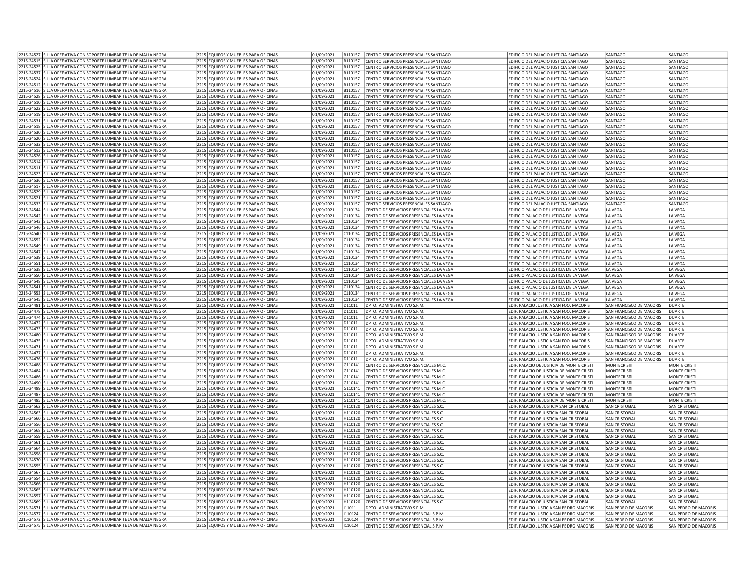| | | | | | | | | | |
|---|---|---|---|---|---|---|---|---|---|
| 2215-24527 | SILLA OPERATIVA CON SOPORTE LUMBAR TELA DE MALLA NEGRA | 2215 | EQUIPOS Y MUEBLES PARA OFICINAS | 01/09/2021 | B110157 | CENTRO SERVICIOS PRESENCIALES SANTIAGO | EDIFICIO DEL PALACIO JUSTICIA SANTIAGO | SANTIAGO | SANTIAGO |
| 2215-24515 | SILLA OPERATIVA CON SOPORTE LUMBAR TELA DE MALLA NEGRA | 2215 | EQUIPOS Y MUEBLES PARA OFICINAS | 01/09/2021 | B110157 | CENTRO SERVICIOS PRESENCIALES SANTIAGO | EDIFICIO DEL PALACIO JUSTICIA SANTIAGO | SANTIAGO | SANTIAGO |
| 2215-24525 | SILLA OPERATIVA CON SOPORTE LUMBAR TELA DE MALLA NEGRA | 2215 | EQUIPOS Y MUEBLES PARA OFICINAS | 01/09/2021 | B110157 | CENTRO SERVICIOS PRESENCIALES SANTIAGO | EDIFICIO DEL PALACIO JUSTICIA SANTIAGO | SANTIAGO | SANTIAGO |
| 2215-24537 | SILLA OPERATIVA CON SOPORTE LUMBAR TELA DE MALLA NEGRA | 2215 | EQUIPOS Y MUEBLES PARA OFICINAS | 01/09/2021 | B110157 | CENTRO SERVICIOS PRESENCIALES SANTIAGO | EDIFICIO DEL PALACIO JUSTICIA SANTIAGO | SANTIAGO | SANTIAGO |
| 2215-24524 | SILLA OPERATIVA CON SOPORTE LUMBAR TELA DE MALLA NEGRA | 2215 | EQUIPOS Y MUEBLES PARA OFICINAS | 01/09/2021 | B110157 | CENTRO SERVICIOS PRESENCIALES SANTIAGO | EDIFICIO DEL PALACIO JUSTICIA SANTIAGO | SANTIAGO | SANTIAGO |
| 2215-24512 | SILLA OPERATIVA CON SOPORTE LUMBAR TELA DE MALLA NEGRA | 2215 | EQUIPOS Y MUEBLES PARA OFICINAS | 01/09/2021 | B110157 | CENTRO SERVICIOS PRESENCIALES SANTIAGO | EDIFICIO DEL PALACIO JUSTICIA SANTIAGO | SANTIAGO | SANTIAGO |
| 2215-24516 | SILLA OPERATIVA CON SOPORTE LUMBAR TELA DE MALLA NEGRA | 2215 | EQUIPOS Y MUEBLES PARA OFICINAS | 01/09/2021 | B110157 | CENTRO SERVICIOS PRESENCIALES SANTIAGO | EDIFICIO DEL PALACIO JUSTICIA SANTIAGO | SANTIAGO | SANTIAGO |
| 2215-24528 | SILLA OPERATIVA CON SOPORTE LUMBAR TELA DE MALLA NEGRA | 2215 | EQUIPOS Y MUEBLES PARA OFICINAS | 01/09/2021 | B110157 | CENTRO SERVICIOS PRESENCIALES SANTIAGO | EDIFICIO DEL PALACIO JUSTICIA SANTIAGO | SANTIAGO | SANTIAGO |
| 2215-24510 | SILLA OPERATIVA CON SOPORTE LUMBAR TELA DE MALLA NEGRA | 2215 | EQUIPOS Y MUEBLES PARA OFICINAS | 01/09/2021 | B110157 | CENTRO SERVICIOS PRESENCIALES SANTIAGO | EDIFICIO DEL PALACIO JUSTICIA SANTIAGO | SANTIAGO | SANTIAGO |
| 2215-24522 | SILLA OPERATIVA CON SOPORTE LUMBAR TELA DE MALLA NEGRA | 2215 | EQUIPOS Y MUEBLES PARA OFICINAS | 01/09/2021 | B110157 | CENTRO SERVICIOS PRESENCIALES SANTIAGO | EDIFICIO DEL PALACIO JUSTICIA SANTIAGO | SANTIAGO | SANTIAGO |
| 2215-24519 | SILLA OPERATIVA CON SOPORTE LUMBAR TELA DE MALLA NEGRA | 2215 | EQUIPOS Y MUEBLES PARA OFICINAS | 01/09/2021 | B110157 | CENTRO SERVICIOS PRESENCIALES SANTIAGO | EDIFICIO DEL PALACIO JUSTICIA SANTIAGO | SANTIAGO | SANTIAGO |
| 2215-24531 | SILLA OPERATIVA CON SOPORTE LUMBAR TELA DE MALLA NEGRA | 2215 | EQUIPOS Y MUEBLES PARA OFICINAS | 01/09/2021 | B110157 | CENTRO SERVICIOS PRESENCIALES SANTIAGO | EDIFICIO DEL PALACIO JUSTICIA SANTIAGO | SANTIAGO | SANTIAGO |
| 2215-24518 | SILLA OPERATIVA CON SOPORTE LUMBAR TELA DE MALLA NEGRA | 2215 | EQUIPOS Y MUEBLES PARA OFICINAS | 01/09/2021 | B110157 | CENTRO SERVICIOS PRESENCIALES SANTIAGO | EDIFICIO DEL PALACIO JUSTICIA SANTIAGO | SANTIAGO | SANTIAGO |
| 2215-24530 | SILLA OPERATIVA CON SOPORTE LUMBAR TELA DE MALLA NEGRA | 2215 | EQUIPOS Y MUEBLES PARA OFICINAS | 01/09/2021 | B110157 | CENTRO SERVICIOS PRESENCIALES SANTIAGO | EDIFICIO DEL PALACIO JUSTICIA SANTIAGO | SANTIAGO | SANTIAGO |
| 2215-24520 | SILLA OPERATIVA CON SOPORTE LUMBAR TELA DE MALLA NEGRA | 2215 | EQUIPOS Y MUEBLES PARA OFICINAS | 01/09/2021 | B110157 | CENTRO SERVICIOS PRESENCIALES SANTIAGO | EDIFICIO DEL PALACIO JUSTICIA SANTIAGO | SANTIAGO | SANTIAGO |
| 2215-24532 | SILLA OPERATIVA CON SOPORTE LUMBAR TELA DE MALLA NEGRA | 2215 | EQUIPOS Y MUEBLES PARA OFICINAS | 01/09/2021 | B110157 | CENTRO SERVICIOS PRESENCIALES SANTIAGO | EDIFICIO DEL PALACIO JUSTICIA SANTIAGO | SANTIAGO | SANTIAGO |
| 2215-24513 | SILLA OPERATIVA CON SOPORTE LUMBAR TELA DE MALLA NEGRA | 2215 | EQUIPOS Y MUEBLES PARA OFICINAS | 01/09/2021 | B110157 | CENTRO SERVICIOS PRESENCIALES SANTIAGO | EDIFICIO DEL PALACIO JUSTICIA SANTIAGO | SANTIAGO | SANTIAGO |
| 2215-24526 | SILLA OPERATIVA CON SOPORTE LUMBAR TELA DE MALLA NEGRA | 2215 | EQUIPOS Y MUEBLES PARA OFICINAS | 01/09/2021 | B110157 | CENTRO SERVICIOS PRESENCIALES SANTIAGO | EDIFICIO DEL PALACIO JUSTICIA SANTIAGO | SANTIAGO | SANTIAGO |
| 2215-24514 | SILLA OPERATIVA CON SOPORTE LUMBAR TELA DE MALLA NEGRA | 2215 | EQUIPOS Y MUEBLES PARA OFICINAS | 01/09/2021 | B110157 | CENTRO SERVICIOS PRESENCIALES SANTIAGO | EDIFICIO DEL PALACIO JUSTICIA SANTIAGO | SANTIAGO | SANTIAGO |
| 2215-24511 | SILLA OPERATIVA CON SOPORTE LUMBAR TELA DE MALLA NEGRA | 2215 | EQUIPOS Y MUEBLES PARA OFICINAS | 01/09/2021 | B110157 | CENTRO SERVICIOS PRESENCIALES SANTIAGO | EDIFICIO DEL PALACIO JUSTICIA SANTIAGO | SANTIAGO | SANTIAGO |
| 2215-24523 | SILLA OPERATIVA CON SOPORTE LUMBAR TELA DE MALLA NEGRA | 2215 | EQUIPOS Y MUEBLES PARA OFICINAS | 01/09/2021 | B110157 | CENTRO SERVICIOS PRESENCIALES SANTIAGO | EDIFICIO DEL PALACIO JUSTICIA SANTIAGO | SANTIAGO | SANTIAGO |
| 2215-24536 | SILLA OPERATIVA CON SOPORTE LUMBAR TELA DE MALLA NEGRA | 2215 | EQUIPOS Y MUEBLES PARA OFICINAS | 01/09/2021 | B110157 | CENTRO SERVICIOS PRESENCIALES SANTIAGO | EDIFICIO DEL PALACIO JUSTICIA SANTIAGO | SANTIAGO | SANTIAGO |
| 2215-24517 | SILLA OPERATIVA CON SOPORTE LUMBAR TELA DE MALLA NEGRA | 2215 | EQUIPOS Y MUEBLES PARA OFICINAS | 01/09/2021 | B110157 | CENTRO SERVICIOS PRESENCIALES SANTIAGO | EDIFICIO DEL PALACIO JUSTICIA SANTIAGO | SANTIAGO | SANTIAGO |
| 2215-24529 | SILLA OPERATIVA CON SOPORTE LUMBAR TELA DE MALLA NEGRA | 2215 | EQUIPOS Y MUEBLES PARA OFICINAS | 01/09/2021 | B110157 | CENTRO SERVICIOS PRESENCIALES SANTIAGO | EDIFICIO DEL PALACIO JUSTICIA SANTIAGO | SANTIAGO | SANTIAGO |
| 2215-24521 | SILLA OPERATIVA CON SOPORTE LUMBAR TELA DE MALLA NEGRA | 2215 | EQUIPOS Y MUEBLES PARA OFICINAS | 01/09/2021 | B110157 | CENTRO SERVICIOS PRESENCIALES SANTIAGO | EDIFICIO DEL PALACIO JUSTICIA SANTIAGO | SANTIAGO | SANTIAGO |
| 2215-24533 | SILLA OPERATIVA CON SOPORTE LUMBAR TELA DE MALLA NEGRA | 2215 | EQUIPOS Y MUEBLES PARA OFICINAS | 01/09/2021 | B110157 | CENTRO SERVICIOS PRESENCIALES SANTIAGO | EDIFICIO DEL PALACIO JUSTICIA SANTIAGO | SANTIAGO | SANTIAGO |
| 2215-24544 | SILLA OPERATIVA CON SOPORTE LUMBAR TELA DE MALLA NEGRA | 2215 | EQUIPOS Y MUEBLES PARA OFICINAS | 01/09/2021 | C110134 | CENTRO DE SERVICIOS PRESENCIALES LA VEGA | EDIFICIO PALACIO DE JUSTICIA DE LA VEGA | LA VEGA | LA VEGA |
| 2215-24542 | SILLA OPERATIVA CON SOPORTE LUMBAR TELA DE MALLA NEGRA | 2215 | EQUIPOS Y MUEBLES PARA OFICINAS | 01/09/2021 | C110134 | CENTRO DE SERVICIOS PRESENCIALES LA VEGA | EDIFICIO PALACIO DE JUSTICIA DE LA VEGA | LA VEGA | LA VEGA |
| 2215-24543 | SILLA OPERATIVA CON SOPORTE LUMBAR TELA DE MALLA NEGRA | 2215 | EQUIPOS Y MUEBLES PARA OFICINAS | 01/09/2021 | C110134 | CENTRO DE SERVICIOS PRESENCIALES LA VEGA | EDIFICIO PALACIO DE JUSTICIA DE LA VEGA | LA VEGA | LA VEGA |
| 2215-24546 | SILLA OPERATIVA CON SOPORTE LUMBAR TELA DE MALLA NEGRA | 2215 | EQUIPOS Y MUEBLES PARA OFICINAS | 01/09/2021 | C110134 | CENTRO DE SERVICIOS PRESENCIALES LA VEGA | EDIFICIO PALACIO DE JUSTICIA DE LA VEGA | LA VEGA | LA VEGA |
| 2215-24540 | SILLA OPERATIVA CON SOPORTE LUMBAR TELA DE MALLA NEGRA | 2215 | EQUIPOS Y MUEBLES PARA OFICINAS | 01/09/2021 | C110134 | CENTRO DE SERVICIOS PRESENCIALES LA VEGA | EDIFICIO PALACIO DE JUSTICIA DE LA VEGA | LA VEGA | LA VEGA |
| 2215-24552 | SILLA OPERATIVA CON SOPORTE LUMBAR TELA DE MALLA NEGRA | 2215 | EQUIPOS Y MUEBLES PARA OFICINAS | 01/09/2021 | C110134 | CENTRO DE SERVICIOS PRESENCIALES LA VEGA | EDIFICIO PALACIO DE JUSTICIA DE LA VEGA | LA VEGA | LA VEGA |
| 2215-24549 | SILLA OPERATIVA CON SOPORTE LUMBAR TELA DE MALLA NEGRA | 2215 | EQUIPOS Y MUEBLES PARA OFICINAS | 01/09/2021 | C110134 | CENTRO DE SERVICIOS PRESENCIALES LA VEGA | EDIFICIO PALACIO DE JUSTICIA DE LA VEGA | LA VEGA | LA VEGA |
| 2215-24547 | SILLA OPERATIVA CON SOPORTE LUMBAR TELA DE MALLA NEGRA | 2215 | EQUIPOS Y MUEBLES PARA OFICINAS | 01/09/2021 | C110134 | CENTRO DE SERVICIOS PRESENCIALES LA VEGA | EDIFICIO PALACIO DE JUSTICIA DE LA VEGA | LA VEGA | LA VEGA |
| 2215-24539 | SILLA OPERATIVA CON SOPORTE LUMBAR TELA DE MALLA NEGRA | 2215 | EQUIPOS Y MUEBLES PARA OFICINAS | 01/09/2021 | C110134 | CENTRO DE SERVICIOS PRESENCIALES LA VEGA | EDIFICIO PALACIO DE JUSTICIA DE LA VEGA | LA VEGA | LA VEGA |
| 2215-24551 | SILLA OPERATIVA CON SOPORTE LUMBAR TELA DE MALLA NEGRA | 2215 | EQUIPOS Y MUEBLES PARA OFICINAS | 01/09/2021 | C110134 | CENTRO DE SERVICIOS PRESENCIALES LA VEGA | EDIFICIO PALACIO DE JUSTICIA DE LA VEGA | LA VEGA | LA VEGA |
| 2215-24538 | SILLA OPERATIVA CON SOPORTE LUMBAR TELA DE MALLA NEGRA | 2215 | EQUIPOS Y MUEBLES PARA OFICINAS | 01/09/2021 | C110134 | CENTRO DE SERVICIOS PRESENCIALES LA VEGA | EDIFICIO PALACIO DE JUSTICIA DE LA VEGA | LA VEGA | LA VEGA |
| 2215-24550 | SILLA OPERATIVA CON SOPORTE LUMBAR TELA DE MALLA NEGRA | 2215 | EQUIPOS Y MUEBLES PARA OFICINAS | 01/09/2021 | C110134 | CENTRO DE SERVICIOS PRESENCIALES LA VEGA | EDIFICIO PALACIO DE JUSTICIA DE LA VEGA | LA VEGA | LA VEGA |
| 2215-24548 | SILLA OPERATIVA CON SOPORTE LUMBAR TELA DE MALLA NEGRA | 2215 | EQUIPOS Y MUEBLES PARA OFICINAS | 01/09/2021 | C110134 | CENTRO DE SERVICIOS PRESENCIALES LA VEGA | EDIFICIO PALACIO DE JUSTICIA DE LA VEGA | LA VEGA | LA VEGA |
| 2215-24541 | SILLA OPERATIVA CON SOPORTE LUMBAR TELA DE MALLA NEGRA | 2215 | EQUIPOS Y MUEBLES PARA OFICINAS | 01/09/2021 | C110134 | CENTRO DE SERVICIOS PRESENCIALES LA VEGA | EDIFICIO PALACIO DE JUSTICIA DE LA VEGA | LA VEGA | LA VEGA |
| 2215-24553 | SILLA OPERATIVA CON SOPORTE LUMBAR TELA DE MALLA NEGRA | 2215 | EQUIPOS Y MUEBLES PARA OFICINAS | 01/09/2021 | C110134 | CENTRO DE SERVICIOS PRESENCIALES LA VEGA | EDIFICIO PALACIO DE JUSTICIA DE LA VEGA | LA VEGA | LA VEGA |
| 2215-24545 | SILLA OPERATIVA CON SOPORTE LUMBAR TELA DE MALLA NEGRA | 2215 | EQUIPOS Y MUEBLES PARA OFICINAS | 01/09/2021 | C110134 | CENTRO DE SERVICIOS PRESENCIALES LA VEGA | EDIFICIO PALACIO DE JUSTICIA DE LA VEGA | LA VEGA | LA VEGA |
| 2215-24481 | SILLA OPERATIVA CON SOPORTE LUMBAR TELA DE MALLA NEGRA | 2215 | EQUIPOS Y MUEBLES PARA OFICINAS | 01/09/2021 | D11011 | DPTO. ADMINISTRATIVO S.F.M. | EDIF. PALACIO JUSTICIA SAN FCO. MACORIS | SAN FRANCISCO DE MACORIS | DUARTE |
| 2215-24478 | SILLA OPERATIVA CON SOPORTE LUMBAR TELA DE MALLA NEGRA | 2215 | EQUIPOS Y MUEBLES PARA OFICINAS | 01/09/2021 | D11011 | DPTO. ADMINISTRATIVO S.F.M. | EDIF. PALACIO JUSTICIA SAN FCO. MACORIS | SAN FRANCISCO DE MACORIS | DUARTE |
| 2215-24474 | SILLA OPERATIVA CON SOPORTE LUMBAR TELA DE MALLA NEGRA | 2215 | EQUIPOS Y MUEBLES PARA OFICINAS | 01/09/2021 | D11011 | DPTO. ADMINISTRATIVO S.F.M. | EDIF. PALACIO JUSTICIA SAN FCO. MACORIS | SAN FRANCISCO DE MACORIS | DUARTE |
| 2215-24472 | SILLA OPERATIVA CON SOPORTE LUMBAR TELA DE MALLA NEGRA | 2215 | EQUIPOS Y MUEBLES PARA OFICINAS | 01/09/2021 | D11011 | DPTO. ADMINISTRATIVO S.F.M. | EDIF. PALACIO JUSTICIA SAN FCO. MACORIS | SAN FRANCISCO DE MACORIS | DUARTE |
| 2215-24473 | SILLA OPERATIVA CON SOPORTE LUMBAR TELA DE MALLA NEGRA | 2215 | EQUIPOS Y MUEBLES PARA OFICINAS | 01/09/2021 | D11011 | DPTO. ADMINISTRATIVO S.F.M. | EDIF. PALACIO JUSTICIA SAN FCO. MACORIS | SAN FRANCISCO DE MACORIS | DUARTE |
| 2215-24480 | SILLA OPERATIVA CON SOPORTE LUMBAR TELA DE MALLA NEGRA | 2215 | EQUIPOS Y MUEBLES PARA OFICINAS | 01/09/2021 | D11011 | DPTO. ADMINISTRATIVO S.F.M. | EDIF. PALACIO JUSTICIA SAN FCO. MACORIS | SAN FRANCISCO DE MACORIS | DUARTE |
| 2215-24475 | SILLA OPERATIVA CON SOPORTE LUMBAR TELA DE MALLA NEGRA | 2215 | EQUIPOS Y MUEBLES PARA OFICINAS | 01/09/2021 | D11011 | DPTO. ADMINISTRATIVO S.F.M. | EDIF. PALACIO JUSTICIA SAN FCO. MACORIS | SAN FRANCISCO DE MACORIS | DUARTE |
| 2215-24471 | SILLA OPERATIVA CON SOPORTE LUMBAR TELA DE MALLA NEGRA | 2215 | EQUIPOS Y MUEBLES PARA OFICINAS | 01/09/2021 | D11011 | DPTO. ADMINISTRATIVO S.F.M. | EDIF. PALACIO JUSTICIA SAN FCO. MACORIS | SAN FRANCISCO DE MACORIS | DUARTE |
| 2215-24477 | SILLA OPERATIVA CON SOPORTE LUMBAR TELA DE MALLA NEGRA | 2215 | EQUIPOS Y MUEBLES PARA OFICINAS | 01/09/2021 | D11011 | DPTO. ADMINISTRATIVO S.F.M. | EDIF. PALACIO JUSTICIA SAN FCO. MACORIS | SAN FRANCISCO DE MACORIS | DUARTE |
| 2215-24476 | SILLA OPERATIVA CON SOPORTE LUMBAR TELA DE MALLA NEGRA | 2215 | EQUIPOS Y MUEBLES PARA OFICINAS | 01/09/2021 | D11011 | DPTO. ADMINISTRATIVO S.F.M. | EDIF. PALACIO JUSTICIA SAN FCO. MACORIS | SAN FRANCISCO DE MACORIS | DUARTE |
| 2215-24488 | SILLA OPERATIVA CON SOPORTE LUMBAR TELA DE MALLA NEGRA | 2215 | EQUIPOS Y MUEBLES PARA OFICINAS | 01/09/2021 | G110141 | CENTRO DE SERVICIOS PRESENCIALES M.C. | EDIF. PALACIO DE JUSTICIA DE MONTE CRISTI | MONTECRISTI | MONTE CRISTI |
| 2215-24484 | SILLA OPERATIVA CON SOPORTE LUMBAR TELA DE MALLA NEGRA | 2215 | EQUIPOS Y MUEBLES PARA OFICINAS | 01/09/2021 | G110141 | CENTRO DE SERVICIOS PRESENCIALES M.C. | EDIF. PALACIO DE JUSTICIA DE MONTE CRISTI | MONTECRISTI | MONTE CRISTI |
| 2215-24486 | SILLA OPERATIVA CON SOPORTE LUMBAR TELA DE MALLA NEGRA | 2215 | EQUIPOS Y MUEBLES PARA OFICINAS | 01/09/2021 | G110141 | CENTRO DE SERVICIOS PRESENCIALES M.C. | EDIF. PALACIO DE JUSTICIA DE MONTE CRISTI | MONTECRISTI | MONTE CRISTI |
| 2215-24490 | SILLA OPERATIVA CON SOPORTE LUMBAR TELA DE MALLA NEGRA | 2215 | EQUIPOS Y MUEBLES PARA OFICINAS | 01/09/2021 | G110141 | CENTRO DE SERVICIOS PRESENCIALES M.C. | EDIF. PALACIO DE JUSTICIA DE MONTE CRISTI | MONTECRISTI | MONTE CRISTI |
| 2215-24489 | SILLA OPERATIVA CON SOPORTE LUMBAR TELA DE MALLA NEGRA | 2215 | EQUIPOS Y MUEBLES PARA OFICINAS | 01/09/2021 | G110141 | CENTRO DE SERVICIOS PRESENCIALES M.C. | EDIF. PALACIO DE JUSTICIA DE MONTE CRISTI | MONTECRISTI | MONTE CRISTI |
| 2215-24487 | SILLA OPERATIVA CON SOPORTE LUMBAR TELA DE MALLA NEGRA | 2215 | EQUIPOS Y MUEBLES PARA OFICINAS | 01/09/2021 | G110141 | CENTRO DE SERVICIOS PRESENCIALES M.C. | EDIF. PALACIO DE JUSTICIA DE MONTE CRISTI | MONTECRISTI | MONTE CRISTI |
| 2215-24485 | SILLA OPERATIVA CON SOPORTE LUMBAR TELA DE MALLA NEGRA | 2215 | EQUIPOS Y MUEBLES PARA OFICINAS | 01/09/2021 | G110141 | CENTRO DE SERVICIOS PRESENCIALES M.C. | EDIF. PALACIO DE JUSTICIA DE MONTE CRISTI | MONTECRISTI | MONTE CRISTI |
| 2215-24562 | SILLA OPERATIVA CON SOPORTE LUMBAR TELA DE MALLA NEGRA | 2215 | EQUIPOS Y MUEBLES PARA OFICINAS | 01/09/2021 | H110120 | CENTRO DE SERVICIOS PRESENCIALES S.C. | EDIF. PALACIO DE JUSTICIA SAN CRISTOBAL | SAN CRISTOBAL | SAN CRISTOBAL |
| 2215-24563 | SILLA OPERATIVA CON SOPORTE LUMBAR TELA DE MALLA NEGRA | 2215 | EQUIPOS Y MUEBLES PARA OFICINAS | 01/09/2021 | H110120 | CENTRO DE SERVICIOS PRESENCIALES S.C. | EDIF. PALACIO DE JUSTICIA SAN CRISTOBAL | SAN CRISTOBAL | SAN CRISTOBAL |
| 2215-24560 | SILLA OPERATIVA CON SOPORTE LUMBAR TELA DE MALLA NEGRA | 2215 | EQUIPOS Y MUEBLES PARA OFICINAS | 01/09/2021 | H110120 | CENTRO DE SERVICIOS PRESENCIALES S.C. | EDIF. PALACIO DE JUSTICIA SAN CRISTOBAL | SAN CRISTOBAL | SAN CRISTOBAL |
| 2215-24556 | SILLA OPERATIVA CON SOPORTE LUMBAR TELA DE MALLA NEGRA | 2215 | EQUIPOS Y MUEBLES PARA OFICINAS | 01/09/2021 | H110120 | CENTRO DE SERVICIOS PRESENCIALES S.C. | EDIF. PALACIO DE JUSTICIA SAN CRISTOBAL | SAN CRISTOBAL | SAN CRISTOBAL |
| 2215-24568 | SILLA OPERATIVA CON SOPORTE LUMBAR TELA DE MALLA NEGRA | 2215 | EQUIPOS Y MUEBLES PARA OFICINAS | 01/09/2021 | H110120 | CENTRO DE SERVICIOS PRESENCIALES S.C. | EDIF. PALACIO DE JUSTICIA SAN CRISTOBAL | SAN CRISTOBAL | SAN CRISTOBAL |
| 2215-24559 | SILLA OPERATIVA CON SOPORTE LUMBAR TELA DE MALLA NEGRA | 2215 | EQUIPOS Y MUEBLES PARA OFICINAS | 01/09/2021 | H110120 | CENTRO DE SERVICIOS PRESENCIALES S.C. | EDIF. PALACIO DE JUSTICIA SAN CRISTOBAL | SAN CRISTOBAL | SAN CRISTOBAL |
| 2215-24561 | SILLA OPERATIVA CON SOPORTE LUMBAR TELA DE MALLA NEGRA | 2215 | EQUIPOS Y MUEBLES PARA OFICINAS | 01/09/2021 | H110120 | CENTRO DE SERVICIOS PRESENCIALES S.C. | EDIF. PALACIO DE JUSTICIA SAN CRISTOBAL | SAN CRISTOBAL | SAN CRISTOBAL |
| 2215-24564 | SILLA OPERATIVA CON SOPORTE LUMBAR TELA DE MALLA NEGRA | 2215 | EQUIPOS Y MUEBLES PARA OFICINAS | 01/09/2021 | H110120 | CENTRO DE SERVICIOS PRESENCIALES S.C. | EDIF. PALACIO DE JUSTICIA SAN CRISTOBAL | SAN CRISTOBAL | SAN CRISTOBAL |
| 2215-24558 | SILLA OPERATIVA CON SOPORTE LUMBAR TELA DE MALLA NEGRA | 2215 | EQUIPOS Y MUEBLES PARA OFICINAS | 01/09/2021 | H110120 | CENTRO DE SERVICIOS PRESENCIALES S.C. | EDIF. PALACIO DE JUSTICIA SAN CRISTOBAL | SAN CRISTOBAL | SAN CRISTOBAL |
| 2215-24570 | SILLA OPERATIVA CON SOPORTE LUMBAR TELA DE MALLA NEGRA | 2215 | EQUIPOS Y MUEBLES PARA OFICINAS | 01/09/2021 | H110120 | CENTRO DE SERVICIOS PRESENCIALES S.C. | EDIF. PALACIO DE JUSTICIA SAN CRISTOBAL | SAN CRISTOBAL | SAN CRISTOBAL |
| 2215-24555 | SILLA OPERATIVA CON SOPORTE LUMBAR TELA DE MALLA NEGRA | 2215 | EQUIPOS Y MUEBLES PARA OFICINAS | 01/09/2021 | H110120 | CENTRO DE SERVICIOS PRESENCIALES S.C. | EDIF. PALACIO DE JUSTICIA SAN CRISTOBAL | SAN CRISTOBAL | SAN CRISTOBAL |
| 2215-24567 | SILLA OPERATIVA CON SOPORTE LUMBAR TELA DE MALLA NEGRA | 2215 | EQUIPOS Y MUEBLES PARA OFICINAS | 01/09/2021 | H110120 | CENTRO DE SERVICIOS PRESENCIALES S.C. | EDIF. PALACIO DE JUSTICIA SAN CRISTOBAL | SAN CRISTOBAL | SAN CRISTOBAL |
| 2215-24554 | SILLA OPERATIVA CON SOPORTE LUMBAR TELA DE MALLA NEGRA | 2215 | EQUIPOS Y MUEBLES PARA OFICINAS | 01/09/2021 | H110120 | CENTRO DE SERVICIOS PRESENCIALES S.C. | EDIF. PALACIO DE JUSTICIA SAN CRISTOBAL | SAN CRISTOBAL | SAN CRISTOBAL |
| 2215-24566 | SILLA OPERATIVA CON SOPORTE LUMBAR TELA DE MALLA NEGRA | 2215 | EQUIPOS Y MUEBLES PARA OFICINAS | 01/09/2021 | H110120 | CENTRO DE SERVICIOS PRESENCIALES S.C. | EDIF. PALACIO DE JUSTICIA SAN CRISTOBAL | SAN CRISTOBAL | SAN CRISTOBAL |
| 2215-24565 | SILLA OPERATIVA CON SOPORTE LUMBAR TELA DE MALLA NEGRA | 2215 | EQUIPOS Y MUEBLES PARA OFICINAS | 01/09/2021 | H110120 | CENTRO DE SERVICIOS PRESENCIALES S.C. | EDIF. PALACIO DE JUSTICIA SAN CRISTOBAL | SAN CRISTOBAL | SAN CRISTOBAL |
| 2215-24557 | SILLA OPERATIVA CON SOPORTE LUMBAR TELA DE MALLA NEGRA | 2215 | EQUIPOS Y MUEBLES PARA OFICINAS | 01/09/2021 | H110120 | CENTRO DE SERVICIOS PRESENCIALES S.C. | EDIF. PALACIO DE JUSTICIA SAN CRISTOBAL | SAN CRISTOBAL | SAN CRISTOBAL |
| 2215-24569 | SILLA OPERATIVA CON SOPORTE LUMBAR TELA DE MALLA NEGRA | 2215 | EQUIPOS Y MUEBLES PARA OFICINAS | 01/09/2021 | H110120 | CENTRO DE SERVICIOS PRESENCIALES S.C. | EDIF. PALACIO DE JUSTICIA SAN CRISTOBAL | SAN CRISTOBAL | SAN CRISTOBAL |
| 2215-24571 | SILLA OPERATIVA CON SOPORTE LUMBAR TELA DE MALLA NEGRA | 2215 | EQUIPOS Y MUEBLES PARA OFICINAS | 01/09/2021 | I11011 | DPTO. ADMINISTRATIVO S.P.M. | EDIF. PALACIO JUSTICIA SAN PEDRO MACORIS | SAN PEDRO DE MACORIS | SAN PEDRO DE MACORIS |
| 2215-24577 | SILLA OPERATIVA CON SOPORTE LUMBAR TELA DE MALLA NEGRA | 2215 | EQUIPOS Y MUEBLES PARA OFICINAS | 01/09/2021 | I110124 | CENTRO DE SERVICIOS PRESENCIAL S.P.M | EDIF. PALACIO JUSTICIA SAN PEDRO MACORIS | SAN PEDRO DE MACORIS | SAN PEDRO DE MACORIS |
| 2215-24572 | SILLA OPERATIVA CON SOPORTE LUMBAR TELA DE MALLA NEGRA | 2215 | EQUIPOS Y MUEBLES PARA OFICINAS | 01/09/2021 | I110124 | CENTRO DE SERVICIOS PRESENCIAL S.P.M | EDIF. PALACIO JUSTICIA SAN PEDRO MACORIS | SAN PEDRO DE MACORIS | SAN PEDRO DE MACORIS |
| 2215-24575 | SILLA OPERATIVA CON SOPORTE LUMBAR TELA DE MALLA NEGRA | 2215 | EQUIPOS Y MUEBLES PARA OFICINAS | 01/09/2021 | I110124 | CENTRO DE SERVICIOS PRESENCIAL S.P.M | EDIF. PALACIO JUSTICIA SAN PEDRO MACORIS | SAN PEDRO DE MACORIS | SAN PEDRO DE MACORIS |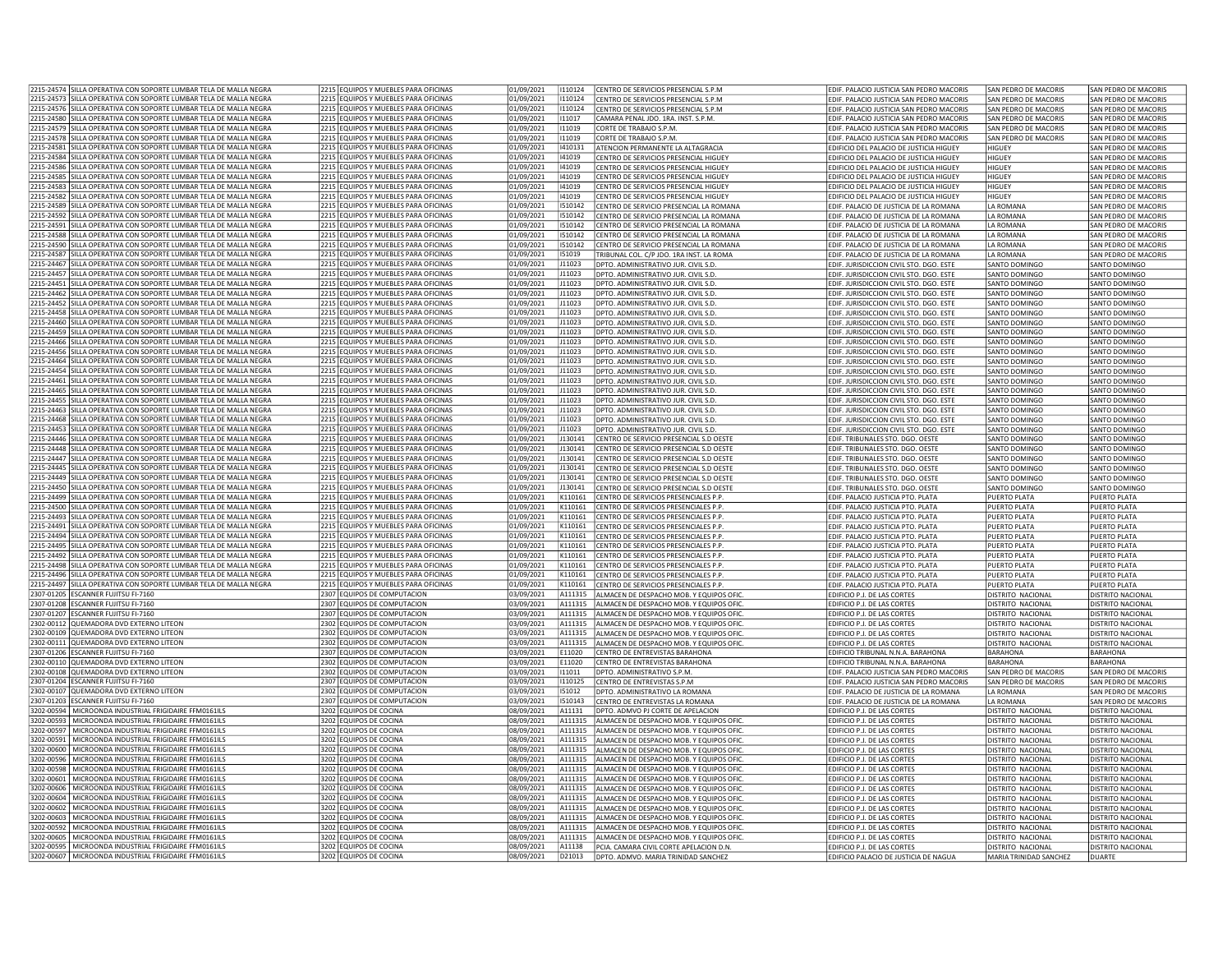| | | | | | | | | |
|---|---|---|---|---|---|---|---|---|
| 2215-24574 | SILLA OPERATIVA CON SOPORTE LUMBAR TELA DE MALLA NEGRA | 2215 EQUIPOS Y MUEBLES PARA OFICINAS | 01/09/2021 | I110124 | CENTRO DE SERVICIOS PRESENCIAL S.P.M | EDIF. PALACIO JUSTICIA SAN PEDRO MACORIS | SAN PEDRO DE MACORIS | SAN PEDRO DE MACORIS |
| 2215-24573 | SILLA OPERATIVA CON SOPORTE LUMBAR TELA DE MALLA NEGRA | 2215 EQUIPOS Y MUEBLES PARA OFICINAS | 01/09/2021 | I110124 | CENTRO DE SERVICIOS PRESENCIAL S.P.M | EDIF. PALACIO JUSTICIA SAN PEDRO MACORIS | SAN PEDRO DE MACORIS | SAN PEDRO DE MACORIS |
| 2215-24576 | SILLA OPERATIVA CON SOPORTE LUMBAR TELA DE MALLA NEGRA | 2215 EQUIPOS Y MUEBLES PARA OFICINAS | 01/09/2021 | I110124 | CENTRO DE SERVICIOS PRESENCIAL S.P.M | EDIF. PALACIO JUSTICIA SAN PEDRO MACORIS | SAN PEDRO DE MACORIS | SAN PEDRO DE MACORIS |
| 2215-24580 | SILLA OPERATIVA CON SOPORTE LUMBAR TELA DE MALLA NEGRA | 2215 EQUIPOS Y MUEBLES PARA OFICINAS | 01/09/2021 | I11017 | CAMARA PENAL JDO. 1RA. INST. S.P.M. | EDIF. PALACIO JUSTICIA SAN PEDRO MACORIS | SAN PEDRO DE MACORIS | SAN PEDRO DE MACORIS |
| 2215-24579 | SILLA OPERATIVA CON SOPORTE LUMBAR TELA DE MALLA NEGRA | 2215 EQUIPOS Y MUEBLES PARA OFICINAS | 01/09/2021 | I11019 | CORTE DE TRABAJO S.P.M. | EDIF. PALACIO JUSTICIA SAN PEDRO MACORIS | SAN PEDRO DE MACORIS | SAN PEDRO DE MACORIS |
| 2215-24578 | SILLA OPERATIVA CON SOPORTE LUMBAR TELA DE MALLA NEGRA | 2215 EQUIPOS Y MUEBLES PARA OFICINAS | 01/09/2021 | I11019 | CORTE DE TRABAJO S.P.M. | EDIF. PALACIO JUSTICIA SAN PEDRO MACORIS | SAN PEDRO DE MACORIS | SAN PEDRO DE MACORIS |
| 2215-24581 | SILLA OPERATIVA CON SOPORTE LUMBAR TELA DE MALLA NEGRA | 2215 EQUIPOS Y MUEBLES PARA OFICINAS | 01/09/2021 | I410131 | ATENCION PERMANENTE LA ALTAGRACIA | EDIFICIO DEL PALACIO DE JUSTICIA HIGUEY | HIGUEY | SAN PEDRO DE MACORIS |
| 2215-24584 | SILLA OPERATIVA CON SOPORTE LUMBAR TELA DE MALLA NEGRA | 2215 EQUIPOS Y MUEBLES PARA OFICINAS | 01/09/2021 | I41019 | CENTRO DE SERVICIOS PRESENCIAL HIGUEY | EDIFICIO DEL PALACIO DE JUSTICIA HIGUEY | HIGUEY | SAN PEDRO DE MACORIS |
| 2215-24586 | SILLA OPERATIVA CON SOPORTE LUMBAR TELA DE MALLA NEGRA | 2215 EQUIPOS Y MUEBLES PARA OFICINAS | 01/09/2021 | I41019 | CENTRO DE SERVICIOS PRESENCIAL HIGUEY | EDIFICIO DEL PALACIO DE JUSTICIA HIGUEY | HIGUEY | SAN PEDRO DE MACORIS |
| 2215-24585 | SILLA OPERATIVA CON SOPORTE LUMBAR TELA DE MALLA NEGRA | 2215 EQUIPOS Y MUEBLES PARA OFICINAS | 01/09/2021 | I41019 | CENTRO DE SERVICIOS PRESENCIAL HIGUEY | EDIFICIO DEL PALACIO DE JUSTICIA HIGUEY | HIGUEY | SAN PEDRO DE MACORIS |
| 2215-24583 | SILLA OPERATIVA CON SOPORTE LUMBAR TELA DE MALLA NEGRA | 2215 EQUIPOS Y MUEBLES PARA OFICINAS | 01/09/2021 | I41019 | CENTRO DE SERVICIOS PRESENCIAL HIGUEY | EDIFICIO DEL PALACIO DE JUSTICIA HIGUEY | HIGUEY | SAN PEDRO DE MACORIS |
| 2215-24582 | SILLA OPERATIVA CON SOPORTE LUMBAR TELA DE MALLA NEGRA | 2215 EQUIPOS Y MUEBLES PARA OFICINAS | 01/09/2021 | I41019 | CENTRO DE SERVICIOS PRESENCIAL HIGUEY | EDIFICIO DEL PALACIO DE JUSTICIA HIGUEY | HIGUEY | SAN PEDRO DE MACORIS |
| 2215-24589 | SILLA OPERATIVA CON SOPORTE LUMBAR TELA DE MALLA NEGRA | 2215 EQUIPOS Y MUEBLES PARA OFICINAS | 01/09/2021 | I510142 | CENTRO DE SERVICIO PRESENCIAL LA ROMANA | EDIF. PALACIO DE JUSTICIA DE LA ROMANA | LA ROMANA | SAN PEDRO DE MACORIS |
| 2215-24592 | SILLA OPERATIVA CON SOPORTE LUMBAR TELA DE MALLA NEGRA | 2215 EQUIPOS Y MUEBLES PARA OFICINAS | 01/09/2021 | I510142 | CENTRO DE SERVICIO PRESENCIAL LA ROMANA | EDIF. PALACIO DE JUSTICIA DE LA ROMANA | LA ROMANA | SAN PEDRO DE MACORIS |
| 2215-24591 | SILLA OPERATIVA CON SOPORTE LUMBAR TELA DE MALLA NEGRA | 2215 EQUIPOS Y MUEBLES PARA OFICINAS | 01/09/2021 | I510142 | CENTRO DE SERVICIO PRESENCIAL LA ROMANA | EDIF. PALACIO DE JUSTICIA DE LA ROMANA | LA ROMANA | SAN PEDRO DE MACORIS |
| 2215-24588 | SILLA OPERATIVA CON SOPORTE LUMBAR TELA DE MALLA NEGRA | 2215 EQUIPOS Y MUEBLES PARA OFICINAS | 01/09/2021 | I510142 | CENTRO DE SERVICIO PRESENCIAL LA ROMANA | EDIF. PALACIO DE JUSTICIA DE LA ROMANA | LA ROMANA | SAN PEDRO DE MACORIS |
| 2215-24590 | SILLA OPERATIVA CON SOPORTE LUMBAR TELA DE MALLA NEGRA | 2215 EQUIPOS Y MUEBLES PARA OFICINAS | 01/09/2021 | I510142 | CENTRO DE SERVICIO PRESENCIAL LA ROMANA | EDIF. PALACIO DE JUSTICIA DE LA ROMANA | LA ROMANA | SAN PEDRO DE MACORIS |
| 2215-24587 | SILLA OPERATIVA CON SOPORTE LUMBAR TELA DE MALLA NEGRA | 2215 EQUIPOS Y MUEBLES PARA OFICINAS | 01/09/2021 | I51019 | TRIBUNAL COL. C/P JDO. 1RA INST. LA ROMA | EDIF. PALACIO DE JUSTICIA DE LA ROMANA | LA ROMANA | SAN PEDRO DE MACORIS |
| 2215-24467 | SILLA OPERATIVA CON SOPORTE LUMBAR TELA DE MALLA NEGRA | 2215 EQUIPOS Y MUEBLES PARA OFICINAS | 01/09/2021 | J11023 | DPTO. ADMINISTRATIVO JUR. CIVIL S.D. | EDIF. JURISDICCION CIVIL STO. DGO. ESTE | SANTO DOMINGO | SANTO DOMINGO |
| 2215-24457 | SILLA OPERATIVA CON SOPORTE LUMBAR TELA DE MALLA NEGRA | 2215 EQUIPOS Y MUEBLES PARA OFICINAS | 01/09/2021 | J11023 | DPTO. ADMINISTRATIVO JUR. CIVIL S.D. | EDIF. JURISDICCION CIVIL STO. DGO. ESTE | SANTO DOMINGO | SANTO DOMINGO |
| 2215-24451 | SILLA OPERATIVA CON SOPORTE LUMBAR TELA DE MALLA NEGRA | 2215 EQUIPOS Y MUEBLES PARA OFICINAS | 01/09/2021 | J11023 | DPTO. ADMINISTRATIVO JUR. CIVIL S.D. | EDIF. JURISDICCION CIVIL STO. DGO. ESTE | SANTO DOMINGO | SANTO DOMINGO |
| 2215-24462 | SILLA OPERATIVA CON SOPORTE LUMBAR TELA DE MALLA NEGRA | 2215 EQUIPOS Y MUEBLES PARA OFICINAS | 01/09/2021 | J11023 | DPTO. ADMINISTRATIVO JUR. CIVIL S.D. | EDIF. JURISDICCION CIVIL STO. DGO. ESTE | SANTO DOMINGO | SANTO DOMINGO |
| 2215-24452 | SILLA OPERATIVA CON SOPORTE LUMBAR TELA DE MALLA NEGRA | 2215 EQUIPOS Y MUEBLES PARA OFICINAS | 01/09/2021 | J11023 | DPTO. ADMINISTRATIVO JUR. CIVIL S.D. | EDIF. JURISDICCION CIVIL STO. DGO. ESTE | SANTO DOMINGO | SANTO DOMINGO |
| 2215-24458 | SILLA OPERATIVA CON SOPORTE LUMBAR TELA DE MALLA NEGRA | 2215 EQUIPOS Y MUEBLES PARA OFICINAS | 01/09/2021 | J11023 | DPTO. ADMINISTRATIVO JUR. CIVIL S.D. | EDIF. JURISDICCION CIVIL STO. DGO. ESTE | SANTO DOMINGO | SANTO DOMINGO |
| 2215-24460 | SILLA OPERATIVA CON SOPORTE LUMBAR TELA DE MALLA NEGRA | 2215 EQUIPOS Y MUEBLES PARA OFICINAS | 01/09/2021 | J11023 | DPTO. ADMINISTRATIVO JUR. CIVIL S.D. | EDIF. JURISDICCION CIVIL STO. DGO. ESTE | SANTO DOMINGO | SANTO DOMINGO |
| 2215-24459 | SILLA OPERATIVA CON SOPORTE LUMBAR TELA DE MALLA NEGRA | 2215 EQUIPOS Y MUEBLES PARA OFICINAS | 01/09/2021 | J11023 | DPTO. ADMINISTRATIVO JUR. CIVIL S.D. | EDIF. JURISDICCION CIVIL STO. DGO. ESTE | SANTO DOMINGO | SANTO DOMINGO |
| 2215-24466 | SILLA OPERATIVA CON SOPORTE LUMBAR TELA DE MALLA NEGRA | 2215 EQUIPOS Y MUEBLES PARA OFICINAS | 01/09/2021 | J11023 | DPTO. ADMINISTRATIVO JUR. CIVIL S.D. | EDIF. JURISDICCION CIVIL STO. DGO. ESTE | SANTO DOMINGO | SANTO DOMINGO |
| 2215-24456 | SILLA OPERATIVA CON SOPORTE LUMBAR TELA DE MALLA NEGRA | 2215 EQUIPOS Y MUEBLES PARA OFICINAS | 01/09/2021 | J11023 | DPTO. ADMINISTRATIVO JUR. CIVIL S.D. | EDIF. JURISDICCION CIVIL STO. DGO. ESTE | SANTO DOMINGO | SANTO DOMINGO |
| 2215-24464 | SILLA OPERATIVA CON SOPORTE LUMBAR TELA DE MALLA NEGRA | 2215 EQUIPOS Y MUEBLES PARA OFICINAS | 01/09/2021 | J11023 | DPTO. ADMINISTRATIVO JUR. CIVIL S.D. | EDIF. JURISDICCION CIVIL STO. DGO. ESTE | SANTO DOMINGO | SANTO DOMINGO |
| 2215-24454 | SILLA OPERATIVA CON SOPORTE LUMBAR TELA DE MALLA NEGRA | 2215 EQUIPOS Y MUEBLES PARA OFICINAS | 01/09/2021 | J11023 | DPTO. ADMINISTRATIVO JUR. CIVIL S.D. | EDIF. JURISDICCION CIVIL STO. DGO. ESTE | SANTO DOMINGO | SANTO DOMINGO |
| 2215-24461 | SILLA OPERATIVA CON SOPORTE LUMBAR TELA DE MALLA NEGRA | 2215 EQUIPOS Y MUEBLES PARA OFICINAS | 01/09/2021 | J11023 | DPTO. ADMINISTRATIVO JUR. CIVIL S.D. | EDIF. JURISDICCION CIVIL STO. DGO. ESTE | SANTO DOMINGO | SANTO DOMINGO |
| 2215-24465 | SILLA OPERATIVA CON SOPORTE LUMBAR TELA DE MALLA NEGRA | 2215 EQUIPOS Y MUEBLES PARA OFICINAS | 01/09/2021 | J11023 | DPTO. ADMINISTRATIVO JUR. CIVIL S.D. | EDIF. JURISDICCION CIVIL STO. DGO. ESTE | SANTO DOMINGO | SANTO DOMINGO |
| 2215-24455 | SILLA OPERATIVA CON SOPORTE LUMBAR TELA DE MALLA NEGRA | 2215 EQUIPOS Y MUEBLES PARA OFICINAS | 01/09/2021 | J11023 | DPTO. ADMINISTRATIVO JUR. CIVIL S.D. | EDIF. JURISDICCION CIVIL STO. DGO. ESTE | SANTO DOMINGO | SANTO DOMINGO |
| 2215-24463 | SILLA OPERATIVA CON SOPORTE LUMBAR TELA DE MALLA NEGRA | 2215 EQUIPOS Y MUEBLES PARA OFICINAS | 01/09/2021 | J11023 | DPTO. ADMINISTRATIVO JUR. CIVIL S.D. | EDIF. JURISDICCION CIVIL STO. DGO. ESTE | SANTO DOMINGO | SANTO DOMINGO |
| 2215-24468 | SILLA OPERATIVA CON SOPORTE LUMBAR TELA DE MALLA NEGRA | 2215 EQUIPOS Y MUEBLES PARA OFICINAS | 01/09/2021 | J11023 | DPTO. ADMINISTRATIVO JUR. CIVIL S.D. | EDIF. JURISDICCION CIVIL STO. DGO. ESTE | SANTO DOMINGO | SANTO DOMINGO |
| 2215-24453 | SILLA OPERATIVA CON SOPORTE LUMBAR TELA DE MALLA NEGRA | 2215 EQUIPOS Y MUEBLES PARA OFICINAS | 01/09/2021 | J11023 | DPTO. ADMINISTRATIVO JUR. CIVIL S.D. | EDIF. JURISDICCION CIVIL STO. DGO. ESTE | SANTO DOMINGO | SANTO DOMINGO |
| 2215-24446 | SILLA OPERATIVA CON SOPORTE LUMBAR TELA DE MALLA NEGRA | 2215 EQUIPOS Y MUEBLES PARA OFICINAS | 01/09/2021 | J130141 | CENTRO DE SERVICIO PRESENCIAL S.D OESTE | EDIF. TRIBUNALES STO. DGO. OESTE | SANTO DOMINGO | SANTO DOMINGO |
| 2215-24448 | SILLA OPERATIVA CON SOPORTE LUMBAR TELA DE MALLA NEGRA | 2215 EQUIPOS Y MUEBLES PARA OFICINAS | 01/09/2021 | J130141 | CENTRO DE SERVICIO PRESENCIAL S.D OESTE | EDIF. TRIBUNALES STO. DGO. OESTE | SANTO DOMINGO | SANTO DOMINGO |
| 2215-24447 | SILLA OPERATIVA CON SOPORTE LUMBAR TELA DE MALLA NEGRA | 2215 EQUIPOS Y MUEBLES PARA OFICINAS | 01/09/2021 | J130141 | CENTRO DE SERVICIO PRESENCIAL S.D OESTE | EDIF. TRIBUNALES STO. DGO. OESTE | SANTO DOMINGO | SANTO DOMINGO |
| 2215-24445 | SILLA OPERATIVA CON SOPORTE LUMBAR TELA DE MALLA NEGRA | 2215 EQUIPOS Y MUEBLES PARA OFICINAS | 01/09/2021 | J130141 | CENTRO DE SERVICIO PRESENCIAL S.D OESTE | EDIF. TRIBUNALES STO. DGO. OESTE | SANTO DOMINGO | SANTO DOMINGO |
| 2215-24449 | SILLA OPERATIVA CON SOPORTE LUMBAR TELA DE MALLA NEGRA | 2215 EQUIPOS Y MUEBLES PARA OFICINAS | 01/09/2021 | J130141 | CENTRO DE SERVICIO PRESENCIAL S.D OESTE | EDIF. TRIBUNALES STO. DGO. OESTE | SANTO DOMINGO | SANTO DOMINGO |
| 2215-24450 | SILLA OPERATIVA CON SOPORTE LUMBAR TELA DE MALLA NEGRA | 2215 EQUIPOS Y MUEBLES PARA OFICINAS | 01/09/2021 | J130141 | CENTRO DE SERVICIO PRESENCIAL S.D OESTE | EDIF. TRIBUNALES STO. DGO. OESTE | SANTO DOMINGO | SANTO DOMINGO |
| 2215-24499 | SILLA OPERATIVA CON SOPORTE LUMBAR TELA DE MALLA NEGRA | 2215 EQUIPOS Y MUEBLES PARA OFICINAS | 01/09/2021 | K110161 | CENTRO DE SERVICIOS PRESENCIALES P.P. | EDIF. PALACIO JUSTICIA PTO. PLATA | PUERTO PLATA | PUERTO PLATA |
| 2215-24500 | SILLA OPERATIVA CON SOPORTE LUMBAR TELA DE MALLA NEGRA | 2215 EQUIPOS Y MUEBLES PARA OFICINAS | 01/09/2021 | K110161 | CENTRO DE SERVICIOS PRESENCIALES P.P. | EDIF. PALACIO JUSTICIA PTO. PLATA | PUERTO PLATA | PUERTO PLATA |
| 2215-24493 | SILLA OPERATIVA CON SOPORTE LUMBAR TELA DE MALLA NEGRA | 2215 EQUIPOS Y MUEBLES PARA OFICINAS | 01/09/2021 | K110161 | CENTRO DE SERVICIOS PRESENCIALES P.P. | EDIF. PALACIO JUSTICIA PTO. PLATA | PUERTO PLATA | PUERTO PLATA |
| 2215-24491 | SILLA OPERATIVA CON SOPORTE LUMBAR TELA DE MALLA NEGRA | 2215 EQUIPOS Y MUEBLES PARA OFICINAS | 01/09/2021 | K110161 | CENTRO DE SERVICIOS PRESENCIALES P.P. | EDIF. PALACIO JUSTICIA PTO. PLATA | PUERTO PLATA | PUERTO PLATA |
| 2215-24494 | SILLA OPERATIVA CON SOPORTE LUMBAR TELA DE MALLA NEGRA | 2215 EQUIPOS Y MUEBLES PARA OFICINAS | 01/09/2021 | K110161 | CENTRO DE SERVICIOS PRESENCIALES P.P. | EDIF. PALACIO JUSTICIA PTO. PLATA | PUERTO PLATA | PUERTO PLATA |
| 2215-24495 | SILLA OPERATIVA CON SOPORTE LUMBAR TELA DE MALLA NEGRA | 2215 EQUIPOS Y MUEBLES PARA OFICINAS | 01/09/2021 | K110161 | CENTRO DE SERVICIOS PRESENCIALES P.P. | EDIF. PALACIO JUSTICIA PTO. PLATA | PUERTO PLATA | PUERTO PLATA |
| 2215-24492 | SILLA OPERATIVA CON SOPORTE LUMBAR TELA DE MALLA NEGRA | 2215 EQUIPOS Y MUEBLES PARA OFICINAS | 01/09/2021 | K110161 | CENTRO DE SERVICIOS PRESENCIALES P.P. | EDIF. PALACIO JUSTICIA PTO. PLATA | PUERTO PLATA | PUERTO PLATA |
| 2215-24498 | SILLA OPERATIVA CON SOPORTE LUMBAR TELA DE MALLA NEGRA | 2215 EQUIPOS Y MUEBLES PARA OFICINAS | 01/09/2021 | K110161 | CENTRO DE SERVICIOS PRESENCIALES P.P. | EDIF. PALACIO JUSTICIA PTO. PLATA | PUERTO PLATA | PUERTO PLATA |
| 2215-24496 | SILLA OPERATIVA CON SOPORTE LUMBAR TELA DE MALLA NEGRA | 2215 EQUIPOS Y MUEBLES PARA OFICINAS | 01/09/2021 | K110161 | CENTRO DE SERVICIOS PRESENCIALES P.P. | EDIF. PALACIO JUSTICIA PTO. PLATA | PUERTO PLATA | PUERTO PLATA |
| 2215-24497 | SILLA OPERATIVA CON SOPORTE LUMBAR TELA DE MALLA NEGRA | 2215 EQUIPOS Y MUEBLES PARA OFICINAS | 01/09/2021 | K110161 | CENTRO DE SERVICIOS PRESENCIALES P.P. | EDIF. PALACIO JUSTICIA PTO. PLATA | PUERTO PLATA | PUERTO PLATA |
| 2307-01205 | ESCANNER FUJITSU FI-7160 | 2307 EQUIPOS DE COMPUTACION | 03/09/2021 | A111315 | ALMACEN DE DESPACHO MOB. Y EQUIPOS OFIC. | EDIFICIO P.J. DE LAS CORTES | DISTRITO NACIONAL | DISTRITO NACIONAL |
| 2307-01208 | ESCANNER FUJITSU FI-7160 | 2307 EQUIPOS DE COMPUTACION | 03/09/2021 | A111315 | ALMACEN DE DESPACHO MOB. Y EQUIPOS OFIC. | EDIFICIO P.J. DE LAS CORTES | DISTRITO NACIONAL | DISTRITO NACIONAL |
| 2307-01207 | ESCANNER FUJITSU FI-7160 | 2307 EQUIPOS DE COMPUTACION | 03/09/2021 | A111315 | ALMACEN DE DESPACHO MOB. Y EQUIPOS OFIC. | EDIFICIO P.J. DE LAS CORTES | DISTRITO NACIONAL | DISTRITO NACIONAL |
| 2302-00112 | QUEMADORA DVD EXTERNO LITEON | 2302 EQUIPOS DE COMPUTACION | 03/09/2021 | A111315 | ALMACEN DE DESPACHO MOB. Y EQUIPOS OFIC. | EDIFICIO P.J. DE LAS CORTES | DISTRITO NACIONAL | DISTRITO NACIONAL |
| 2302-00109 | QUEMADORA DVD EXTERNO LITEON | 2302 EQUIPOS DE COMPUTACION | 03/09/2021 | A111315 | ALMACEN DE DESPACHO MOB. Y EQUIPOS OFIC. | EDIFICIO P.J. DE LAS CORTES | DISTRITO NACIONAL | DISTRITO NACIONAL |
| 2302-00111 | QUEMADORA DVD EXTERNO LITEON | 2302 EQUIPOS DE COMPUTACION | 03/09/2021 | A111315 | ALMACEN DE DESPACHO MOB. Y EQUIPOS OFIC. | EDIFICIO P.J. DE LAS CORTES | DISTRITO NACIONAL | DISTRITO NACIONAL |
| 2307-01206 | ESCANNER FUJITSU FI-7160 | 2307 EQUIPOS DE COMPUTACION | 03/09/2021 | E11020 | CENTRO DE ENTREVISTAS BARAHONA | EDIFICIO TRIBUNAL N.N.A. BARAHONA | BARAHONA | BARAHONA |
| 2302-00110 | QUEMADORA DVD EXTERNO LITEON | 2302 EQUIPOS DE COMPUTACION | 03/09/2021 | E11020 | CENTRO DE ENTREVISTAS BARAHONA | EDIFICIO TRIBUNAL N.N.A. BARAHONA | BARAHONA | BARAHONA |
| 2302-00108 | QUEMADORA DVD EXTERNO LITEON | 2302 EQUIPOS DE COMPUTACION | 03/09/2021 | I11011 | DPTO. ADMINISTRATIVO S.P.M. | EDIF. PALACIO JUSTICIA SAN PEDRO MACORIS | SAN PEDRO DE MACORIS | SAN PEDRO DE MACORIS |
| 2307-01204 | ESCANNER FUJITSU FI-7160 | 2307 EQUIPOS DE COMPUTACION | 03/09/2021 | I110125 | CENTRO DE ENTREVISTAS S.P.M | EDIF. PALACIO JUSTICIA SAN PEDRO MACORIS | SAN PEDRO DE MACORIS | SAN PEDRO DE MACORIS |
| 2302-00107 | QUEMADORA DVD EXTERNO LITEON | 2302 EQUIPOS DE COMPUTACION | 03/09/2021 | I51012 | DPTO. ADMINISTRATIVO LA ROMANA | EDIF. PALACIO DE JUSTICIA DE LA ROMANA | LA ROMANA | SAN PEDRO DE MACORIS |
| 2307-01203 | ESCANNER FUJITSU FI-7160 | 2307 EQUIPOS DE COMPUTACION | 03/09/2021 | I510143 | CENTRO DE ENTREVISTAS LA ROMANA | EDIF. PALACIO DE JUSTICIA DE LA ROMANA | LA ROMANA | SAN PEDRO DE MACORIS |
| 3202-00594 | MICROONDA INDUSTRIAL FRIGIDAIRE FFM0161ILS | 3202 EQUIPOS DE COCINA | 08/09/2021 | A11131 | DPTO. ADMVO PJ CORTE DE APELACION | EDIFICIO P.J. DE LAS CORTES | DISTRITO NACIONAL | DISTRITO NACIONAL |
| 3202-00593 | MICROONDA INDUSTRIAL FRIGIDAIRE FFM0161ILS | 3202 EQUIPOS DE COCINA | 08/09/2021 | A111315 | ALMACEN DE DESPACHO MOB. Y EQUIPOS OFIC. | EDIFICIO P.J. DE LAS CORTES | DISTRITO NACIONAL | DISTRITO NACIONAL |
| 3202-00597 | MICROONDA INDUSTRIAL FRIGIDAIRE FFM0161ILS | 3202 EQUIPOS DE COCINA | 08/09/2021 | A111315 | ALMACEN DE DESPACHO MOB. Y EQUIPOS OFIC. | EDIFICIO P.J. DE LAS CORTES | DISTRITO NACIONAL | DISTRITO NACIONAL |
| 3202-00591 | MICROONDA INDUSTRIAL FRIGIDAIRE FFM0161ILS | 3202 EQUIPOS DE COCINA | 08/09/2021 | A111315 | ALMACEN DE DESPACHO MOB. Y EQUIPOS OFIC. | EDIFICIO P.J. DE LAS CORTES | DISTRITO NACIONAL | DISTRITO NACIONAL |
| 3202-00600 | MICROONDA INDUSTRIAL FRIGIDAIRE FFM0161ILS | 3202 EQUIPOS DE COCINA | 08/09/2021 | A111315 | ALMACEN DE DESPACHO MOB. Y EQUIPOS OFIC. | EDIFICIO P.J. DE LAS CORTES | DISTRITO NACIONAL | DISTRITO NACIONAL |
| 3202-00596 | MICROONDA INDUSTRIAL FRIGIDAIRE FFM0161ILS | 3202 EQUIPOS DE COCINA | 08/09/2021 | A111315 | ALMACEN DE DESPACHO MOB. Y EQUIPOS OFIC. | EDIFICIO P.J. DE LAS CORTES | DISTRITO NACIONAL | DISTRITO NACIONAL |
| 3202-00598 | MICROONDA INDUSTRIAL FRIGIDAIRE FFM0161ILS | 3202 EQUIPOS DE COCINA | 08/09/2021 | A111315 | ALMACEN DE DESPACHO MOB. Y EQUIPOS OFIC. | EDIFICIO P.J. DE LAS CORTES | DISTRITO NACIONAL | DISTRITO NACIONAL |
| 3202-00601 | MICROONDA INDUSTRIAL FRIGIDAIRE FFM0161ILS | 3202 EQUIPOS DE COCINA | 08/09/2021 | A111315 | ALMACEN DE DESPACHO MOB. Y EQUIPOS OFIC. | EDIFICIO P.J. DE LAS CORTES | DISTRITO NACIONAL | DISTRITO NACIONAL |
| 3202-00606 | MICROONDA INDUSTRIAL FRIGIDAIRE FFM0161ILS | 3202 EQUIPOS DE COCINA | 08/09/2021 | A111315 | ALMACEN DE DESPACHO MOB. Y EQUIPOS OFIC. | EDIFICIO P.J. DE LAS CORTES | DISTRITO NACIONAL | DISTRITO NACIONAL |
| 3202-00604 | MICROONDA INDUSTRIAL FRIGIDAIRE FFM0161ILS | 3202 EQUIPOS DE COCINA | 08/09/2021 | A111315 | ALMACEN DE DESPACHO MOB. Y EQUIPOS OFIC. | EDIFICIO P.J. DE LAS CORTES | DISTRITO NACIONAL | DISTRITO NACIONAL |
| 3202-00602 | MICROONDA INDUSTRIAL FRIGIDAIRE FFM0161ILS | 3202 EQUIPOS DE COCINA | 08/09/2021 | A111315 | ALMACEN DE DESPACHO MOB. Y EQUIPOS OFIC. | EDIFICIO P.J. DE LAS CORTES | DISTRITO NACIONAL | DISTRITO NACIONAL |
| 3202-00603 | MICROONDA INDUSTRIAL FRIGIDAIRE FFM0161ILS | 3202 EQUIPOS DE COCINA | 08/09/2021 | A111315 | ALMACEN DE DESPACHO MOB. Y EQUIPOS OFIC. | EDIFICIO P.J. DE LAS CORTES | DISTRITO NACIONAL | DISTRITO NACIONAL |
| 3202-00592 | MICROONDA INDUSTRIAL FRIGIDAIRE FFM0161ILS | 3202 EQUIPOS DE COCINA | 08/09/2021 | A111315 | ALMACEN DE DESPACHO MOB. Y EQUIPOS OFIC. | EDIFICIO P.J. DE LAS CORTES | DISTRITO NACIONAL | DISTRITO NACIONAL |
| 3202-00605 | MICROONDA INDUSTRIAL FRIGIDAIRE FFM0161ILS | 3202 EQUIPOS DE COCINA | 08/09/2021 | A111315 | ALMACEN DE DESPACHO MOB. Y EQUIPOS OFIC. | EDIFICIO P.J. DE LAS CORTES | DISTRITO NACIONAL | DISTRITO NACIONAL |
| 3202-00595 | MICROONDA INDUSTRIAL FRIGIDAIRE FFM0161ILS | 3202 EQUIPOS DE COCINA | 08/09/2021 | A11138 | PCIA. CAMARA CIVIL CORTE APELACION D.N. | EDIFICIO P.J. DE LAS CORTES | DISTRITO NACIONAL | DISTRITO NACIONAL |
| 3202-00607 | MICROONDA INDUSTRIAL FRIGIDAIRE FFM0161ILS | 3202 EQUIPOS DE COCINA | 08/09/2021 | D21013 | DPTO. ADMVO. MARIA TRINIDAD SANCHEZ | EDIFICIO PALACIO DE JUSTICIA DE NAGUA | MARIA TRINIDAD SANCHEZ | DUARTE |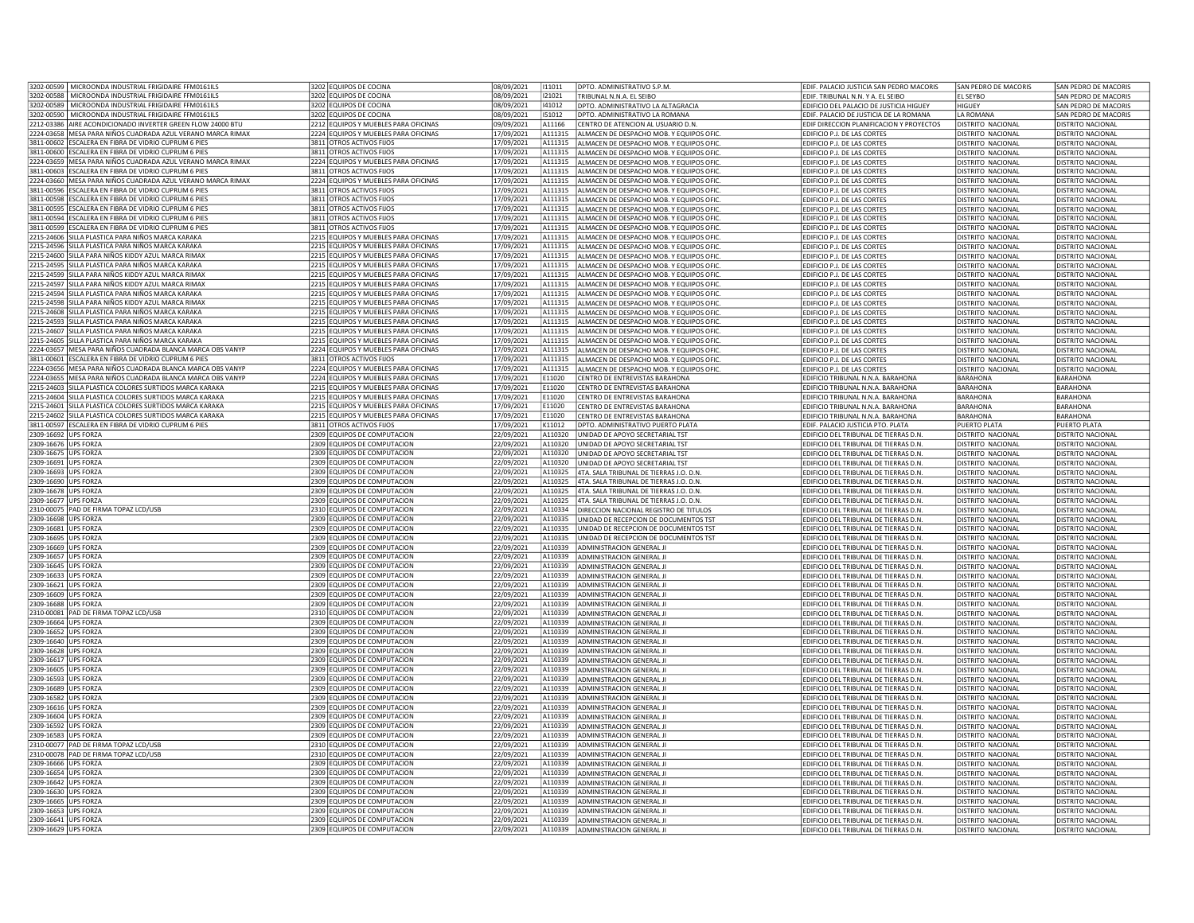| | | | | | | | | |
|---|---|---|---|---|---|---|---|---|
| 3202-00599 | MICROONDA INDUSTRIAL FRIGIDAIRE FFM0161ILS | 3202 | EQUIPOS DE COCINA | 08/09/2021 | I11011 | DPTO. ADMINISTRATIVO S.P.M. | EDIF. PALACIO JUSTICIA SAN PEDRO MACORIS | SAN PEDRO DE MACORIS | SAN PEDRO DE MACORIS |
| 3202-00588 | MICROONDA INDUSTRIAL FRIGIDAIRE FFM0161ILS | 3202 | EQUIPOS DE COCINA | 08/09/2021 | I21021 | TRIBUNAL N.N.A. EL SEIBO | EDIF. TRIBUNAL N.N. Y A. EL SEIBO | EL SEYBO | SAN PEDRO DE MACORIS |
| 3202-00589 | MICROONDA INDUSTRIAL FRIGIDAIRE FFM0161ILS | 3202 | EQUIPOS DE COCINA | 08/09/2021 | I41012 | DPTO. ADMINISTRATIVO LA ALTAGRACIA | EDIFICIO DEL PALACIO DE JUSTICIA HIGUEY | HIGUEY | SAN PEDRO DE MACORIS |
| 3202-00590 | MICROONDA INDUSTRIAL FRIGIDAIRE FFM0161ILS | 3202 | EQUIPOS DE COCINA | 08/09/2021 | I51012 | DPTO. ADMINISTRATIVO LA ROMANA | EDIF. PALACIO DE JUSTICIA DE LA ROMANA | LA ROMANA | SAN PEDRO DE MACORIS |
| 2212-03386 | AIRE ACONDICIONADO INVERTER GREEN FLOW 24000 BTU | 2212 | EQUIPOS Y MUEBLES PARA OFICINAS | 09/09/2021 | A11166 | CENTRO DE ATENCION AL USUARIO D.N. | EDIF DIRECCION PLANIFICACION Y PROYECTOS | DISTRITO NACIONAL | DISTRITO NACIONAL |
| 2224-03658 | MESA PARA NIÑOS CUADRADA AZUL VERANO MARCA RIMAX | 2224 | EQUIPOS Y MUEBLES PARA OFICINAS | 17/09/2021 | A111315 | ALMACEN DE DESPACHO MOB. Y EQUIPOS OFIC. | EDIFICIO P.J. DE LAS CORTES | DISTRITO NACIONAL | DISTRITO NACIONAL |
| 3811-00602 | ESCALERA EN FIBRA DE VIDRIO CUPRUM 6 PIES | 3811 | OTROS ACTIVOS FIJOS | 17/09/2021 | A111315 | ALMACEN DE DESPACHO MOB. Y EQUIPOS OFIC. | EDIFICIO P.J. DE LAS CORTES | DISTRITO NACIONAL | DISTRITO NACIONAL |
| 3811-00600 | ESCALERA EN FIBRA DE VIDRIO CUPRUM 6 PIES | 3811 | OTROS ACTIVOS FIJOS | 17/09/2021 | A111315 | ALMACEN DE DESPACHO MOB. Y EQUIPOS OFIC. | EDIFICIO P.J. DE LAS CORTES | DISTRITO NACIONAL | DISTRITO NACIONAL |
| 2224-03659 | MESA PARA NIÑOS CUADRADA AZUL VERANO MARCA RIMAX | 2224 | EQUIPOS Y MUEBLES PARA OFICINAS | 17/09/2021 | A111315 | ALMACEN DE DESPACHO MOB. Y EQUIPOS OFIC. | EDIFICIO P.J. DE LAS CORTES | DISTRITO NACIONAL | DISTRITO NACIONAL |
| 3811-00603 | ESCALERA EN FIBRA DE VIDRIO CUPRUM 6 PIES | 3811 | OTROS ACTIVOS FIJOS | 17/09/2021 | A111315 | ALMACEN DE DESPACHO MOB. Y EQUIPOS OFIC. | EDIFICIO P.J. DE LAS CORTES | DISTRITO NACIONAL | DISTRITO NACIONAL |
| 2224-03660 | MESA PARA NIÑOS CUADRADA AZUL VERANO MARCA RIMAX | 2224 | EQUIPOS Y MUEBLES PARA OFICINAS | 17/09/2021 | A111315 | ALMACEN DE DESPACHO MOB. Y EQUIPOS OFIC. | EDIFICIO P.J. DE LAS CORTES | DISTRITO NACIONAL | DISTRITO NACIONAL |
| 3811-00596 | ESCALERA EN FIBRA DE VIDRIO CUPRUM 6 PIES | 3811 | OTROS ACTIVOS FIJOS | 17/09/2021 | A111315 | ALMACEN DE DESPACHO MOB. Y EQUIPOS OFIC. | EDIFICIO P.J. DE LAS CORTES | DISTRITO NACIONAL | DISTRITO NACIONAL |
| 3811-00598 | ESCALERA EN FIBRA DE VIDRIO CUPRUM 6 PIES | 3811 | OTROS ACTIVOS FIJOS | 17/09/2021 | A111315 | ALMACEN DE DESPACHO MOB. Y EQUIPOS OFIC. | EDIFICIO P.J. DE LAS CORTES | DISTRITO NACIONAL | DISTRITO NACIONAL |
| 3811-00595 | ESCALERA EN FIBRA DE VIDRIO CUPRUM 6 PIES | 3811 | OTROS ACTIVOS FIJOS | 17/09/2021 | A111315 | ALMACEN DE DESPACHO MOB. Y EQUIPOS OFIC. | EDIFICIO P.J. DE LAS CORTES | DISTRITO NACIONAL | DISTRITO NACIONAL |
| 3811-00594 | ESCALERA EN FIBRA DE VIDRIO CUPRUM 6 PIES | 3811 | OTROS ACTIVOS FIJOS | 17/09/2021 | A111315 | ALMACEN DE DESPACHO MOB. Y EQUIPOS OFIC. | EDIFICIO P.J. DE LAS CORTES | DISTRITO NACIONAL | DISTRITO NACIONAL |
| 3811-00599 | ESCALERA EN FIBRA DE VIDRIO CUPRUM 6 PIES | 3811 | OTROS ACTIVOS FIJOS | 17/09/2021 | A111315 | ALMACEN DE DESPACHO MOB. Y EQUIPOS OFIC. | EDIFICIO P.J. DE LAS CORTES | DISTRITO NACIONAL | DISTRITO NACIONAL |
| 2215-24606 | SILLA PLASTICA PARA NIÑOS MARCA KARAKA | 2215 | EQUIPOS Y MUEBLES PARA OFICINAS | 17/09/2021 | A111315 | ALMACEN DE DESPACHO MOB. Y EQUIPOS OFIC. | EDIFICIO P.J. DE LAS CORTES | DISTRITO NACIONAL | DISTRITO NACIONAL |
| 2215-24596 | SILLA PLASTICA PARA NIÑOS MARCA KARAKA | 2215 | EQUIPOS Y MUEBLES PARA OFICINAS | 17/09/2021 | A111315 | ALMACEN DE DESPACHO MOB. Y EQUIPOS OFIC. | EDIFICIO P.J. DE LAS CORTES | DISTRITO NACIONAL | DISTRITO NACIONAL |
| 2215-24600 | SILLA PARA NIÑOS KIDDY AZUL MARCA RIMAX | 2215 | EQUIPOS Y MUEBLES PARA OFICINAS | 17/09/2021 | A111315 | ALMACEN DE DESPACHO MOB. Y EQUIPOS OFIC. | EDIFICIO P.J. DE LAS CORTES | DISTRITO NACIONAL | DISTRITO NACIONAL |
| 2215-24595 | SILLA PLASTICA PARA NIÑOS MARCA KARAKA | 2215 | EQUIPOS Y MUEBLES PARA OFICINAS | 17/09/2021 | A111315 | ALMACEN DE DESPACHO MOB. Y EQUIPOS OFIC. | EDIFICIO P.J. DE LAS CORTES | DISTRITO NACIONAL | DISTRITO NACIONAL |
| 2215-24599 | SILLA PARA NIÑOS KIDDY AZUL MARCA RIMAX | 2215 | EQUIPOS Y MUEBLES PARA OFICINAS | 17/09/2021 | A111315 | ALMACEN DE DESPACHO MOB. Y EQUIPOS OFIC. | EDIFICIO P.J. DE LAS CORTES | DISTRITO NACIONAL | DISTRITO NACIONAL |
| 2215-24597 | SILLA PARA NIÑOS KIDDY AZUL MARCA RIMAX | 2215 | EQUIPOS Y MUEBLES PARA OFICINAS | 17/09/2021 | A111315 | ALMACEN DE DESPACHO MOB. Y EQUIPOS OFIC. | EDIFICIO P.J. DE LAS CORTES | DISTRITO NACIONAL | DISTRITO NACIONAL |
| 2215-24594 | SILLA PLASTICA PARA NIÑOS MARCA KARAKA | 2215 | EQUIPOS Y MUEBLES PARA OFICINAS | 17/09/2021 | A111315 | ALMACEN DE DESPACHO MOB. Y EQUIPOS OFIC. | EDIFICIO P.J. DE LAS CORTES | DISTRITO NACIONAL | DISTRITO NACIONAL |
| 2215-24598 | SILLA PARA NIÑOS KIDDY AZUL MARCA RIMAX | 2215 | EQUIPOS Y MUEBLES PARA OFICINAS | 17/09/2021 | A111315 | ALMACEN DE DESPACHO MOB. Y EQUIPOS OFIC. | EDIFICIO P.J. DE LAS CORTES | DISTRITO NACIONAL | DISTRITO NACIONAL |
| 2215-24608 | SILLA PLASTICA PARA NIÑOS MARCA KARAKA | 2215 | EQUIPOS Y MUEBLES PARA OFICINAS | 17/09/2021 | A111315 | ALMACEN DE DESPACHO MOB. Y EQUIPOS OFIC. | EDIFICIO P.J. DE LAS CORTES | DISTRITO NACIONAL | DISTRITO NACIONAL |
| 2215-24593 | SILLA PLASTICA PARA NIÑOS MARCA KARAKA | 2215 | EQUIPOS Y MUEBLES PARA OFICINAS | 17/09/2021 | A111315 | ALMACEN DE DESPACHO MOB. Y EQUIPOS OFIC. | EDIFICIO P.J. DE LAS CORTES | DISTRITO NACIONAL | DISTRITO NACIONAL |
| 2215-24607 | SILLA PLASTICA PARA NIÑOS MARCA KARAKA | 2215 | EQUIPOS Y MUEBLES PARA OFICINAS | 17/09/2021 | A111315 | ALMACEN DE DESPACHO MOB. Y EQUIPOS OFIC. | EDIFICIO P.J. DE LAS CORTES | DISTRITO NACIONAL | DISTRITO NACIONAL |
| 2215-24605 | SILLA PLASTICA PARA NIÑOS MARCA KARAKA | 2215 | EQUIPOS Y MUEBLES PARA OFICINAS | 17/09/2021 | A111315 | ALMACEN DE DESPACHO MOB. Y EQUIPOS OFIC. | EDIFICIO P.J. DE LAS CORTES | DISTRITO NACIONAL | DISTRITO NACIONAL |
| 2224-03657 | MESA PARA NIÑOS CUADRADA BLANCA MARCA OBS VANYP | 2224 | EQUIPOS Y MUEBLES PARA OFICINAS | 17/09/2021 | A111315 | ALMACEN DE DESPACHO MOB. Y EQUIPOS OFIC. | EDIFICIO P.J. DE LAS CORTES | DISTRITO NACIONAL | DISTRITO NACIONAL |
| 3811-00601 | ESCALERA EN FIBRA DE VIDRIO CUPRUM 6 PIES | 3811 | OTROS ACTIVOS FIJOS | 17/09/2021 | A111315 | ALMACEN DE DESPACHO MOB. Y EQUIPOS OFIC. | EDIFICIO P.J. DE LAS CORTES | DISTRITO NACIONAL | DISTRITO NACIONAL |
| 2224-03656 | MESA PARA NIÑOS CUADRADA BLANCA MARCA OBS VANYP | 2224 | EQUIPOS Y MUEBLES PARA OFICINAS | 17/09/2021 | A111315 | ALMACEN DE DESPACHO MOB. Y EQUIPOS OFIC. | EDIFICIO P.J. DE LAS CORTES | DISTRITO NACIONAL | DISTRITO NACIONAL |
| 2224-03655 | MESA PARA NIÑOS CUADRADA BLANCA MARCA OBS VANYP | 2224 | EQUIPOS Y MUEBLES PARA OFICINAS | 17/09/2021 | E11020 | CENTRO DE ENTREVISTAS BARAHONA | EDIFICIO TRIBUNAL N.N.A. BARAHONA | BARAHONA | BARAHONA |
| 2215-24603 | SILLA PLASTICA COLORES SURTIDOS MARCA KARAKA | 2215 | EQUIPOS Y MUEBLES PARA OFICINAS | 17/09/2021 | E11020 | CENTRO DE ENTREVISTAS BARAHONA | EDIFICIO TRIBUNAL N.N.A. BARAHONA | BARAHONA | BARAHONA |
| 2215-24604 | SILLA PLASTICA COLORES SURTIDOS MARCA KARAKA | 2215 | EQUIPOS Y MUEBLES PARA OFICINAS | 17/09/2021 | E11020 | CENTRO DE ENTREVISTAS BARAHONA | EDIFICIO TRIBUNAL N.N.A. BARAHONA | BARAHONA | BARAHONA |
| 2215-24601 | SILLA PLASTICA COLORES SURTIDOS MARCA KARAKA | 2215 | EQUIPOS Y MUEBLES PARA OFICINAS | 17/09/2021 | E11020 | CENTRO DE ENTREVISTAS BARAHONA | EDIFICIO TRIBUNAL N.N.A. BARAHONA | BARAHONA | BARAHONA |
| 2215-24602 | SILLA PLASTICA COLORES SURTIDOS MARCA KARAKA | 2215 | EQUIPOS Y MUEBLES PARA OFICINAS | 17/09/2021 | E11020 | CENTRO DE ENTREVISTAS BARAHONA | EDIFICIO TRIBUNAL N.N.A. BARAHONA | BARAHONA | BARAHONA |
| 3811-00597 | ESCALERA EN FIBRA DE VIDRIO CUPRUM 6 PIES | 3811 | OTROS ACTIVOS FIJOS | 17/09/2021 | K11012 | DPTO. ADMINISTRATIVO PUERTO PLATA | EDIF. PALACIO JUSTICIA PTO. PLATA | PUERTO PLATA | PUERTO PLATA |
| 2309-16692 | UPS FORZA | 2309 | EQUIPOS DE COMPUTACION | 22/09/2021 | A110320 | UNIDAD DE APOYO SECRETARIAL TST | EDIFICIO DEL TRIBUNAL DE TIERRAS D.N. | DISTRITO NACIONAL | DISTRITO NACIONAL |
| 2309-16676 | UPS FORZA | 2309 | EQUIPOS DE COMPUTACION | 22/09/2021 | A110320 | UNIDAD DE APOYO SECRETARIAL TST | EDIFICIO DEL TRIBUNAL DE TIERRAS D.N. | DISTRITO NACIONAL | DISTRITO NACIONAL |
| 2309-16675 | UPS FORZA | 2309 | EQUIPOS DE COMPUTACION | 22/09/2021 | A110320 | UNIDAD DE APOYO SECRETARIAL TST | EDIFICIO DEL TRIBUNAL DE TIERRAS D.N. | DISTRITO NACIONAL | DISTRITO NACIONAL |
| 2309-16691 | UPS FORZA | 2309 | EQUIPOS DE COMPUTACION | 22/09/2021 | A110320 | UNIDAD DE APOYO SECRETARIAL TST | EDIFICIO DEL TRIBUNAL DE TIERRAS D.N. | DISTRITO NACIONAL | DISTRITO NACIONAL |
| 2309-16693 | UPS FORZA | 2309 | EQUIPOS DE COMPUTACION | 22/09/2021 | A110325 | 4TA. SALA TRIBUNAL DE TIERRAS J.O. D.N. | EDIFICIO DEL TRIBUNAL DE TIERRAS D.N. | DISTRITO NACIONAL | DISTRITO NACIONAL |
| 2309-16690 | UPS FORZA | 2309 | EQUIPOS DE COMPUTACION | 22/09/2021 | A110325 | 4TA. SALA TRIBUNAL DE TIERRAS J.O. D.N. | EDIFICIO DEL TRIBUNAL DE TIERRAS D.N. | DISTRITO NACIONAL | DISTRITO NACIONAL |
| 2309-16678 | UPS FORZA | 2309 | EQUIPOS DE COMPUTACION | 22/09/2021 | A110325 | 4TA. SALA TRIBUNAL DE TIERRAS J.O. D.N. | EDIFICIO DEL TRIBUNAL DE TIERRAS D.N. | DISTRITO NACIONAL | DISTRITO NACIONAL |
| 2309-16677 | UPS FORZA | 2309 | EQUIPOS DE COMPUTACION | 22/09/2021 | A110325 | 4TA. SALA TRIBUNAL DE TIERRAS J.O. D.N. | EDIFICIO DEL TRIBUNAL DE TIERRAS D.N. | DISTRITO NACIONAL | DISTRITO NACIONAL |
| 2310-00075 | PAD DE FIRMA TOPAZ LCD/USB | 2310 | EQUIPOS DE COMPUTACION | 22/09/2021 | A110334 | DIRECCION NACIONAL REGISTRO DE TITULOS | EDIFICIO DEL TRIBUNAL DE TIERRAS D.N. | DISTRITO NACIONAL | DISTRITO NACIONAL |
| 2309-16698 | UPS FORZA | 2309 | EQUIPOS DE COMPUTACION | 22/09/2021 | A110335 | UNIDAD DE RECEPCION DE DOCUMENTOS TST | EDIFICIO DEL TRIBUNAL DE TIERRAS D.N. | DISTRITO NACIONAL | DISTRITO NACIONAL |
| 2309-16681 | UPS FORZA | 2309 | EQUIPOS DE COMPUTACION | 22/09/2021 | A110335 | UNIDAD DE RECEPCION DE DOCUMENTOS TST | EDIFICIO DEL TRIBUNAL DE TIERRAS D.N. | DISTRITO NACIONAL | DISTRITO NACIONAL |
| 2309-16695 | UPS FORZA | 2309 | EQUIPOS DE COMPUTACION | 22/09/2021 | A110335 | UNIDAD DE RECEPCION DE DOCUMENTOS TST | EDIFICIO DEL TRIBUNAL DE TIERRAS D.N. | DISTRITO NACIONAL | DISTRITO NACIONAL |
| 2309-16669 | UPS FORZA | 2309 | EQUIPOS DE COMPUTACION | 22/09/2021 | A110339 | ADMINISTRACION GENERAL JI | EDIFICIO DEL TRIBUNAL DE TIERRAS D.N. | DISTRITO NACIONAL | DISTRITO NACIONAL |
| 2309-16657 | UPS FORZA | 2309 | EQUIPOS DE COMPUTACION | 22/09/2021 | A110339 | ADMINISTRACION GENERAL JI | EDIFICIO DEL TRIBUNAL DE TIERRAS D.N. | DISTRITO NACIONAL | DISTRITO NACIONAL |
| 2309-16645 | UPS FORZA | 2309 | EQUIPOS DE COMPUTACION | 22/09/2021 | A110339 | ADMINISTRACION GENERAL JI | EDIFICIO DEL TRIBUNAL DE TIERRAS D.N. | DISTRITO NACIONAL | DISTRITO NACIONAL |
| 2309-16633 | UPS FORZA | 2309 | EQUIPOS DE COMPUTACION | 22/09/2021 | A110339 | ADMINISTRACION GENERAL JI | EDIFICIO DEL TRIBUNAL DE TIERRAS D.N. | DISTRITO NACIONAL | DISTRITO NACIONAL |
| 2309-16621 | UPS FORZA | 2309 | EQUIPOS DE COMPUTACION | 22/09/2021 | A110339 | ADMINISTRACION GENERAL JI | EDIFICIO DEL TRIBUNAL DE TIERRAS D.N. | DISTRITO NACIONAL | DISTRITO NACIONAL |
| 2309-16609 | UPS FORZA | 2309 | EQUIPOS DE COMPUTACION | 22/09/2021 | A110339 | ADMINISTRACION GENERAL JI | EDIFICIO DEL TRIBUNAL DE TIERRAS D.N. | DISTRITO NACIONAL | DISTRITO NACIONAL |
| 2309-16688 | UPS FORZA | 2309 | EQUIPOS DE COMPUTACION | 22/09/2021 | A110339 | ADMINISTRACION GENERAL JI | EDIFICIO DEL TRIBUNAL DE TIERRAS D.N. | DISTRITO NACIONAL | DISTRITO NACIONAL |
| 2310-00081 | PAD DE FIRMA TOPAZ LCD/USB | 2310 | EQUIPOS DE COMPUTACION | 22/09/2021 | A110339 | ADMINISTRACION GENERAL JI | EDIFICIO DEL TRIBUNAL DE TIERRAS D.N. | DISTRITO NACIONAL | DISTRITO NACIONAL |
| 2309-16664 | UPS FORZA | 2309 | EQUIPOS DE COMPUTACION | 22/09/2021 | A110339 | ADMINISTRACION GENERAL JI | EDIFICIO DEL TRIBUNAL DE TIERRAS D.N. | DISTRITO NACIONAL | DISTRITO NACIONAL |
| 2309-16652 | UPS FORZA | 2309 | EQUIPOS DE COMPUTACION | 22/09/2021 | A110339 | ADMINISTRACION GENERAL JI | EDIFICIO DEL TRIBUNAL DE TIERRAS D.N. | DISTRITO NACIONAL | DISTRITO NACIONAL |
| 2309-16640 | UPS FORZA | 2309 | EQUIPOS DE COMPUTACION | 22/09/2021 | A110339 | ADMINISTRACION GENERAL JI | EDIFICIO DEL TRIBUNAL DE TIERRAS D.N. | DISTRITO NACIONAL | DISTRITO NACIONAL |
| 2309-16628 | UPS FORZA | 2309 | EQUIPOS DE COMPUTACION | 22/09/2021 | A110339 | ADMINISTRACION GENERAL JI | EDIFICIO DEL TRIBUNAL DE TIERRAS D.N. | DISTRITO NACIONAL | DISTRITO NACIONAL |
| 2309-16617 | UPS FORZA | 2309 | EQUIPOS DE COMPUTACION | 22/09/2021 | A110339 | ADMINISTRACION GENERAL JI | EDIFICIO DEL TRIBUNAL DE TIERRAS D.N. | DISTRITO NACIONAL | DISTRITO NACIONAL |
| 2309-16605 | UPS FORZA | 2309 | EQUIPOS DE COMPUTACION | 22/09/2021 | A110339 | ADMINISTRACION GENERAL JI | EDIFICIO DEL TRIBUNAL DE TIERRAS D.N. | DISTRITO NACIONAL | DISTRITO NACIONAL |
| 2309-16593 | UPS FORZA | 2309 | EQUIPOS DE COMPUTACION | 22/09/2021 | A110339 | ADMINISTRACION GENERAL JI | EDIFICIO DEL TRIBUNAL DE TIERRAS D.N. | DISTRITO NACIONAL | DISTRITO NACIONAL |
| 2309-16689 | UPS FORZA | 2309 | EQUIPOS DE COMPUTACION | 22/09/2021 | A110339 | ADMINISTRACION GENERAL JI | EDIFICIO DEL TRIBUNAL DE TIERRAS D.N. | DISTRITO NACIONAL | DISTRITO NACIONAL |
| 2309-16582 | UPS FORZA | 2309 | EQUIPOS DE COMPUTACION | 22/09/2021 | A110339 | ADMINISTRACION GENERAL JI | EDIFICIO DEL TRIBUNAL DE TIERRAS D.N. | DISTRITO NACIONAL | DISTRITO NACIONAL |
| 2309-16616 | UPS FORZA | 2309 | EQUIPOS DE COMPUTACION | 22/09/2021 | A110339 | ADMINISTRACION GENERAL JI | EDIFICIO DEL TRIBUNAL DE TIERRAS D.N. | DISTRITO NACIONAL | DISTRITO NACIONAL |
| 2309-16604 | UPS FORZA | 2309 | EQUIPOS DE COMPUTACION | 22/09/2021 | A110339 | ADMINISTRACION GENERAL JI | EDIFICIO DEL TRIBUNAL DE TIERRAS D.N. | DISTRITO NACIONAL | DISTRITO NACIONAL |
| 2309-16592 | UPS FORZA | 2309 | EQUIPOS DE COMPUTACION | 22/09/2021 | A110339 | ADMINISTRACION GENERAL JI | EDIFICIO DEL TRIBUNAL DE TIERRAS D.N. | DISTRITO NACIONAL | DISTRITO NACIONAL |
| 2309-16583 | UPS FORZA | 2309 | EQUIPOS DE COMPUTACION | 22/09/2021 | A110339 | ADMINISTRACION GENERAL JI | EDIFICIO DEL TRIBUNAL DE TIERRAS D.N. | DISTRITO NACIONAL | DISTRITO NACIONAL |
| 2310-00077 | PAD DE FIRMA TOPAZ LCD/USB | 2310 | EQUIPOS DE COMPUTACION | 22/09/2021 | A110339 | ADMINISTRACION GENERAL JI | EDIFICIO DEL TRIBUNAL DE TIERRAS D.N. | DISTRITO NACIONAL | DISTRITO NACIONAL |
| 2310-00078 | PAD DE FIRMA TOPAZ LCD/USB | 2310 | EQUIPOS DE COMPUTACION | 22/09/2021 | A110339 | ADMINISTRACION GENERAL JI | EDIFICIO DEL TRIBUNAL DE TIERRAS D.N. | DISTRITO NACIONAL | DISTRITO NACIONAL |
| 2309-16666 | UPS FORZA | 2309 | EQUIPOS DE COMPUTACION | 22/09/2021 | A110339 | ADMINISTRACION GENERAL JI | EDIFICIO DEL TRIBUNAL DE TIERRAS D.N. | DISTRITO NACIONAL | DISTRITO NACIONAL |
| 2309-16654 | UPS FORZA | 2309 | EQUIPOS DE COMPUTACION | 22/09/2021 | A110339 | ADMINISTRACION GENERAL JI | EDIFICIO DEL TRIBUNAL DE TIERRAS D.N. | DISTRITO NACIONAL | DISTRITO NACIONAL |
| 2309-16642 | UPS FORZA | 2309 | EQUIPOS DE COMPUTACION | 22/09/2021 | A110339 | ADMINISTRACION GENERAL JI | EDIFICIO DEL TRIBUNAL DE TIERRAS D.N. | DISTRITO NACIONAL | DISTRITO NACIONAL |
| 2309-16630 | UPS FORZA | 2309 | EQUIPOS DE COMPUTACION | 22/09/2021 | A110339 | ADMINISTRACION GENERAL JI | EDIFICIO DEL TRIBUNAL DE TIERRAS D.N. | DISTRITO NACIONAL | DISTRITO NACIONAL |
| 2309-16665 | UPS FORZA | 2309 | EQUIPOS DE COMPUTACION | 22/09/2021 | A110339 | ADMINISTRACION GENERAL JI | EDIFICIO DEL TRIBUNAL DE TIERRAS D.N. | DISTRITO NACIONAL | DISTRITO NACIONAL |
| 2309-16653 | UPS FORZA | 2309 | EQUIPOS DE COMPUTACION | 22/09/2021 | A110339 | ADMINISTRACION GENERAL JI | EDIFICIO DEL TRIBUNAL DE TIERRAS D.N. | DISTRITO NACIONAL | DISTRITO NACIONAL |
| 2309-16641 | UPS FORZA | 2309 | EQUIPOS DE COMPUTACION | 22/09/2021 | A110339 | ADMINISTRACION GENERAL JI | EDIFICIO DEL TRIBUNAL DE TIERRAS D.N. | DISTRITO NACIONAL | DISTRITO NACIONAL |
| 2309-16629 | UPS FORZA | 2309 | EQUIPOS DE COMPUTACION | 22/09/2021 | A110339 | ADMINISTRACION GENERAL JI | EDIFICIO DEL TRIBUNAL DE TIERRAS D.N. | DISTRITO NACIONAL | DISTRITO NACIONAL |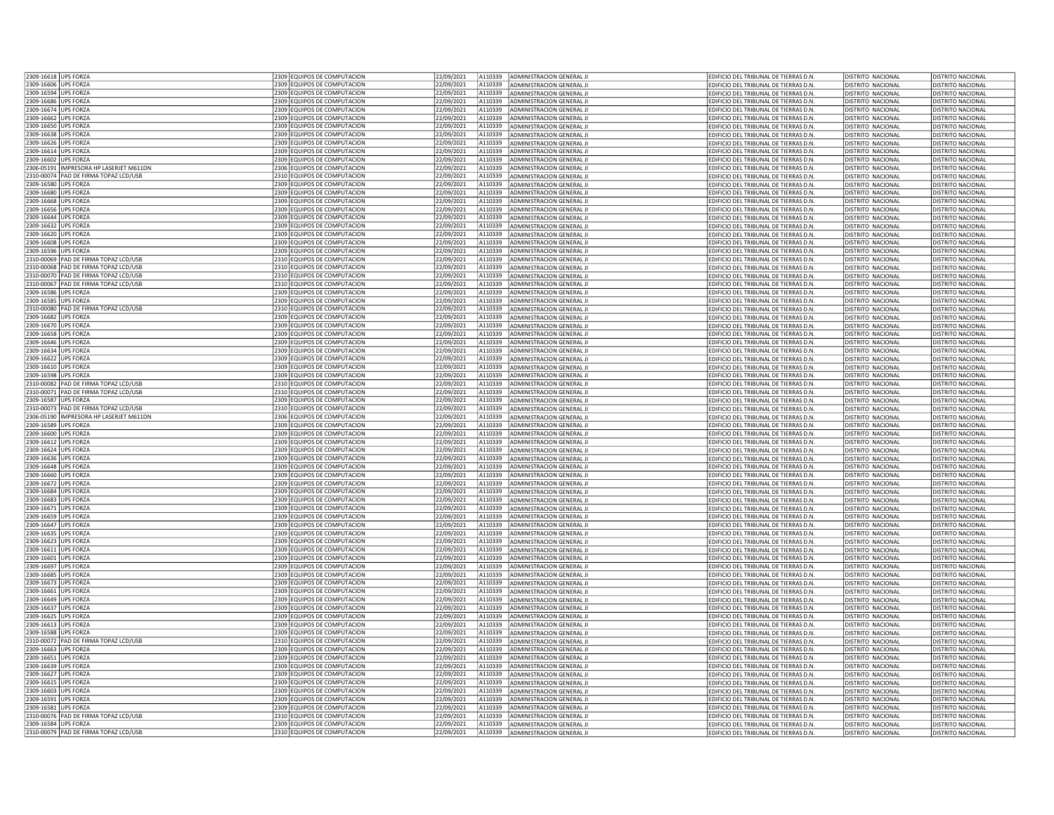| | | | | | | | | | |
|---|---|---|---|---|---|---|---|---|---|
| 2309-16618 | UPS FORZA | 2309 | EQUIPOS DE COMPUTACION | 22/09/2021 | A110339 | ADMINISTRACION GENERAL JI | EDIFICIO DEL TRIBUNAL DE TIERRAS D.N. | DISTRITO NACIONAL | DISTRITO NACIONAL |
| 2309-16606 | UPS FORZA | 2309 | EQUIPOS DE COMPUTACION | 22/09/2021 | A110339 | ADMINISTRACION GENERAL JI | EDIFICIO DEL TRIBUNAL DE TIERRAS D.N. | DISTRITO NACIONAL | DISTRITO NACIONAL |
| 2309-16594 | UPS FORZA | 2309 | EQUIPOS DE COMPUTACION | 22/09/2021 | A110339 | ADMINISTRACION GENERAL JI | EDIFICIO DEL TRIBUNAL DE TIERRAS D.N. | DISTRITO NACIONAL | DISTRITO NACIONAL |
| 2309-16686 | UPS FORZA | 2309 | EQUIPOS DE COMPUTACION | 22/09/2021 | A110339 | ADMINISTRACION GENERAL JI | EDIFICIO DEL TRIBUNAL DE TIERRAS D.N. | DISTRITO NACIONAL | DISTRITO NACIONAL |
| 2309-16674 | UPS FORZA | 2309 | EQUIPOS DE COMPUTACION | 22/09/2021 | A110339 | ADMINISTRACION GENERAL JI | EDIFICIO DEL TRIBUNAL DE TIERRAS D.N. | DISTRITO NACIONAL | DISTRITO NACIONAL |
| 2309-16662 | UPS FORZA | 2309 | EQUIPOS DE COMPUTACION | 22/09/2021 | A110339 | ADMINISTRACION GENERAL JI | EDIFICIO DEL TRIBUNAL DE TIERRAS D.N. | DISTRITO NACIONAL | DISTRITO NACIONAL |
| 2309-16650 | UPS FORZA | 2309 | EQUIPOS DE COMPUTACION | 22/09/2021 | A110339 | ADMINISTRACION GENERAL JI | EDIFICIO DEL TRIBUNAL DE TIERRAS D.N. | DISTRITO NACIONAL | DISTRITO NACIONAL |
| 2309-16638 | UPS FORZA | 2309 | EQUIPOS DE COMPUTACION | 22/09/2021 | A110339 | ADMINISTRACION GENERAL JI | EDIFICIO DEL TRIBUNAL DE TIERRAS D.N. | DISTRITO NACIONAL | DISTRITO NACIONAL |
| 2309-16626 | UPS FORZA | 2309 | EQUIPOS DE COMPUTACION | 22/09/2021 | A110339 | ADMINISTRACION GENERAL JI | EDIFICIO DEL TRIBUNAL DE TIERRAS D.N. | DISTRITO NACIONAL | DISTRITO NACIONAL |
| 2309-16614 | UPS FORZA | 2309 | EQUIPOS DE COMPUTACION | 22/09/2021 | A110339 | ADMINISTRACION GENERAL JI | EDIFICIO DEL TRIBUNAL DE TIERRAS D.N. | DISTRITO NACIONAL | DISTRITO NACIONAL |
| 2309-16602 | UPS FORZA | 2309 | EQUIPOS DE COMPUTACION | 22/09/2021 | A110339 | ADMINISTRACION GENERAL JI | EDIFICIO DEL TRIBUNAL DE TIERRAS D.N. | DISTRITO NACIONAL | DISTRITO NACIONAL |
| 2306-05191 | IMPRESORA HP LASERJET M611DN | 2306 | EQUIPOS DE COMPUTACION | 22/09/2021 | A110339 | ADMINISTRACION GENERAL JI | EDIFICIO DEL TRIBUNAL DE TIERRAS D.N. | DISTRITO NACIONAL | DISTRITO NACIONAL |
| 2310-00074 | PAD DE FIRMA TOPAZ LCD/USB | 2310 | EQUIPOS DE COMPUTACION | 22/09/2021 | A110339 | ADMINISTRACION GENERAL JI | EDIFICIO DEL TRIBUNAL DE TIERRAS D.N. | DISTRITO NACIONAL | DISTRITO NACIONAL |
| 2309-16580 | UPS FORZA | 2309 | EQUIPOS DE COMPUTACION | 22/09/2021 | A110339 | ADMINISTRACION GENERAL JI | EDIFICIO DEL TRIBUNAL DE TIERRAS D.N. | DISTRITO NACIONAL | DISTRITO NACIONAL |
| 2309-16680 | UPS FORZA | 2309 | EQUIPOS DE COMPUTACION | 22/09/2021 | A110339 | ADMINISTRACION GENERAL JI | EDIFICIO DEL TRIBUNAL DE TIERRAS D.N. | DISTRITO NACIONAL | DISTRITO NACIONAL |
| 2309-16668 | UPS FORZA | 2309 | EQUIPOS DE COMPUTACION | 22/09/2021 | A110339 | ADMINISTRACION GENERAL JI | EDIFICIO DEL TRIBUNAL DE TIERRAS D.N. | DISTRITO NACIONAL | DISTRITO NACIONAL |
| 2309-16656 | UPS FORZA | 2309 | EQUIPOS DE COMPUTACION | 22/09/2021 | A110339 | ADMINISTRACION GENERAL JI | EDIFICIO DEL TRIBUNAL DE TIERRAS D.N. | DISTRITO NACIONAL | DISTRITO NACIONAL |
| 2309-16644 | UPS FORZA | 2309 | EQUIPOS DE COMPUTACION | 22/09/2021 | A110339 | ADMINISTRACION GENERAL JI | EDIFICIO DEL TRIBUNAL DE TIERRAS D.N. | DISTRITO NACIONAL | DISTRITO NACIONAL |
| 2309-16632 | UPS FORZA | 2309 | EQUIPOS DE COMPUTACION | 22/09/2021 | A110339 | ADMINISTRACION GENERAL JI | EDIFICIO DEL TRIBUNAL DE TIERRAS D.N. | DISTRITO NACIONAL | DISTRITO NACIONAL |
| 2309-16620 | UPS FORZA | 2309 | EQUIPOS DE COMPUTACION | 22/09/2021 | A110339 | ADMINISTRACION GENERAL JI | EDIFICIO DEL TRIBUNAL DE TIERRAS D.N. | DISTRITO NACIONAL | DISTRITO NACIONAL |
| 2309-16608 | UPS FORZA | 2309 | EQUIPOS DE COMPUTACION | 22/09/2021 | A110339 | ADMINISTRACION GENERAL JI | EDIFICIO DEL TRIBUNAL DE TIERRAS D.N. | DISTRITO NACIONAL | DISTRITO NACIONAL |
| 2309-16596 | UPS FORZA | 2309 | EQUIPOS DE COMPUTACION | 22/09/2021 | A110339 | ADMINISTRACION GENERAL JI | EDIFICIO DEL TRIBUNAL DE TIERRAS D.N. | DISTRITO NACIONAL | DISTRITO NACIONAL |
| 2310-00069 | PAD DE FIRMA TOPAZ LCD/USB | 2310 | EQUIPOS DE COMPUTACION | 22/09/2021 | A110339 | ADMINISTRACION GENERAL JI | EDIFICIO DEL TRIBUNAL DE TIERRAS D.N. | DISTRITO NACIONAL | DISTRITO NACIONAL |
| 2310-00068 | PAD DE FIRMA TOPAZ LCD/USB | 2310 | EQUIPOS DE COMPUTACION | 22/09/2021 | A110339 | ADMINISTRACION GENERAL JI | EDIFICIO DEL TRIBUNAL DE TIERRAS D.N. | DISTRITO NACIONAL | DISTRITO NACIONAL |
| 2310-00070 | PAD DE FIRMA TOPAZ LCD/USB | 2310 | EQUIPOS DE COMPUTACION | 22/09/2021 | A110339 | ADMINISTRACION GENERAL JI | EDIFICIO DEL TRIBUNAL DE TIERRAS D.N. | DISTRITO NACIONAL | DISTRITO NACIONAL |
| 2310-00067 | PAD DE FIRMA TOPAZ LCD/USB | 2310 | EQUIPOS DE COMPUTACION | 22/09/2021 | A110339 | ADMINISTRACION GENERAL JI | EDIFICIO DEL TRIBUNAL DE TIERRAS D.N. | DISTRITO NACIONAL | DISTRITO NACIONAL |
| 2309-16586 | UPS FORZA | 2309 | EQUIPOS DE COMPUTACION | 22/09/2021 | A110339 | ADMINISTRACION GENERAL JI | EDIFICIO DEL TRIBUNAL DE TIERRAS D.N. | DISTRITO NACIONAL | DISTRITO NACIONAL |
| 2309-16585 | UPS FORZA | 2309 | EQUIPOS DE COMPUTACION | 22/09/2021 | A110339 | ADMINISTRACION GENERAL JI | EDIFICIO DEL TRIBUNAL DE TIERRAS D.N. | DISTRITO NACIONAL | DISTRITO NACIONAL |
| 2310-00080 | PAD DE FIRMA TOPAZ LCD/USB | 2310 | EQUIPOS DE COMPUTACION | 22/09/2021 | A110339 | ADMINISTRACION GENERAL JI | EDIFICIO DEL TRIBUNAL DE TIERRAS D.N. | DISTRITO NACIONAL | DISTRITO NACIONAL |
| 2309-16682 | UPS FORZA | 2309 | EQUIPOS DE COMPUTACION | 22/09/2021 | A110339 | ADMINISTRACION GENERAL JI | EDIFICIO DEL TRIBUNAL DE TIERRAS D.N. | DISTRITO NACIONAL | DISTRITO NACIONAL |
| 2309-16670 | UPS FORZA | 2309 | EQUIPOS DE COMPUTACION | 22/09/2021 | A110339 | ADMINISTRACION GENERAL JI | EDIFICIO DEL TRIBUNAL DE TIERRAS D.N. | DISTRITO NACIONAL | DISTRITO NACIONAL |
| 2309-16658 | UPS FORZA | 2309 | EQUIPOS DE COMPUTACION | 22/09/2021 | A110339 | ADMINISTRACION GENERAL JI | EDIFICIO DEL TRIBUNAL DE TIERRAS D.N. | DISTRITO NACIONAL | DISTRITO NACIONAL |
| 2309-16646 | UPS FORZA | 2309 | EQUIPOS DE COMPUTACION | 22/09/2021 | A110339 | ADMINISTRACION GENERAL JI | EDIFICIO DEL TRIBUNAL DE TIERRAS D.N. | DISTRITO NACIONAL | DISTRITO NACIONAL |
| 2309-16634 | UPS FORZA | 2309 | EQUIPOS DE COMPUTACION | 22/09/2021 | A110339 | ADMINISTRACION GENERAL JI | EDIFICIO DEL TRIBUNAL DE TIERRAS D.N. | DISTRITO NACIONAL | DISTRITO NACIONAL |
| 2309-16622 | UPS FORZA | 2309 | EQUIPOS DE COMPUTACION | 22/09/2021 | A110339 | ADMINISTRACION GENERAL JI | EDIFICIO DEL TRIBUNAL DE TIERRAS D.N. | DISTRITO NACIONAL | DISTRITO NACIONAL |
| 2309-16610 | UPS FORZA | 2309 | EQUIPOS DE COMPUTACION | 22/09/2021 | A110339 | ADMINISTRACION GENERAL JI | EDIFICIO DEL TRIBUNAL DE TIERRAS D.N. | DISTRITO NACIONAL | DISTRITO NACIONAL |
| 2309-16598 | UPS FORZA | 2309 | EQUIPOS DE COMPUTACION | 22/09/2021 | A110339 | ADMINISTRACION GENERAL JI | EDIFICIO DEL TRIBUNAL DE TIERRAS D.N. | DISTRITO NACIONAL | DISTRITO NACIONAL |
| 2310-00082 | PAD DE FIRMA TOPAZ LCD/USB | 2310 | EQUIPOS DE COMPUTACION | 22/09/2021 | A110339 | ADMINISTRACION GENERAL JI | EDIFICIO DEL TRIBUNAL DE TIERRAS D.N. | DISTRITO NACIONAL | DISTRITO NACIONAL |
| 2310-00071 | PAD DE FIRMA TOPAZ LCD/USB | 2310 | EQUIPOS DE COMPUTACION | 22/09/2021 | A110339 | ADMINISTRACION GENERAL JI | EDIFICIO DEL TRIBUNAL DE TIERRAS D.N. | DISTRITO NACIONAL | DISTRITO NACIONAL |
| 2309-16587 | UPS FORZA | 2309 | EQUIPOS DE COMPUTACION | 22/09/2021 | A110339 | ADMINISTRACION GENERAL JI | EDIFICIO DEL TRIBUNAL DE TIERRAS D.N. | DISTRITO NACIONAL | DISTRITO NACIONAL |
| 2310-00073 | PAD DE FIRMA TOPAZ LCD/USB | 2310 | EQUIPOS DE COMPUTACION | 22/09/2021 | A110339 | ADMINISTRACION GENERAL JI | EDIFICIO DEL TRIBUNAL DE TIERRAS D.N. | DISTRITO NACIONAL | DISTRITO NACIONAL |
| 2306-05190 | IMPRESORA HP LASERJET M611DN | 2306 | EQUIPOS DE COMPUTACION | 22/09/2021 | A110339 | ADMINISTRACION GENERAL JI | EDIFICIO DEL TRIBUNAL DE TIERRAS D.N. | DISTRITO NACIONAL | DISTRITO NACIONAL |
| 2309-16589 | UPS FORZA | 2309 | EQUIPOS DE COMPUTACION | 22/09/2021 | A110339 | ADMINISTRACION GENERAL JI | EDIFICIO DEL TRIBUNAL DE TIERRAS D.N. | DISTRITO NACIONAL | DISTRITO NACIONAL |
| 2309-16600 | UPS FORZA | 2309 | EQUIPOS DE COMPUTACION | 22/09/2021 | A110339 | ADMINISTRACION GENERAL JI | EDIFICIO DEL TRIBUNAL DE TIERRAS D.N. | DISTRITO NACIONAL | DISTRITO NACIONAL |
| 2309-16612 | UPS FORZA | 2309 | EQUIPOS DE COMPUTACION | 22/09/2021 | A110339 | ADMINISTRACION GENERAL JI | EDIFICIO DEL TRIBUNAL DE TIERRAS D.N. | DISTRITO NACIONAL | DISTRITO NACIONAL |
| 2309-16624 | UPS FORZA | 2309 | EQUIPOS DE COMPUTACION | 22/09/2021 | A110339 | ADMINISTRACION GENERAL JI | EDIFICIO DEL TRIBUNAL DE TIERRAS D.N. | DISTRITO NACIONAL | DISTRITO NACIONAL |
| 2309-16636 | UPS FORZA | 2309 | EQUIPOS DE COMPUTACION | 22/09/2021 | A110339 | ADMINISTRACION GENERAL JI | EDIFICIO DEL TRIBUNAL DE TIERRAS D.N. | DISTRITO NACIONAL | DISTRITO NACIONAL |
| 2309-16648 | UPS FORZA | 2309 | EQUIPOS DE COMPUTACION | 22/09/2021 | A110339 | ADMINISTRACION GENERAL JI | EDIFICIO DEL TRIBUNAL DE TIERRAS D.N. | DISTRITO NACIONAL | DISTRITO NACIONAL |
| 2309-16660 | UPS FORZA | 2309 | EQUIPOS DE COMPUTACION | 22/09/2021 | A110339 | ADMINISTRACION GENERAL JI | EDIFICIO DEL TRIBUNAL DE TIERRAS D.N. | DISTRITO NACIONAL | DISTRITO NACIONAL |
| 2309-16672 | UPS FORZA | 2309 | EQUIPOS DE COMPUTACION | 22/09/2021 | A110339 | ADMINISTRACION GENERAL JI | EDIFICIO DEL TRIBUNAL DE TIERRAS D.N. | DISTRITO NACIONAL | DISTRITO NACIONAL |
| 2309-16684 | UPS FORZA | 2309 | EQUIPOS DE COMPUTACION | 22/09/2021 | A110339 | ADMINISTRACION GENERAL JI | EDIFICIO DEL TRIBUNAL DE TIERRAS D.N. | DISTRITO NACIONAL | DISTRITO NACIONAL |
| 2309-16683 | UPS FORZA | 2309 | EQUIPOS DE COMPUTACION | 22/09/2021 | A110339 | ADMINISTRACION GENERAL JI | EDIFICIO DEL TRIBUNAL DE TIERRAS D.N. | DISTRITO NACIONAL | DISTRITO NACIONAL |
| 2309-16671 | UPS FORZA | 2309 | EQUIPOS DE COMPUTACION | 22/09/2021 | A110339 | ADMINISTRACION GENERAL JI | EDIFICIO DEL TRIBUNAL DE TIERRAS D.N. | DISTRITO NACIONAL | DISTRITO NACIONAL |
| 2309-16659 | UPS FORZA | 2309 | EQUIPOS DE COMPUTACION | 22/09/2021 | A110339 | ADMINISTRACION GENERAL JI | EDIFICIO DEL TRIBUNAL DE TIERRAS D.N. | DISTRITO NACIONAL | DISTRITO NACIONAL |
| 2309-16647 | UPS FORZA | 2309 | EQUIPOS DE COMPUTACION | 22/09/2021 | A110339 | ADMINISTRACION GENERAL JI | EDIFICIO DEL TRIBUNAL DE TIERRAS D.N. | DISTRITO NACIONAL | DISTRITO NACIONAL |
| 2309-16635 | UPS FORZA | 2309 | EQUIPOS DE COMPUTACION | 22/09/2021 | A110339 | ADMINISTRACION GENERAL JI | EDIFICIO DEL TRIBUNAL DE TIERRAS D.N. | DISTRITO NACIONAL | DISTRITO NACIONAL |
| 2309-16623 | UPS FORZA | 2309 | EQUIPOS DE COMPUTACION | 22/09/2021 | A110339 | ADMINISTRACION GENERAL JI | EDIFICIO DEL TRIBUNAL DE TIERRAS D.N. | DISTRITO NACIONAL | DISTRITO NACIONAL |
| 2309-16611 | UPS FORZA | 2309 | EQUIPOS DE COMPUTACION | 22/09/2021 | A110339 | ADMINISTRACION GENERAL JI | EDIFICIO DEL TRIBUNAL DE TIERRAS D.N. | DISTRITO NACIONAL | DISTRITO NACIONAL |
| 2309-16601 | UPS FORZA | 2309 | EQUIPOS DE COMPUTACION | 22/09/2021 | A110339 | ADMINISTRACION GENERAL JI | EDIFICIO DEL TRIBUNAL DE TIERRAS D.N. | DISTRITO NACIONAL | DISTRITO NACIONAL |
| 2309-16697 | UPS FORZA | 2309 | EQUIPOS DE COMPUTACION | 22/09/2021 | A110339 | ADMINISTRACION GENERAL JI | EDIFICIO DEL TRIBUNAL DE TIERRAS D.N. | DISTRITO NACIONAL | DISTRITO NACIONAL |
| 2309-16685 | UPS FORZA | 2309 | EQUIPOS DE COMPUTACION | 22/09/2021 | A110339 | ADMINISTRACION GENERAL JI | EDIFICIO DEL TRIBUNAL DE TIERRAS D.N. | DISTRITO NACIONAL | DISTRITO NACIONAL |
| 2309-16673 | UPS FORZA | 2309 | EQUIPOS DE COMPUTACION | 22/09/2021 | A110339 | ADMINISTRACION GENERAL JI | EDIFICIO DEL TRIBUNAL DE TIERRAS D.N. | DISTRITO NACIONAL | DISTRITO NACIONAL |
| 2309-16661 | UPS FORZA | 2309 | EQUIPOS DE COMPUTACION | 22/09/2021 | A110339 | ADMINISTRACION GENERAL JI | EDIFICIO DEL TRIBUNAL DE TIERRAS D.N. | DISTRITO NACIONAL | DISTRITO NACIONAL |
| 2309-16649 | UPS FORZA | 2309 | EQUIPOS DE COMPUTACION | 22/09/2021 | A110339 | ADMINISTRACION GENERAL JI | EDIFICIO DEL TRIBUNAL DE TIERRAS D.N. | DISTRITO NACIONAL | DISTRITO NACIONAL |
| 2309-16637 | UPS FORZA | 2309 | EQUIPOS DE COMPUTACION | 22/09/2021 | A110339 | ADMINISTRACION GENERAL JI | EDIFICIO DEL TRIBUNAL DE TIERRAS D.N. | DISTRITO NACIONAL | DISTRITO NACIONAL |
| 2309-16625 | UPS FORZA | 2309 | EQUIPOS DE COMPUTACION | 22/09/2021 | A110339 | ADMINISTRACION GENERAL JI | EDIFICIO DEL TRIBUNAL DE TIERRAS D.N. | DISTRITO NACIONAL | DISTRITO NACIONAL |
| 2309-16613 | UPS FORZA | 2309 | EQUIPOS DE COMPUTACION | 22/09/2021 | A110339 | ADMINISTRACION GENERAL JI | EDIFICIO DEL TRIBUNAL DE TIERRAS D.N. | DISTRITO NACIONAL | DISTRITO NACIONAL |
| 2309-16588 | UPS FORZA | 2309 | EQUIPOS DE COMPUTACION | 22/09/2021 | A110339 | ADMINISTRACION GENERAL JI | EDIFICIO DEL TRIBUNAL DE TIERRAS D.N. | DISTRITO NACIONAL | DISTRITO NACIONAL |
| 2310-00072 | PAD DE FIRMA TOPAZ LCD/USB | 2310 | EQUIPOS DE COMPUTACION | 22/09/2021 | A110339 | ADMINISTRACION GENERAL JI | EDIFICIO DEL TRIBUNAL DE TIERRAS D.N. | DISTRITO NACIONAL | DISTRITO NACIONAL |
| 2309-16663 | UPS FORZA | 2309 | EQUIPOS DE COMPUTACION | 22/09/2021 | A110339 | ADMINISTRACION GENERAL JI | EDIFICIO DEL TRIBUNAL DE TIERRAS D.N. | DISTRITO NACIONAL | DISTRITO NACIONAL |
| 2309-16651 | UPS FORZA | 2309 | EQUIPOS DE COMPUTACION | 22/09/2021 | A110339 | ADMINISTRACION GENERAL JI | EDIFICIO DEL TRIBUNAL DE TIERRAS D.N. | DISTRITO NACIONAL | DISTRITO NACIONAL |
| 2309-16639 | UPS FORZA | 2309 | EQUIPOS DE COMPUTACION | 22/09/2021 | A110339 | ADMINISTRACION GENERAL JI | EDIFICIO DEL TRIBUNAL DE TIERRAS D.N. | DISTRITO NACIONAL | DISTRITO NACIONAL |
| 2309-16627 | UPS FORZA | 2309 | EQUIPOS DE COMPUTACION | 22/09/2021 | A110339 | ADMINISTRACION GENERAL JI | EDIFICIO DEL TRIBUNAL DE TIERRAS D.N. | DISTRITO NACIONAL | DISTRITO NACIONAL |
| 2309-16615 | UPS FORZA | 2309 | EQUIPOS DE COMPUTACION | 22/09/2021 | A110339 | ADMINISTRACION GENERAL JI | EDIFICIO DEL TRIBUNAL DE TIERRAS D.N. | DISTRITO NACIONAL | DISTRITO NACIONAL |
| 2309-16603 | UPS FORZA | 2309 | EQUIPOS DE COMPUTACION | 22/09/2021 | A110339 | ADMINISTRACION GENERAL JI | EDIFICIO DEL TRIBUNAL DE TIERRAS D.N. | DISTRITO NACIONAL | DISTRITO NACIONAL |
| 2309-16591 | UPS FORZA | 2309 | EQUIPOS DE COMPUTACION | 22/09/2021 | A110339 | ADMINISTRACION GENERAL JI | EDIFICIO DEL TRIBUNAL DE TIERRAS D.N. | DISTRITO NACIONAL | DISTRITO NACIONAL |
| 2309-16581 | UPS FORZA | 2309 | EQUIPOS DE COMPUTACION | 22/09/2021 | A110339 | ADMINISTRACION GENERAL JI | EDIFICIO DEL TRIBUNAL DE TIERRAS D.N. | DISTRITO NACIONAL | DISTRITO NACIONAL |
| 2310-00076 | PAD DE FIRMA TOPAZ LCD/USB | 2310 | EQUIPOS DE COMPUTACION | 22/09/2021 | A110339 | ADMINISTRACION GENERAL JI | EDIFICIO DEL TRIBUNAL DE TIERRAS D.N. | DISTRITO NACIONAL | DISTRITO NACIONAL |
| 2309-16584 | UPS FORZA | 2309 | EQUIPOS DE COMPUTACION | 22/09/2021 | A110339 | ADMINISTRACION GENERAL JI | EDIFICIO DEL TRIBUNAL DE TIERRAS D.N. | DISTRITO NACIONAL | DISTRITO NACIONAL |
| 2310-00079 | PAD DE FIRMA TOPAZ LCD/USB | 2310 | EQUIPOS DE COMPUTACION | 22/09/2021 | A110339 | ADMINISTRACION GENERAL JI | EDIFICIO DEL TRIBUNAL DE TIERRAS D.N. | DISTRITO NACIONAL | DISTRITO NACIONAL |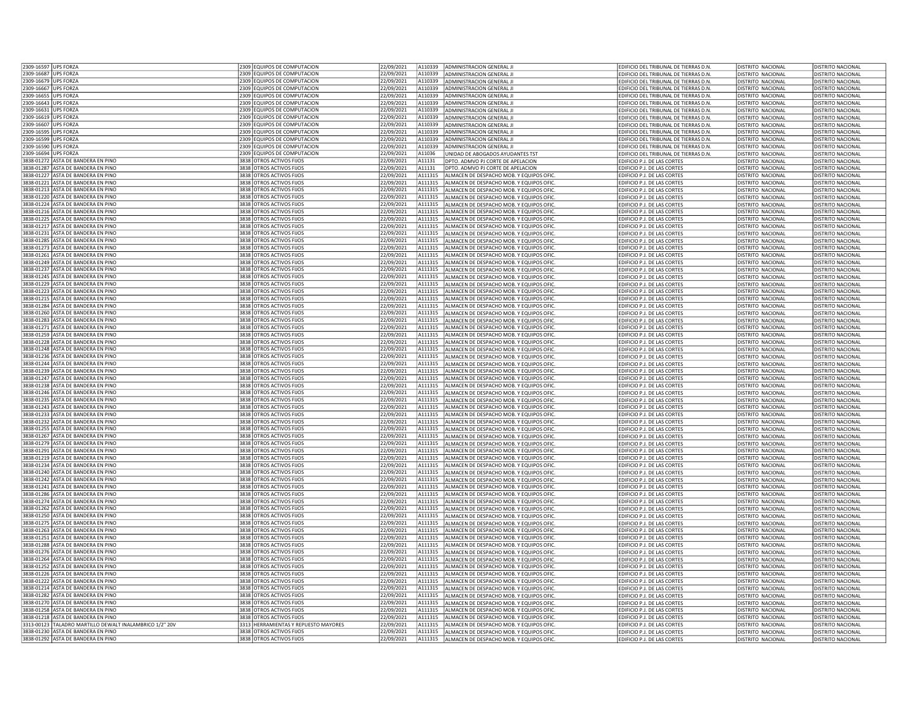| | | | | | | | | | |
|---|---|---|---|---|---|---|---|---|---|
| 2309-16597 | UPS FORZA | 2309 | EQUIPOS DE COMPUTACION | 22/09/2021 | A110339 | ADMINISTRACION GENERAL JI | EDIFICIO DEL TRIBUNAL DE TIERRAS D.N. | DISTRITO NACIONAL | DISTRITO NACIONAL |
| 2309-16687 | UPS FORZA | 2309 | EQUIPOS DE COMPUTACION | 22/09/2021 | A110339 | ADMINISTRACION GENERAL JI | EDIFICIO DEL TRIBUNAL DE TIERRAS D.N. | DISTRITO NACIONAL | DISTRITO NACIONAL |
| 2309-16679 | UPS FORZA | 2309 | EQUIPOS DE COMPUTACION | 22/09/2021 | A110339 | ADMINISTRACION GENERAL JI | EDIFICIO DEL TRIBUNAL DE TIERRAS D.N. | DISTRITO NACIONAL | DISTRITO NACIONAL |
| 2309-16667 | UPS FORZA | 2309 | EQUIPOS DE COMPUTACION | 22/09/2021 | A110339 | ADMINISTRACION GENERAL JI | EDIFICIO DEL TRIBUNAL DE TIERRAS D.N. | DISTRITO NACIONAL | DISTRITO NACIONAL |
| 2309-16655 | UPS FORZA | 2309 | EQUIPOS DE COMPUTACION | 22/09/2021 | A110339 | ADMINISTRACION GENERAL JI | EDIFICIO DEL TRIBUNAL DE TIERRAS D.N. | DISTRITO NACIONAL | DISTRITO NACIONAL |
| 2309-16643 | UPS FORZA | 2309 | EQUIPOS DE COMPUTACION | 22/09/2021 | A110339 | ADMINISTRACION GENERAL JI | EDIFICIO DEL TRIBUNAL DE TIERRAS D.N. | DISTRITO NACIONAL | DISTRITO NACIONAL |
| 2309-16631 | UPS FORZA | 2309 | EQUIPOS DE COMPUTACION | 22/09/2021 | A110339 | ADMINISTRACION GENERAL JI | EDIFICIO DEL TRIBUNAL DE TIERRAS D.N. | DISTRITO NACIONAL | DISTRITO NACIONAL |
| 2309-16619 | UPS FORZA | 2309 | EQUIPOS DE COMPUTACION | 22/09/2021 | A110339 | ADMINISTRACION GENERAL JI | EDIFICIO DEL TRIBUNAL DE TIERRAS D.N. | DISTRITO NACIONAL | DISTRITO NACIONAL |
| 2309-16607 | UPS FORZA | 2309 | EQUIPOS DE COMPUTACION | 22/09/2021 | A110339 | ADMINISTRACION GENERAL JI | EDIFICIO DEL TRIBUNAL DE TIERRAS D.N. | DISTRITO NACIONAL | DISTRITO NACIONAL |
| 2309-16595 | UPS FORZA | 2309 | EQUIPOS DE COMPUTACION | 22/09/2021 | A110339 | ADMINISTRACION GENERAL JI | EDIFICIO DEL TRIBUNAL DE TIERRAS D.N. | DISTRITO NACIONAL | DISTRITO NACIONAL |
| 2309-16599 | UPS FORZA | 2309 | EQUIPOS DE COMPUTACION | 22/09/2021 | A110339 | ADMINISTRACION GENERAL JI | EDIFICIO DEL TRIBUNAL DE TIERRAS D.N. | DISTRITO NACIONAL | DISTRITO NACIONAL |
| 2309-16590 | UPS FORZA | 2309 | EQUIPOS DE COMPUTACION | 22/09/2021 | A110339 | ADMINISTRACION GENERAL JI | EDIFICIO DEL TRIBUNAL DE TIERRAS D.N. | DISTRITO NACIONAL | DISTRITO NACIONAL |
| 2309-16694 | UPS FORZA | 2309 | EQUIPOS DE COMPUTACION | 22/09/2021 | A11036 | UNIDAD DE ABOGADOS AYUDANTES TST | EDIFICIO DEL TRIBUNAL DE TIERRAS D.N. | DISTRITO NACIONAL | DISTRITO NACIONAL |
| 3838-01272 | ASTA DE BANDERA EN PINO | 3838 | OTROS ACTIVOS FIJOS | 22/09/2021 | A11131 | DPTO. ADMVO PJ CORTE DE APELACION | EDIFICIO P.J. DE LAS CORTES | DISTRITO NACIONAL | DISTRITO NACIONAL |
| 3838-01287 | ASTA DE BANDERA EN PINO | 3838 | OTROS ACTIVOS FIJOS | 22/09/2021 | A11131 | DPTO. ADMVO PJ CORTE DE APELACION | EDIFICIO P.J. DE LAS CORTES | DISTRITO NACIONAL | DISTRITO NACIONAL |
| 3838-01227 | ASTA DE BANDERA EN PINO | 3838 | OTROS ACTIVOS FIJOS | 22/09/2021 | A111315 | ALMACEN DE DESPACHO MOB. Y EQUIPOS OFIC. | EDIFICIO P.J. DE LAS CORTES | DISTRITO NACIONAL | DISTRITO NACIONAL |
| 3838-01221 | ASTA DE BANDERA EN PINO | 3838 | OTROS ACTIVOS FIJOS | 22/09/2021 | A111315 | ALMACEN DE DESPACHO MOB. Y EQUIPOS OFIC. | EDIFICIO P.J. DE LAS CORTES | DISTRITO NACIONAL | DISTRITO NACIONAL |
| 3838-01213 | ASTA DE BANDERA EN PINO | 3838 | OTROS ACTIVOS FIJOS | 22/09/2021 | A111315 | ALMACEN DE DESPACHO MOB. Y EQUIPOS OFIC. | EDIFICIO P.J. DE LAS CORTES | DISTRITO NACIONAL | DISTRITO NACIONAL |
| 3838-01220 | ASTA DE BANDERA EN PINO | 3838 | OTROS ACTIVOS FIJOS | 22/09/2021 | A111315 | ALMACEN DE DESPACHO MOB. Y EQUIPOS OFIC. | EDIFICIO P.J. DE LAS CORTES | DISTRITO NACIONAL | DISTRITO NACIONAL |
| 3838-01224 | ASTA DE BANDERA EN PINO | 3838 | OTROS ACTIVOS FIJOS | 22/09/2021 | A111315 | ALMACEN DE DESPACHO MOB. Y EQUIPOS OFIC. | EDIFICIO P.J. DE LAS CORTES | DISTRITO NACIONAL | DISTRITO NACIONAL |
| 3838-01216 | ASTA DE BANDERA EN PINO | 3838 | OTROS ACTIVOS FIJOS | 22/09/2021 | A111315 | ALMACEN DE DESPACHO MOB. Y EQUIPOS OFIC. | EDIFICIO P.J. DE LAS CORTES | DISTRITO NACIONAL | DISTRITO NACIONAL |
| 3838-01225 | ASTA DE BANDERA EN PINO | 3838 | OTROS ACTIVOS FIJOS | 22/09/2021 | A111315 | ALMACEN DE DESPACHO MOB. Y EQUIPOS OFIC. | EDIFICIO P.J. DE LAS CORTES | DISTRITO NACIONAL | DISTRITO NACIONAL |
| 3838-01217 | ASTA DE BANDERA EN PINO | 3838 | OTROS ACTIVOS FIJOS | 22/09/2021 | A111315 | ALMACEN DE DESPACHO MOB. Y EQUIPOS OFIC. | EDIFICIO P.J. DE LAS CORTES | DISTRITO NACIONAL | DISTRITO NACIONAL |
| 3838-01231 | ASTA DE BANDERA EN PINO | 3838 | OTROS ACTIVOS FIJOS | 22/09/2021 | A111315 | ALMACEN DE DESPACHO MOB. Y EQUIPOS OFIC. | EDIFICIO P.J. DE LAS CORTES | DISTRITO NACIONAL | DISTRITO NACIONAL |
| 3838-01285 | ASTA DE BANDERA EN PINO | 3838 | OTROS ACTIVOS FIJOS | 22/09/2021 | A111315 | ALMACEN DE DESPACHO MOB. Y EQUIPOS OFIC. | EDIFICIO P.J. DE LAS CORTES | DISTRITO NACIONAL | DISTRITO NACIONAL |
| 3838-01273 | ASTA DE BANDERA EN PINO | 3838 | OTROS ACTIVOS FIJOS | 22/09/2021 | A111315 | ALMACEN DE DESPACHO MOB. Y EQUIPOS OFIC. | EDIFICIO P.J. DE LAS CORTES | DISTRITO NACIONAL | DISTRITO NACIONAL |
| 3838-01261 | ASTA DE BANDERA EN PINO | 3838 | OTROS ACTIVOS FIJOS | 22/09/2021 | A111315 | ALMACEN DE DESPACHO MOB. Y EQUIPOS OFIC. | EDIFICIO P.J. DE LAS CORTES | DISTRITO NACIONAL | DISTRITO NACIONAL |
| 3838-01249 | ASTA DE BANDERA EN PINO | 3838 | OTROS ACTIVOS FIJOS | 22/09/2021 | A111315 | ALMACEN DE DESPACHO MOB. Y EQUIPOS OFIC. | EDIFICIO P.J. DE LAS CORTES | DISTRITO NACIONAL | DISTRITO NACIONAL |
| 3838-01237 | ASTA DE BANDERA EN PINO | 3838 | OTROS ACTIVOS FIJOS | 22/09/2021 | A111315 | ALMACEN DE DESPACHO MOB. Y EQUIPOS OFIC. | EDIFICIO P.J. DE LAS CORTES | DISTRITO NACIONAL | DISTRITO NACIONAL |
| 3838-01245 | ASTA DE BANDERA EN PINO | 3838 | OTROS ACTIVOS FIJOS | 22/09/2021 | A111315 | ALMACEN DE DESPACHO MOB. Y EQUIPOS OFIC. | EDIFICIO P.J. DE LAS CORTES | DISTRITO NACIONAL | DISTRITO NACIONAL |
| 3838-01229 | ASTA DE BANDERA EN PINO | 3838 | OTROS ACTIVOS FIJOS | 22/09/2021 | A111315 | ALMACEN DE DESPACHO MOB. Y EQUIPOS OFIC. | EDIFICIO P.J. DE LAS CORTES | DISTRITO NACIONAL | DISTRITO NACIONAL |
| 3838-01223 | ASTA DE BANDERA EN PINO | 3838 | OTROS ACTIVOS FIJOS | 22/09/2021 | A111315 | ALMACEN DE DESPACHO MOB. Y EQUIPOS OFIC. | EDIFICIO P.J. DE LAS CORTES | DISTRITO NACIONAL | DISTRITO NACIONAL |
| 3838-01215 | ASTA DE BANDERA EN PINO | 3838 | OTROS ACTIVOS FIJOS | 22/09/2021 | A111315 | ALMACEN DE DESPACHO MOB. Y EQUIPOS OFIC. | EDIFICIO P.J. DE LAS CORTES | DISTRITO NACIONAL | DISTRITO NACIONAL |
| 3838-01284 | ASTA DE BANDERA EN PINO | 3838 | OTROS ACTIVOS FIJOS | 22/09/2021 | A111315 | ALMACEN DE DESPACHO MOB. Y EQUIPOS OFIC. | EDIFICIO P.J. DE LAS CORTES | DISTRITO NACIONAL | DISTRITO NACIONAL |
| 3838-01260 | ASTA DE BANDERA EN PINO | 3838 | OTROS ACTIVOS FIJOS | 22/09/2021 | A111315 | ALMACEN DE DESPACHO MOB. Y EQUIPOS OFIC. | EDIFICIO P.J. DE LAS CORTES | DISTRITO NACIONAL | DISTRITO NACIONAL |
| 3838-01283 | ASTA DE BANDERA EN PINO | 3838 | OTROS ACTIVOS FIJOS | 22/09/2021 | A111315 | ALMACEN DE DESPACHO MOB. Y EQUIPOS OFIC. | EDIFICIO P.J. DE LAS CORTES | DISTRITO NACIONAL | DISTRITO NACIONAL |
| 3838-01271 | ASTA DE BANDERA EN PINO | 3838 | OTROS ACTIVOS FIJOS | 22/09/2021 | A111315 | ALMACEN DE DESPACHO MOB. Y EQUIPOS OFIC. | EDIFICIO P.J. DE LAS CORTES | DISTRITO NACIONAL | DISTRITO NACIONAL |
| 3838-01259 | ASTA DE BANDERA EN PINO | 3838 | OTROS ACTIVOS FIJOS | 22/09/2021 | A111315 | ALMACEN DE DESPACHO MOB. Y EQUIPOS OFIC. | EDIFICIO P.J. DE LAS CORTES | DISTRITO NACIONAL | DISTRITO NACIONAL |
| 3838-01228 | ASTA DE BANDERA EN PINO | 3838 | OTROS ACTIVOS FIJOS | 22/09/2021 | A111315 | ALMACEN DE DESPACHO MOB. Y EQUIPOS OFIC. | EDIFICIO P.J. DE LAS CORTES | DISTRITO NACIONAL | DISTRITO NACIONAL |
| 3838-01248 | ASTA DE BANDERA EN PINO | 3838 | OTROS ACTIVOS FIJOS | 22/09/2021 | A111315 | ALMACEN DE DESPACHO MOB. Y EQUIPOS OFIC. | EDIFICIO P.J. DE LAS CORTES | DISTRITO NACIONAL | DISTRITO NACIONAL |
| 3838-01236 | ASTA DE BANDERA EN PINO | 3838 | OTROS ACTIVOS FIJOS | 22/09/2021 | A111315 | ALMACEN DE DESPACHO MOB. Y EQUIPOS OFIC. | EDIFICIO P.J. DE LAS CORTES | DISTRITO NACIONAL | DISTRITO NACIONAL |
| 3838-01244 | ASTA DE BANDERA EN PINO | 3838 | OTROS ACTIVOS FIJOS | 22/09/2021 | A111315 | ALMACEN DE DESPACHO MOB. Y EQUIPOS OFIC. | EDIFICIO P.J. DE LAS CORTES | DISTRITO NACIONAL | DISTRITO NACIONAL |
| 3838-01239 | ASTA DE BANDERA EN PINO | 3838 | OTROS ACTIVOS FIJOS | 22/09/2021 | A111315 | ALMACEN DE DESPACHO MOB. Y EQUIPOS OFIC. | EDIFICIO P.J. DE LAS CORTES | DISTRITO NACIONAL | DISTRITO NACIONAL |
| 3838-01247 | ASTA DE BANDERA EN PINO | 3838 | OTROS ACTIVOS FIJOS | 22/09/2021 | A111315 | ALMACEN DE DESPACHO MOB. Y EQUIPOS OFIC. | EDIFICIO P.J. DE LAS CORTES | DISTRITO NACIONAL | DISTRITO NACIONAL |
| 3838-01238 | ASTA DE BANDERA EN PINO | 3838 | OTROS ACTIVOS FIJOS | 22/09/2021 | A111315 | ALMACEN DE DESPACHO MOB. Y EQUIPOS OFIC. | EDIFICIO P.J. DE LAS CORTES | DISTRITO NACIONAL | DISTRITO NACIONAL |
| 3838-01246 | ASTA DE BANDERA EN PINO | 3838 | OTROS ACTIVOS FIJOS | 22/09/2021 | A111315 | ALMACEN DE DESPACHO MOB. Y EQUIPOS OFIC. | EDIFICIO P.J. DE LAS CORTES | DISTRITO NACIONAL | DISTRITO NACIONAL |
| 3838-01235 | ASTA DE BANDERA EN PINO | 3838 | OTROS ACTIVOS FIJOS | 22/09/2021 | A111315 | ALMACEN DE DESPACHO MOB. Y EQUIPOS OFIC. | EDIFICIO P.J. DE LAS CORTES | DISTRITO NACIONAL | DISTRITO NACIONAL |
| 3838-01243 | ASTA DE BANDERA EN PINO | 3838 | OTROS ACTIVOS FIJOS | 22/09/2021 | A111315 | ALMACEN DE DESPACHO MOB. Y EQUIPOS OFIC. | EDIFICIO P.J. DE LAS CORTES | DISTRITO NACIONAL | DISTRITO NACIONAL |
| 3838-01233 | ASTA DE BANDERA EN PINO | 3838 | OTROS ACTIVOS FIJOS | 22/09/2021 | A111315 | ALMACEN DE DESPACHO MOB. Y EQUIPOS OFIC. | EDIFICIO P.J. DE LAS CORTES | DISTRITO NACIONAL | DISTRITO NACIONAL |
| 3838-01232 | ASTA DE BANDERA EN PINO | 3838 | OTROS ACTIVOS FIJOS | 22/09/2021 | A111315 | ALMACEN DE DESPACHO MOB. Y EQUIPOS OFIC. | EDIFICIO P.J. DE LAS CORTES | DISTRITO NACIONAL | DISTRITO NACIONAL |
| 3838-01255 | ASTA DE BANDERA EN PINO | 3838 | OTROS ACTIVOS FIJOS | 22/09/2021 | A111315 | ALMACEN DE DESPACHO MOB. Y EQUIPOS OFIC. | EDIFICIO P.J. DE LAS CORTES | DISTRITO NACIONAL | DISTRITO NACIONAL |
| 3838-01267 | ASTA DE BANDERA EN PINO | 3838 | OTROS ACTIVOS FIJOS | 22/09/2021 | A111315 | ALMACEN DE DESPACHO MOB. Y EQUIPOS OFIC. | EDIFICIO P.J. DE LAS CORTES | DISTRITO NACIONAL | DISTRITO NACIONAL |
| 3838-01279 | ASTA DE BANDERA EN PINO | 3838 | OTROS ACTIVOS FIJOS | 22/09/2021 | A111315 | ALMACEN DE DESPACHO MOB. Y EQUIPOS OFIC. | EDIFICIO P.J. DE LAS CORTES | DISTRITO NACIONAL | DISTRITO NACIONAL |
| 3838-01291 | ASTA DE BANDERA EN PINO | 3838 | OTROS ACTIVOS FIJOS | 22/09/2021 | A111315 | ALMACEN DE DESPACHO MOB. Y EQUIPOS OFIC. | EDIFICIO P.J. DE LAS CORTES | DISTRITO NACIONAL | DISTRITO NACIONAL |
| 3838-01219 | ASTA DE BANDERA EN PINO | 3838 | OTROS ACTIVOS FIJOS | 22/09/2021 | A111315 | ALMACEN DE DESPACHO MOB. Y EQUIPOS OFIC. | EDIFICIO P.J. DE LAS CORTES | DISTRITO NACIONAL | DISTRITO NACIONAL |
| 3838-01234 | ASTA DE BANDERA EN PINO | 3838 | OTROS ACTIVOS FIJOS | 22/09/2021 | A111315 | ALMACEN DE DESPACHO MOB. Y EQUIPOS OFIC. | EDIFICIO P.J. DE LAS CORTES | DISTRITO NACIONAL | DISTRITO NACIONAL |
| 3838-01240 | ASTA DE BANDERA EN PINO | 3838 | OTROS ACTIVOS FIJOS | 22/09/2021 | A111315 | ALMACEN DE DESPACHO MOB. Y EQUIPOS OFIC. | EDIFICIO P.J. DE LAS CORTES | DISTRITO NACIONAL | DISTRITO NACIONAL |
| 3838-01242 | ASTA DE BANDERA EN PINO | 3838 | OTROS ACTIVOS FIJOS | 22/09/2021 | A111315 | ALMACEN DE DESPACHO MOB. Y EQUIPOS OFIC. | EDIFICIO P.J. DE LAS CORTES | DISTRITO NACIONAL | DISTRITO NACIONAL |
| 3838-01241 | ASTA DE BANDERA EN PINO | 3838 | OTROS ACTIVOS FIJOS | 22/09/2021 | A111315 | ALMACEN DE DESPACHO MOB. Y EQUIPOS OFIC. | EDIFICIO P.J. DE LAS CORTES | DISTRITO NACIONAL | DISTRITO NACIONAL |
| 3838-01286 | ASTA DE BANDERA EN PINO | 3838 | OTROS ACTIVOS FIJOS | 22/09/2021 | A111315 | ALMACEN DE DESPACHO MOB. Y EQUIPOS OFIC. | EDIFICIO P.J. DE LAS CORTES | DISTRITO NACIONAL | DISTRITO NACIONAL |
| 3838-01274 | ASTA DE BANDERA EN PINO | 3838 | OTROS ACTIVOS FIJOS | 22/09/2021 | A111315 | ALMACEN DE DESPACHO MOB. Y EQUIPOS OFIC. | EDIFICIO P.J. DE LAS CORTES | DISTRITO NACIONAL | DISTRITO NACIONAL |
| 3838-01262 | ASTA DE BANDERA EN PINO | 3838 | OTROS ACTIVOS FIJOS | 22/09/2021 | A111315 | ALMACEN DE DESPACHO MOB. Y EQUIPOS OFIC. | EDIFICIO P.J. DE LAS CORTES | DISTRITO NACIONAL | DISTRITO NACIONAL |
| 3838-01250 | ASTA DE BANDERA EN PINO | 3838 | OTROS ACTIVOS FIJOS | 22/09/2021 | A111315 | ALMACEN DE DESPACHO MOB. Y EQUIPOS OFIC. | EDIFICIO P.J. DE LAS CORTES | DISTRITO NACIONAL | DISTRITO NACIONAL |
| 3838-01275 | ASTA DE BANDERA EN PINO | 3838 | OTROS ACTIVOS FIJOS | 22/09/2021 | A111315 | ALMACEN DE DESPACHO MOB. Y EQUIPOS OFIC. | EDIFICIO P.J. DE LAS CORTES | DISTRITO NACIONAL | DISTRITO NACIONAL |
| 3838-01263 | ASTA DE BANDERA EN PINO | 3838 | OTROS ACTIVOS FIJOS | 22/09/2021 | A111315 | ALMACEN DE DESPACHO MOB. Y EQUIPOS OFIC. | EDIFICIO P.J. DE LAS CORTES | DISTRITO NACIONAL | DISTRITO NACIONAL |
| 3838-01251 | ASTA DE BANDERA EN PINO | 3838 | OTROS ACTIVOS FIJOS | 22/09/2021 | A111315 | ALMACEN DE DESPACHO MOB. Y EQUIPOS OFIC. | EDIFICIO P.J. DE LAS CORTES | DISTRITO NACIONAL | DISTRITO NACIONAL |
| 3838-01288 | ASTA DE BANDERA EN PINO | 3838 | OTROS ACTIVOS FIJOS | 22/09/2021 | A111315 | ALMACEN DE DESPACHO MOB. Y EQUIPOS OFIC. | EDIFICIO P.J. DE LAS CORTES | DISTRITO NACIONAL | DISTRITO NACIONAL |
| 3838-01276 | ASTA DE BANDERA EN PINO | 3838 | OTROS ACTIVOS FIJOS | 22/09/2021 | A111315 | ALMACEN DE DESPACHO MOB. Y EQUIPOS OFIC. | EDIFICIO P.J. DE LAS CORTES | DISTRITO NACIONAL | DISTRITO NACIONAL |
| 3838-01264 | ASTA DE BANDERA EN PINO | 3838 | OTROS ACTIVOS FIJOS | 22/09/2021 | A111315 | ALMACEN DE DESPACHO MOB. Y EQUIPOS OFIC. | EDIFICIO P.J. DE LAS CORTES | DISTRITO NACIONAL | DISTRITO NACIONAL |
| 3838-01252 | ASTA DE BANDERA EN PINO | 3838 | OTROS ACTIVOS FIJOS | 22/09/2021 | A111315 | ALMACEN DE DESPACHO MOB. Y EQUIPOS OFIC. | EDIFICIO P.J. DE LAS CORTES | DISTRITO NACIONAL | DISTRITO NACIONAL |
| 3838-01226 | ASTA DE BANDERA EN PINO | 3838 | OTROS ACTIVOS FIJOS | 22/09/2021 | A111315 | ALMACEN DE DESPACHO MOB. Y EQUIPOS OFIC. | EDIFICIO P.J. DE LAS CORTES | DISTRITO NACIONAL | DISTRITO NACIONAL |
| 3838-01222 | ASTA DE BANDERA EN PINO | 3838 | OTROS ACTIVOS FIJOS | 22/09/2021 | A111315 | ALMACEN DE DESPACHO MOB. Y EQUIPOS OFIC. | EDIFICIO P.J. DE LAS CORTES | DISTRITO NACIONAL | DISTRITO NACIONAL |
| 3838-01214 | ASTA DE BANDERA EN PINO | 3838 | OTROS ACTIVOS FIJOS | 22/09/2021 | A111315 | ALMACEN DE DESPACHO MOB. Y EQUIPOS OFIC. | EDIFICIO P.J. DE LAS CORTES | DISTRITO NACIONAL | DISTRITO NACIONAL |
| 3838-01282 | ASTA DE BANDERA EN PINO | 3838 | OTROS ACTIVOS FIJOS | 22/09/2021 | A111315 | ALMACEN DE DESPACHO MOB. Y EQUIPOS OFIC. | EDIFICIO P.J. DE LAS CORTES | DISTRITO NACIONAL | DISTRITO NACIONAL |
| 3838-01270 | ASTA DE BANDERA EN PINO | 3838 | OTROS ACTIVOS FIJOS | 22/09/2021 | A111315 | ALMACEN DE DESPACHO MOB. Y EQUIPOS OFIC. | EDIFICIO P.J. DE LAS CORTES | DISTRITO NACIONAL | DISTRITO NACIONAL |
| 3838-01258 | ASTA DE BANDERA EN PINO | 3838 | OTROS ACTIVOS FIJOS | 22/09/2021 | A111315 | ALMACEN DE DESPACHO MOB. Y EQUIPOS OFIC. | EDIFICIO P.J. DE LAS CORTES | DISTRITO NACIONAL | DISTRITO NACIONAL |
| 3838-01218 | ASTA DE BANDERA EN PINO | 3838 | OTROS ACTIVOS FIJOS | 22/09/2021 | A111315 | ALMACEN DE DESPACHO MOB. Y EQUIPOS OFIC. | EDIFICIO P.J. DE LAS CORTES | DISTRITO NACIONAL | DISTRITO NACIONAL |
| 3313-00123 | TALADRO MARTILLO DEWALT INALAMBRICO 1/2" 20V | 3313 | HERRAMIENTAS Y REPUESTO MAYORES | 22/09/2021 | A111315 | ALMACEN DE DESPACHO MOB. Y EQUIPOS OFIC. | EDIFICIO P.J. DE LAS CORTES | DISTRITO NACIONAL | DISTRITO NACIONAL |
| 3838-01230 | ASTA DE BANDERA EN PINO | 3838 | OTROS ACTIVOS FIJOS | 22/09/2021 | A111315 | ALMACEN DE DESPACHO MOB. Y EQUIPOS OFIC. | EDIFICIO P.J. DE LAS CORTES | DISTRITO NACIONAL | DISTRITO NACIONAL |
| 3838-01292 | ASTA DE BANDERA EN PINO | 3838 | OTROS ACTIVOS FIJOS | 22/09/2021 | A111315 | ALMACEN DE DESPACHO MOB. Y EQUIPOS OFIC. | EDIFICIO P.J. DE LAS CORTES | DISTRITO NACIONAL | DISTRITO NACIONAL |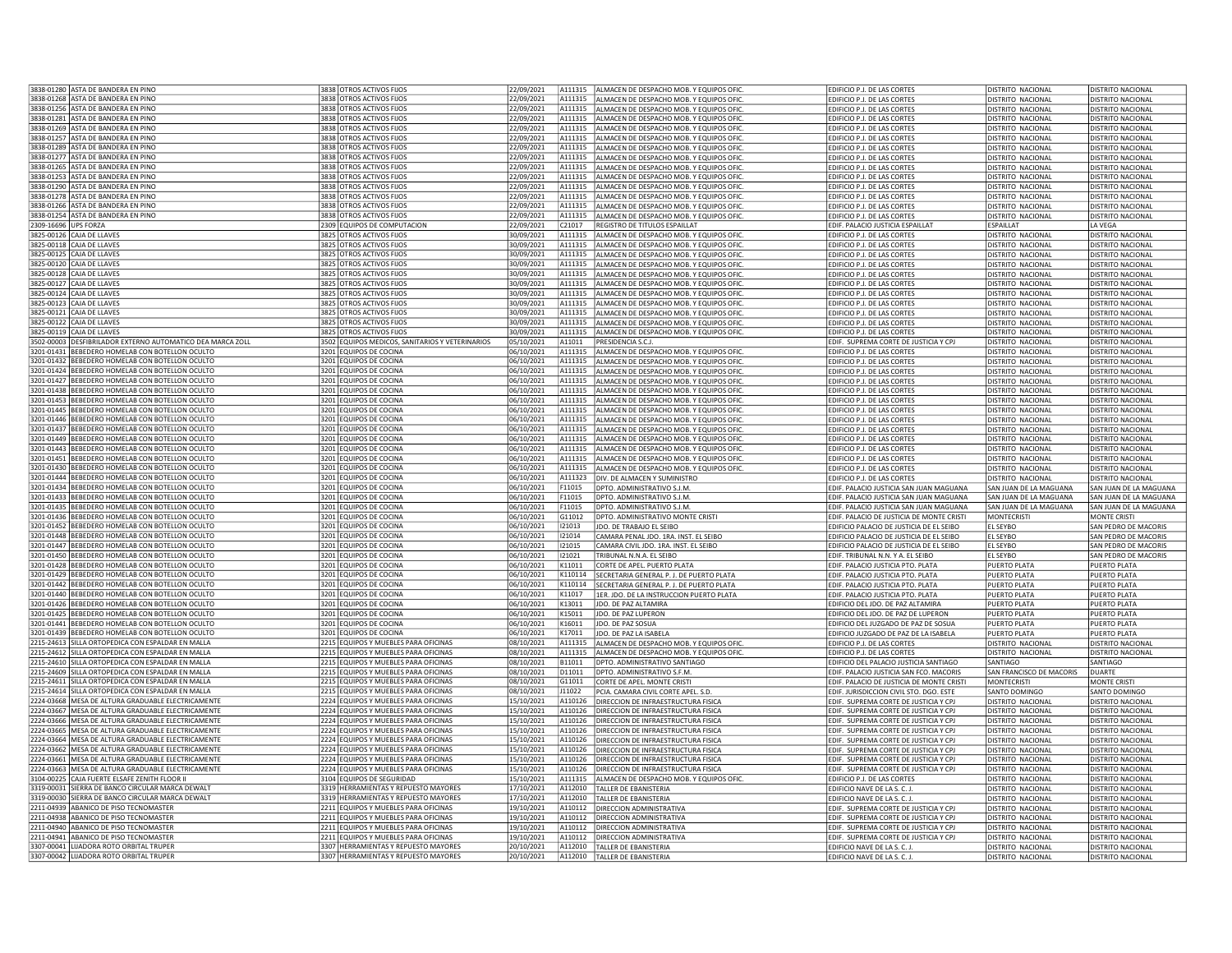| | | | | | | | | | |
|---|---|---|---|---|---|---|---|---|---|
| 3838-01280 | ASTA DE BANDERA EN PINO | 3838 | OTROS ACTIVOS FIJOS | 22/09/2021 | A111315 | ALMACEN DE DESPACHO MOB. Y EQUIPOS OFIC. | EDIFICIO P.J. DE LAS CORTES | DISTRITO NACIONAL | DISTRITO NACIONAL |
| 3838-01268 | ASTA DE BANDERA EN PINO | 3838 | OTROS ACTIVOS FIJOS | 22/09/2021 | A111315 | ALMACEN DE DESPACHO MOB. Y EQUIPOS OFIC. | EDIFICIO P.J. DE LAS CORTES | DISTRITO NACIONAL | DISTRITO NACIONAL |
| 3838-01256 | ASTA DE BANDERA EN PINO | 3838 | OTROS ACTIVOS FIJOS | 22/09/2021 | A111315 | ALMACEN DE DESPACHO MOB. Y EQUIPOS OFIC. | EDIFICIO P.J. DE LAS CORTES | DISTRITO NACIONAL | DISTRITO NACIONAL |
| 3838-01281 | ASTA DE BANDERA EN PINO | 3838 | OTROS ACTIVOS FIJOS | 22/09/2021 | A111315 | ALMACEN DE DESPACHO MOB. Y EQUIPOS OFIC. | EDIFICIO P.J. DE LAS CORTES | DISTRITO NACIONAL | DISTRITO NACIONAL |
| 3838-01269 | ASTA DE BANDERA EN PINO | 3838 | OTROS ACTIVOS FIJOS | 22/09/2021 | A111315 | ALMACEN DE DESPACHO MOB. Y EQUIPOS OFIC. | EDIFICIO P.J. DE LAS CORTES | DISTRITO NACIONAL | DISTRITO NACIONAL |
| 3838-01257 | ASTA DE BANDERA EN PINO | 3838 | OTROS ACTIVOS FIJOS | 22/09/2021 | A111315 | ALMACEN DE DESPACHO MOB. Y EQUIPOS OFIC. | EDIFICIO P.J. DE LAS CORTES | DISTRITO NACIONAL | DISTRITO NACIONAL |
| 3838-01289 | ASTA DE BANDERA EN PINO | 3838 | OTROS ACTIVOS FIJOS | 22/09/2021 | A111315 | ALMACEN DE DESPACHO MOB. Y EQUIPOS OFIC. | EDIFICIO P.J. DE LAS CORTES | DISTRITO NACIONAL | DISTRITO NACIONAL |
| 3838-01277 | ASTA DE BANDERA EN PINO | 3838 | OTROS ACTIVOS FIJOS | 22/09/2021 | A111315 | ALMACEN DE DESPACHO MOB. Y EQUIPOS OFIC. | EDIFICIO P.J. DE LAS CORTES | DISTRITO NACIONAL | DISTRITO NACIONAL |
| 3838-01265 | ASTA DE BANDERA EN PINO | 3838 | OTROS ACTIVOS FIJOS | 22/09/2021 | A111315 | ALMACEN DE DESPACHO MOB. Y EQUIPOS OFIC. | EDIFICIO P.J. DE LAS CORTES | DISTRITO NACIONAL | DISTRITO NACIONAL |
| 3838-01253 | ASTA DE BANDERA EN PINO | 3838 | OTROS ACTIVOS FIJOS | 22/09/2021 | A111315 | ALMACEN DE DESPACHO MOB. Y EQUIPOS OFIC. | EDIFICIO P.J. DE LAS CORTES | DISTRITO NACIONAL | DISTRITO NACIONAL |
| 3838-01290 | ASTA DE BANDERA EN PINO | 3838 | OTROS ACTIVOS FIJOS | 22/09/2021 | A111315 | ALMACEN DE DESPACHO MOB. Y EQUIPOS OFIC. | EDIFICIO P.J. DE LAS CORTES | DISTRITO NACIONAL | DISTRITO NACIONAL |
| 3838-01278 | ASTA DE BANDERA EN PINO | 3838 | OTROS ACTIVOS FIJOS | 22/09/2021 | A111315 | ALMACEN DE DESPACHO MOB. Y EQUIPOS OFIC. | EDIFICIO P.J. DE LAS CORTES | DISTRITO NACIONAL | DISTRITO NACIONAL |
| 3838-01266 | ASTA DE BANDERA EN PINO | 3838 | OTROS ACTIVOS FIJOS | 22/09/2021 | A111315 | ALMACEN DE DESPACHO MOB. Y EQUIPOS OFIC. | EDIFICIO P.J. DE LAS CORTES | DISTRITO NACIONAL | DISTRITO NACIONAL |
| 3838-01254 | ASTA DE BANDERA EN PINO | 3838 | OTROS ACTIVOS FIJOS | 22/09/2021 | A111315 | ALMACEN DE DESPACHO MOB. Y EQUIPOS OFIC. | EDIFICIO P.J. DE LAS CORTES | DISTRITO NACIONAL | DISTRITO NACIONAL |
| 2309-16696 | UPS FORZA | 2309 | EQUIPOS DE COMPUTACION | 22/09/2021 | C21017 | REGISTRO DE TITULOS ESPAILLAT | EDIF. PALACIO JUSTICIA ESPAILLAT | ESPAILLAT | LA VEGA |
| 3825-00126 | CAJA DE LLAVES | 3825 | OTROS ACTIVOS FIJOS | 30/09/2021 | A111315 | ALMACEN DE DESPACHO MOB. Y EQUIPOS OFIC. | EDIFICIO P.J. DE LAS CORTES | DISTRITO NACIONAL | DISTRITO NACIONAL |
| 3825-00118 | CAJA DE LLAVES | 3825 | OTROS ACTIVOS FIJOS | 30/09/2021 | A111315 | ALMACEN DE DESPACHO MOB. Y EQUIPOS OFIC. | EDIFICIO P.J. DE LAS CORTES | DISTRITO NACIONAL | DISTRITO NACIONAL |
| 3825-00125 | CAJA DE LLAVES | 3825 | OTROS ACTIVOS FIJOS | 30/09/2021 | A111315 | ALMACEN DE DESPACHO MOB. Y EQUIPOS OFIC. | EDIFICIO P.J. DE LAS CORTES | DISTRITO NACIONAL | DISTRITO NACIONAL |
| 3825-00120 | CAJA DE LLAVES | 3825 | OTROS ACTIVOS FIJOS | 30/09/2021 | A111315 | ALMACEN DE DESPACHO MOB. Y EQUIPOS OFIC. | EDIFICIO P.J. DE LAS CORTES | DISTRITO NACIONAL | DISTRITO NACIONAL |
| 3825-00128 | CAJA DE LLAVES | 3825 | OTROS ACTIVOS FIJOS | 30/09/2021 | A111315 | ALMACEN DE DESPACHO MOB. Y EQUIPOS OFIC. | EDIFICIO P.J. DE LAS CORTES | DISTRITO NACIONAL | DISTRITO NACIONAL |
| 3825-00127 | CAJA DE LLAVES | 3825 | OTROS ACTIVOS FIJOS | 30/09/2021 | A111315 | ALMACEN DE DESPACHO MOB. Y EQUIPOS OFIC. | EDIFICIO P.J. DE LAS CORTES | DISTRITO NACIONAL | DISTRITO NACIONAL |
| 3825-00124 | CAJA DE LLAVES | 3825 | OTROS ACTIVOS FIJOS | 30/09/2021 | A111315 | ALMACEN DE DESPACHO MOB. Y EQUIPOS OFIC. | EDIFICIO P.J. DE LAS CORTES | DISTRITO NACIONAL | DISTRITO NACIONAL |
| 3825-00123 | CAJA DE LLAVES | 3825 | OTROS ACTIVOS FIJOS | 30/09/2021 | A111315 | ALMACEN DE DESPACHO MOB. Y EQUIPOS OFIC. | EDIFICIO P.J. DE LAS CORTES | DISTRITO NACIONAL | DISTRITO NACIONAL |
| 3825-00121 | CAJA DE LLAVES | 3825 | OTROS ACTIVOS FIJOS | 30/09/2021 | A111315 | ALMACEN DE DESPACHO MOB. Y EQUIPOS OFIC. | EDIFICIO P.J. DE LAS CORTES | DISTRITO NACIONAL | DISTRITO NACIONAL |
| 3825-00122 | CAJA DE LLAVES | 3825 | OTROS ACTIVOS FIJOS | 30/09/2021 | A111315 | ALMACEN DE DESPACHO MOB. Y EQUIPOS OFIC. | EDIFICIO P.J. DE LAS CORTES | DISTRITO NACIONAL | DISTRITO NACIONAL |
| 3825-00119 | CAJA DE LLAVES | 3825 | OTROS ACTIVOS FIJOS | 30/09/2021 | A111315 | ALMACEN DE DESPACHO MOB. Y EQUIPOS OFIC. | EDIFICIO P.J. DE LAS CORTES | DISTRITO NACIONAL | DISTRITO NACIONAL |
| 3502-00003 | DESFIBRILADOR EXTERNO AUTOMATICO DEA MARCA ZOLL | 3502 | EQUIPOS MEDICOS, SANITARIOS Y VETERINARIOS | 05/10/2021 | A11011 | PRESIDENCIA S.C.J. | EDIF. SUPREMA CORTE DE JUSTICIA Y CPJ | DISTRITO NACIONAL | DISTRITO NACIONAL |
| 3201-01431 | BEBEDERO HOMELAB CON BOTELLON OCULTO | 3201 | EQUIPOS DE COCINA | 06/10/2021 | A111315 | ALMACEN DE DESPACHO MOB. Y EQUIPOS OFIC. | EDIFICIO P.J. DE LAS CORTES | DISTRITO NACIONAL | DISTRITO NACIONAL |
| 3201-01432 | BEBEDERO HOMELAB CON BOTELLON OCULTO | 3201 | EQUIPOS DE COCINA | 06/10/2021 | A111315 | ALMACEN DE DESPACHO MOB. Y EQUIPOS OFIC. | EDIFICIO P.J. DE LAS CORTES | DISTRITO NACIONAL | DISTRITO NACIONAL |
| 3201-01424 | BEBEDERO HOMELAB CON BOTELLON OCULTO | 3201 | EQUIPOS DE COCINA | 06/10/2021 | A111315 | ALMACEN DE DESPACHO MOB. Y EQUIPOS OFIC. | EDIFICIO P.J. DE LAS CORTES | DISTRITO NACIONAL | DISTRITO NACIONAL |
| 3201-01427 | BEBEDERO HOMELAB CON BOTELLON OCULTO | 3201 | EQUIPOS DE COCINA | 06/10/2021 | A111315 | ALMACEN DE DESPACHO MOB. Y EQUIPOS OFIC. | EDIFICIO P.J. DE LAS CORTES | DISTRITO NACIONAL | DISTRITO NACIONAL |
| 3201-01438 | BEBEDERO HOMELAB CON BOTELLON OCULTO | 3201 | EQUIPOS DE COCINA | 06/10/2021 | A111315 | ALMACEN DE DESPACHO MOB. Y EQUIPOS OFIC. | EDIFICIO P.J. DE LAS CORTES | DISTRITO NACIONAL | DISTRITO NACIONAL |
| 3201-01453 | BEBEDERO HOMELAB CON BOTELLON OCULTO | 3201 | EQUIPOS DE COCINA | 06/10/2021 | A111315 | ALMACEN DE DESPACHO MOB. Y EQUIPOS OFIC. | EDIFICIO P.J. DE LAS CORTES | DISTRITO NACIONAL | DISTRITO NACIONAL |
| 3201-01445 | BEBEDERO HOMELAB CON BOTELLON OCULTO | 3201 | EQUIPOS DE COCINA | 06/10/2021 | A111315 | ALMACEN DE DESPACHO MOB. Y EQUIPOS OFIC. | EDIFICIO P.J. DE LAS CORTES | DISTRITO NACIONAL | DISTRITO NACIONAL |
| 3201-01446 | BEBEDERO HOMELAB CON BOTELLON OCULTO | 3201 | EQUIPOS DE COCINA | 06/10/2021 | A111315 | ALMACEN DE DESPACHO MOB. Y EQUIPOS OFIC. | EDIFICIO P.J. DE LAS CORTES | DISTRITO NACIONAL | DISTRITO NACIONAL |
| 3201-01437 | BEBEDERO HOMELAB CON BOTELLON OCULTO | 3201 | EQUIPOS DE COCINA | 06/10/2021 | A111315 | ALMACEN DE DESPACHO MOB. Y EQUIPOS OFIC. | EDIFICIO P.J. DE LAS CORTES | DISTRITO NACIONAL | DISTRITO NACIONAL |
| 3201-01449 | BEBEDERO HOMELAB CON BOTELLON OCULTO | 3201 | EQUIPOS DE COCINA | 06/10/2021 | A111315 | ALMACEN DE DESPACHO MOB. Y EQUIPOS OFIC. | EDIFICIO P.J. DE LAS CORTES | DISTRITO NACIONAL | DISTRITO NACIONAL |
| 3201-01443 | BEBEDERO HOMELAB CON BOTELLON OCULTO | 3201 | EQUIPOS DE COCINA | 06/10/2021 | A111315 | ALMACEN DE DESPACHO MOB. Y EQUIPOS OFIC. | EDIFICIO P.J. DE LAS CORTES | DISTRITO NACIONAL | DISTRITO NACIONAL |
| 3201-01451 | BEBEDERO HOMELAB CON BOTELLON OCULTO | 3201 | EQUIPOS DE COCINA | 06/10/2021 | A111315 | ALMACEN DE DESPACHO MOB. Y EQUIPOS OFIC. | EDIFICIO P.J. DE LAS CORTES | DISTRITO NACIONAL | DISTRITO NACIONAL |
| 3201-01430 | BEBEDERO HOMELAB CON BOTELLON OCULTO | 3201 | EQUIPOS DE COCINA | 06/10/2021 | A111315 | ALMACEN DE DESPACHO MOB. Y EQUIPOS OFIC. | EDIFICIO P.J. DE LAS CORTES | DISTRITO NACIONAL | DISTRITO NACIONAL |
| 3201-01444 | BEBEDERO HOMELAB CON BOTELLON OCULTO | 3201 | EQUIPOS DE COCINA | 06/10/2021 | A111323 | DIV. DE ALMACEN Y SUMINISTRO | EDIFICIO P.J. DE LAS CORTES | DISTRITO NACIONAL | DISTRITO NACIONAL |
| 3201-01434 | BEBEDERO HOMELAB CON BOTELLON OCULTO | 3201 | EQUIPOS DE COCINA | 06/10/2021 | F11015 | DPTO. ADMINISTRATIVO S.J.M. | EDIF. PALACIO JUSTICIA SAN JUAN MAGUANA | SAN JUAN DE LA MAGUANA | SAN JUAN DE LA MAGUANA |
| 3201-01433 | BEBEDERO HOMELAB CON BOTELLON OCULTO | 3201 | EQUIPOS DE COCINA | 06/10/2021 | F11015 | DPTO. ADMINISTRATIVO S.J.M. | EDIF. PALACIO JUSTICIA SAN JUAN MAGUANA | SAN JUAN DE LA MAGUANA | SAN JUAN DE LA MAGUANA |
| 3201-01435 | BEBEDERO HOMELAB CON BOTELLON OCULTO | 3201 | EQUIPOS DE COCINA | 06/10/2021 | F11015 | DPTO. ADMINISTRATIVO S.J.M. | EDIF. PALACIO JUSTICIA SAN JUAN MAGUANA | SAN JUAN DE LA MAGUANA | SAN JUAN DE LA MAGUANA |
| 3201-01436 | BEBEDERO HOMELAB CON BOTELLON OCULTO | 3201 | EQUIPOS DE COCINA | 06/10/2021 | G11012 | DPTO. ADMINISTRATIVO MONTE CRISTI | EDIF. PALACIO DE JUSTICIA DE MONTE CRISTI | MONTECRISTI | MONTE CRISTI |
| 3201-01452 | BEBEDERO HOMELAB CON BOTELLON OCULTO | 3201 | EQUIPOS DE COCINA | 06/10/2021 | I21013 | JDO. DE TRABAJO EL SEIBO | EDIFICIO PALACIO DE JUSTICIA DE EL SEIBO | EL SEYBO | SAN PEDRO DE MACORIS |
| 3201-01448 | BEBEDERO HOMELAB CON BOTELLON OCULTO | 3201 | EQUIPOS DE COCINA | 06/10/2021 | I21014 | CAMARA PENAL JDO. 1RA. INST. EL SEIBO | EDIFICIO PALACIO DE JUSTICIA DE EL SEIBO | EL SEYBO | SAN PEDRO DE MACORIS |
| 3201-01447 | BEBEDERO HOMELAB CON BOTELLON OCULTO | 3201 | EQUIPOS DE COCINA | 06/10/2021 | I21015 | CAMARA CIVIL JDO. 1RA. INST. EL SEIBO | EDIFICIO PALACIO DE JUSTICIA DE EL SEIBO | EL SEYBO | SAN PEDRO DE MACORIS |
| 3201-01450 | BEBEDERO HOMELAB CON BOTELLON OCULTO | 3201 | EQUIPOS DE COCINA | 06/10/2021 | I21021 | TRIBUNAL N.N.A. EL SEIBO | EDIF. TRIBUNAL N.N. Y A. EL SEIBO | EL SEYBO | SAN PEDRO DE MACORIS |
| 3201-01428 | BEBEDERO HOMELAB CON BOTELLON OCULTO | 3201 | EQUIPOS DE COCINA | 06/10/2021 | K11011 | CORTE DE APEL. PUERTO PLATA | EDIF. PALACIO JUSTICIA PTO. PLATA | PUERTO PLATA | PUERTO PLATA |
| 3201-01429 | BEBEDERO HOMELAB CON BOTELLON OCULTO | 3201 | EQUIPOS DE COCINA | 06/10/2021 | K110114 | SECRETARIA GENERAL P. J. DE PUERTO PLATA | EDIF. PALACIO JUSTICIA PTO. PLATA | PUERTO PLATA | PUERTO PLATA |
| 3201-01442 | BEBEDERO HOMELAB CON BOTELLON OCULTO | 3201 | EQUIPOS DE COCINA | 06/10/2021 | K110114 | SECRETARIA GENERAL P. J. DE PUERTO PLATA | EDIF. PALACIO JUSTICIA PTO. PLATA | PUERTO PLATA | PUERTO PLATA |
| 3201-01440 | BEBEDERO HOMELAB CON BOTELLON OCULTO | 3201 | EQUIPOS DE COCINA | 06/10/2021 | K11017 | 1ER. JDO. DE LA INSTRUCCION PUERTO PLATA | EDIF. PALACIO JUSTICIA PTO. PLATA | PUERTO PLATA | PUERTO PLATA |
| 3201-01426 | BEBEDERO HOMELAB CON BOTELLON OCULTO | 3201 | EQUIPOS DE COCINA | 06/10/2021 | K13011 | JDO. DE PAZ ALTAMIRA | EDIFICIO DEL JDO. DE PAZ ALTAMIRA | PUERTO PLATA | PUERTO PLATA |
| 3201-01425 | BEBEDERO HOMELAB CON BOTELLON OCULTO | 3201 | EQUIPOS DE COCINA | 06/10/2021 | K15011 | JDO. DE PAZ LUPERON | EDIFICIO DEL JDO. DE PAZ DE LUPERON | PUERTO PLATA | PUERTO PLATA |
| 3201-01441 | BEBEDERO HOMELAB CON BOTELLON OCULTO | 3201 | EQUIPOS DE COCINA | 06/10/2021 | K16011 | JDO. DE PAZ SOSUA | EDIFICIO DEL JUZGADO DE PAZ DE SOSUA | PUERTO PLATA | PUERTO PLATA |
| 3201-01439 | BEBEDERO HOMELAB CON BOTELLON OCULTO | 3201 | EQUIPOS DE COCINA | 06/10/2021 | K17011 | JDO. DE PAZ LA ISABELA | EDIFICIO JUZGADO DE PAZ DE LA ISABELA | PUERTO PLATA | PUERTO PLATA |
| 2215-24613 | SILLA ORTOPEDICA CON ESPALDAR EN MALLA | 2215 | EQUIPOS Y MUEBLES PARA OFICINAS | 08/10/2021 | A111315 | ALMACEN DE DESPACHO MOB. Y EQUIPOS OFIC. | EDIFICIO P.J. DE LAS CORTES | DISTRITO NACIONAL | DISTRITO NACIONAL |
| 2215-24612 | SILLA ORTOPEDICA CON ESPALDAR EN MALLA | 2215 | EQUIPOS Y MUEBLES PARA OFICINAS | 08/10/2021 | A111315 | ALMACEN DE DESPACHO MOB. Y EQUIPOS OFIC. | EDIFICIO P.J. DE LAS CORTES | DISTRITO NACIONAL | DISTRITO NACIONAL |
| 2215-24610 | SILLA ORTOPEDICA CON ESPALDAR EN MALLA | 2215 | EQUIPOS Y MUEBLES PARA OFICINAS | 08/10/2021 | B11011 | DPTO. ADMINISTRATIVO SANTIAGO | EDIFICIO DEL PALACIO JUSTICIA SANTIAGO | SANTIAGO | SANTIAGO |
| 2215-24609 | SILLA ORTOPEDICA CON ESPALDAR EN MALLA | 2215 | EQUIPOS Y MUEBLES PARA OFICINAS | 08/10/2021 | D11011 | DPTO. ADMINISTRATIVO S.F.M. | EDIF. PALACIO JUSTICIA SAN FCO. MACORIS | SAN FRANCISCO DE MACORIS | DUARTE |
| 2215-24611 | SILLA ORTOPEDICA CON ESPALDAR EN MALLA | 2215 | EQUIPOS Y MUEBLES PARA OFICINAS | 08/10/2021 | G11011 | CORTE DE APEL. MONTE CRISTI | EDIF. PALACIO DE JUSTICIA DE MONTE CRISTI | MONTECRISTI | MONTE CRISTI |
| 2215-24614 | SILLA ORTOPEDICA CON ESPALDAR EN MALLA | 2215 | EQUIPOS Y MUEBLES PARA OFICINAS | 08/10/2021 | J11022 | PCIA. CAMARA CIVIL CORTE APEL. S.D. | EDIF. JURISDICCION CIVIL STO. DGO. ESTE | SANTO DOMINGO | SANTO DOMINGO |
| 2224-03668 | MESA DE ALTURA GRADUABLE ELECTRICAMENTE | 2224 | EQUIPOS Y MUEBLES PARA OFICINAS | 15/10/2021 | A110126 | DIRECCION DE INFRAESTRUCTURA FISICA | EDIF. SUPREMA CORTE DE JUSTICIA Y CPJ | DISTRITO NACIONAL | DISTRITO NACIONAL |
| 2224-03667 | MESA DE ALTURA GRADUABLE ELECTRICAMENTE | 2224 | EQUIPOS Y MUEBLES PARA OFICINAS | 15/10/2021 | A110126 | DIRECCION DE INFRAESTRUCTURA FISICA | EDIF. SUPREMA CORTE DE JUSTICIA Y CPJ | DISTRITO NACIONAL | DISTRITO NACIONAL |
| 2224-03666 | MESA DE ALTURA GRADUABLE ELECTRICAMENTE | 2224 | EQUIPOS Y MUEBLES PARA OFICINAS | 15/10/2021 | A110126 | DIRECCION DE INFRAESTRUCTURA FISICA | EDIF. SUPREMA CORTE DE JUSTICIA Y CPJ | DISTRITO NACIONAL | DISTRITO NACIONAL |
| 2224-03665 | MESA DE ALTURA GRADUABLE ELECTRICAMENTE | 2224 | EQUIPOS Y MUEBLES PARA OFICINAS | 15/10/2021 | A110126 | DIRECCION DE INFRAESTRUCTURA FISICA | EDIF. SUPREMA CORTE DE JUSTICIA Y CPJ | DISTRITO NACIONAL | DISTRITO NACIONAL |
| 2224-03664 | MESA DE ALTURA GRADUABLE ELECTRICAMENTE | 2224 | EQUIPOS Y MUEBLES PARA OFICINAS | 15/10/2021 | A110126 | DIRECCION DE INFRAESTRUCTURA FISICA | EDIF. SUPREMA CORTE DE JUSTICIA Y CPJ | DISTRITO NACIONAL | DISTRITO NACIONAL |
| 2224-03662 | MESA DE ALTURA GRADUABLE ELECTRICAMENTE | 2224 | EQUIPOS Y MUEBLES PARA OFICINAS | 15/10/2021 | A110126 | DIRECCION DE INFRAESTRUCTURA FISICA | EDIF. SUPREMA CORTE DE JUSTICIA Y CPJ | DISTRITO NACIONAL | DISTRITO NACIONAL |
| 2224-03661 | MESA DE ALTURA GRADUABLE ELECTRICAMENTE | 2224 | EQUIPOS Y MUEBLES PARA OFICINAS | 15/10/2021 | A110126 | DIRECCION DE INFRAESTRUCTURA FISICA | EDIF. SUPREMA CORTE DE JUSTICIA Y CPJ | DISTRITO NACIONAL | DISTRITO NACIONAL |
| 2224-03663 | MESA DE ALTURA GRADUABLE ELECTRICAMENTE | 2224 | EQUIPOS Y MUEBLES PARA OFICINAS | 15/10/2021 | A110126 | DIRECCION DE INFRAESTRUCTURA FISICA | EDIF. SUPREMA CORTE DE JUSTICIA Y CPJ | DISTRITO NACIONAL | DISTRITO NACIONAL |
| 3104-00225 | CAJA FUERTE ELSAFE ZENITH FLOOR II | 3104 | EQUIPOS DE SEGURIDAD | 15/10/2021 | A111315 | ALMACEN DE DESPACHO MOB. Y EQUIPOS OFIC. | EDIFICIO P.J. DE LAS CORTES | DISTRITO NACIONAL | DISTRITO NACIONAL |
| 3319-00031 | SIERRA DE BANCO CIRCULAR MARCA DEWALT | 3319 | HERRAMIENTAS Y REPUESTO MAYORES | 17/10/2021 | A112010 | TALLER DE EBANISTERIA | EDIFICIO NAVE DE LA S. C. J. | DISTRITO NACIONAL | DISTRITO NACIONAL |
| 3319-00030 | SIERRA DE BANCO CIRCULAR MARCA DEWALT | 3319 | HERRAMIENTAS Y REPUESTO MAYORES | 17/10/2021 | A112010 | TALLER DE EBANISTERIA | EDIFICIO NAVE DE LA S. C. J. | DISTRITO NACIONAL | DISTRITO NACIONAL |
| 2211-04939 | ABANICO DE PISO TECNOMASTER | 2211 | EQUIPOS Y MUEBLES PARA OFICINAS | 19/10/2021 | A110112 | DIRECCION ADMINISTRATIVA | EDIF. SUPREMA CORTE DE JUSTICIA Y CPJ | DISTRITO NACIONAL | DISTRITO NACIONAL |
| 2211-04938 | ABANICO DE PISO TECNOMASTER | 2211 | EQUIPOS Y MUEBLES PARA OFICINAS | 19/10/2021 | A110112 | DIRECCION ADMINISTRATIVA | EDIF. SUPREMA CORTE DE JUSTICIA Y CPJ | DISTRITO NACIONAL | DISTRITO NACIONAL |
| 2211-04940 | ABANICO DE PISO TECNOMASTER | 2211 | EQUIPOS Y MUEBLES PARA OFICINAS | 19/10/2021 | A110112 | DIRECCION ADMINISTRATIVA | EDIF. SUPREMA CORTE DE JUSTICIA Y CPJ | DISTRITO NACIONAL | DISTRITO NACIONAL |
| 2211-04941 | ABANICO DE PISO TECNOMASTER | 2211 | EQUIPOS Y MUEBLES PARA OFICINAS | 19/10/2021 | A110112 | DIRECCION ADMINISTRATIVA | EDIF. SUPREMA CORTE DE JUSTICIA Y CPJ | DISTRITO NACIONAL | DISTRITO NACIONAL |
| 3307-00041 | LIJADORA ROTO ORBITAL TRUPER | 3307 | HERRAMIENTAS Y REPUESTO MAYORES | 20/10/2021 | A112010 | TALLER DE EBANISTERIA | EDIFICIO NAVE DE LA S. C. J. | DISTRITO NACIONAL | DISTRITO NACIONAL |
| 3307-00042 | LIJADORA ROTO ORBITAL TRUPER | 3307 | HERRAMIENTAS Y REPUESTO MAYORES | 20/10/2021 | A112010 | TALLER DE EBANISTERIA | EDIFICIO NAVE DE LA S. C. J. | DISTRITO NACIONAL | DISTRITO NACIONAL |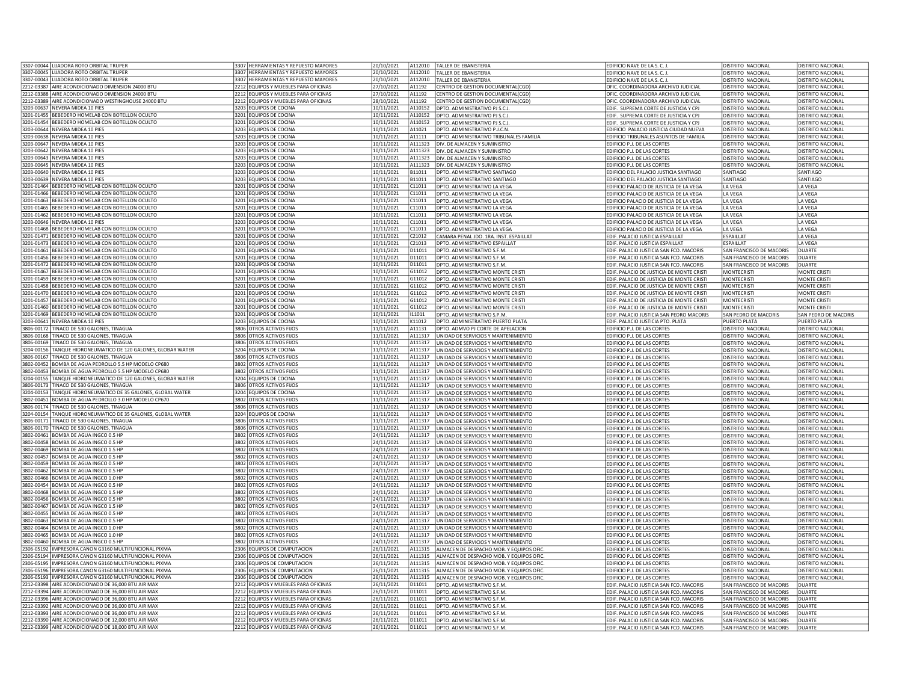| | | | | | | | | | |
|---|---|---|---|---|---|---|---|---|---|
| 3307-00044 | LIJADORA ROTO ORBITAL TRUPER | 3307 | HERRAMIENTAS Y REPUESTO MAYORES | 20/10/2021 | A112010 | TALLER DE EBANISTERIA | EDIFICIO NAVE DE LA S. C. J. | DISTRITO NACIONAL | DISTRITO NACIONAL |
| 3307-00045 | LIJADORA ROTO ORBITAL TRUPER | 3307 | HERRAMIENTAS Y REPUESTO MAYORES | 20/10/2021 | A112010 | TALLER DE EBANISTERIA | EDIFICIO NAVE DE LA S. C. J. | DISTRITO NACIONAL | DISTRITO NACIONAL |
| 3307-00043 | LIJADORA ROTO ORBITAL TRUPER | 3307 | HERRAMIENTAS Y REPUESTO MAYORES | 20/10/2021 | A112010 | TALLER DE EBANISTERIA | EDIFICIO NAVE DE LA S. C. J. | DISTRITO NACIONAL | DISTRITO NACIONAL |
| 2212-03387 | AIRE ACONDICIONADO DIMENSION 24000 BTU | 2212 | EQUIPOS Y MUEBLES PARA OFICINAS | 27/10/2021 | A11192 | CENTRO DE GESTION DOCUMENTAL(CGD) | OFIC. COORDINADORA ARCHIVO JUDICIAL | DISTRITO NACIONAL | DISTRITO NACIONAL |
| 2212-03388 | AIRE ACONDICIONADO DIMENSION 24000 BTU | 2212 | EQUIPOS Y MUEBLES PARA OFICINAS | 27/10/2021 | A11192 | CENTRO DE GESTION DOCUMENTAL(CGD) | OFIC. COORDINADORA ARCHIVO JUDICIAL | DISTRITO NACIONAL | DISTRITO NACIONAL |
| 2212-03389 | AIRE ACONDICIONADO WESTINGHOUSE 24000 BTU | 2212 | EQUIPOS Y MUEBLES PARA OFICINAS | 28/10/2021 | A11192 | CENTRO DE GESTION DOCUMENTAL(CGD) | OFIC. COORDINADORA ARCHIVO JUDICIAL | DISTRITO NACIONAL | DISTRITO NACIONAL |
| 3203-00637 | NEVERA MIDEA 10 PIES | 3203 | EQUIPOS DE COCINA | 10/11/2021 | A110152 | DPTO. ADMINISTRATIVO PJ S.C.J. | EDIF. SUPREMA CORTE DE JUSTICIA Y CPJ | DISTRITO NACIONAL | DISTRITO NACIONAL |
| 3201-01455 | BEBEDERO HOMELAB CON BOTELLON OCULTO | 3201 | EQUIPOS DE COCINA | 10/11/2021 | A110152 | DPTO. ADMINISTRATIVO PJ S.C.J. | EDIF. SUPREMA CORTE DE JUSTICIA Y CPJ | DISTRITO NACIONAL | DISTRITO NACIONAL |
| 3201-01454 | BEBEDERO HOMELAB CON BOTELLON OCULTO | 3201 | EQUIPOS DE COCINA | 10/11/2021 | A110152 | DPTO. ADMINISTRATIVO PJ S.C.J. | EDIF. SUPREMA CORTE DE JUSTICIA Y CPJ | DISTRITO NACIONAL | DISTRITO NACIONAL |
| 3203-00644 | NEVERA MIDEA 10 PIES | 3203 | EQUIPOS DE COCINA | 10/11/2021 | A11021 | DPTO. ADMINISTRATIVO P.J.C.N. | EDIFICIO PALACIO JUSTICIA CIUDAD NUEVA | DISTRITO NACIONAL | DISTRITO NACIONAL |
| 3203-00638 | NEVERA MIDEA 10 PIES | 3203 | EQUIPOS DE COCINA | 10/11/2021 | A11111 | DPTO. ADMINISTRATIVO TRIBUNALES FAMILIA | EDIFICIO TRIBUNALES ASUNTOS DE FAMILIA | DISTRITO NACIONAL | DISTRITO NACIONAL |
| 3203-00647 | NEVERA MIDEA 10 PIES | 3203 | EQUIPOS DE COCINA | 10/11/2021 | A111323 | DIV. DE ALMACEN Y SUMINISTRO | EDIFICIO P.J. DE LAS CORTES | DISTRITO NACIONAL | DISTRITO NACIONAL |
| 3203-00642 | NEVERA MIDEA 10 PIES | 3203 | EQUIPOS DE COCINA | 10/11/2021 | A111323 | DIV. DE ALMACEN Y SUMINISTRO | EDIFICIO P.J. DE LAS CORTES | DISTRITO NACIONAL | DISTRITO NACIONAL |
| 3203-00643 | NEVERA MIDEA 10 PIES | 3203 | EQUIPOS DE COCINA | 10/11/2021 | A111323 | DIV. DE ALMACEN Y SUMINISTRO | EDIFICIO P.J. DE LAS CORTES | DISTRITO NACIONAL | DISTRITO NACIONAL |
| 3203-00645 | NEVERA MIDEA 10 PIES | 3203 | EQUIPOS DE COCINA | 10/11/2021 | A111323 | DIV. DE ALMACEN Y SUMINISTRO | EDIFICIO P.J. DE LAS CORTES | DISTRITO NACIONAL | DISTRITO NACIONAL |
| 3203-00640 | NEVERA MIDEA 10 PIES | 3203 | EQUIPOS DE COCINA | 10/11/2021 | B11011 | DPTO. ADMINISTRATIVO SANTIAGO | EDIFICIO DEL PALACIO JUSTICIA SANTIAGO | SANTIAGO | SANTIAGO |
| 3203-00639 | NEVERA MIDEA 10 PIES | 3203 | EQUIPOS DE COCINA | 10/11/2021 | B11011 | DPTO. ADMINISTRATIVO SANTIAGO | EDIFICIO DEL PALACIO JUSTICIA SANTIAGO | SANTIAGO | SANTIAGO |
| 3201-01464 | BEBEDERO HOMELAB CON BOTELLON OCULTO | 3201 | EQUIPOS DE COCINA | 10/11/2021 | C11011 | DPTO. ADMINISTRATIVO LA VEGA | EDIFICIO PALACIO DE JUSTICIA DE LA VEGA | LA VEGA | LA VEGA |
| 3201-01466 | BEBEDERO HOMELAB CON BOTELLON OCULTO | 3201 | EQUIPOS DE COCINA | 10/11/2021 | C11011 | DPTO. ADMINISTRATIVO LA VEGA | EDIFICIO PALACIO DE JUSTICIA DE LA VEGA | LA VEGA | LA VEGA |
| 3201-01463 | BEBEDERO HOMELAB CON BOTELLON OCULTO | 3201 | EQUIPOS DE COCINA | 10/11/2021 | C11011 | DPTO. ADMINISTRATIVO LA VEGA | EDIFICIO PALACIO DE JUSTICIA DE LA VEGA | LA VEGA | LA VEGA |
| 3201-01465 | BEBEDERO HOMELAB CON BOTELLON OCULTO | 3201 | EQUIPOS DE COCINA | 10/11/2021 | C11011 | DPTO. ADMINISTRATIVO LA VEGA | EDIFICIO PALACIO DE JUSTICIA DE LA VEGA | LA VEGA | LA VEGA |
| 3201-01462 | BEBEDERO HOMELAB CON BOTELLON OCULTO | 3201 | EQUIPOS DE COCINA | 10/11/2021 | C11011 | DPTO. ADMINISTRATIVO LA VEGA | EDIFICIO PALACIO DE JUSTICIA DE LA VEGA | LA VEGA | LA VEGA |
| 3203-00646 | NEVERA MIDEA 10 PIES | 3203 | EQUIPOS DE COCINA | 10/11/2021 | C11011 | DPTO. ADMINISTRATIVO LA VEGA | EDIFICIO PALACIO DE JUSTICIA DE LA VEGA | LA VEGA | LA VEGA |
| 3201-01468 | BEBEDERO HOMELAB CON BOTELLON OCULTO | 3201 | EQUIPOS DE COCINA | 10/11/2021 | C11011 | DPTO. ADMINISTRATIVO LA VEGA | EDIFICIO PALACIO DE JUSTICIA DE LA VEGA | LA VEGA | LA VEGA |
| 3201-01471 | BEBEDERO HOMELAB CON BOTELLON OCULTO | 3201 | EQUIPOS DE COCINA | 10/11/2021 | C21012 | CAMARA PENAL JDO. 1RA. INST. ESPAILLAT | EDIF. PALACIO JUSTICIA ESPAILLAT | ESPAILLAT | LA VEGA |
| 3201-01473 | BEBEDERO HOMELAB CON BOTELLON OCULTO | 3201 | EQUIPOS DE COCINA | 10/11/2021 | C21013 | DPTO. ADMINISTRATIVO ESPAILLAT | EDIF. PALACIO JUSTICIA ESPAILLAT | ESPAILLAT | LA VEGA |
| 3201-01461 | BEBEDERO HOMELAB CON BOTELLON OCULTO | 3201 | EQUIPOS DE COCINA | 10/11/2021 | D11011 | DPTO. ADMINISTRATIVO S.F.M. | EDIF. PALACIO JUSTICIA SAN FCO. MACORIS | SAN FRANCISCO DE MACORIS | DUARTE |
| 3201-01456 | BEBEDERO HOMELAB CON BOTELLON OCULTO | 3201 | EQUIPOS DE COCINA | 10/11/2021 | D11011 | DPTO. ADMINISTRATIVO S.F.M. | EDIF. PALACIO JUSTICIA SAN FCO. MACORIS | SAN FRANCISCO DE MACORIS | DUARTE |
| 3201-01472 | BEBEDERO HOMELAB CON BOTELLON OCULTO | 3201 | EQUIPOS DE COCINA | 10/11/2021 | D11011 | DPTO. ADMINISTRATIVO S.F.M. | EDIF. PALACIO JUSTICIA SAN FCO. MACORIS | SAN FRANCISCO DE MACORIS | DUARTE |
| 3201-01467 | BEBEDERO HOMELAB CON BOTELLON OCULTO | 3201 | EQUIPOS DE COCINA | 10/11/2021 | G11012 | DPTO. ADMINISTRATIVO MONTE CRISTI | EDIF. PALACIO DE JUSTICIA DE MONTE CRISTI | MONTECRISTI | MONTE CRISTI |
| 3201-01459 | BEBEDERO HOMELAB CON BOTELLON OCULTO | 3201 | EQUIPOS DE COCINA | 10/11/2021 | G11012 | DPTO. ADMINISTRATIVO MONTE CRISTI | EDIF. PALACIO DE JUSTICIA DE MONTE CRISTI | MONTECRISTI | MONTE CRISTI |
| 3201-01458 | BEBEDERO HOMELAB CON BOTELLON OCULTO | 3201 | EQUIPOS DE COCINA | 10/11/2021 | G11012 | DPTO. ADMINISTRATIVO MONTE CRISTI | EDIF. PALACIO DE JUSTICIA DE MONTE CRISTI | MONTECRISTI | MONTE CRISTI |
| 3201-01470 | BEBEDERO HOMELAB CON BOTELLON OCULTO | 3201 | EQUIPOS DE COCINA | 10/11/2021 | G11012 | DPTO. ADMINISTRATIVO MONTE CRISTI | EDIF. PALACIO DE JUSTICIA DE MONTE CRISTI | MONTECRISTI | MONTE CRISTI |
| 3201-01457 | BEBEDERO HOMELAB CON BOTELLON OCULTO | 3201 | EQUIPOS DE COCINA | 10/11/2021 | G11012 | DPTO. ADMINISTRATIVO MONTE CRISTI | EDIF. PALACIO DE JUSTICIA DE MONTE CRISTI | MONTECRISTI | MONTE CRISTI |
| 3201-01460 | BEBEDERO HOMELAB CON BOTELLON OCULTO | 3201 | EQUIPOS DE COCINA | 10/11/2021 | G11012 | DPTO. ADMINISTRATIVO MONTE CRISTI | EDIF. PALACIO DE JUSTICIA DE MONTE CRISTI | MONTECRISTI | MONTE CRISTI |
| 3201-01469 | BEBEDERO HOMELAB CON BOTELLON OCULTO | 3201 | EQUIPOS DE COCINA | 10/11/2021 | I11011 | DPTO. ADMINISTRATIVO S.P.M. | EDIF. PALACIO JUSTICIA SAN PEDRO MACORIS | SAN PEDRO DE MACORIS | SAN PEDRO DE MACORIS |
| 3203-00641 | NEVERA MIDEA 10 PIES | 3203 | EQUIPOS DE COCINA | 10/11/2021 | K11012 | DPTO. ADMINISTRATIVO PUERTO PLATA | EDIF. PALACIO JUSTICIA PTO. PLATA | PUERTO PLATA | PUERTO PLATA |
| 3806-00172 | TINACO DE 530 GALONES, TINAGUA | 3806 | OTROS ACTIVOS FIJOS | 11/11/2021 | A11131 | DPTO. ADMVO PJ CORTE DE APELACION | EDIFICIO P.J. DE LAS CORTES | DISTRITO NACIONAL | DISTRITO NACIONAL |
| 3806-00168 | TINACO DE 530 GALONES, TINAGUA | 3806 | OTROS ACTIVOS FIJOS | 11/11/2021 | A111317 | UNIDAD DE SERVICIOS Y MANTENIMIENTO | EDIFICIO P.J. DE LAS CORTES | DISTRITO NACIONAL | DISTRITO NACIONAL |
| 3806-00169 | TINACO DE 530 GALONES, TINAGUA | 3806 | OTROS ACTIVOS FIJOS | 11/11/2021 | A111317 | UNIDAD DE SERVICIOS Y MANTENIMIENTO | EDIFICIO P.J. DE LAS CORTES | DISTRITO NACIONAL | DISTRITO NACIONAL |
| 3204-00156 | TANQUE HIDRONEUMATICO DE 120 GALONES, GLOBAR WATER | 3204 | EQUIPOS DE COCINA | 11/11/2021 | A111317 | UNIDAD DE SERVICIOS Y MANTENIMIENTO | EDIFICIO P.J. DE LAS CORTES | DISTRITO NACIONAL | DISTRITO NACIONAL |
| 3806-00167 | TINACO DE 530 GALONES, TINAGUA | 3806 | OTROS ACTIVOS FIJOS | 11/11/2021 | A111317 | UNIDAD DE SERVICIOS Y MANTENIMIENTO | EDIFICIO P.J. DE LAS CORTES | DISTRITO NACIONAL | DISTRITO NACIONAL |
| 3802-00452 | BOMBA DE AGUA PEDROLLO 5.5 HP MODELO CP680 | 3802 | OTROS ACTIVOS FIJOS | 11/11/2021 | A111317 | UNIDAD DE SERVICIOS Y MANTENIMIENTO | EDIFICIO P.J. DE LAS CORTES | DISTRITO NACIONAL | DISTRITO NACIONAL |
| 3802-00453 | BOMBA DE AGUA PEDROLLO 5.5 HP MODELO CP680 | 3802 | OTROS ACTIVOS FIJOS | 11/11/2021 | A111317 | UNIDAD DE SERVICIOS Y MANTENIMIENTO | EDIFICIO P.J. DE LAS CORTES | DISTRITO NACIONAL | DISTRITO NACIONAL |
| 3204-00155 | TANQUE HIDRONEUMATICO DE 120 GALONES, GLOBAR WATER | 3204 | EQUIPOS DE COCINA | 11/11/2021 | A111317 | UNIDAD DE SERVICIOS Y MANTENIMIENTO | EDIFICIO P.J. DE LAS CORTES | DISTRITO NACIONAL | DISTRITO NACIONAL |
| 3806-00173 | TINACO DE 530 GALONES, TINAGUA | 3806 | OTROS ACTIVOS FIJOS | 11/11/2021 | A111317 | UNIDAD DE SERVICIOS Y MANTENIMIENTO | EDIFICIO P.J. DE LAS CORTES | DISTRITO NACIONAL | DISTRITO NACIONAL |
| 3204-00153 | TANQUE HIDRONEUMATICO DE 35 GALONES, GLOBAL WATER | 3204 | EQUIPOS DE COCINA | 11/11/2021 | A111317 | UNIDAD DE SERVICIOS Y MANTENIMIENTO | EDIFICIO P.J. DE LAS CORTES | DISTRITO NACIONAL | DISTRITO NACIONAL |
| 3802-00451 | BOMBA DE AGUA PEDROLLO 3.0 HP MODELO CP670 | 3802 | OTROS ACTIVOS FIJOS | 11/11/2021 | A111317 | UNIDAD DE SERVICIOS Y MANTENIMIENTO | EDIFICIO P.J. DE LAS CORTES | DISTRITO NACIONAL | DISTRITO NACIONAL |
| 3806-00174 | TINACO DE 530 GALONES, TINAGUA | 3806 | OTROS ACTIVOS FIJOS | 11/11/2021 | A111317 | UNIDAD DE SERVICIOS Y MANTENIMIENTO | EDIFICIO P.J. DE LAS CORTES | DISTRITO NACIONAL | DISTRITO NACIONAL |
| 3204-00154 | TANQUE HIDRONEUMATICO DE 35 GALONES, GLOBAL WATER | 3204 | EQUIPOS DE COCINA | 11/11/2021 | A111317 | UNIDAD DE SERVICIOS Y MANTENIMIENTO | EDIFICIO P.J. DE LAS CORTES | DISTRITO NACIONAL | DISTRITO NACIONAL |
| 3806-00171 | TINACO DE 530 GALONES, TINAGUA | 3806 | OTROS ACTIVOS FIJOS | 11/11/2021 | A111317 | UNIDAD DE SERVICIOS Y MANTENIMIENTO | EDIFICIO P.J. DE LAS CORTES | DISTRITO NACIONAL | DISTRITO NACIONAL |
| 3806-00170 | TINACO DE 530 GALONES, TINAGUA | 3806 | OTROS ACTIVOS FIJOS | 11/11/2021 | A111317 | UNIDAD DE SERVICIOS Y MANTENIMIENTO | EDIFICIO P.J. DE LAS CORTES | DISTRITO NACIONAL | DISTRITO NACIONAL |
| 3802-00461 | BOMBA DE AGUA INGCO 0.5 HP | 3802 | OTROS ACTIVOS FIJOS | 24/11/2021 | A111317 | UNIDAD DE SERVICIOS Y MANTENIMIENTO | EDIFICIO P.J. DE LAS CORTES | DISTRITO NACIONAL | DISTRITO NACIONAL |
| 3802-00458 | BOMBA DE AGUA INGCO 0.5 HP | 3802 | OTROS ACTIVOS FIJOS | 24/11/2021 | A111317 | UNIDAD DE SERVICIOS Y MANTENIMIENTO | EDIFICIO P.J. DE LAS CORTES | DISTRITO NACIONAL | DISTRITO NACIONAL |
| 3802-00469 | BOMBA DE AGUA INGCO 1.5 HP | 3802 | OTROS ACTIVOS FIJOS | 24/11/2021 | A111317 | UNIDAD DE SERVICIOS Y MANTENIMIENTO | EDIFICIO P.J. DE LAS CORTES | DISTRITO NACIONAL | DISTRITO NACIONAL |
| 3802-00457 | BOMBA DE AGUA INGCO 0.5 HP | 3802 | OTROS ACTIVOS FIJOS | 24/11/2021 | A111317 | UNIDAD DE SERVICIOS Y MANTENIMIENTO | EDIFICIO P.J. DE LAS CORTES | DISTRITO NACIONAL | DISTRITO NACIONAL |
| 3802-00459 | BOMBA DE AGUA INGCO 0.5 HP | 3802 | OTROS ACTIVOS FIJOS | 24/11/2021 | A111317 | UNIDAD DE SERVICIOS Y MANTENIMIENTO | EDIFICIO P.J. DE LAS CORTES | DISTRITO NACIONAL | DISTRITO NACIONAL |
| 3802-00462 | BOMBA DE AGUA INGCO 0.5 HP | 3802 | OTROS ACTIVOS FIJOS | 24/11/2021 | A111317 | UNIDAD DE SERVICIOS Y MANTENIMIENTO | EDIFICIO P.J. DE LAS CORTES | DISTRITO NACIONAL | DISTRITO NACIONAL |
| 3802-00466 | BOMBA DE AGUA INGCO 1.0 HP | 3802 | OTROS ACTIVOS FIJOS | 24/11/2021 | A111317 | UNIDAD DE SERVICIOS Y MANTENIMIENTO | EDIFICIO P.J. DE LAS CORTES | DISTRITO NACIONAL | DISTRITO NACIONAL |
| 3802-00454 | BOMBA DE AGUA INGCO 0.5 HP | 3802 | OTROS ACTIVOS FIJOS | 24/11/2021 | A111317 | UNIDAD DE SERVICIOS Y MANTENIMIENTO | EDIFICIO P.J. DE LAS CORTES | DISTRITO NACIONAL | DISTRITO NACIONAL |
| 3802-00468 | BOMBA DE AGUA INGCO 1.5 HP | 3802 | OTROS ACTIVOS FIJOS | 24/11/2021 | A111317 | UNIDAD DE SERVICIOS Y MANTENIMIENTO | EDIFICIO P.J. DE LAS CORTES | DISTRITO NACIONAL | DISTRITO NACIONAL |
| 3802-00456 | BOMBA DE AGUA INGCO 0.5 HP | 3802 | OTROS ACTIVOS FIJOS | 24/11/2021 | A111317 | UNIDAD DE SERVICIOS Y MANTENIMIENTO | EDIFICIO P.J. DE LAS CORTES | DISTRITO NACIONAL | DISTRITO NACIONAL |
| 3802-00467 | BOMBA DE AGUA INGCO 1.5 HP | 3802 | OTROS ACTIVOS FIJOS | 24/11/2021 | A111317 | UNIDAD DE SERVICIOS Y MANTENIMIENTO | EDIFICIO P.J. DE LAS CORTES | DISTRITO NACIONAL | DISTRITO NACIONAL |
| 3802-00455 | BOMBA DE AGUA INGCO 0.5 HP | 3802 | OTROS ACTIVOS FIJOS | 24/11/2021 | A111317 | UNIDAD DE SERVICIOS Y MANTENIMIENTO | EDIFICIO P.J. DE LAS CORTES | DISTRITO NACIONAL | DISTRITO NACIONAL |
| 3802-00463 | BOMBA DE AGUA INGCO 0.5 HP | 3802 | OTROS ACTIVOS FIJOS | 24/11/2021 | A111317 | UNIDAD DE SERVICIOS Y MANTENIMIENTO | EDIFICIO P.J. DE LAS CORTES | DISTRITO NACIONAL | DISTRITO NACIONAL |
| 3802-00464 | BOMBA DE AGUA INGCO 1.0 HP | 3802 | OTROS ACTIVOS FIJOS | 24/11/2021 | A111317 | UNIDAD DE SERVICIOS Y MANTENIMIENTO | EDIFICIO P.J. DE LAS CORTES | DISTRITO NACIONAL | DISTRITO NACIONAL |
| 3802-00465 | BOMBA DE AGUA INGCO 1.0 HP | 3802 | OTROS ACTIVOS FIJOS | 24/11/2021 | A111317 | UNIDAD DE SERVICIOS Y MANTENIMIENTO | EDIFICIO P.J. DE LAS CORTES | DISTRITO NACIONAL | DISTRITO NACIONAL |
| 3802-00460 | BOMBA DE AGUA INGCO 0.5 HP | 3802 | OTROS ACTIVOS FIJOS | 24/11/2021 | A111317 | UNIDAD DE SERVICIOS Y MANTENIMIENTO | EDIFICIO P.J. DE LAS CORTES | DISTRITO NACIONAL | DISTRITO NACIONAL |
| 2306-05192 | IMPRESORA CANON G3160 MULTIFUNCIONAL PIXMA | 2306 | EQUIPOS DE COMPUTACION | 26/11/2021 | A111315 | ALMACEN DE DESPACHO MOB. Y EQUIPOS OFIC. | EDIFICIO P.J. DE LAS CORTES | DISTRITO NACIONAL | DISTRITO NACIONAL |
| 2306-05194 | IMPRESORA CANON G3160 MULTIFUNCIONAL PIXMA | 2306 | EQUIPOS DE COMPUTACION | 26/11/2021 | A111315 | ALMACEN DE DESPACHO MOB. Y EQUIPOS OFIC. | EDIFICIO P.J. DE LAS CORTES | DISTRITO NACIONAL | DISTRITO NACIONAL |
| 2306-05195 | IMPRESORA CANON G3160 MULTIFUNCIONAL PIXMA | 2306 | EQUIPOS DE COMPUTACION | 26/11/2021 | A111315 | ALMACEN DE DESPACHO MOB. Y EQUIPOS OFIC. | EDIFICIO P.J. DE LAS CORTES | DISTRITO NACIONAL | DISTRITO NACIONAL |
| 2306-05196 | IMPRESORA CANON G3160 MULTIFUNCIONAL PIXMA | 2306 | EQUIPOS DE COMPUTACION | 26/11/2021 | A111315 | ALMACEN DE DESPACHO MOB. Y EQUIPOS OFIC. | EDIFICIO P.J. DE LAS CORTES | DISTRITO NACIONAL | DISTRITO NACIONAL |
| 2306-05193 | IMPRESORA CANON G3160 MULTIFUNCIONAL PIXMA | 2306 | EQUIPOS DE COMPUTACION | 26/11/2021 | A111315 | ALMACEN DE DESPACHO MOB. Y EQUIPOS OFIC. | EDIFICIO P.J. DE LAS CORTES | DISTRITO NACIONAL | DISTRITO NACIONAL |
| 2212-03398 | AIRE ACONDICIONADO DE 36,000 BTU AIR MAX | 2212 | EQUIPOS Y MUEBLES PARA OFICINAS | 26/11/2021 | D11011 | DPTO. ADMINISTRATIVO S.F.M. | EDIF. PALACIO JUSTICIA SAN FCO. MACORIS | SAN FRANCISCO DE MACORIS | DUARTE |
| 2212-03394 | AIRE ACONDICIONADO DE 36,000 BTU AIR MAX | 2212 | EQUIPOS Y MUEBLES PARA OFICINAS | 26/11/2021 | D11011 | DPTO. ADMINISTRATIVO S.F.M. | EDIF. PALACIO JUSTICIA SAN FCO. MACORIS | SAN FRANCISCO DE MACORIS | DUARTE |
| 2212-03396 | AIRE ACONDICIONADO DE 36,000 BTU AIR MAX | 2212 | EQUIPOS Y MUEBLES PARA OFICINAS | 26/11/2021 | D11011 | DPTO. ADMINISTRATIVO S.F.M. | EDIF. PALACIO JUSTICIA SAN FCO. MACORIS | SAN FRANCISCO DE MACORIS | DUARTE |
| 2212-03392 | AIRE ACONDICIONADO DE 36,000 BTU AIR MAX | 2212 | EQUIPOS Y MUEBLES PARA OFICINAS | 26/11/2021 | D11011 | DPTO. ADMINISTRATIVO S.F.M. | EDIF. PALACIO JUSTICIA SAN FCO. MACORIS | SAN FRANCISCO DE MACORIS | DUARTE |
| 2212-03393 | AIRE ACONDICIONADO DE 36,000 BTU AIR MAX | 2212 | EQUIPOS Y MUEBLES PARA OFICINAS | 26/11/2021 | D11011 | DPTO. ADMINISTRATIVO S.F.M. | EDIF. PALACIO JUSTICIA SAN FCO. MACORIS | SAN FRANCISCO DE MACORIS | DUARTE |
| 2212-03390 | AIRE ACONDICIONADO DE 12,000 BTU AIR MAX | 2212 | EQUIPOS Y MUEBLES PARA OFICINAS | 26/11/2021 | D11011 | DPTO. ADMINISTRATIVO S.F.M. | EDIF. PALACIO JUSTICIA SAN FCO. MACORIS | SAN FRANCISCO DE MACORIS | DUARTE |
| 2212-03399 | AIRE ACONDICIONADO DE 18,000 BTU AIR MAX | 2212 | EQUIPOS Y MUEBLES PARA OFICINAS | 26/11/2021 | D11011 | DPTO. ADMINISTRATIVO S.F.M. | EDIF. PALACIO JUSTICIA SAN FCO. MACORIS | SAN FRANCISCO DE MACORIS | DUARTE |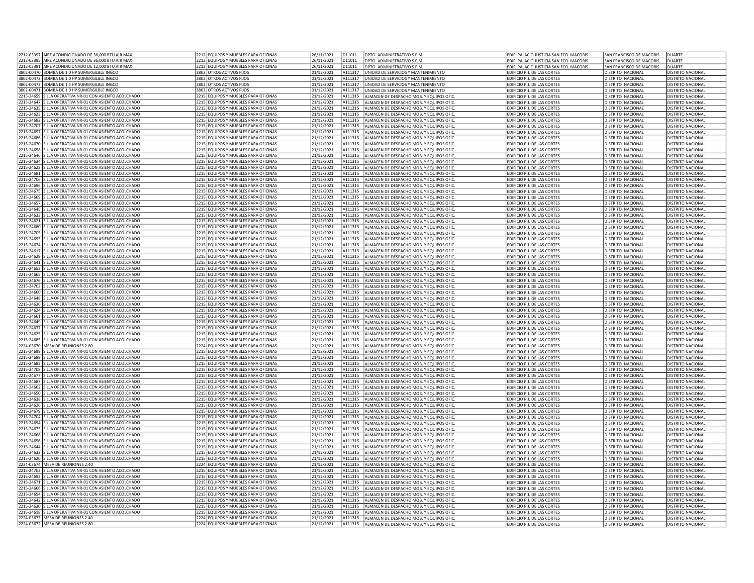| | | | | | | | | | | |
|---|---|---|---|---|---|---|---|---|---|---|
| 2212-03397 | AIRE ACONDICIONADO DE 36,000 BTU AIR MAX | 2212 | EQUIPOS Y MUEBLES PARA OFICINAS | 26/11/2021 | D11011 | DPTO. ADMINISTRATIVO S.F.M. | EDIF. PALACIO JUSTICIA SAN FCO. MACORIS | SAN FRANCISCO DE MACORIS | DUARTE |
| 2212-03395 | AIRE ACONDICIONADO DE 36,000 BTU AIR MAX | 2212 | EQUIPOS Y MUEBLES PARA OFICINAS | 26/11/2021 | D11011 | DPTO. ADMINISTRATIVO S.F.M. | EDIF. PALACIO JUSTICIA SAN FCO. MACORIS | SAN FRANCISCO DE MACORIS | DUARTE |
| 2212-03391 | AIRE ACONDICIONADO DE 12,000 BTU AIR MAX | 2212 | EQUIPOS Y MUEBLES PARA OFICINAS | 26/11/2021 | D11011 | DPTO. ADMINISTRATIVO S.F.M. | EDIF. PALACIO JUSTICIA SAN FCO. MACORIS | SAN FRANCISCO DE MACORIS | DUARTE |
| 3802-00470 | BOMBA DE 1.0 HP SUMERGILBLE INGCO | 3802 | OTROS ACTIVOS FIJOS | 01/12/2021 | A111317 | UNIDAD DE SERVICIOS Y MANTENIMIENTO | EDIFICIO P.J. DE LAS CORTES | DISTRITO NACIONAL | DISTRITO NACIONAL |
| 3802-00472 | BOMBA DE 1.0 HP SUMERGILBLE INGCO | 3802 | OTROS ACTIVOS FIJOS | 01/12/2021 | A111317 | UNIDAD DE SERVICIOS Y MANTENIMIENTO | EDIFICIO P.J. DE LAS CORTES | DISTRITO NACIONAL | DISTRITO NACIONAL |
| 3802-00473 | BOMBA DE 1.5 HP SUMERGILBLE INGCO | 3802 | OTROS ACTIVOS FIJOS | 01/12/2021 | A111317 | UNIDAD DE SERVICIOS Y MANTENIMIENTO | EDIFICIO P.J. DE LAS CORTES | DISTRITO NACIONAL | DISTRITO NACIONAL |
| 3802-00471 | BOMBA DE 1.0 HP SUMERGILBLE INGCO | 3802 | OTROS ACTIVOS FIJOS | 01/12/2021 | A111317 | UNIDAD DE SERVICIOS Y MANTENIMIENTO | EDIFICIO P.J. DE LAS CORTES | DISTRITO NACIONAL | DISTRITO NACIONAL |
| 2215-24659 | SILLA OPERATIVA NR-01 CON ASIENTO ACOLCHADO | 2215 | EQUIPOS Y MUEBLES PARA OFICINAS | 21/12/2021 | A111315 | ALMACEN DE DESPACHO MOB. Y EQUIPOS OFIC. | EDIFICIO P.J. DE LAS CORTES | DISTRITO NACIONAL | DISTRITO NACIONAL |
| 2215-24647 | SILLA OPERATIVA NR-01 CON ASIENTO ACOLCHADO | 2215 | EQUIPOS Y MUEBLES PARA OFICINAS | 21/12/2021 | A111315 | ALMACEN DE DESPACHO MOB. Y EQUIPOS OFIC. | EDIFICIO P.J. DE LAS CORTES | DISTRITO NACIONAL | DISTRITO NACIONAL |
| 2215-24635 | SILLA OPERATIVA NR-01 CON ASIENTO ACOLCHADO | 2215 | EQUIPOS Y MUEBLES PARA OFICINAS | 21/12/2021 | A111315 | ALMACEN DE DESPACHO MOB. Y EQUIPOS OFIC. | EDIFICIO P.J. DE LAS CORTES | DISTRITO NACIONAL | DISTRITO NACIONAL |
| 2215-24623 | SILLA OPERATIVA NR-01 CON ASIENTO ACOLCHADO | 2215 | EQUIPOS Y MUEBLES PARA OFICINAS | 21/12/2021 | A111315 | ALMACEN DE DESPACHO MOB. Y EQUIPOS OFIC. | EDIFICIO P.J. DE LAS CORTES | DISTRITO NACIONAL | DISTRITO NACIONAL |
| 2215-24682 | SILLA OPERATIVA NR-01 CON ASIENTO ACOLCHADO | 2215 | EQUIPOS Y MUEBLES PARA OFICINAS | 21/12/2021 | A111315 | ALMACEN DE DESPACHO MOB. Y EQUIPOS OFIC. | EDIFICIO P.J. DE LAS CORTES | DISTRITO NACIONAL | DISTRITO NACIONAL |
| 2215-24707 | SILLA OPERATIVA NR-01 CON ASIENTO ACOLCHADO | 2215 | EQUIPOS Y MUEBLES PARA OFICINAS | 21/12/2021 | A111315 | ALMACEN DE DESPACHO MOB. Y EQUIPOS OFIC. | EDIFICIO P.J. DE LAS CORTES | DISTRITO NACIONAL | DISTRITO NACIONAL |
| 2215-24697 | SILLA OPERATIVA NR-01 CON ASIENTO ACOLCHADO | 2215 | EQUIPOS Y MUEBLES PARA OFICINAS | 21/12/2021 | A111315 | ALMACEN DE DESPACHO MOB. Y EQUIPOS OFIC. | EDIFICIO P.J. DE LAS CORTES | DISTRITO NACIONAL | DISTRITO NACIONAL |
| 2215-24686 | SILLA OPERATIVA NR-01 CON ASIENTO ACOLCHADO | 2215 | EQUIPOS Y MUEBLES PARA OFICINAS | 21/12/2021 | A111315 | ALMACEN DE DESPACHO MOB. Y EQUIPOS OFIC. | EDIFICIO P.J. DE LAS CORTES | DISTRITO NACIONAL | DISTRITO NACIONAL |
| 2215-24670 | SILLA OPERATIVA NR-01 CON ASIENTO ACOLCHADO | 2215 | EQUIPOS Y MUEBLES PARA OFICINAS | 21/12/2021 | A111315 | ALMACEN DE DESPACHO MOB. Y EQUIPOS OFIC. | EDIFICIO P.J. DE LAS CORTES | DISTRITO NACIONAL | DISTRITO NACIONAL |
| 2215-24658 | SILLA OPERATIVA NR-01 CON ASIENTO ACOLCHADO | 2215 | EQUIPOS Y MUEBLES PARA OFICINAS | 21/12/2021 | A111315 | ALMACEN DE DESPACHO MOB. Y EQUIPOS OFIC. | EDIFICIO P.J. DE LAS CORTES | DISTRITO NACIONAL | DISTRITO NACIONAL |
| 2215-24646 | SILLA OPERATIVA NR-01 CON ASIENTO ACOLCHADO | 2215 | EQUIPOS Y MUEBLES PARA OFICINAS | 21/12/2021 | A111315 | ALMACEN DE DESPACHO MOB. Y EQUIPOS OFIC. | EDIFICIO P.J. DE LAS CORTES | DISTRITO NACIONAL | DISTRITO NACIONAL |
| 2215-24634 | SILLA OPERATIVA NR-01 CON ASIENTO ACOLCHADO | 2215 | EQUIPOS Y MUEBLES PARA OFICINAS | 21/12/2021 | A111315 | ALMACEN DE DESPACHO MOB. Y EQUIPOS OFIC. | EDIFICIO P.J. DE LAS CORTES | DISTRITO NACIONAL | DISTRITO NACIONAL |
| 2215-24622 | SILLA OPERATIVA NR-01 CON ASIENTO ACOLCHADO | 2215 | EQUIPOS Y MUEBLES PARA OFICINAS | 21/12/2021 | A111315 | ALMACEN DE DESPACHO MOB. Y EQUIPOS OFIC. | EDIFICIO P.J. DE LAS CORTES | DISTRITO NACIONAL | DISTRITO NACIONAL |
| 2215-24681 | SILLA OPERATIVA NR-01 CON ASIENTO ACOLCHADO | 2215 | EQUIPOS Y MUEBLES PARA OFICINAS | 21/12/2021 | A111315 | ALMACEN DE DESPACHO MOB. Y EQUIPOS OFIC. | EDIFICIO P.J. DE LAS CORTES | DISTRITO NACIONAL | DISTRITO NACIONAL |
| 2215-24706 | SILLA OPERATIVA NR-01 CON ASIENTO ACOLCHADO | 2215 | EQUIPOS Y MUEBLES PARA OFICINAS | 21/12/2021 | A111315 | ALMACEN DE DESPACHO MOB. Y EQUIPOS OFIC. | EDIFICIO P.J. DE LAS CORTES | DISTRITO NACIONAL | DISTRITO NACIONAL |
| 2215-24696 | SILLA OPERATIVA NR-01 CON ASIENTO ACOLCHADO | 2215 | EQUIPOS Y MUEBLES PARA OFICINAS | 21/12/2021 | A111315 | ALMACEN DE DESPACHO MOB. Y EQUIPOS OFIC. | EDIFICIO P.J. DE LAS CORTES | DISTRITO NACIONAL | DISTRITO NACIONAL |
| 2215-24675 | SILLA OPERATIVA NR-01 CON ASIENTO ACOLCHADO | 2215 | EQUIPOS Y MUEBLES PARA OFICINAS | 21/12/2021 | A111315 | ALMACEN DE DESPACHO MOB. Y EQUIPOS OFIC. | EDIFICIO P.J. DE LAS CORTES | DISTRITO NACIONAL | DISTRITO NACIONAL |
| 2215-24669 | SILLA OPERATIVA NR-01 CON ASIENTO ACOLCHADO | 2215 | EQUIPOS Y MUEBLES PARA OFICINAS | 21/12/2021 | A111315 | ALMACEN DE DESPACHO MOB. Y EQUIPOS OFIC. | EDIFICIO P.J. DE LAS CORTES | DISTRITO NACIONAL | DISTRITO NACIONAL |
| 2215-24657 | SILLA OPERATIVA NR-01 CON ASIENTO ACOLCHADO | 2215 | EQUIPOS Y MUEBLES PARA OFICINAS | 21/12/2021 | A111315 | ALMACEN DE DESPACHO MOB. Y EQUIPOS OFIC. | EDIFICIO P.J. DE LAS CORTES | DISTRITO NACIONAL | DISTRITO NACIONAL |
| 2215-24645 | SILLA OPERATIVA NR-01 CON ASIENTO ACOLCHADO | 2215 | EQUIPOS Y MUEBLES PARA OFICINAS | 21/12/2021 | A111315 | ALMACEN DE DESPACHO MOB. Y EQUIPOS OFIC. | EDIFICIO P.J. DE LAS CORTES | DISTRITO NACIONAL | DISTRITO NACIONAL |
| 2215-24633 | SILLA OPERATIVA NR-01 CON ASIENTO ACOLCHADO | 2215 | EQUIPOS Y MUEBLES PARA OFICINAS | 21/12/2021 | A111315 | ALMACEN DE DESPACHO MOB. Y EQUIPOS OFIC. | EDIFICIO P.J. DE LAS CORTES | DISTRITO NACIONAL | DISTRITO NACIONAL |
| 2215-24621 | SILLA OPERATIVA NR-01 CON ASIENTO ACOLCHADO | 2215 | EQUIPOS Y MUEBLES PARA OFICINAS | 21/12/2021 | A111315 | ALMACEN DE DESPACHO MOB. Y EQUIPOS OFIC. | EDIFICIO P.J. DE LAS CORTES | DISTRITO NACIONAL | DISTRITO NACIONAL |
| 2215-24680 | SILLA OPERATIVA NR-01 CON ASIENTO ACOLCHADO | 2215 | EQUIPOS Y MUEBLES PARA OFICINAS | 21/12/2021 | A111315 | ALMACEN DE DESPACHO MOB. Y EQUIPOS OFIC. | EDIFICIO P.J. DE LAS CORTES | DISTRITO NACIONAL | DISTRITO NACIONAL |
| 2215-24705 | SILLA OPERATIVA NR-01 CON ASIENTO ACOLCHADO | 2215 | EQUIPOS Y MUEBLES PARA OFICINAS | 21/12/2021 | A111315 | ALMACEN DE DESPACHO MOB. Y EQUIPOS OFIC. | EDIFICIO P.J. DE LAS CORTES | DISTRITO NACIONAL | DISTRITO NACIONAL |
| 2215-24695 | SILLA OPERATIVA NR-01 CON ASIENTO ACOLCHADO | 2215 | EQUIPOS Y MUEBLES PARA OFICINAS | 21/12/2021 | A111315 | ALMACEN DE DESPACHO MOB. Y EQUIPOS OFIC. | EDIFICIO P.J. DE LAS CORTES | DISTRITO NACIONAL | DISTRITO NACIONAL |
| 2215-24674 | SILLA OPERATIVA NR-01 CON ASIENTO ACOLCHADO | 2215 | EQUIPOS Y MUEBLES PARA OFICINAS | 21/12/2021 | A111315 | ALMACEN DE DESPACHO MOB. Y EQUIPOS OFIC. | EDIFICIO P.J. DE LAS CORTES | DISTRITO NACIONAL | DISTRITO NACIONAL |
| 2215-24617 | SILLA OPERATIVA NR-01 CON ASIENTO ACOLCHADO | 2215 | EQUIPOS Y MUEBLES PARA OFICINAS | 21/12/2021 | A111315 | ALMACEN DE DESPACHO MOB. Y EQUIPOS OFIC. | EDIFICIO P.J. DE LAS CORTES | DISTRITO NACIONAL | DISTRITO NACIONAL |
| 2215-24629 | SILLA OPERATIVA NR-01 CON ASIENTO ACOLCHADO | 2215 | EQUIPOS Y MUEBLES PARA OFICINAS | 21/12/2021 | A111315 | ALMACEN DE DESPACHO MOB. Y EQUIPOS OFIC. | EDIFICIO P.J. DE LAS CORTES | DISTRITO NACIONAL | DISTRITO NACIONAL |
| 2215-24641 | SILLA OPERATIVA NR-01 CON ASIENTO ACOLCHADO | 2215 | EQUIPOS Y MUEBLES PARA OFICINAS | 21/12/2021 | A111315 | ALMACEN DE DESPACHO MOB. Y EQUIPOS OFIC. | EDIFICIO P.J. DE LAS CORTES | DISTRITO NACIONAL | DISTRITO NACIONAL |
| 2215-24653 | SILLA OPERATIVA NR-01 CON ASIENTO ACOLCHADO | 2215 | EQUIPOS Y MUEBLES PARA OFICINAS | 21/12/2021 | A111315 | ALMACEN DE DESPACHO MOB. Y EQUIPOS OFIC. | EDIFICIO P.J. DE LAS CORTES | DISTRITO NACIONAL | DISTRITO NACIONAL |
| 2215-24665 | SILLA OPERATIVA NR-01 CON ASIENTO ACOLCHADO | 2215 | EQUIPOS Y MUEBLES PARA OFICINAS | 21/12/2021 | A111315 | ALMACEN DE DESPACHO MOB. Y EQUIPOS OFIC. | EDIFICIO P.J. DE LAS CORTES | DISTRITO NACIONAL | DISTRITO NACIONAL |
| 2215-24676 | SILLA OPERATIVA NR-01 CON ASIENTO ACOLCHADO | 2215 | EQUIPOS Y MUEBLES PARA OFICINAS | 21/12/2021 | A111315 | ALMACEN DE DESPACHO MOB. Y EQUIPOS OFIC. | EDIFICIO P.J. DE LAS CORTES | DISTRITO NACIONAL | DISTRITO NACIONAL |
| 2215-24702 | SILLA OPERATIVA NR-01 CON ASIENTO ACOLCHADO | 2215 | EQUIPOS Y MUEBLES PARA OFICINAS | 21/12/2021 | A111315 | ALMACEN DE DESPACHO MOB. Y EQUIPOS OFIC. | EDIFICIO P.J. DE LAS CORTES | DISTRITO NACIONAL | DISTRITO NACIONAL |
| 2215-24660 | SILLA OPERATIVA NR-01 CON ASIENTO ACOLCHADO | 2215 | EQUIPOS Y MUEBLES PARA OFICINAS | 21/12/2021 | A111315 | ALMACEN DE DESPACHO MOB. Y EQUIPOS OFIC. | EDIFICIO P.J. DE LAS CORTES | DISTRITO NACIONAL | DISTRITO NACIONAL |
| 2215-24648 | SILLA OPERATIVA NR-01 CON ASIENTO ACOLCHADO | 2215 | EQUIPOS Y MUEBLES PARA OFICINAS | 21/12/2021 | A111315 | ALMACEN DE DESPACHO MOB. Y EQUIPOS OFIC. | EDIFICIO P.J. DE LAS CORTES | DISTRITO NACIONAL | DISTRITO NACIONAL |
| 2215-24636 | SILLA OPERATIVA NR-01 CON ASIENTO ACOLCHADO | 2215 | EQUIPOS Y MUEBLES PARA OFICINAS | 21/12/2021 | A111315 | ALMACEN DE DESPACHO MOB. Y EQUIPOS OFIC. | EDIFICIO P.J. DE LAS CORTES | DISTRITO NACIONAL | DISTRITO NACIONAL |
| 2215-24624 | SILLA OPERATIVA NR-01 CON ASIENTO ACOLCHADO | 2215 | EQUIPOS Y MUEBLES PARA OFICINAS | 21/12/2021 | A111315 | ALMACEN DE DESPACHO MOB. Y EQUIPOS OFIC. | EDIFICIO P.J. DE LAS CORTES | DISTRITO NACIONAL | DISTRITO NACIONAL |
| 2215-24661 | SILLA OPERATIVA NR-01 CON ASIENTO ACOLCHADO | 2215 | EQUIPOS Y MUEBLES PARA OFICINAS | 21/12/2021 | A111315 | ALMACEN DE DESPACHO MOB. Y EQUIPOS OFIC. | EDIFICIO P.J. DE LAS CORTES | DISTRITO NACIONAL | DISTRITO NACIONAL |
| 2215-24649 | SILLA OPERATIVA NR-01 CON ASIENTO ACOLCHADO | 2215 | EQUIPOS Y MUEBLES PARA OFICINAS | 21/12/2021 | A111315 | ALMACEN DE DESPACHO MOB. Y EQUIPOS OFIC. | EDIFICIO P.J. DE LAS CORTES | DISTRITO NACIONAL | DISTRITO NACIONAL |
| 2215-24637 | SILLA OPERATIVA NR-01 CON ASIENTO ACOLCHADO | 2215 | EQUIPOS Y MUEBLES PARA OFICINAS | 21/12/2021 | A111315 | ALMACEN DE DESPACHO MOB. Y EQUIPOS OFIC. | EDIFICIO P.J. DE LAS CORTES | DISTRITO NACIONAL | DISTRITO NACIONAL |
| 2215-24625 | SILLA OPERATIVA NR-01 CON ASIENTO ACOLCHADO | 2215 | EQUIPOS Y MUEBLES PARA OFICINAS | 21/12/2021 | A111315 | ALMACEN DE DESPACHO MOB. Y EQUIPOS OFIC. | EDIFICIO P.J. DE LAS CORTES | DISTRITO NACIONAL | DISTRITO NACIONAL |
| 2215-24685 | SILLA OPERATIVA NR-01 CON ASIENTO ACOLCHADO | 2215 | EQUIPOS Y MUEBLES PARA OFICINAS | 21/12/2021 | A111315 | ALMACEN DE DESPACHO MOB. Y EQUIPOS OFIC. | EDIFICIO P.J. DE LAS CORTES | DISTRITO NACIONAL | DISTRITO NACIONAL |
| 2224-03670 | MESA DE REUNIONES 2.80 | 2224 | EQUIPOS Y MUEBLES PARA OFICINAS | 21/12/2021 | A111315 | ALMACEN DE DESPACHO MOB. Y EQUIPOS OFIC. | EDIFICIO P.J. DE LAS CORTES | DISTRITO NACIONAL | DISTRITO NACIONAL |
| 2215-24699 | SILLA OPERATIVA NR-01 CON ASIENTO ACOLCHADO | 2215 | EQUIPOS Y MUEBLES PARA OFICINAS | 21/12/2021 | A111315 | ALMACEN DE DESPACHO MOB. Y EQUIPOS OFIC. | EDIFICIO P.J. DE LAS CORTES | DISTRITO NACIONAL | DISTRITO NACIONAL |
| 2215-24689 | SILLA OPERATIVA NR-01 CON ASIENTO ACOLCHADO | 2215 | EQUIPOS Y MUEBLES PARA OFICINAS | 21/12/2021 | A111315 | ALMACEN DE DESPACHO MOB. Y EQUIPOS OFIC. | EDIFICIO P.J. DE LAS CORTES | DISTRITO NACIONAL | DISTRITO NACIONAL |
| 2215-24683 | SILLA OPERATIVA NR-01 CON ASIENTO ACOLCHADO | 2215 | EQUIPOS Y MUEBLES PARA OFICINAS | 21/12/2021 | A111315 | ALMACEN DE DESPACHO MOB. Y EQUIPOS OFIC. | EDIFICIO P.J. DE LAS CORTES | DISTRITO NACIONAL | DISTRITO NACIONAL |
| 2215-24708 | SILLA OPERATIVA NR-01 CON ASIENTO ACOLCHADO | 2215 | EQUIPOS Y MUEBLES PARA OFICINAS | 21/12/2021 | A111315 | ALMACEN DE DESPACHO MOB. Y EQUIPOS OFIC. | EDIFICIO P.J. DE LAS CORTES | DISTRITO NACIONAL | DISTRITO NACIONAL |
| 2215-24677 | SILLA OPERATIVA NR-01 CON ASIENTO ACOLCHADO | 2215 | EQUIPOS Y MUEBLES PARA OFICINAS | 21/12/2021 | A111315 | ALMACEN DE DESPACHO MOB. Y EQUIPOS OFIC. | EDIFICIO P.J. DE LAS CORTES | DISTRITO NACIONAL | DISTRITO NACIONAL |
| 2215-24687 | SILLA OPERATIVA NR-01 CON ASIENTO ACOLCHADO | 2215 | EQUIPOS Y MUEBLES PARA OFICINAS | 21/12/2021 | A111315 | ALMACEN DE DESPACHO MOB. Y EQUIPOS OFIC. | EDIFICIO P.J. DE LAS CORTES | DISTRITO NACIONAL | DISTRITO NACIONAL |
| 2215-24662 | SILLA OPERATIVA NR-01 CON ASIENTO ACOLCHADO | 2215 | EQUIPOS Y MUEBLES PARA OFICINAS | 21/12/2021 | A111315 | ALMACEN DE DESPACHO MOB. Y EQUIPOS OFIC. | EDIFICIO P.J. DE LAS CORTES | DISTRITO NACIONAL | DISTRITO NACIONAL |
| 2215-24650 | SILLA OPERATIVA NR-01 CON ASIENTO ACOLCHADO | 2215 | EQUIPOS Y MUEBLES PARA OFICINAS | 21/12/2021 | A111315 | ALMACEN DE DESPACHO MOB. Y EQUIPOS OFIC. | EDIFICIO P.J. DE LAS CORTES | DISTRITO NACIONAL | DISTRITO NACIONAL |
| 2215-24638 | SILLA OPERATIVA NR-01 CON ASIENTO ACOLCHADO | 2215 | EQUIPOS Y MUEBLES PARA OFICINAS | 21/12/2021 | A111315 | ALMACEN DE DESPACHO MOB. Y EQUIPOS OFIC. | EDIFICIO P.J. DE LAS CORTES | DISTRITO NACIONAL | DISTRITO NACIONAL |
| 2215-24626 | SILLA OPERATIVA NR-01 CON ASIENTO ACOLCHADO | 2215 | EQUIPOS Y MUEBLES PARA OFICINAS | 21/12/2021 | A111315 | ALMACEN DE DESPACHO MOB. Y EQUIPOS OFIC. | EDIFICIO P.J. DE LAS CORTES | DISTRITO NACIONAL | DISTRITO NACIONAL |
| 2215-24679 | SILLA OPERATIVA NR-01 CON ASIENTO ACOLCHADO | 2215 | EQUIPOS Y MUEBLES PARA OFICINAS | 21/12/2021 | A111315 | ALMACEN DE DESPACHO MOB. Y EQUIPOS OFIC. | EDIFICIO P.J. DE LAS CORTES | DISTRITO NACIONAL | DISTRITO NACIONAL |
| 2215-24704 | SILLA OPERATIVA NR-01 CON ASIENTO ACOLCHADO | 2215 | EQUIPOS Y MUEBLES PARA OFICINAS | 21/12/2021 | A111315 | ALMACEN DE DESPACHO MOB. Y EQUIPOS OFIC. | EDIFICIO P.J. DE LAS CORTES | DISTRITO NACIONAL | DISTRITO NACIONAL |
| 2215-24694 | SILLA OPERATIVA NR-01 CON ASIENTO ACOLCHADO | 2215 | EQUIPOS Y MUEBLES PARA OFICINAS | 21/12/2021 | A111315 | ALMACEN DE DESPACHO MOB. Y EQUIPOS OFIC. | EDIFICIO P.J. DE LAS CORTES | DISTRITO NACIONAL | DISTRITO NACIONAL |
| 2215-24673 | SILLA OPERATIVA NR-01 CON ASIENTO ACOLCHADO | 2215 | EQUIPOS Y MUEBLES PARA OFICINAS | 21/12/2021 | A111315 | ALMACEN DE DESPACHO MOB. Y EQUIPOS OFIC. | EDIFICIO P.J. DE LAS CORTES | DISTRITO NACIONAL | DISTRITO NACIONAL |
| 2215-24668 | SILLA OPERATIVA NR-01 CON ASIENTO ACOLCHADO | 2215 | EQUIPOS Y MUEBLES PARA OFICINAS | 21/12/2021 | A111315 | ALMACEN DE DESPACHO MOB. Y EQUIPOS OFIC. | EDIFICIO P.J. DE LAS CORTES | DISTRITO NACIONAL | DISTRITO NACIONAL |
| 2215-24656 | SILLA OPERATIVA NR-01 CON ASIENTO ACOLCHADO | 2215 | EQUIPOS Y MUEBLES PARA OFICINAS | 21/12/2021 | A111315 | ALMACEN DE DESPACHO MOB. Y EQUIPOS OFIC. | EDIFICIO P.J. DE LAS CORTES | DISTRITO NACIONAL | DISTRITO NACIONAL |
| 2215-24644 | SILLA OPERATIVA NR-01 CON ASIENTO ACOLCHADO | 2215 | EQUIPOS Y MUEBLES PARA OFICINAS | 21/12/2021 | A111315 | ALMACEN DE DESPACHO MOB. Y EQUIPOS OFIC. | EDIFICIO P.J. DE LAS CORTES | DISTRITO NACIONAL | DISTRITO NACIONAL |
| 2215-24632 | SILLA OPERATIVA NR-01 CON ASIENTO ACOLCHADO | 2215 | EQUIPOS Y MUEBLES PARA OFICINAS | 21/12/2021 | A111315 | ALMACEN DE DESPACHO MOB. Y EQUIPOS OFIC. | EDIFICIO P.J. DE LAS CORTES | DISTRITO NACIONAL | DISTRITO NACIONAL |
| 2215-24620 | SILLA OPERATIVA NR-01 CON ASIENTO ACOLCHADO | 2215 | EQUIPOS Y MUEBLES PARA OFICINAS | 21/12/2021 | A111315 | ALMACEN DE DESPACHO MOB. Y EQUIPOS OFIC. | EDIFICIO P.J. DE LAS CORTES | DISTRITO NACIONAL | DISTRITO NACIONAL |
| 2224-03674 | MESA DE REUNIONES 2.40 | 2224 | EQUIPOS Y MUEBLES PARA OFICINAS | 21/12/2021 | A111315 | ALMACEN DE DESPACHO MOB. Y EQUIPOS OFIC. | EDIFICIO P.J. DE LAS CORTES | DISTRITO NACIONAL | DISTRITO NACIONAL |
| 2215-24703 | SILLA OPERATIVA NR-01 CON ASIENTO ACOLCHADO | 2215 | EQUIPOS Y MUEBLES PARA OFICINAS | 21/12/2021 | A111315 | ALMACEN DE DESPACHO MOB. Y EQUIPOS OFIC. | EDIFICIO P.J. DE LAS CORTES | DISTRITO NACIONAL | DISTRITO NACIONAL |
| 2215-24692 | SILLA OPERATIVA NR-01 CON ASIENTO ACOLCHADO | 2215 | EQUIPOS Y MUEBLES PARA OFICINAS | 21/12/2021 | A111315 | ALMACEN DE DESPACHO MOB. Y EQUIPOS OFIC. | EDIFICIO P.J. DE LAS CORTES | DISTRITO NACIONAL | DISTRITO NACIONAL |
| 2215-24671 | SILLA OPERATIVA NR-01 CON ASIENTO ACOLCHADO | 2215 | EQUIPOS Y MUEBLES PARA OFICINAS | 21/12/2021 | A111315 | ALMACEN DE DESPACHO MOB. Y EQUIPOS OFIC. | EDIFICIO P.J. DE LAS CORTES | DISTRITO NACIONAL | DISTRITO NACIONAL |
| 2215-24666 | SILLA OPERATIVA NR-01 CON ASIENTO ACOLCHADO | 2215 | EQUIPOS Y MUEBLES PARA OFICINAS | 21/12/2021 | A111315 | ALMACEN DE DESPACHO MOB. Y EQUIPOS OFIC. | EDIFICIO P.J. DE LAS CORTES | DISTRITO NACIONAL | DISTRITO NACIONAL |
| 2215-24654 | SILLA OPERATIVA NR-01 CON ASIENTO ACOLCHADO | 2215 | EQUIPOS Y MUEBLES PARA OFICINAS | 21/12/2021 | A111315 | ALMACEN DE DESPACHO MOB. Y EQUIPOS OFIC. | EDIFICIO P.J. DE LAS CORTES | DISTRITO NACIONAL | DISTRITO NACIONAL |
| 2215-24642 | SILLA OPERATIVA NR-01 CON ASIENTO ACOLCHADO | 2215 | EQUIPOS Y MUEBLES PARA OFICINAS | 21/12/2021 | A111315 | ALMACEN DE DESPACHO MOB. Y EQUIPOS OFIC. | EDIFICIO P.J. DE LAS CORTES | DISTRITO NACIONAL | DISTRITO NACIONAL |
| 2215-24630 | SILLA OPERATIVA NR-01 CON ASIENTO ACOLCHADO | 2215 | EQUIPOS Y MUEBLES PARA OFICINAS | 21/12/2021 | A111315 | ALMACEN DE DESPACHO MOB. Y EQUIPOS OFIC. | EDIFICIO P.J. DE LAS CORTES | DISTRITO NACIONAL | DISTRITO NACIONAL |
| 2215-24618 | SILLA OPERATIVA NR-01 CON ASIENTO ACOLCHADO | 2215 | EQUIPOS Y MUEBLES PARA OFICINAS | 21/12/2021 | A111315 | ALMACEN DE DESPACHO MOB. Y EQUIPOS OFIC. | EDIFICIO P.J. DE LAS CORTES | DISTRITO NACIONAL | DISTRITO NACIONAL |
| 2224-03673 | MESA DE REUNIONES 2.40 | 2224 | EQUIPOS Y MUEBLES PARA OFICINAS | 21/12/2021 | A111315 | ALMACEN DE DESPACHO MOB. Y EQUIPOS OFIC. | EDIFICIO P.J. DE LAS CORTES | DISTRITO NACIONAL | DISTRITO NACIONAL |
| 2224-03672 | MESA DE REUNIONES 2.80 | 2224 | EQUIPOS Y MUEBLES PARA OFICINAS | 21/12/2021 | A111315 | ALMACEN DE DESPACHO MOB. Y EQUIPOS OFIC. | EDIFICIO P.J. DE LAS CORTES | DISTRITO NACIONAL | DISTRITO NACIONAL |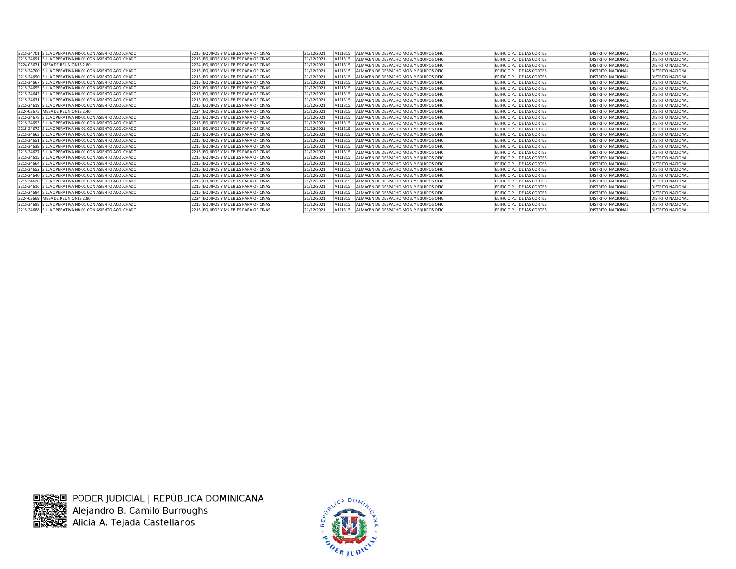| | | | | | | | | | |
|---|---|---|---|---|---|---|---|---|---|
| 2215-24701 | SILLA OPERATIVA NR-01 CON ASIENTO ACOLCHADO | 2215 | EQUIPOS Y MUEBLES PARA OFICINAS | 21/12/2021 | A111315 | ALMACEN DE DESPACHO MOB. Y EQUIPOS OFIC. | EDIFICIO P.J. DE LAS CORTES | DISTRITO NACIONAL | DISTRITO NACIONAL |
| 2215-24691 | SILLA OPERATIVA NR-01 CON ASIENTO ACOLCHADO | 2215 | EQUIPOS Y MUEBLES PARA OFICINAS | 21/12/2021 | A111315 | ALMACEN DE DESPACHO MOB. Y EQUIPOS OFIC. | EDIFICIO P.J. DE LAS CORTES | DISTRITO NACIONAL | DISTRITO NACIONAL |
| 2224-03671 | MESA DE REUNIONES 2.80 | 2224 | EQUIPOS Y MUEBLES PARA OFICINAS | 21/12/2021 | A111315 | ALMACEN DE DESPACHO MOB. Y EQUIPOS OFIC. | EDIFICIO P.J. DE LAS CORTES | DISTRITO NACIONAL | DISTRITO NACIONAL |
| 2215-24700 | SILLA OPERATIVA NR-01 CON ASIENTO ACOLCHADO | 2215 | EQUIPOS Y MUEBLES PARA OFICINAS | 21/12/2021 | A111315 | ALMACEN DE DESPACHO MOB. Y EQUIPOS OFIC. | EDIFICIO P.J. DE LAS CORTES | DISTRITO NACIONAL | DISTRITO NACIONAL |
| 2215-24690 | SILLA OPERATIVA NR-01 CON ASIENTO ACOLCHADO | 2215 | EQUIPOS Y MUEBLES PARA OFICINAS | 21/12/2021 | A111315 | ALMACEN DE DESPACHO MOB. Y EQUIPOS OFIC. | EDIFICIO P.J. DE LAS CORTES | DISTRITO NACIONAL | DISTRITO NACIONAL |
| 2215-24667 | SILLA OPERATIVA NR-01 CON ASIENTO ACOLCHADO | 2215 | EQUIPOS Y MUEBLES PARA OFICINAS | 21/12/2021 | A111315 | ALMACEN DE DESPACHO MOB. Y EQUIPOS OFIC. | EDIFICIO P.J. DE LAS CORTES | DISTRITO NACIONAL | DISTRITO NACIONAL |
| 2215-24655 | SILLA OPERATIVA NR-01 CON ASIENTO ACOLCHADO | 2215 | EQUIPOS Y MUEBLES PARA OFICINAS | 21/12/2021 | A111315 | ALMACEN DE DESPACHO MOB. Y EQUIPOS OFIC. | EDIFICIO P.J. DE LAS CORTES | DISTRITO NACIONAL | DISTRITO NACIONAL |
| 2215-24643 | SILLA OPERATIVA NR-01 CON ASIENTO ACOLCHADO | 2215 | EQUIPOS Y MUEBLES PARA OFICINAS | 21/12/2021 | A111315 | ALMACEN DE DESPACHO MOB. Y EQUIPOS OFIC. | EDIFICIO P.J. DE LAS CORTES | DISTRITO NACIONAL | DISTRITO NACIONAL |
| 2215-24631 | SILLA OPERATIVA NR-01 CON ASIENTO ACOLCHADO | 2215 | EQUIPOS Y MUEBLES PARA OFICINAS | 21/12/2021 | A111315 | ALMACEN DE DESPACHO MOB. Y EQUIPOS OFIC. | EDIFICIO P.J. DE LAS CORTES | DISTRITO NACIONAL | DISTRITO NACIONAL |
| 2215-24619 | SILLA OPERATIVA NR-01 CON ASIENTO ACOLCHADO | 2215 | EQUIPOS Y MUEBLES PARA OFICINAS | 21/12/2021 | A111315 | ALMACEN DE DESPACHO MOB. Y EQUIPOS OFIC. | EDIFICIO P.J. DE LAS CORTES | DISTRITO NACIONAL | DISTRITO NACIONAL |
| 2224-03675 | MESA DE REUNIONES 2.40 | 2224 | EQUIPOS Y MUEBLES PARA OFICINAS | 21/12/2021 | A111315 | ALMACEN DE DESPACHO MOB. Y EQUIPOS OFIC. | EDIFICIO P.J. DE LAS CORTES | DISTRITO NACIONAL | DISTRITO NACIONAL |
| 2215-24678 | SILLA OPERATIVA NR-01 CON ASIENTO ACOLCHADO | 2215 | EQUIPOS Y MUEBLES PARA OFICINAS | 21/12/2021 | A111315 | ALMACEN DE DESPACHO MOB. Y EQUIPOS OFIC. | EDIFICIO P.J. DE LAS CORTES | DISTRITO NACIONAL | DISTRITO NACIONAL |
| 2215-24693 | SILLA OPERATIVA NR-01 CON ASIENTO ACOLCHADO | 2215 | EQUIPOS Y MUEBLES PARA OFICINAS | 21/12/2021 | A111315 | ALMACEN DE DESPACHO MOB. Y EQUIPOS OFIC. | EDIFICIO P.J. DE LAS CORTES | DISTRITO NACIONAL | DISTRITO NACIONAL |
| 2215-24672 | SILLA OPERATIVA NR-01 CON ASIENTO ACOLCHADO | 2215 | EQUIPOS Y MUEBLES PARA OFICINAS | 21/12/2021 | A111315 | ALMACEN DE DESPACHO MOB. Y EQUIPOS OFIC. | EDIFICIO P.J. DE LAS CORTES | DISTRITO NACIONAL | DISTRITO NACIONAL |
| 2215-24663 | SILLA OPERATIVA NR-01 CON ASIENTO ACOLCHADO | 2215 | EQUIPOS Y MUEBLES PARA OFICINAS | 21/12/2021 | A111315 | ALMACEN DE DESPACHO MOB. Y EQUIPOS OFIC. | EDIFICIO P.J. DE LAS CORTES | DISTRITO NACIONAL | DISTRITO NACIONAL |
| 2215-24651 | SILLA OPERATIVA NR-01 CON ASIENTO ACOLCHADO | 2215 | EQUIPOS Y MUEBLES PARA OFICINAS | 21/12/2021 | A111315 | ALMACEN DE DESPACHO MOB. Y EQUIPOS OFIC. | EDIFICIO P.J. DE LAS CORTES | DISTRITO NACIONAL | DISTRITO NACIONAL |
| 2215-24639 | SILLA OPERATIVA NR-01 CON ASIENTO ACOLCHADO | 2215 | EQUIPOS Y MUEBLES PARA OFICINAS | 21/12/2021 | A111315 | ALMACEN DE DESPACHO MOB. Y EQUIPOS OFIC. | EDIFICIO P.J. DE LAS CORTES | DISTRITO NACIONAL | DISTRITO NACIONAL |
| 2215-24627 | SILLA OPERATIVA NR-01 CON ASIENTO ACOLCHADO | 2215 | EQUIPOS Y MUEBLES PARA OFICINAS | 21/12/2021 | A111315 | ALMACEN DE DESPACHO MOB. Y EQUIPOS OFIC. | EDIFICIO P.J. DE LAS CORTES | DISTRITO NACIONAL | DISTRITO NACIONAL |
| 2215-24615 | SILLA OPERATIVA NR-01 CON ASIENTO ACOLCHADO | 2215 | EQUIPOS Y MUEBLES PARA OFICINAS | 21/12/2021 | A111315 | ALMACEN DE DESPACHO MOB. Y EQUIPOS OFIC. | EDIFICIO P.J. DE LAS CORTES | DISTRITO NACIONAL | DISTRITO NACIONAL |
| 2215-24664 | SILLA OPERATIVA NR-01 CON ASIENTO ACOLCHADO | 2215 | EQUIPOS Y MUEBLES PARA OFICINAS | 21/12/2021 | A111315 | ALMACEN DE DESPACHO MOB. Y EQUIPOS OFIC. | EDIFICIO P.J. DE LAS CORTES | DISTRITO NACIONAL | DISTRITO NACIONAL |
| 2215-24652 | SILLA OPERATIVA NR-01 CON ASIENTO ACOLCHADO | 2215 | EQUIPOS Y MUEBLES PARA OFICINAS | 21/12/2021 | A111315 | ALMACEN DE DESPACHO MOB. Y EQUIPOS OFIC. | EDIFICIO P.J. DE LAS CORTES | DISTRITO NACIONAL | DISTRITO NACIONAL |
| 2215-24640 | SILLA OPERATIVA NR-01 CON ASIENTO ACOLCHADO | 2215 | EQUIPOS Y MUEBLES PARA OFICINAS | 21/12/2021 | A111315 | ALMACEN DE DESPACHO MOB. Y EQUIPOS OFIC. | EDIFICIO P.J. DE LAS CORTES | DISTRITO NACIONAL | DISTRITO NACIONAL |
| 2215-24628 | SILLA OPERATIVA NR-01 CON ASIENTO ACOLCHADO | 2215 | EQUIPOS Y MUEBLES PARA OFICINAS | 21/12/2021 | A111315 | ALMACEN DE DESPACHO MOB. Y EQUIPOS OFIC. | EDIFICIO P.J. DE LAS CORTES | DISTRITO NACIONAL | DISTRITO NACIONAL |
| 2215-24616 | SILLA OPERATIVA NR-01 CON ASIENTO ACOLCHADO | 2215 | EQUIPOS Y MUEBLES PARA OFICINAS | 21/12/2021 | A111315 | ALMACEN DE DESPACHO MOB. Y EQUIPOS OFIC. | EDIFICIO P.J. DE LAS CORTES | DISTRITO NACIONAL | DISTRITO NACIONAL |
| 2215-24684 | SILLA OPERATIVA NR-01 CON ASIENTO ACOLCHADO | 2215 | EQUIPOS Y MUEBLES PARA OFICINAS | 21/12/2021 | A111315 | ALMACEN DE DESPACHO MOB. Y EQUIPOS OFIC. | EDIFICIO P.J. DE LAS CORTES | DISTRITO NACIONAL | DISTRITO NACIONAL |
| 2224-03669 | MESA DE REUNIONES 2.80 | 2224 | EQUIPOS Y MUEBLES PARA OFICINAS | 21/12/2021 | A111315 | ALMACEN DE DESPACHO MOB. Y EQUIPOS OFIC. | EDIFICIO P.J. DE LAS CORTES | DISTRITO NACIONAL | DISTRITO NACIONAL |
| 2215-24698 | SILLA OPERATIVA NR-01 CON ASIENTO ACOLCHADO | 2215 | EQUIPOS Y MUEBLES PARA OFICINAS | 21/12/2021 | A111315 | ALMACEN DE DESPACHO MOB. Y EQUIPOS OFIC. | EDIFICIO P.J. DE LAS CORTES | DISTRITO NACIONAL | DISTRITO NACIONAL |
| 2215-24688 | SILLA OPERATIVA NR-01 CON ASIENTO ACOLCHADO | 2215 | EQUIPOS Y MUEBLES PARA OFICINAS | 21/12/2021 | A111315 | ALMACEN DE DESPACHO MOB. Y EQUIPOS OFIC. | EDIFICIO P.J. DE LAS CORTES | DISTRITO NACIONAL | DISTRITO NACIONAL |

PODER JUDICIAL | REPÚBLICA DOMINICANA
Alejandro B. Camilo Burroughs
Alicia A. Tejada Castellanos